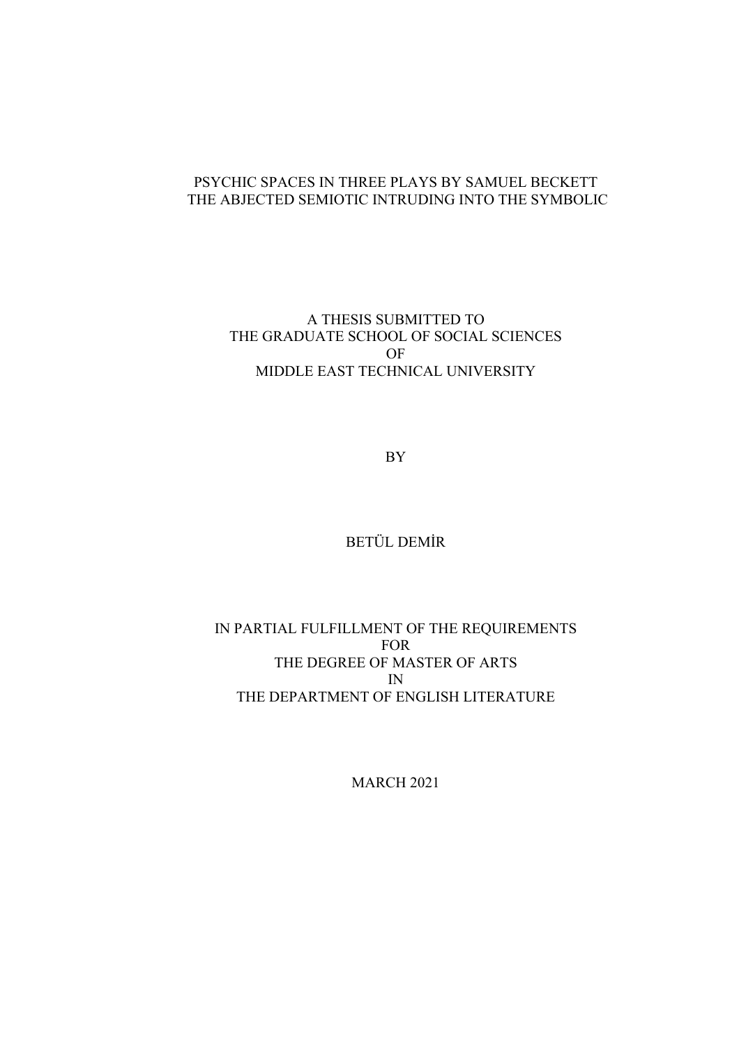# PSYCHIC SPACES IN THREE PLAYS BY SAMUEL BECKETT
# THE ABJECTED SEMIOTIC INTRUDING INTO THE SYMBOLIC

A THESIS SUBMITTED TO
THE GRADUATE SCHOOL OF SOCIAL SCIENCES
OF
MIDDLE EAST TECHNICAL UNIVERSITY

BY

BETÜL DEMİR

IN PARTIAL FULFILLMENT OF THE REQUIREMENTS
FOR
THE DEGREE OF MASTER OF ARTS
IN
THE DEPARTMENT OF ENGLISH LITERATURE

MARCH 2021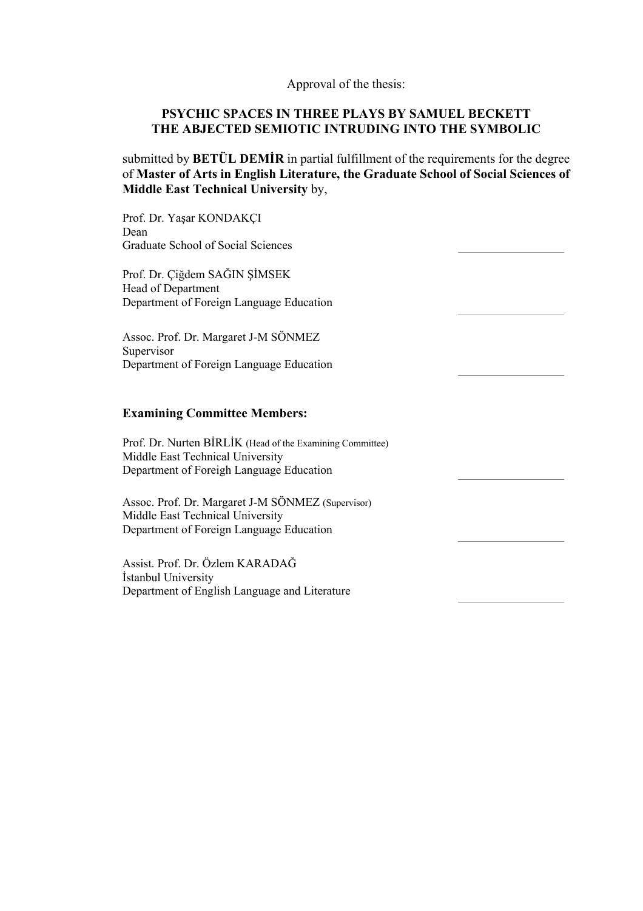Approval of the thesis:

**PSYCHIC SPACES IN THREE PLAYS BY SAMUEL BECKETT THE ABJECTED SEMIOTIC INTRUDING INTO THE SYMBOLIC**

submitted by **BETÜL DEMİR** in partial fulfillment of the requirements for the degree of **Master of Arts in English Literature, the Graduate School of Social Sciences of Middle East Technical University** by,

Prof. Dr. Yaşar KONDAKÇI
Dean
Graduate School of Social Sciences

Prof. Dr. Çiğdem SAĞIN ŞİMSEK
Head of Department
Department of Foreign Language Education

Assoc. Prof. Dr. Margaret J-M SÖNMEZ
Supervisor
Department of Foreign Language Education

**Examining Committee Members:**

Prof. Dr. Nurten BİRLİK (Head of the Examining Committee)
Middle East Technical University
Department of Foreigh Language Education

Assoc. Prof. Dr. Margaret J-M SÖNMEZ (Supervisor)
Middle East Technical University
Department of Foreign Language Education

Assist. Prof. Dr. Özlem KARADAĞ
İstanbul University
Department of English Language and Literature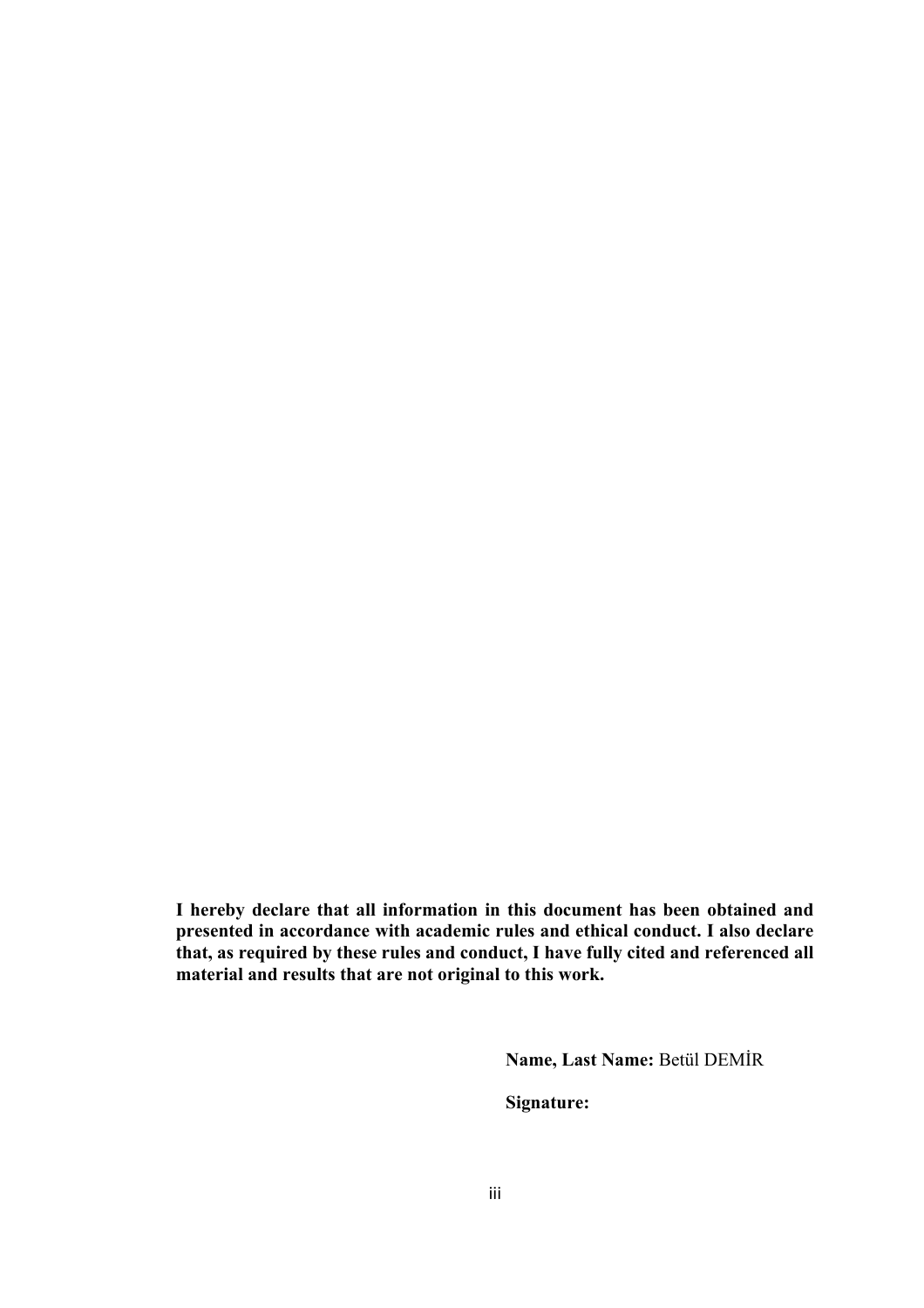**I hereby declare that all information in this document has been obtained and presented in accordance with academic rules and ethical conduct. I also declare that, as required by these rules and conduct, I have fully cited and referenced all material and results that are not original to this work.**

**Name, Last Name:** Betül DEMİR

**Signature:**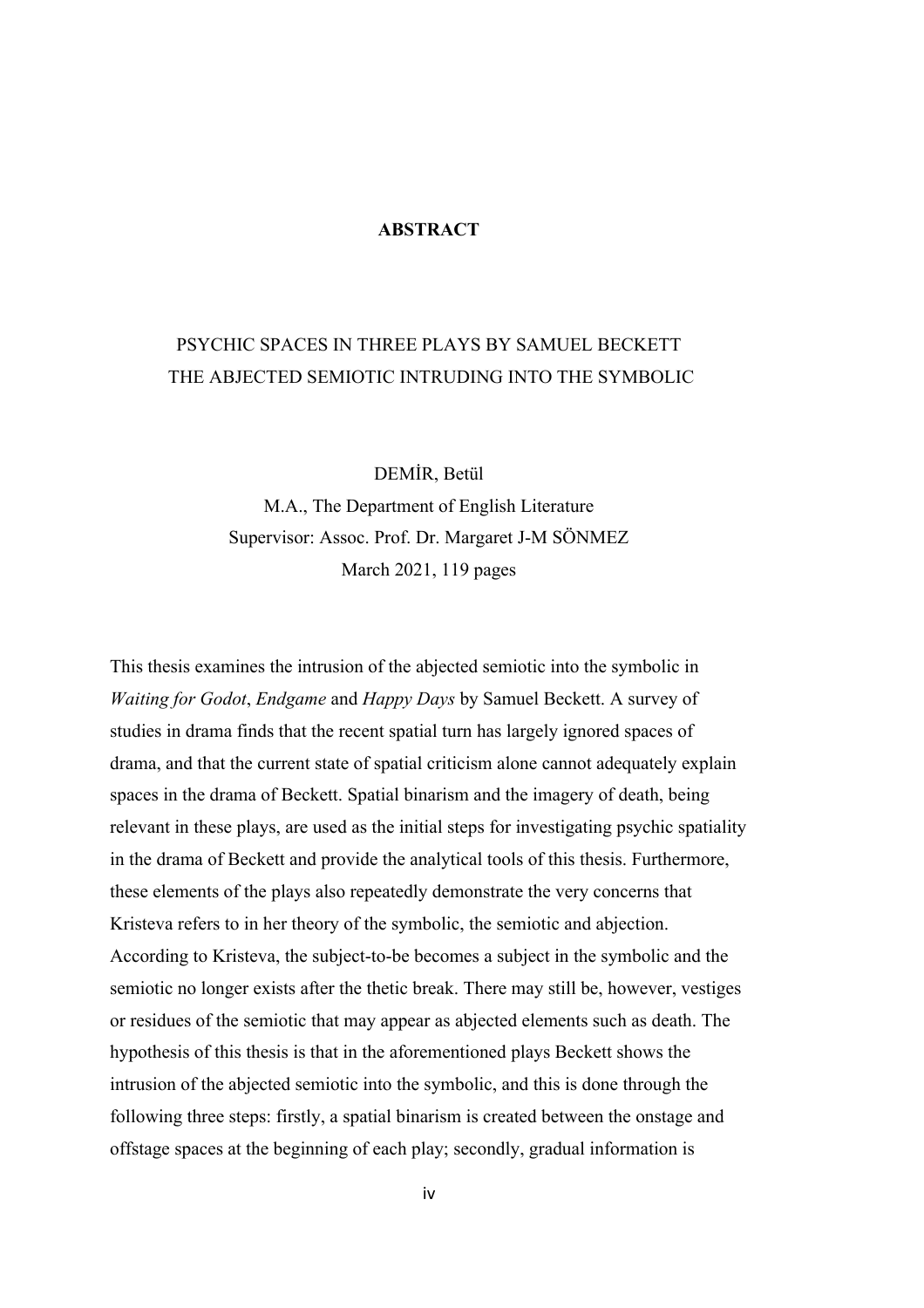# ABSTRACT

PSYCHIC SPACES IN THREE PLAYS BY SAMUEL BECKETT
THE ABJECTED SEMIOTIC INTRUDING INTO THE SYMBOLIC

DEMİR, Betül
M.A., The Department of English Literature
Supervisor: Assoc. Prof. Dr. Margaret J-M SÖNMEZ
March 2021, 119 pages

This thesis examines the intrusion of the abjected semiotic into the symbolic in *Waiting for Godot*, *Endgame* and *Happy Days* by Samuel Beckett. A survey of studies in drama finds that the recent spatial turn has largely ignored spaces of drama, and that the current state of spatial criticism alone cannot adequately explain spaces in the drama of Beckett. Spatial binarism and the imagery of death, being relevant in these plays, are used as the initial steps for investigating psychic spatiality in the drama of Beckett and provide the analytical tools of this thesis. Furthermore, these elements of the plays also repeatedly demonstrate the very concerns that Kristeva refers to in her theory of the symbolic, the semiotic and abjection. According to Kristeva, the subject-to-be becomes a subject in the symbolic and the semiotic no longer exists after the thetic break. There may still be, however, vestiges or residues of the semiotic that may appear as abjected elements such as death. The hypothesis of this thesis is that in the aforementioned plays Beckett shows the intrusion of the abjected semiotic into the symbolic, and this is done through the following three steps: firstly, a spatial binarism is created between the onstage and offstage spaces at the beginning of each play; secondly, gradual information is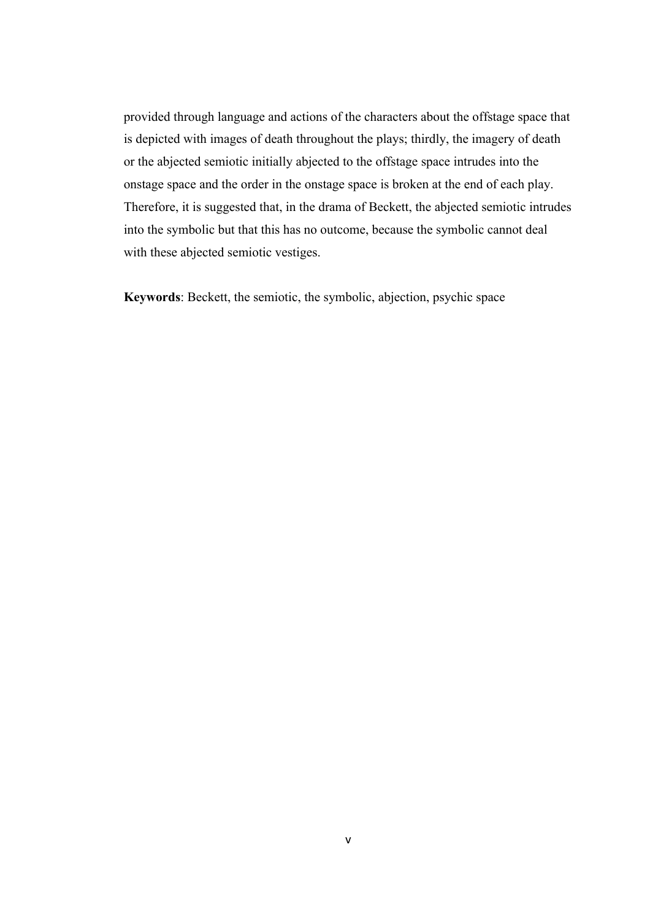provided through language and actions of the characters about the offstage space that is depicted with images of death throughout the plays; thirdly, the imagery of death or the abjected semiotic initially abjected to the offstage space intrudes into the onstage space and the order in the onstage space is broken at the end of each play. Therefore, it is suggested that, in the drama of Beckett, the abjected semiotic intrudes into the symbolic but that this has no outcome, because the symbolic cannot deal with these abjected semiotic vestiges.

**Keywords**: Beckett, the semiotic, the symbolic, abjection, psychic space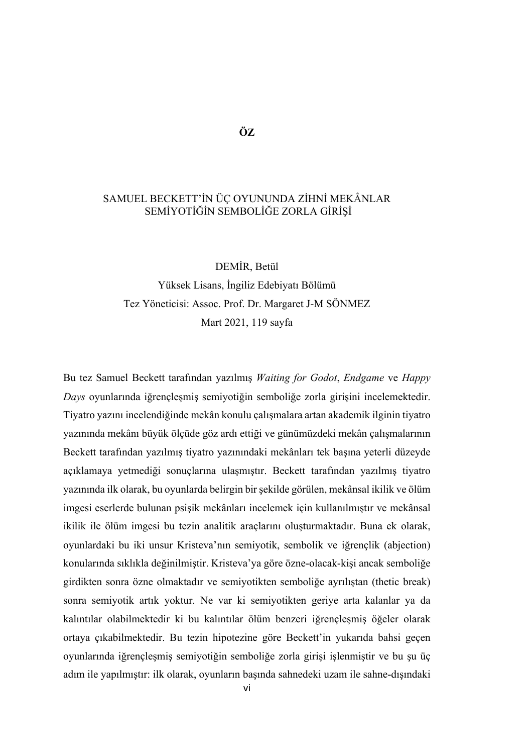# ÖZ

SAMUEL BECKETT'İN ÜÇ OYUNUNDA ZİHNİ MEKÂNLAR
SEMİYOTİĞİN SEMBOLİĞE ZORLA GİRİŞİ

DEMİR, Betül
Yüksek Lisans, İngiliz Edebiyatı Bölümü
Tez Yöneticisi: Assoc. Prof. Dr. Margaret J-M SÖNMEZ
Mart 2021, 119 sayfa

Bu tez Samuel Beckett tarafından yazılmış *Waiting for Godot*, *Endgame* ve *Happy Days* oyunlarında iğrençleşmiş semiyotiğin semboliğe zorla girişini incelemektedir. Tiyatro yazını incelendiğinde mekân konulu çalışmalara artan akademik ilginin tiyatro yazınında mekânı büyük ölçüde göz ardı ettiği ve günümüzdeki mekân çalışmalarının Beckett tarafından yazılmış tiyatro yazınındaki mekânları tek başına yeterli düzeyde açıklamaya yetmediği sonuçlarına ulaşmıştır. Beckett tarafından yazılmış tiyatro yazınında ilk olarak, bu oyunlarda belirgin bir şekilde görülen, mekânsal ikilik ve ölüm imgesi eserlerde bulunan psişik mekânları incelemek için kullanılmıştır ve mekânsal ikilik ile ölüm imgesi bu tezin analitik araçlarını oluşturmaktadır. Buna ek olarak, oyunlardaki bu iki unsur Kristeva'nın semiyotik, sembolik ve iğrençlik (abjection) konularında sıklıkla değinilmiştir. Kristeva'ya göre özne-olacak-kişi ancak semboliğe girdikten sonra özne olmaktadır ve semiyotikten semboliğe ayrılıştan (thetic break) sonra semiyotik artık yoktur. Ne var ki semiyotikten geriye arta kalanlar ya da kalıntılar olabilmektedir ki bu kalıntılar ölüm benzeri iğrençleşmiş öğeler olarak ortaya çıkabilmektedir. Bu tezin hipotezine göre Beckett'in yukarıda bahsi geçen oyunlarında iğrençleşmiş semiyotiğin semboliğe zorla girişi işlenmiştir ve bu şu üç adım ile yapılmıştır: ilk olarak, oyunların başında sahnedeki uzam ile sahne-dışındaki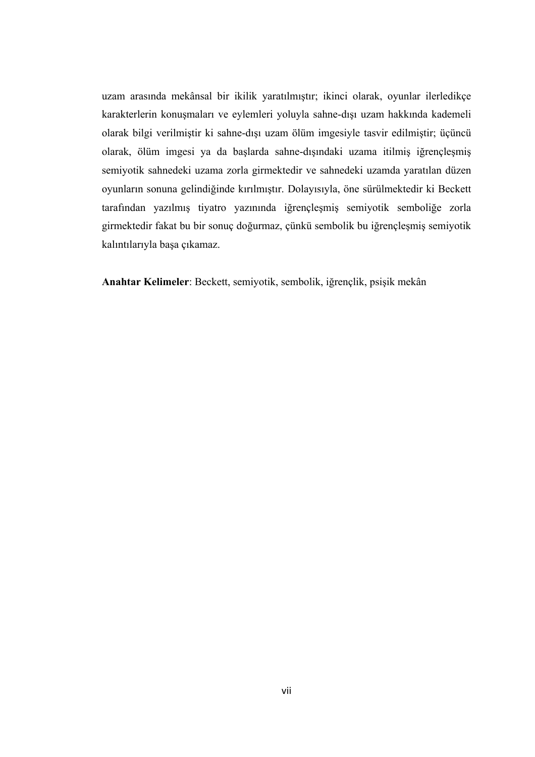uzam arasında mekânsal bir ikilik yaratılmıştır; ikinci olarak, oyunlar ilerledikçe karakterlerin konuşmaları ve eylemleri yoluyla sahne-dışı uzam hakkında kademeli olarak bilgi verilmiştir ki sahne-dışı uzam ölüm imgesiyle tasvir edilmiştir; üçüncü olarak, ölüm imgesi ya da başlarda sahne-dışındaki uzama itilmiş iğrençleşmiş semiyotik sahnedeki uzama zorla girmektedir ve sahnedeki uzamda yaratılan düzen oyunların sonuna gelindiğinde kırılmıştır. Dolayısıyla, öne sürülmektedir ki Beckett tarafından yazılmış tiyatro yazınında iğrençleşmiş semiyotik semboliğe zorla girmektedir fakat bu bir sonuç doğurmaz, çünkü sembolik bu iğrençleşmiş semiyotik kalıntılarıyla başa çıkamaz.

**Anahtar Kelimeler**: Beckett, semiyotik, sembolik, iğrençlik, psişik mekân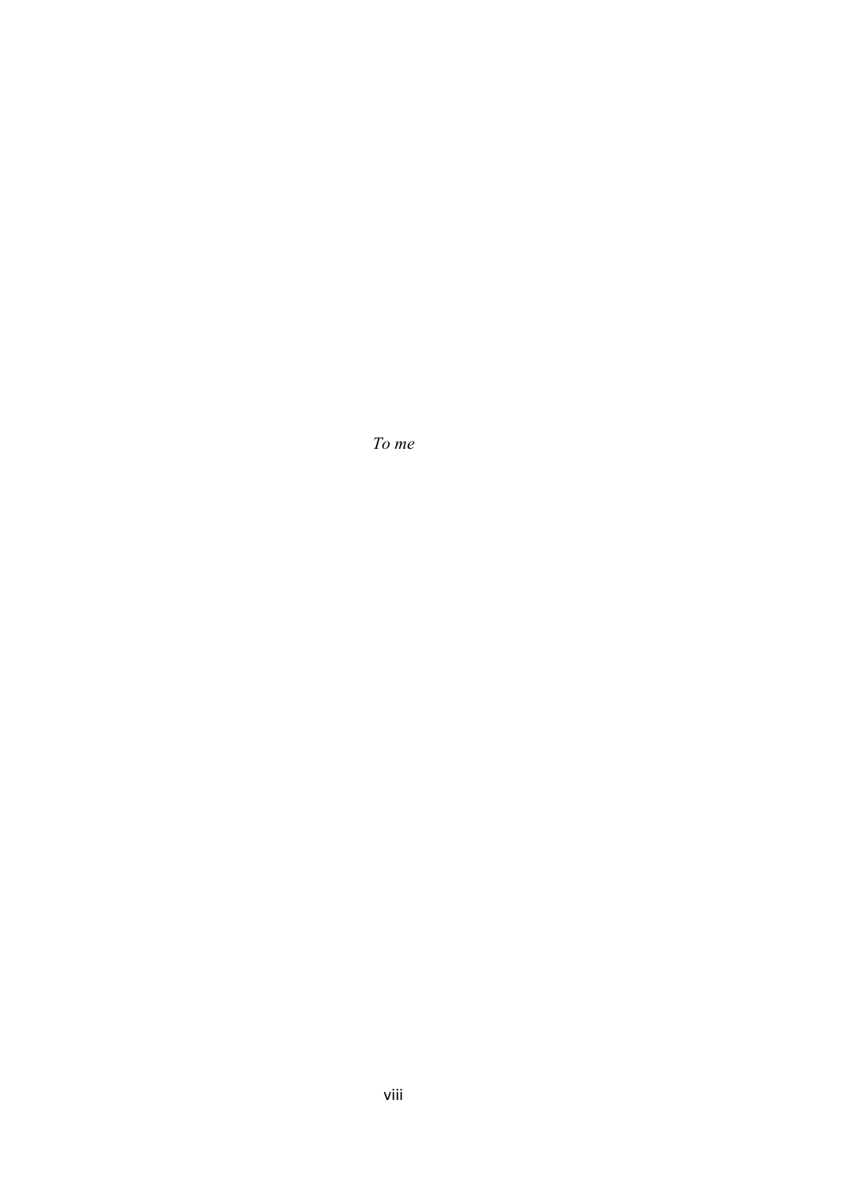*To me*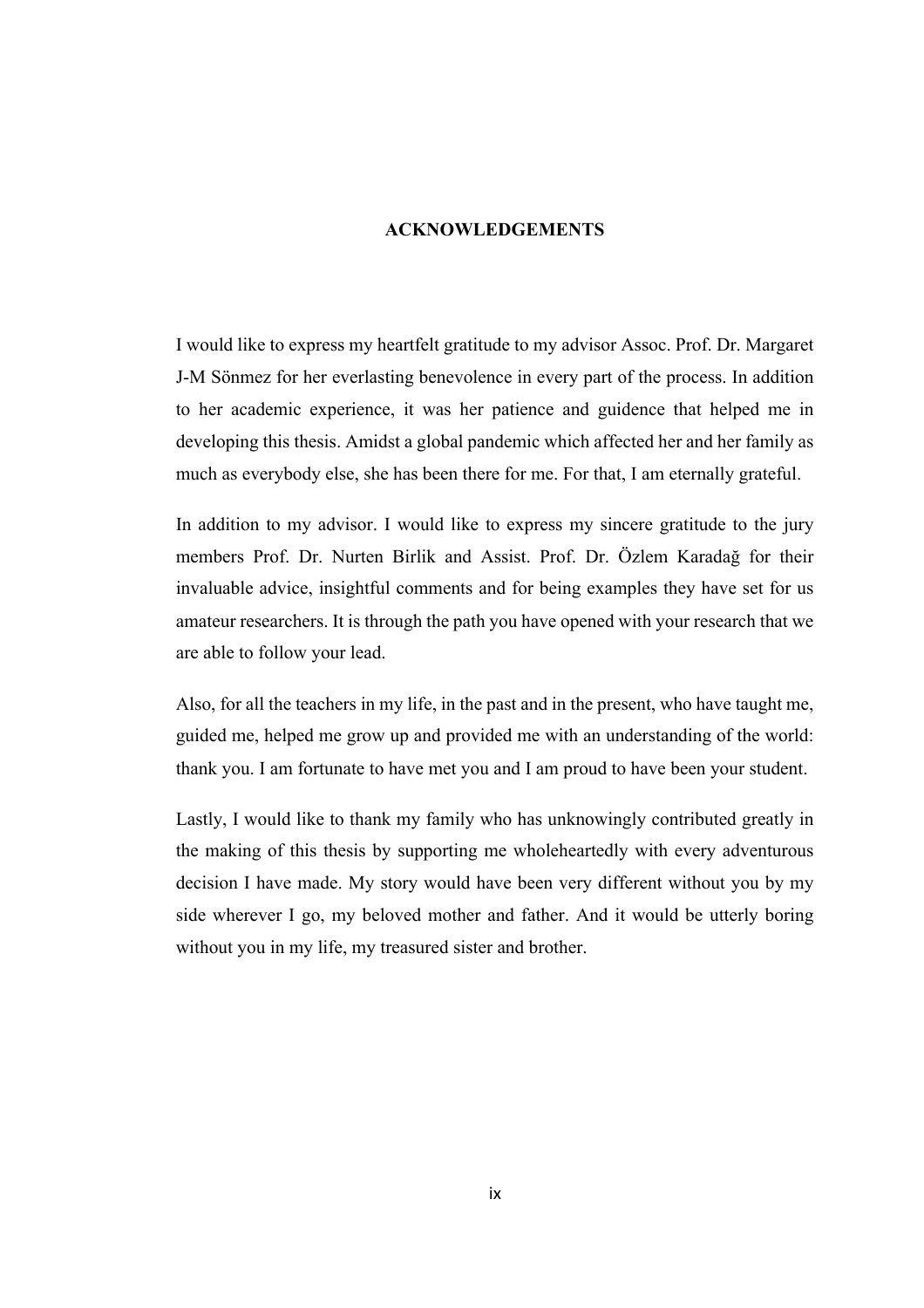# ACKNOWLEDGEMENTS

I would like to express my heartfelt gratitude to my advisor Assoc. Prof. Dr. Margaret J-M Sönmez for her everlasting benevolence in every part of the process. In addition to her academic experience, it was her patience and guidence that helped me in developing this thesis. Amidst a global pandemic which affected her and her family as much as everybody else, she has been there for me. For that, I am eternally grateful.

In addition to my advisor. I would like to express my sincere gratitude to the jury members Prof. Dr. Nurten Birlik and Assist. Prof. Dr. Özlem Karadağ for their invaluable advice, insightful comments and for being examples they have set for us amateur researchers. It is through the path you have opened with your research that we are able to follow your lead.

Also, for all the teachers in my life, in the past and in the present, who have taught me, guided me, helped me grow up and provided me with an understanding of the world: thank you. I am fortunate to have met you and I am proud to have been your student.

Lastly, I would like to thank my family who has unknowingly contributed greatly in the making of this thesis by supporting me wholeheartedly with every adventurous decision I have made. My story would have been very different without you by my side wherever I go, my beloved mother and father. And it would be utterly boring without you in my life, my treasured sister and brother.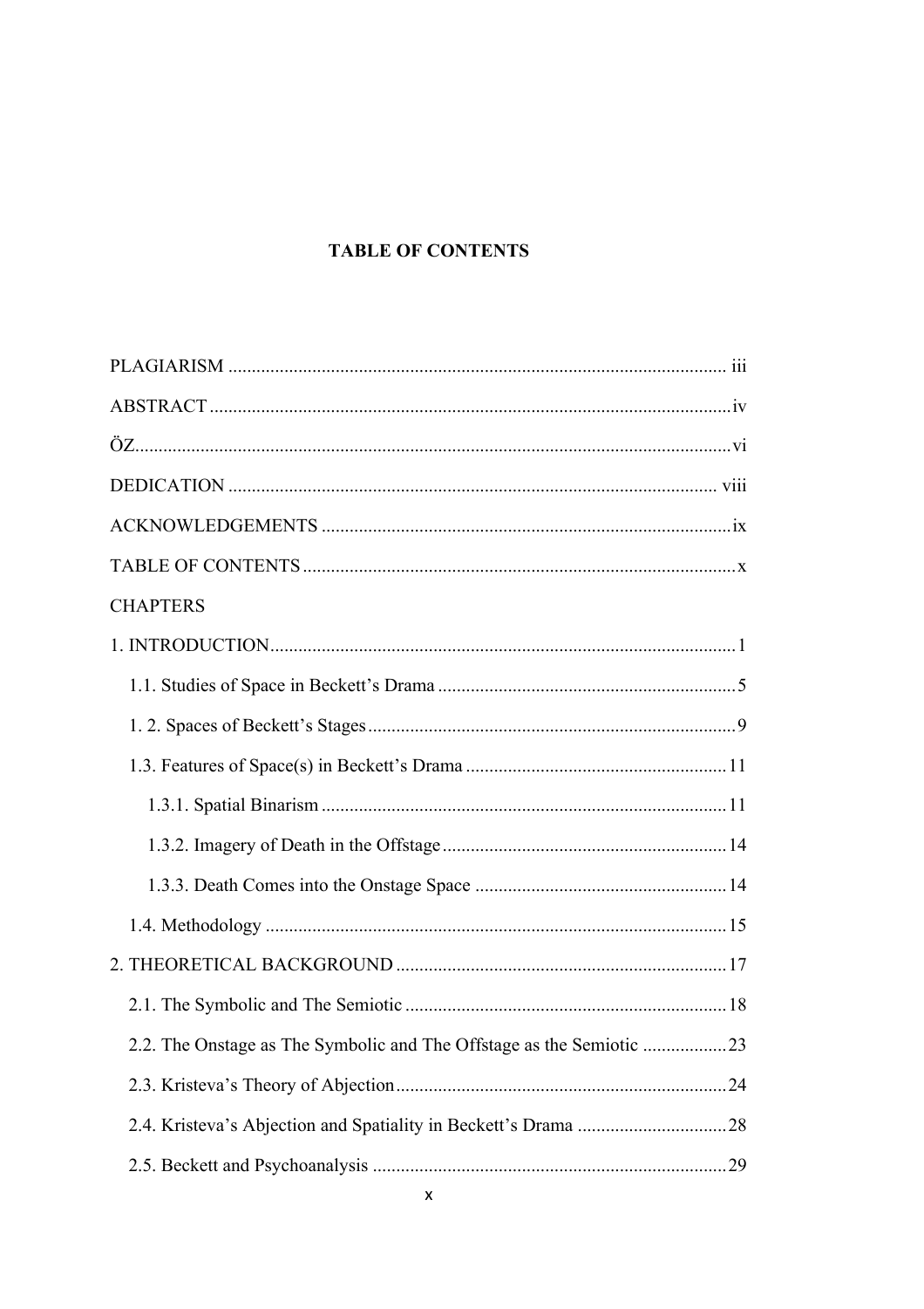# TABLE OF CONTENTS

PLAGIARISM ........................................................................................................ iii

ABSTRACT ............................................................................................................iv

ÖZ.............................................................................................................................vi

DEDICATION ...................................................................................................... viii

ACKNOWLEDGEMENTS .....................................................................................ix

TABLE OF CONTENTS ..........................................................................................x

CHAPTERS

1. INTRODUCTION.................................................................................................1

    1.1. Studies of Space in Beckett's Drama ..............................................................5

    1. 2. Spaces of Beckett's Stages.............................................................................9

    1.3. Features of Space(s) in Beckett's Drama .......................................................11

        1.3.1. Spatial Binarism .....................................................................................11

        1.3.2. Imagery of Death in the Offstage...........................................................14

        1.3.3. Death Comes into the Onstage Space .....................................................14

    1.4. Methodology .................................................................................................15

2. THEORETICAL BACKGROUND .....................................................................17

    2.1. The Symbolic and The Semiotic ...................................................................18

    2.2. The Onstage as The Symbolic and The Offstage as the Semiotic .................23

    2.3. Kristeva's Theory of Abjection.....................................................................24

    2.4. Kristeva's Abjection and Spatiality in Beckett's Drama ...............................28

    2.5. Beckett and Psychoanalysis ..........................................................................29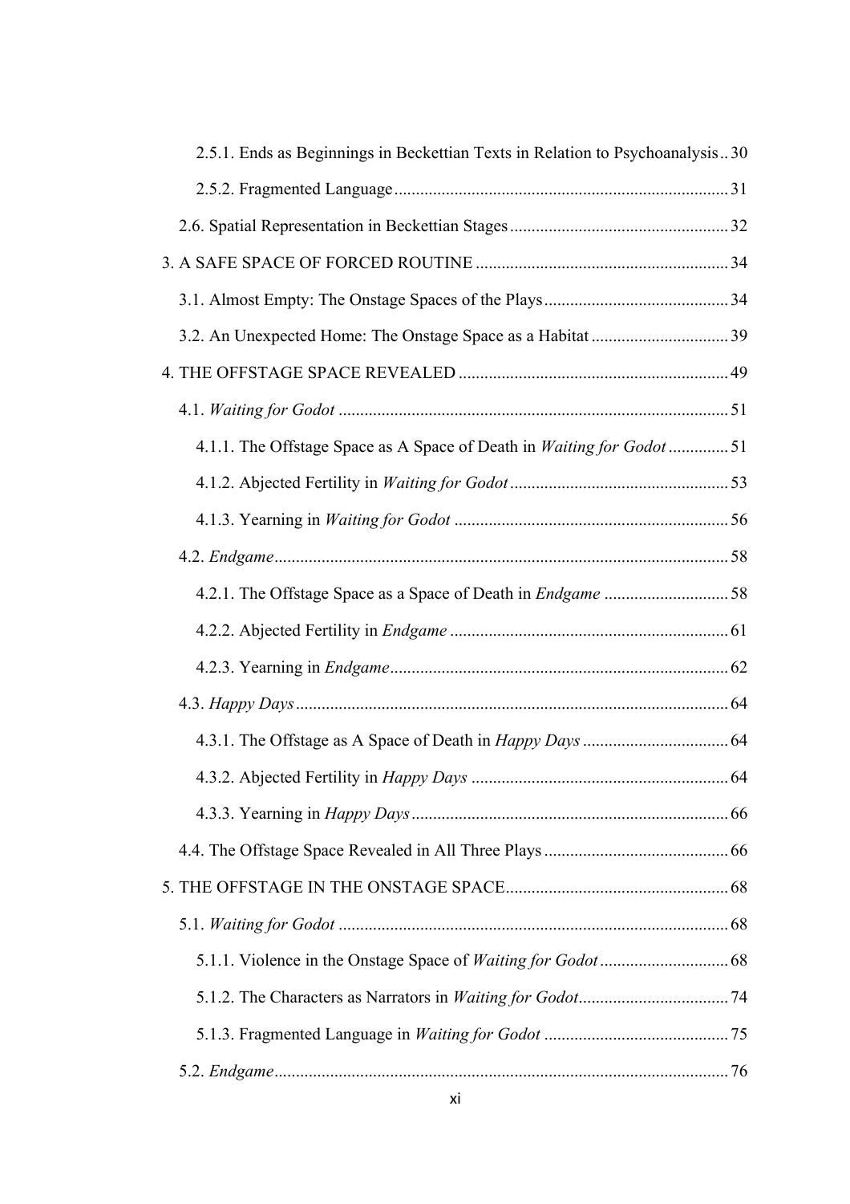2.5.1. Ends as Beginnings in Beckettian Texts in Relation to Psychoanalysis .. 30

2.5.2. Fragmented Language ... 31

2.6. Spatial Representation in Beckettian Stages ... 32

3. A SAFE SPACE OF FORCED ROUTINE ... 34

3.1. Almost Empty: The Onstage Spaces of the Plays ... 34

3.2. An Unexpected Home: The Onstage Space as a Habitat ... 39

4. THE OFFSTAGE SPACE REVEALED ... 49

4.1. *Waiting for Godot* ... 51

4.1.1. The Offstage Space as A Space of Death in *Waiting for Godot* ... 51

4.1.2. Abjected Fertility in *Waiting for Godot* ... 53

4.1.3. Yearning in *Waiting for Godot* ... 56

4.2. *Endgame* ... 58

4.2.1. The Offstage Space as a Space of Death in *Endgame* ... 58

4.2.2. Abjected Fertility in *Endgame* ... 61

4.2.3. Yearning in *Endgame* ... 62

4.3. *Happy Days* ... 64

4.3.1. The Offstage as A Space of Death in *Happy Days* ... 64

4.3.2. Abjected Fertility in *Happy Days* ... 64

4.3.3. Yearning in *Happy Days* ... 66

4.4. The Offstage Space Revealed in All Three Plays ... 66

5. THE OFFSTAGE IN THE ONSTAGE SPACE ... 68

5.1. *Waiting for Godot* ... 68

5.1.1. Violence in the Onstage Space of *Waiting for Godot* ... 68

5.1.2. The Characters as Narrators in *Waiting for Godot* ... 74

5.1.3. Fragmented Language in *Waiting for Godot* ... 75

5.2. *Endgame* ... 76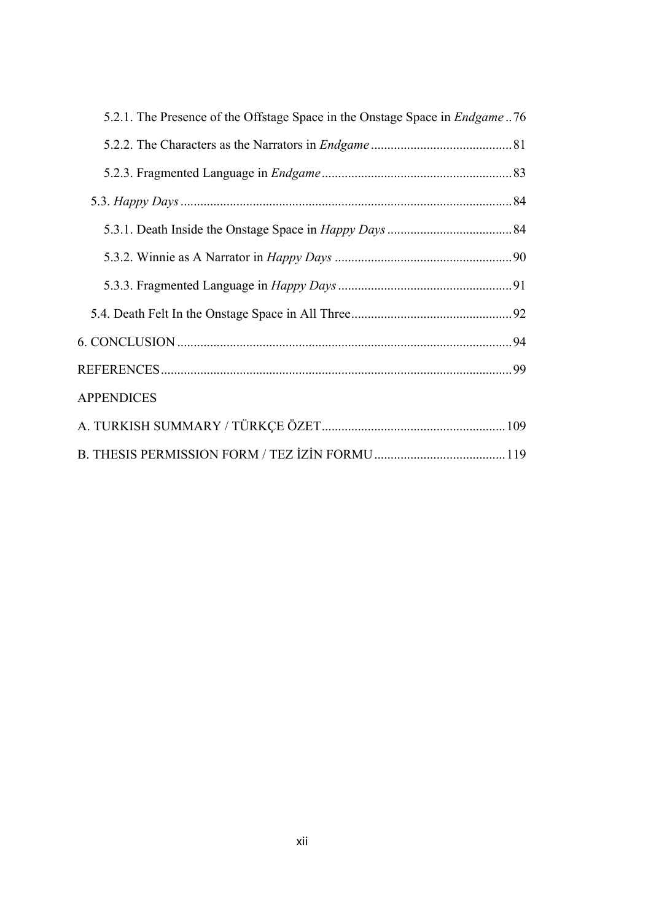5.2.1. The Presence of the Offstage Space in the Onstage Space in *Endgame* .. 76

5.2.2. The Characters as the Narrators in *Endgame* .......................................... 81

5.2.3. Fragmented Language in *Endgame* .......................................................... 83

5.3. *Happy Days* .................................................................................................... 84

5.3.1. Death Inside the Onstage Space in *Happy Days* ...................................... 84

5.3.2. Winnie as A Narrator in *Happy Days* ...................................................... 90

5.3.3. Fragmented Language in *Happy Days* ..................................................... 91

5.4. Death Felt In the Onstage Space in All Three................................................. 92

6. CONCLUSION ..................................................................................................... 94

REFERENCES.......................................................................................................... 99

APPENDICES

A. TURKISH SUMMARY / TÜRKÇE ÖZET....................................................... 109

B. THESIS PERMISSION FORM / TEZ İZİN FORMU....................................... 119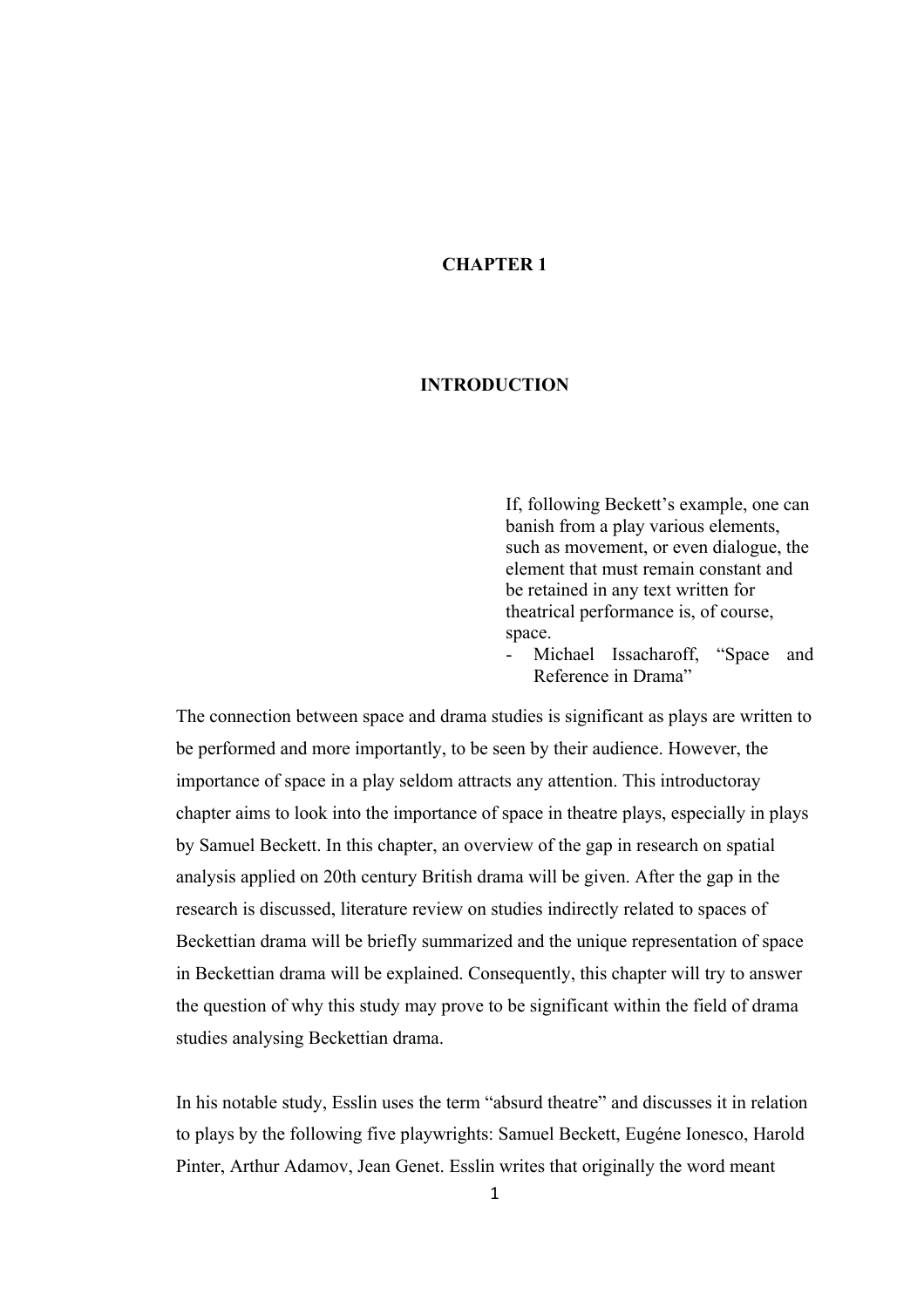# CHAPTER 1

# INTRODUCTION

> If, following Beckett's example, one can banish from a play various elements, such as movement, or even dialogue, the element that must remain constant and be retained in any text written for theatrical performance is, of course, space.
>
> - Michael Issacharoff, "Space and Reference in Drama"

The connection between space and drama studies is significant as plays are written to be performed and more importantly, to be seen by their audience. However, the importance of space in a play seldom attracts any attention. This introductoray chapter aims to look into the importance of space in theatre plays, especially in plays by Samuel Beckett. In this chapter, an overview of the gap in research on spatial analysis applied on 20th century British drama will be given. After the gap in the research is discussed, literature review on studies indirectly related to spaces of Beckettian drama will be briefly summarized and the unique representation of space in Beckettian drama will be explained. Consequently, this chapter will try to answer the question of why this study may prove to be significant within the field of drama studies analysing Beckettian drama.

In his notable study, Esslin uses the term "absurd theatre" and discusses it in relation to plays by the following five playwrights: Samuel Beckett, Eugéne Ionesco, Harold Pinter, Arthur Adamov, Jean Genet. Esslin writes that originally the word meant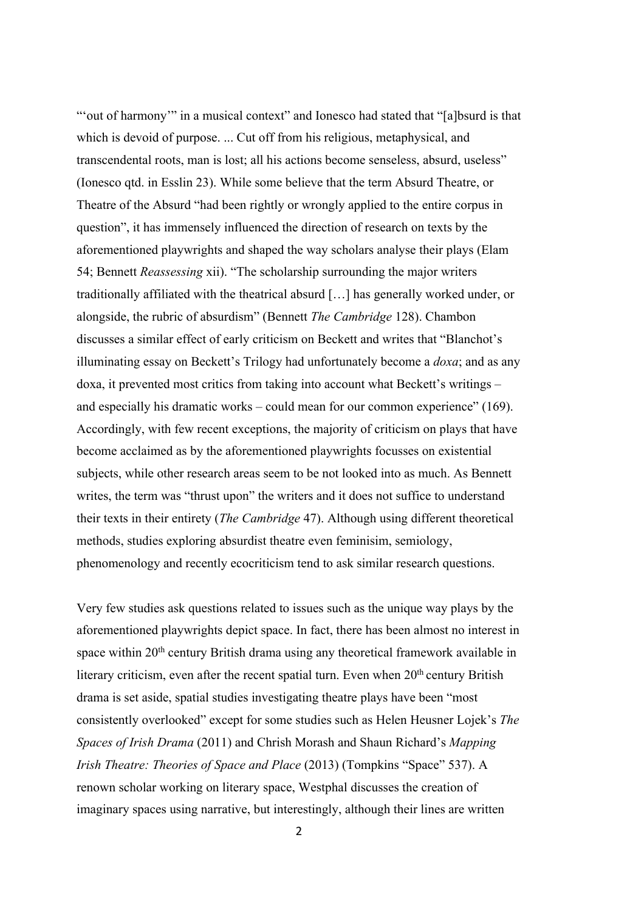"'out of harmony'" in a musical context" and Ionesco had stated that "[a]bsurd is that which is devoid of purpose. ... Cut off from his religious, metaphysical, and transcendental roots, man is lost; all his actions become senseless, absurd, useless" (Ionesco qtd. in Esslin 23). While some believe that the term Absurd Theatre, or Theatre of the Absurd "had been rightly or wrongly applied to the entire corpus in question", it has immensely influenced the direction of research on texts by the aforementioned playwrights and shaped the way scholars analyse their plays (Elam 54; Bennett *Reassessing* xii). "The scholarship surrounding the major writers traditionally affiliated with the theatrical absurd […] has generally worked under, or alongside, the rubric of absurdism" (Bennett *The Cambridge* 128). Chambon discusses a similar effect of early criticism on Beckett and writes that "Blanchot's illuminating essay on Beckett's Trilogy had unfortunately become a *doxa*; and as any doxa, it prevented most critics from taking into account what Beckett's writings – and especially his dramatic works – could mean for our common experience" (169). Accordingly, with few recent exceptions, the majority of criticism on plays that have become acclaimed as by the aforementioned playwrights focusses on existential subjects, while other research areas seem to be not looked into as much. As Bennett writes, the term was "thrust upon" the writers and it does not suffice to understand their texts in their entirety (*The Cambridge* 47). Although using different theoretical methods, studies exploring absurdist theatre even feminisim, semiology, phenomenology and recently ecocriticism tend to ask similar research questions.

Very few studies ask questions related to issues such as the unique way plays by the aforementioned playwrights depict space. In fact, there has been almost no interest in space within 20th century British drama using any theoretical framework available in literary criticism, even after the recent spatial turn. Even when 20th century British drama is set aside, spatial studies investigating theatre plays have been "most consistently overlooked" except for some studies such as Helen Heusner Lojek's *The Spaces of Irish Drama* (2011) and Chrish Morash and Shaun Richard's *Mapping Irish Theatre: Theories of Space and Place* (2013) (Tompkins "Space" 537). A renown scholar working on literary space, Westphal discusses the creation of imaginary spaces using narrative, but interestingly, although their lines are written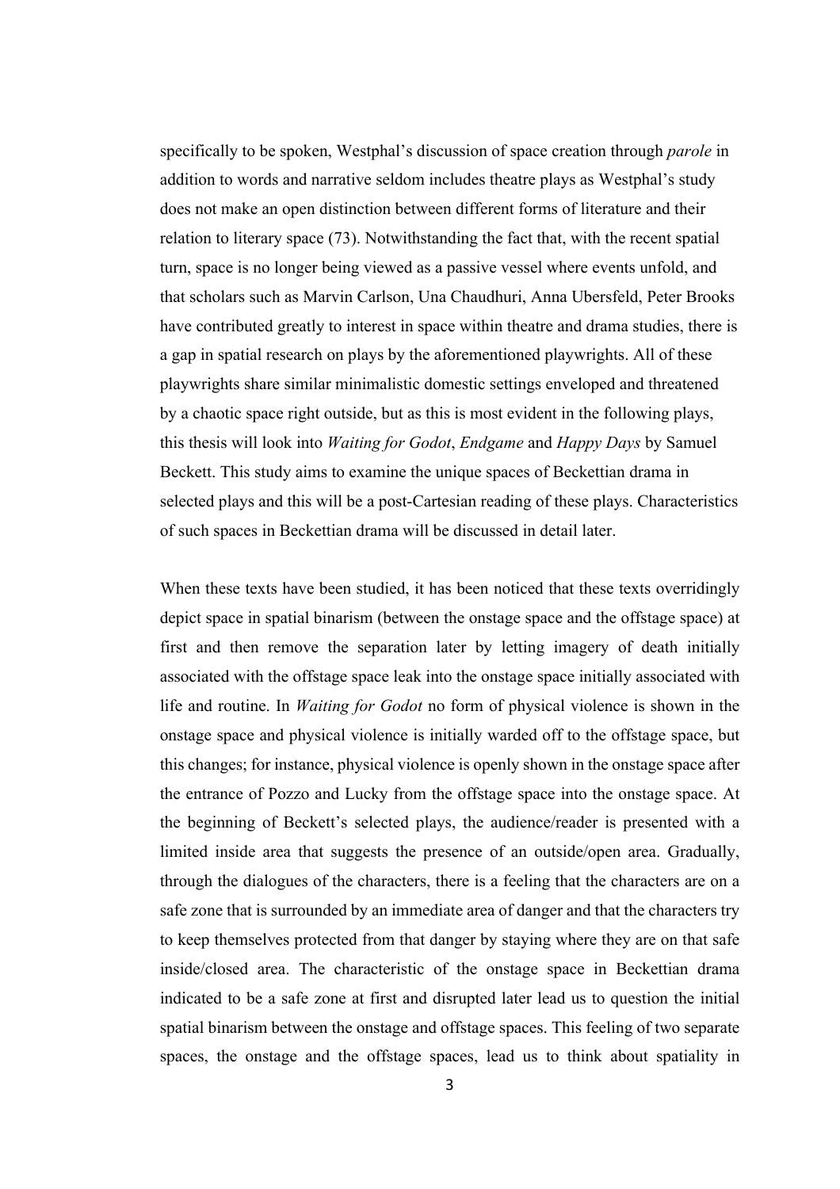specifically to be spoken, Westphal's discussion of space creation through *parole* in addition to words and narrative seldom includes theatre plays as Westphal's study does not make an open distinction between different forms of literature and their relation to literary space (73). Notwithstanding the fact that, with the recent spatial turn, space is no longer being viewed as a passive vessel where events unfold, and that scholars such as Marvin Carlson, Una Chaudhuri, Anna Ubersfeld, Peter Brooks have contributed greatly to interest in space within theatre and drama studies, there is a gap in spatial research on plays by the aforementioned playwrights. All of these playwrights share similar minimalistic domestic settings enveloped and threatened by a chaotic space right outside, but as this is most evident in the following plays, this thesis will look into *Waiting for Godot*, *Endgame* and *Happy Days* by Samuel Beckett. This study aims to examine the unique spaces of Beckettian drama in selected plays and this will be a post-Cartesian reading of these plays. Characteristics of such spaces in Beckettian drama will be discussed in detail later.

When these texts have been studied, it has been noticed that these texts overridingly depict space in spatial binarism (between the onstage space and the offstage space) at first and then remove the separation later by letting imagery of death initially associated with the offstage space leak into the onstage space initially associated with life and routine. In *Waiting for Godot* no form of physical violence is shown in the onstage space and physical violence is initially warded off to the offstage space, but this changes; for instance, physical violence is openly shown in the onstage space after the entrance of Pozzo and Lucky from the offstage space into the onstage space. At the beginning of Beckett's selected plays, the audience/reader is presented with a limited inside area that suggests the presence of an outside/open area. Gradually, through the dialogues of the characters, there is a feeling that the characters are on a safe zone that is surrounded by an immediate area of danger and that the characters try to keep themselves protected from that danger by staying where they are on that safe inside/closed area. The characteristic of the onstage space in Beckettian drama indicated to be a safe zone at first and disrupted later lead us to question the initial spatial binarism between the onstage and offstage spaces. This feeling of two separate spaces, the onstage and the offstage spaces, lead us to think about spatiality in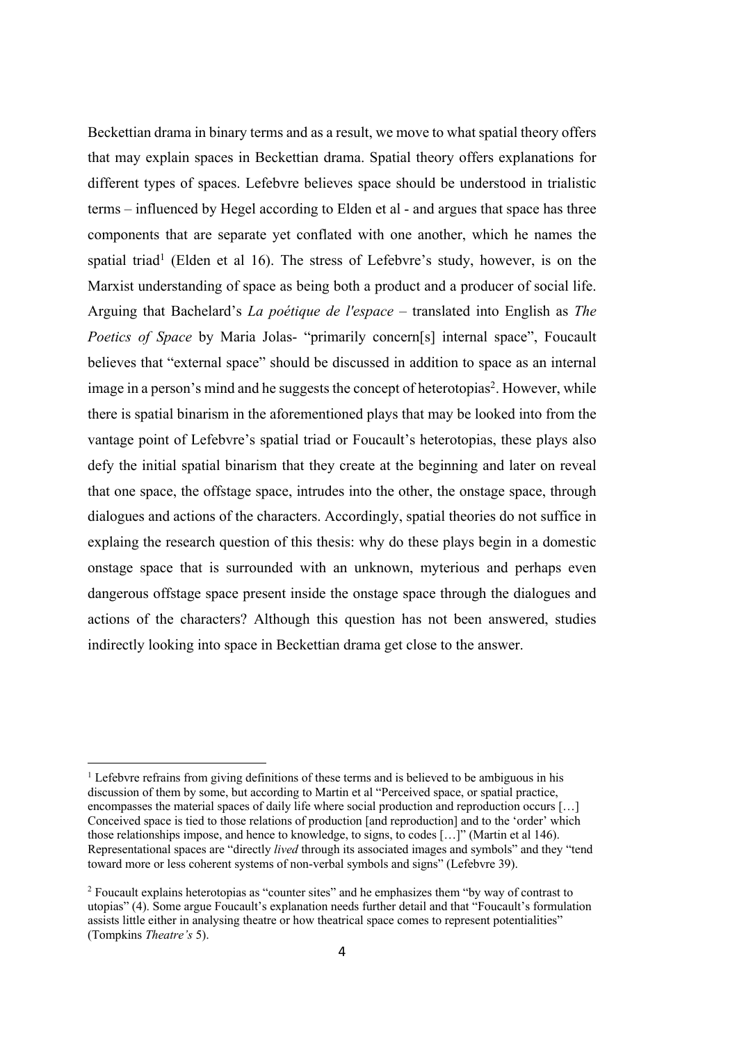Beckettian drama in binary terms and as a result, we move to what spatial theory offers that may explain spaces in Beckettian drama. Spatial theory offers explanations for different types of spaces. Lefebvre believes space should be understood in trialistic terms – influenced by Hegel according to Elden et al - and argues that space has three components that are separate yet conflated with one another, which he names the spatial triad[1] (Elden et al 16). The stress of Lefebvre's study, however, is on the Marxist understanding of space as being both a product and a producer of social life. Arguing that Bachelard's *La poétique de l'espace* – translated into English as *The Poetics of Space* by Maria Jolas- "primarily concern[s] internal space", Foucault believes that "external space" should be discussed in addition to space as an internal image in a person's mind and he suggests the concept of heterotopias[2]. However, while there is spatial binarism in the aforementioned plays that may be looked into from the vantage point of Lefebvre's spatial triad or Foucault's heterotopias, these plays also defy the initial spatial binarism that they create at the beginning and later on reveal that one space, the offstage space, intrudes into the other, the onstage space, through dialogues and actions of the characters. Accordingly, spatial theories do not suffice in explaing the research question of this thesis: why do these plays begin in a domestic onstage space that is surrounded with an unknown, myterious and perhaps even dangerous offstage space present inside the onstage space through the dialogues and actions of the characters? Although this question has not been answered, studies indirectly looking into space in Beckettian drama get close to the answer.

---

[1] Lefebvre refrains from giving definitions of these terms and is believed to be ambiguous in his discussion of them by some, but according to Martin et al "Perceived space, or spatial practice, encompasses the material spaces of daily life where social production and reproduction occurs […] Conceived space is tied to those relations of production [and reproduction] and to the 'order' which those relationships impose, and hence to knowledge, to signs, to codes […]" (Martin et al 146). Representational spaces are "directly *lived* through its associated images and symbols" and they "tend toward more or less coherent systems of non-verbal symbols and signs" (Lefebvre 39).

[2] Foucault explains heterotopias as "counter sites" and he emphasizes them "by way of contrast to utopias" (4). Some argue Foucault's explanation needs further detail and that "Foucault's formulation assists little either in analysing theatre or how theatrical space comes to represent potentialities" (Tompkins *Theatre's* 5).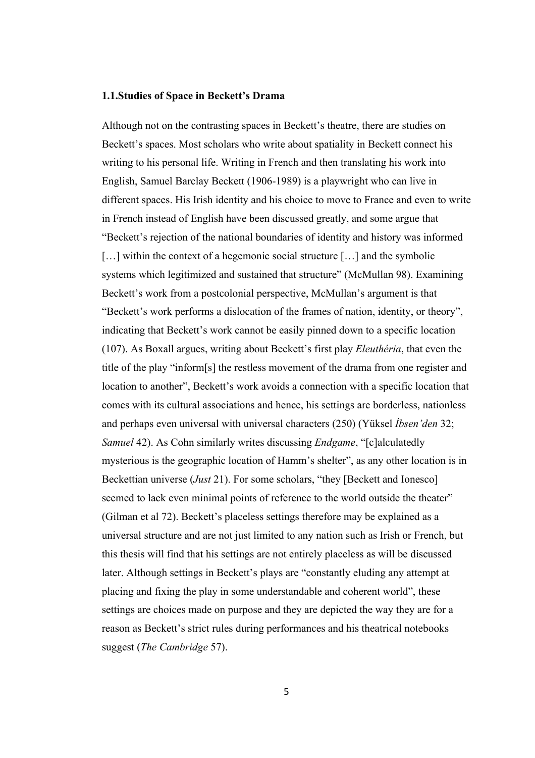### 1.1.Studies of Space in Beckett's Drama

Although not on the contrasting spaces in Beckett's theatre, there are studies on Beckett's spaces. Most scholars who write about spatiality in Beckett connect his writing to his personal life. Writing in French and then translating his work into English, Samuel Barclay Beckett (1906-1989) is a playwright who can live in different spaces. His Irish identity and his choice to move to France and even to write in French instead of English have been discussed greatly, and some argue that "Beckett's rejection of the national boundaries of identity and history was informed […] within the context of a hegemonic social structure […] and the symbolic systems which legitimized and sustained that structure" (McMullan 98). Examining Beckett's work from a postcolonial perspective, McMullan's argument is that "Beckett's work performs a dislocation of the frames of nation, identity, or theory", indicating that Beckett's work cannot be easily pinned down to a specific location (107). As Boxall argues, writing about Beckett's first play *Eleuthéria*, that even the title of the play "inform[s] the restless movement of the drama from one register and location to another", Beckett's work avoids a connection with a specific location that comes with its cultural associations and hence, his settings are borderless, nationless and perhaps even universal with universal characters (250) (Yüksel *İbsen'den* 32; *Samuel* 42). As Cohn similarly writes discussing *Endgame*, "[c]alculatedly mysterious is the geographic location of Hamm's shelter", as any other location is in Beckettian universe (*Just* 21). For some scholars, "they [Beckett and Ionesco] seemed to lack even minimal points of reference to the world outside the theater" (Gilman et al 72). Beckett's placeless settings therefore may be explained as a universal structure and are not just limited to any nation such as Irish or French, but this thesis will find that his settings are not entirely placeless as will be discussed later. Although settings in Beckett's plays are "constantly eluding any attempt at placing and fixing the play in some understandable and coherent world", these settings are choices made on purpose and they are depicted the way they are for a reason as Beckett's strict rules during performances and his theatrical notebooks suggest (*The Cambridge* 57).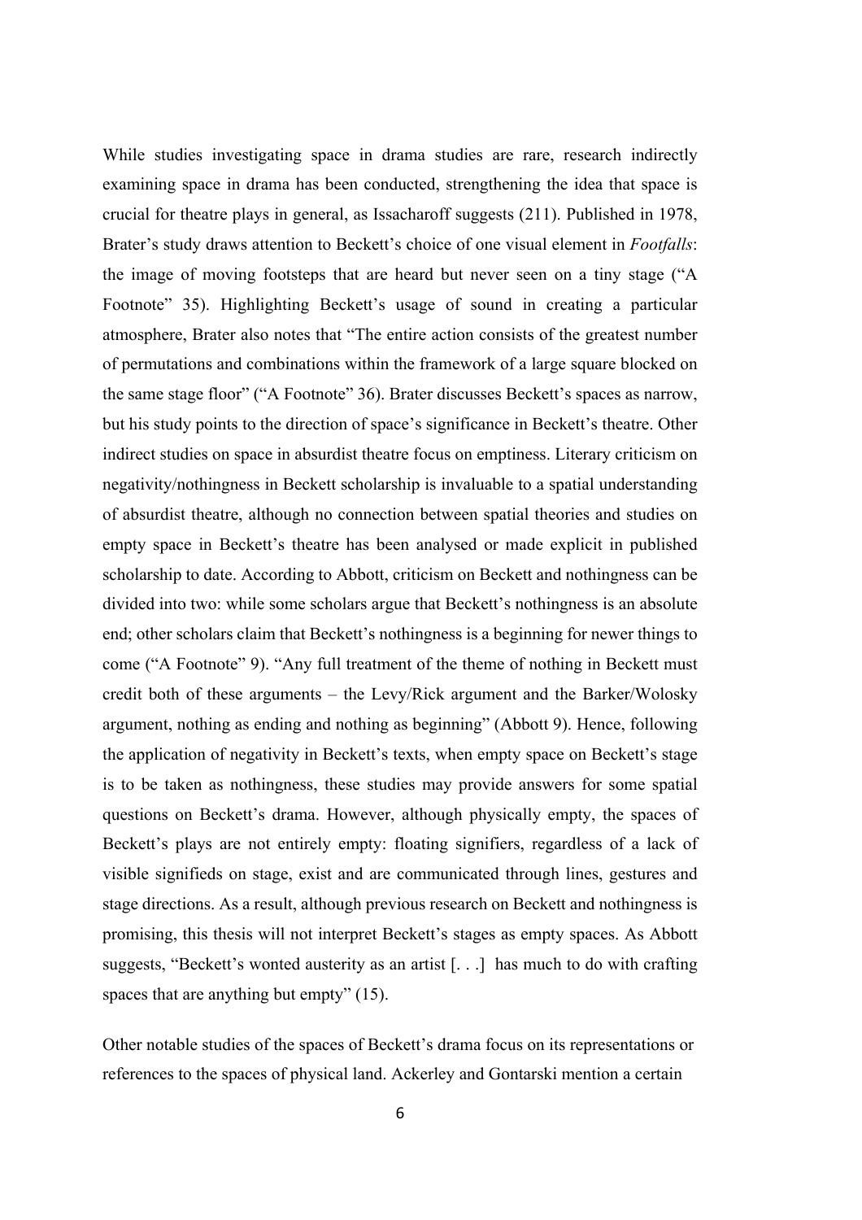While studies investigating space in drama studies are rare, research indirectly examining space in drama has been conducted, strengthening the idea that space is crucial for theatre plays in general, as Issacharoff suggests (211). Published in 1978, Brater's study draws attention to Beckett's choice of one visual element in *Footfalls*: the image of moving footsteps that are heard but never seen on a tiny stage ("A Footnote" 35). Highlighting Beckett's usage of sound in creating a particular atmosphere, Brater also notes that "The entire action consists of the greatest number of permutations and combinations within the framework of a large square blocked on the same stage floor" ("A Footnote" 36). Brater discusses Beckett's spaces as narrow, but his study points to the direction of space's significance in Beckett's theatre. Other indirect studies on space in absurdist theatre focus on emptiness. Literary criticism on negativity/nothingness in Beckett scholarship is invaluable to a spatial understanding of absurdist theatre, although no connection between spatial theories and studies on empty space in Beckett's theatre has been analysed or made explicit in published scholarship to date. According to Abbott, criticism on Beckett and nothingness can be divided into two: while some scholars argue that Beckett's nothingness is an absolute end; other scholars claim that Beckett's nothingness is a beginning for newer things to come ("A Footnote" 9). "Any full treatment of the theme of nothing in Beckett must credit both of these arguments – the Levy/Rick argument and the Barker/Wolosky argument, nothing as ending and nothing as beginning" (Abbott 9). Hence, following the application of negativity in Beckett's texts, when empty space on Beckett's stage is to be taken as nothingness, these studies may provide answers for some spatial questions on Beckett's drama. However, although physically empty, the spaces of Beckett's plays are not entirely empty: floating signifiers, regardless of a lack of visible signifieds on stage, exist and are communicated through lines, gestures and stage directions. As a result, although previous research on Beckett and nothingness is promising, this thesis will not interpret Beckett's stages as empty spaces. As Abbott suggests, "Beckett's wonted austerity as an artist [. . .] has much to do with crafting spaces that are anything but empty" (15).

Other notable studies of the spaces of Beckett's drama focus on its representations or references to the spaces of physical land. Ackerley and Gontarski mention a certain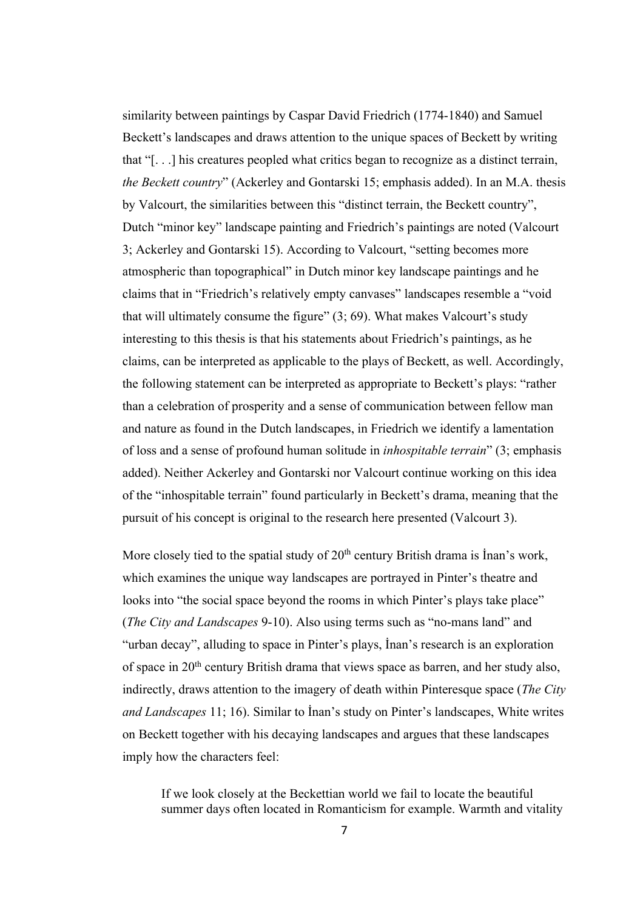similarity between paintings by Caspar David Friedrich (1774-1840) and Samuel Beckett's landscapes and draws attention to the unique spaces of Beckett by writing that "[. . .] his creatures peopled what critics began to recognize as a distinct terrain, *the Beckett country*" (Ackerley and Gontarski 15; emphasis added). In an M.A. thesis by Valcourt, the similarities between this "distinct terrain, the Beckett country", Dutch "minor key" landscape painting and Friedrich's paintings are noted (Valcourt 3; Ackerley and Gontarski 15). According to Valcourt, "setting becomes more atmospheric than topographical" in Dutch minor key landscape paintings and he claims that in "Friedrich's relatively empty canvases" landscapes resemble a "void that will ultimately consume the figure" (3; 69). What makes Valcourt's study interesting to this thesis is that his statements about Friedrich's paintings, as he claims, can be interpreted as applicable to the plays of Beckett, as well. Accordingly, the following statement can be interpreted as appropriate to Beckett's plays: "rather than a celebration of prosperity and a sense of communication between fellow man and nature as found in the Dutch landscapes, in Friedrich we identify a lamentation of loss and a sense of profound human solitude in *inhospitable terrain*" (3; emphasis added). Neither Ackerley and Gontarski nor Valcourt continue working on this idea of the "inhospitable terrain" found particularly in Beckett's drama, meaning that the pursuit of his concept is original to the research here presented (Valcourt 3).

More closely tied to the spatial study of 20th century British drama is İnan's work, which examines the unique way landscapes are portrayed in Pinter's theatre and looks into "the social space beyond the rooms in which Pinter's plays take place" (*The City and Landscapes* 9-10). Also using terms such as "no-mans land" and "urban decay", alluding to space in Pinter's plays, İnan's research is an exploration of space in 20th century British drama that views space as barren, and her study also, indirectly, draws attention to the imagery of death within Pinteresque space (*The City and Landscapes* 11; 16). Similar to İnan's study on Pinter's landscapes, White writes on Beckett together with his decaying landscapes and argues that these landscapes imply how the characters feel:

> If we look closely at the Beckettian world we fail to locate the beautiful summer days often located in Romanticism for example. Warmth and vitality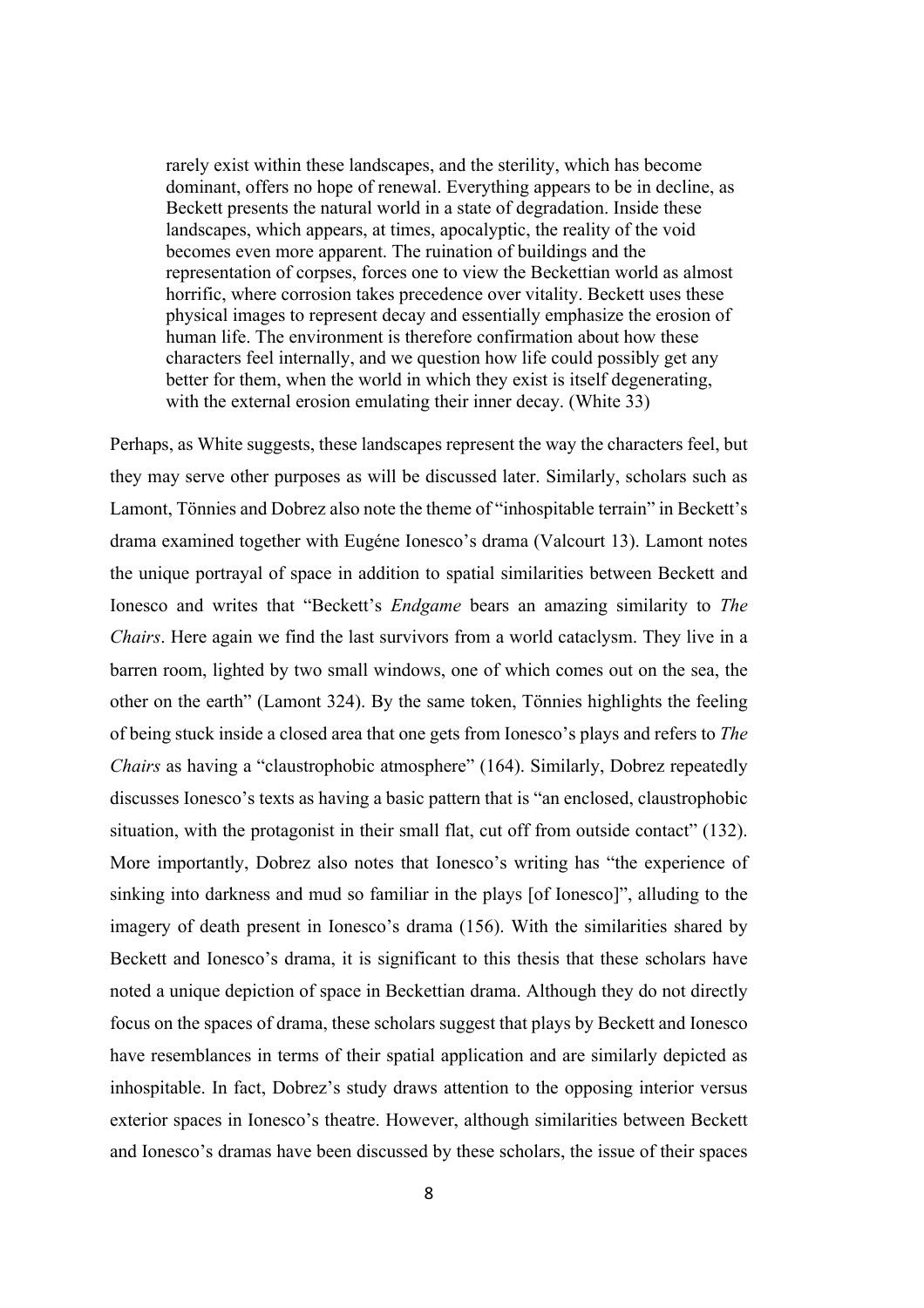> rarely exist within these landscapes, and the sterility, which has become dominant, offers no hope of renewal. Everything appears to be in decline, as Beckett presents the natural world in a state of degradation. Inside these landscapes, which appears, at times, apocalyptic, the reality of the void becomes even more apparent. The ruination of buildings and the representation of corpses, forces one to view the Beckettian world as almost horrific, where corrosion takes precedence over vitality. Beckett uses these physical images to represent decay and essentially emphasize the erosion of human life. The environment is therefore confirmation about how these characters feel internally, and we question how life could possibly get any better for them, when the world in which they exist is itself degenerating, with the external erosion emulating their inner decay. (White 33)

Perhaps, as White suggests, these landscapes represent the way the characters feel, but they may serve other purposes as will be discussed later. Similarly, scholars such as Lamont, Tönnies and Dobrez also note the theme of "inhospitable terrain" in Beckett's drama examined together with Eugéne Ionesco's drama (Valcourt 13). Lamont notes the unique portrayal of space in addition to spatial similarities between Beckett and Ionesco and writes that "Beckett's *Endgame* bears an amazing similarity to *The Chairs*. Here again we find the last survivors from a world cataclysm. They live in a barren room, lighted by two small windows, one of which comes out on the sea, the other on the earth" (Lamont 324). By the same token, Tönnies highlights the feeling of being stuck inside a closed area that one gets from Ionesco's plays and refers to *The Chairs* as having a "claustrophobic atmosphere" (164). Similarly, Dobrez repeatedly discusses Ionesco's texts as having a basic pattern that is "an enclosed, claustrophobic situation, with the protagonist in their small flat, cut off from outside contact" (132). More importantly, Dobrez also notes that Ionesco's writing has "the experience of sinking into darkness and mud so familiar in the plays [of Ionesco]", alluding to the imagery of death present in Ionesco's drama (156). With the similarities shared by Beckett and Ionesco's drama, it is significant to this thesis that these scholars have noted a unique depiction of space in Beckettian drama. Although they do not directly focus on the spaces of drama, these scholars suggest that plays by Beckett and Ionesco have resemblances in terms of their spatial application and are similarly depicted as inhospitable. In fact, Dobrez's study draws attention to the opposing interior versus exterior spaces in Ionesco's theatre. However, although similarities between Beckett and Ionesco's dramas have been discussed by these scholars, the issue of their spaces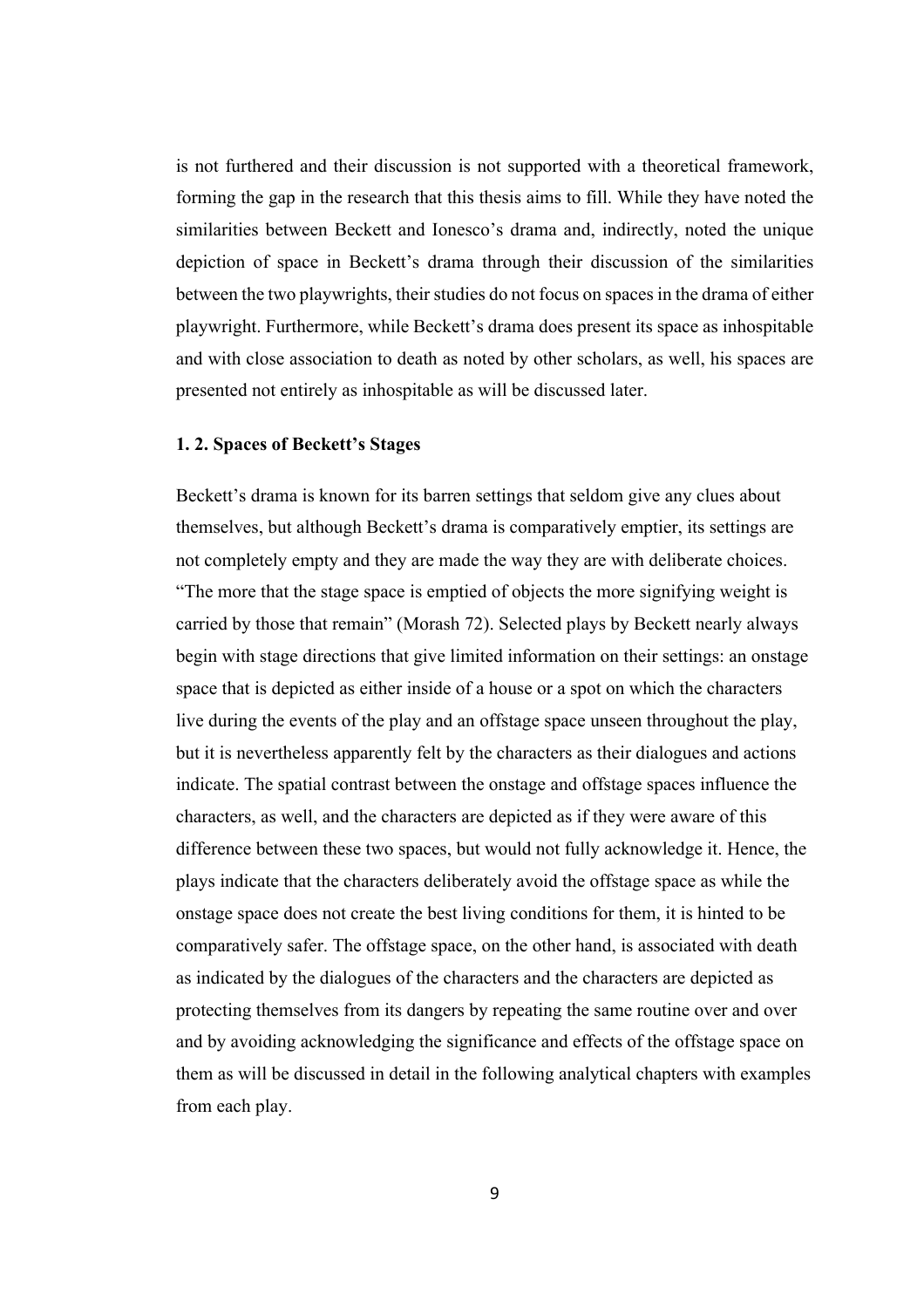is not furthered and their discussion is not supported with a theoretical framework, forming the gap in the research that this thesis aims to fill. While they have noted the similarities between Beckett and Ionesco's drama and, indirectly, noted the unique depiction of space in Beckett's drama through their discussion of the similarities between the two playwrights, their studies do not focus on spaces in the drama of either playwright. Furthermore, while Beckett's drama does present its space as inhospitable and with close association to death as noted by other scholars, as well, his spaces are presented not entirely as inhospitable as will be discussed later.

### 1. 2. Spaces of Beckett's Stages

Beckett's drama is known for its barren settings that seldom give any clues about themselves, but although Beckett's drama is comparatively emptier, its settings are not completely empty and they are made the way they are with deliberate choices. "The more that the stage space is emptied of objects the more signifying weight is carried by those that remain" (Morash 72). Selected plays by Beckett nearly always begin with stage directions that give limited information on their settings: an onstage space that is depicted as either inside of a house or a spot on which the characters live during the events of the play and an offstage space unseen throughout the play, but it is nevertheless apparently felt by the characters as their dialogues and actions indicate. The spatial contrast between the onstage and offstage spaces influence the characters, as well, and the characters are depicted as if they were aware of this difference between these two spaces, but would not fully acknowledge it. Hence, the plays indicate that the characters deliberately avoid the offstage space as while the onstage space does not create the best living conditions for them, it is hinted to be comparatively safer. The offstage space, on the other hand, is associated with death as indicated by the dialogues of the characters and the characters are depicted as protecting themselves from its dangers by repeating the same routine over and over and by avoiding acknowledging the significance and effects of the offstage space on them as will be discussed in detail in the following analytical chapters with examples from each play.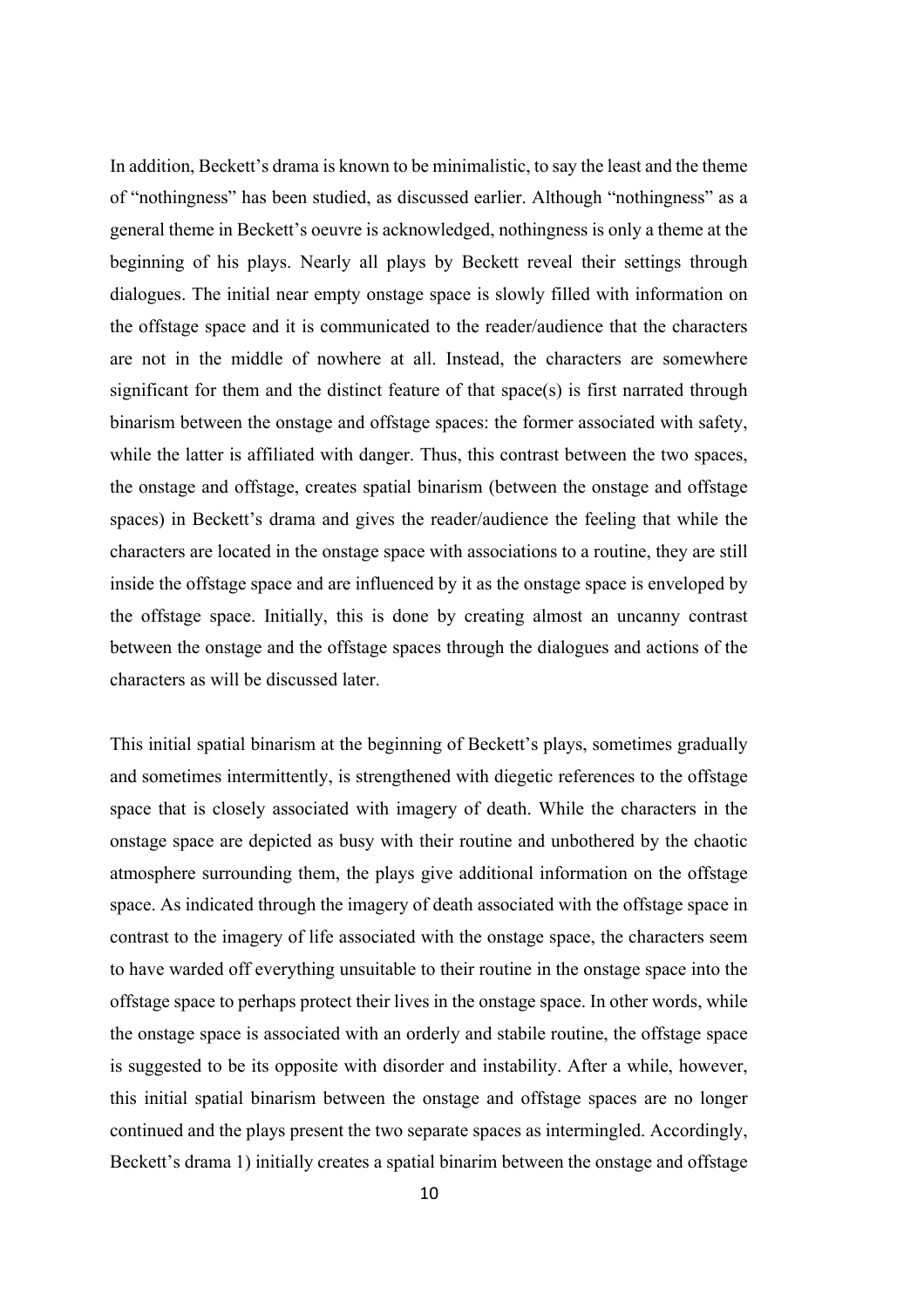In addition, Beckett's drama is known to be minimalistic, to say the least and the theme of "nothingness" has been studied, as discussed earlier. Although "nothingness" as a general theme in Beckett's oeuvre is acknowledged, nothingness is only a theme at the beginning of his plays. Nearly all plays by Beckett reveal their settings through dialogues. The initial near empty onstage space is slowly filled with information on the offstage space and it is communicated to the reader/audience that the characters are not in the middle of nowhere at all. Instead, the characters are somewhere significant for them and the distinct feature of that space(s) is first narrated through binarism between the onstage and offstage spaces: the former associated with safety, while the latter is affiliated with danger. Thus, this contrast between the two spaces, the onstage and offstage, creates spatial binarism (between the onstage and offstage spaces) in Beckett's drama and gives the reader/audience the feeling that while the characters are located in the onstage space with associations to a routine, they are still inside the offstage space and are influenced by it as the onstage space is enveloped by the offstage space. Initially, this is done by creating almost an uncanny contrast between the onstage and the offstage spaces through the dialogues and actions of the characters as will be discussed later.

This initial spatial binarism at the beginning of Beckett's plays, sometimes gradually and sometimes intermittently, is strengthened with diegetic references to the offstage space that is closely associated with imagery of death. While the characters in the onstage space are depicted as busy with their routine and unbothered by the chaotic atmosphere surrounding them, the plays give additional information on the offstage space. As indicated through the imagery of death associated with the offstage space in contrast to the imagery of life associated with the onstage space, the characters seem to have warded off everything unsuitable to their routine in the onstage space into the offstage space to perhaps protect their lives in the onstage space. In other words, while the onstage space is associated with an orderly and stabile routine, the offstage space is suggested to be its opposite with disorder and instability. After a while, however, this initial spatial binarism between the onstage and offstage spaces are no longer continued and the plays present the two separate spaces as intermingled. Accordingly, Beckett's drama 1) initially creates a spatial binarim between the onstage and offstage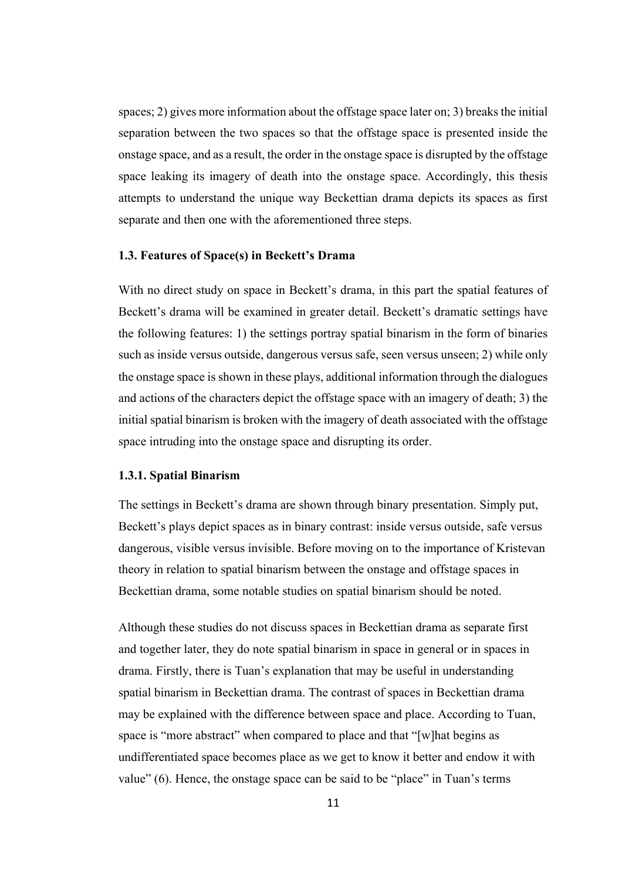spaces; 2) gives more information about the offstage space later on; 3) breaks the initial separation between the two spaces so that the offstage space is presented inside the onstage space, and as a result, the order in the onstage space is disrupted by the offstage space leaking its imagery of death into the onstage space. Accordingly, this thesis attempts to understand the unique way Beckettian drama depicts its spaces as first separate and then one with the aforementioned three steps.

### 1.3. Features of Space(s) in Beckett's Drama

With no direct study on space in Beckett's drama, in this part the spatial features of Beckett's drama will be examined in greater detail. Beckett's dramatic settings have the following features: 1) the settings portray spatial binarism in the form of binaries such as inside versus outside, dangerous versus safe, seen versus unseen; 2) while only the onstage space is shown in these plays, additional information through the dialogues and actions of the characters depict the offstage space with an imagery of death; 3) the initial spatial binarism is broken with the imagery of death associated with the offstage space intruding into the onstage space and disrupting its order.

#### 1.3.1. Spatial Binarism

The settings in Beckett's drama are shown through binary presentation. Simply put, Beckett's plays depict spaces as in binary contrast: inside versus outside, safe versus dangerous, visible versus invisible. Before moving on to the importance of Kristevan theory in relation to spatial binarism between the onstage and offstage spaces in Beckettian drama, some notable studies on spatial binarism should be noted.

Although these studies do not discuss spaces in Beckettian drama as separate first and together later, they do note spatial binarism in space in general or in spaces in drama. Firstly, there is Tuan's explanation that may be useful in understanding spatial binarism in Beckettian drama. The contrast of spaces in Beckettian drama may be explained with the difference between space and place. According to Tuan, space is "more abstract" when compared to place and that "[w]hat begins as undifferentiated space becomes place as we get to know it better and endow it with value" (6). Hence, the onstage space can be said to be "place" in Tuan's terms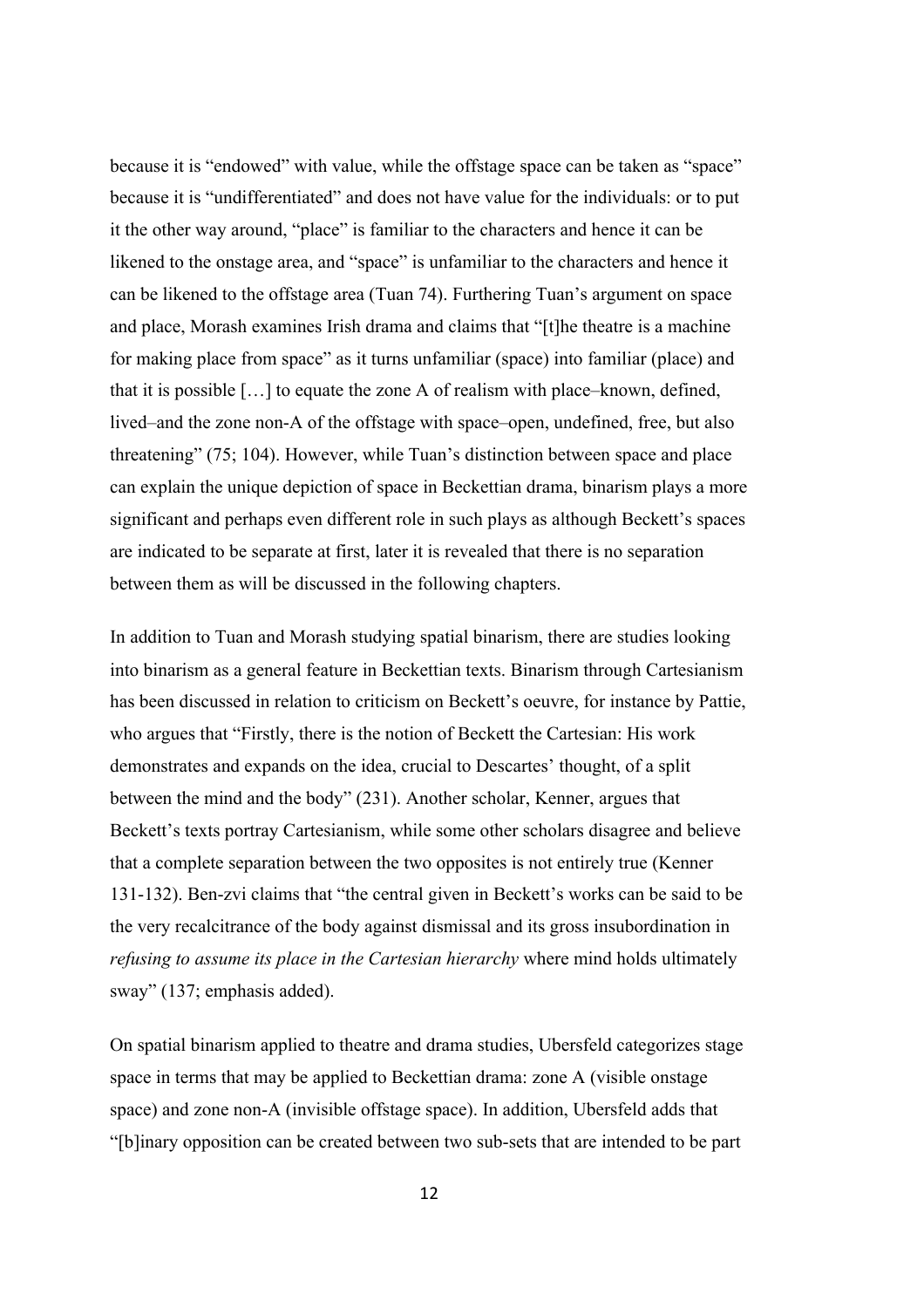because it is "endowed" with value, while the offstage space can be taken as "space" because it is "undifferentiated" and does not have value for the individuals: or to put it the other way around, "place" is familiar to the characters and hence it can be likened to the onstage area, and "space" is unfamiliar to the characters and hence it can be likened to the offstage area (Tuan 74). Furthering Tuan's argument on space and place, Morash examines Irish drama and claims that "[t]he theatre is a machine for making place from space" as it turns unfamiliar (space) into familiar (place) and that it is possible […] to equate the zone A of realism with place–known, defined, lived–and the zone non-A of the offstage with space–open, undefined, free, but also threatening" (75; 104). However, while Tuan's distinction between space and place can explain the unique depiction of space in Beckettian drama, binarism plays a more significant and perhaps even different role in such plays as although Beckett's spaces are indicated to be separate at first, later it is revealed that there is no separation between them as will be discussed in the following chapters.

In addition to Tuan and Morash studying spatial binarism, there are studies looking into binarism as a general feature in Beckettian texts. Binarism through Cartesianism has been discussed in relation to criticism on Beckett's oeuvre, for instance by Pattie, who argues that "Firstly, there is the notion of Beckett the Cartesian: His work demonstrates and expands on the idea, crucial to Descartes' thought, of a split between the mind and the body" (231). Another scholar, Kenner, argues that Beckett's texts portray Cartesianism, while some other scholars disagree and believe that a complete separation between the two opposites is not entirely true (Kenner 131-132). Ben-zvi claims that "the central given in Beckett's works can be said to be the very recalcitrance of the body against dismissal and its gross insubordination in *refusing to assume its place in the Cartesian hierarchy* where mind holds ultimately sway" (137; emphasis added).

On spatial binarism applied to theatre and drama studies, Ubersfeld categorizes stage space in terms that may be applied to Beckettian drama: zone A (visible onstage space) and zone non-A (invisible offstage space). In addition, Ubersfeld adds that "[b]inary opposition can be created between two sub-sets that are intended to be part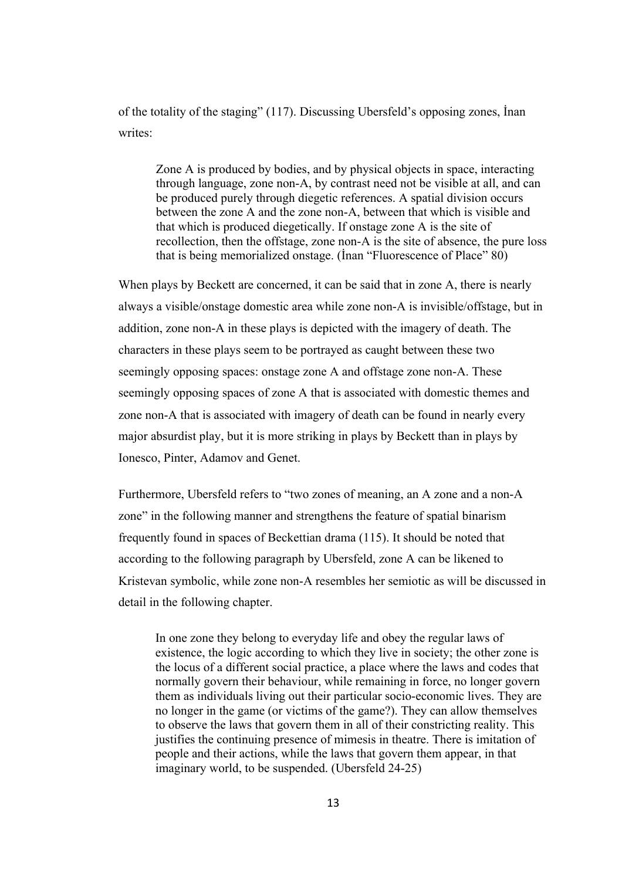of the totality of the staging" (117). Discussing Ubersfeld's opposing zones, İnan writes:

> Zone A is produced by bodies, and by physical objects in space, interacting through language, zone non-A, by contrast need not be visible at all, and can be produced purely through diegetic references. A spatial division occurs between the zone A and the zone non-A, between that which is visible and that which is produced diegetically. If onstage zone A is the site of recollection, then the offstage, zone non-A is the site of absence, the pure loss that is being memorialized onstage. (İnan "Fluorescence of Place" 80)

When plays by Beckett are concerned, it can be said that in zone A, there is nearly always a visible/onstage domestic area while zone non-A is invisible/offstage, but in addition, zone non-A in these plays is depicted with the imagery of death. The characters in these plays seem to be portrayed as caught between these two seemingly opposing spaces: onstage zone A and offstage zone non-A. These seemingly opposing spaces of zone A that is associated with domestic themes and zone non-A that is associated with imagery of death can be found in nearly every major absurdist play, but it is more striking in plays by Beckett than in plays by Ionesco, Pinter, Adamov and Genet.

Furthermore, Ubersfeld refers to "two zones of meaning, an A zone and a non-A zone" in the following manner and strengthens the feature of spatial binarism frequently found in spaces of Beckettian drama (115). It should be noted that according to the following paragraph by Ubersfeld, zone A can be likened to Kristevan symbolic, while zone non-A resembles her semiotic as will be discussed in detail in the following chapter.

> In one zone they belong to everyday life and obey the regular laws of existence, the logic according to which they live in society; the other zone is the locus of a different social practice, a place where the laws and codes that normally govern their behaviour, while remaining in force, no longer govern them as individuals living out their particular socio-economic lives. They are no longer in the game (or victims of the game?). They can allow themselves to observe the laws that govern them in all of their constricting reality. This justifies the continuing presence of mimesis in theatre. There is imitation of people and their actions, while the laws that govern them appear, in that imaginary world, to be suspended. (Ubersfeld 24-25)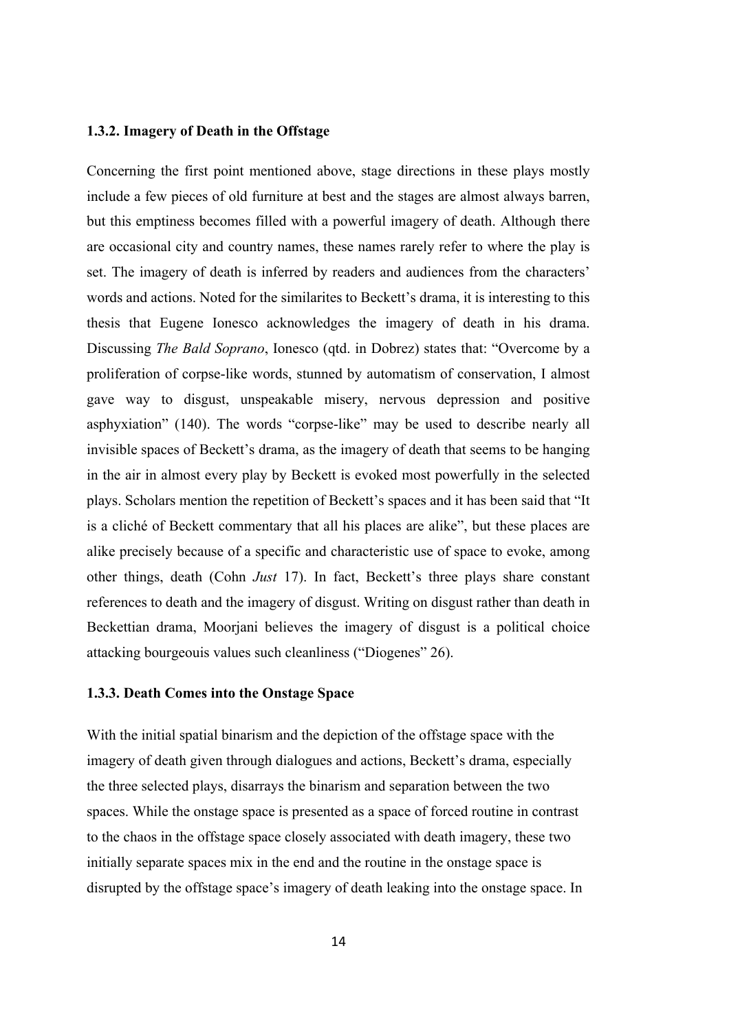### 1.3.2. Imagery of Death in the Offstage

Concerning the first point mentioned above, stage directions in these plays mostly include a few pieces of old furniture at best and the stages are almost always barren, but this emptiness becomes filled with a powerful imagery of death. Although there are occasional city and country names, these names rarely refer to where the play is set. The imagery of death is inferred by readers and audiences from the characters' words and actions. Noted for the similarites to Beckett's drama, it is interesting to this thesis that Eugene Ionesco acknowledges the imagery of death in his drama. Discussing *The Bald Soprano*, Ionesco (qtd. in Dobrez) states that: "Overcome by a proliferation of corpse-like words, stunned by automatism of conservation, I almost gave way to disgust, unspeakable misery, nervous depression and positive asphyxiation" (140). The words "corpse-like" may be used to describe nearly all invisible spaces of Beckett's drama, as the imagery of death that seems to be hanging in the air in almost every play by Beckett is evoked most powerfully in the selected plays. Scholars mention the repetition of Beckett's spaces and it has been said that "It is a cliché of Beckett commentary that all his places are alike", but these places are alike precisely because of a specific and characteristic use of space to evoke, among other things, death (Cohn *Just* 17). In fact, Beckett's three plays share constant references to death and the imagery of disgust. Writing on disgust rather than death in Beckettian drama, Moorjani believes the imagery of disgust is a political choice attacking bourgeouis values such cleanliness ("Diogenes" 26).

### 1.3.3. Death Comes into the Onstage Space

With the initial spatial binarism and the depiction of the offstage space with the imagery of death given through dialogues and actions, Beckett's drama, especially the three selected plays, disarrays the binarism and separation between the two spaces. While the onstage space is presented as a space of forced routine in contrast to the chaos in the offstage space closely associated with death imagery, these two initially separate spaces mix in the end and the routine in the onstage space is disrupted by the offstage space's imagery of death leaking into the onstage space. In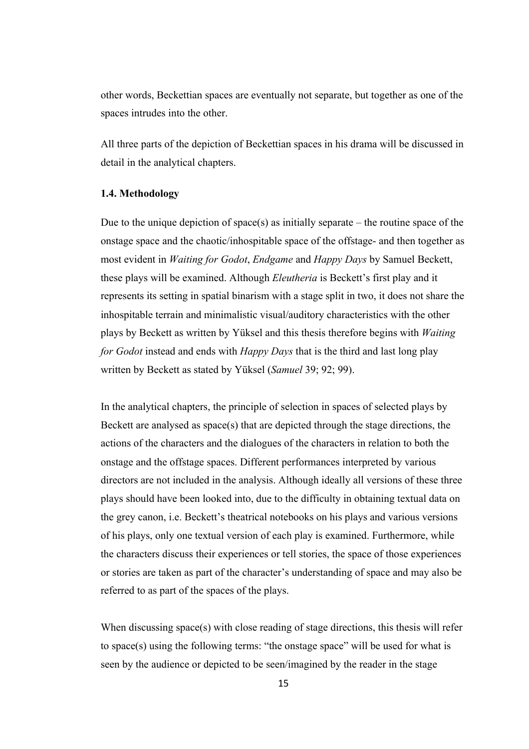other words, Beckettian spaces are eventually not separate, but together as one of the spaces intrudes into the other.

All three parts of the depiction of Beckettian spaces in his drama will be discussed in detail in the analytical chapters.

### 1.4. Methodology

Due to the unique depiction of space(s) as initially separate – the routine space of the onstage space and the chaotic/inhospitable space of the offstage- and then together as most evident in *Waiting for Godot*, *Endgame* and *Happy Days* by Samuel Beckett, these plays will be examined. Although *Eleutheria* is Beckett's first play and it represents its setting in spatial binarism with a stage split in two, it does not share the inhospitable terrain and minimalistic visual/auditory characteristics with the other plays by Beckett as written by Yüksel and this thesis therefore begins with *Waiting for Godot* instead and ends with *Happy Days* that is the third and last long play written by Beckett as stated by Yüksel (*Samuel* 39; 92; 99).

In the analytical chapters, the principle of selection in spaces of selected plays by Beckett are analysed as space(s) that are depicted through the stage directions, the actions of the characters and the dialogues of the characters in relation to both the onstage and the offstage spaces. Different performances interpreted by various directors are not included in the analysis. Although ideally all versions of these three plays should have been looked into, due to the difficulty in obtaining textual data on the grey canon, i.e. Beckett's theatrical notebooks on his plays and various versions of his plays, only one textual version of each play is examined. Furthermore, while the characters discuss their experiences or tell stories, the space of those experiences or stories are taken as part of the character's understanding of space and may also be referred to as part of the spaces of the plays.

When discussing space(s) with close reading of stage directions, this thesis will refer to space(s) using the following terms: "the onstage space" will be used for what is seen by the audience or depicted to be seen/imagined by the reader in the stage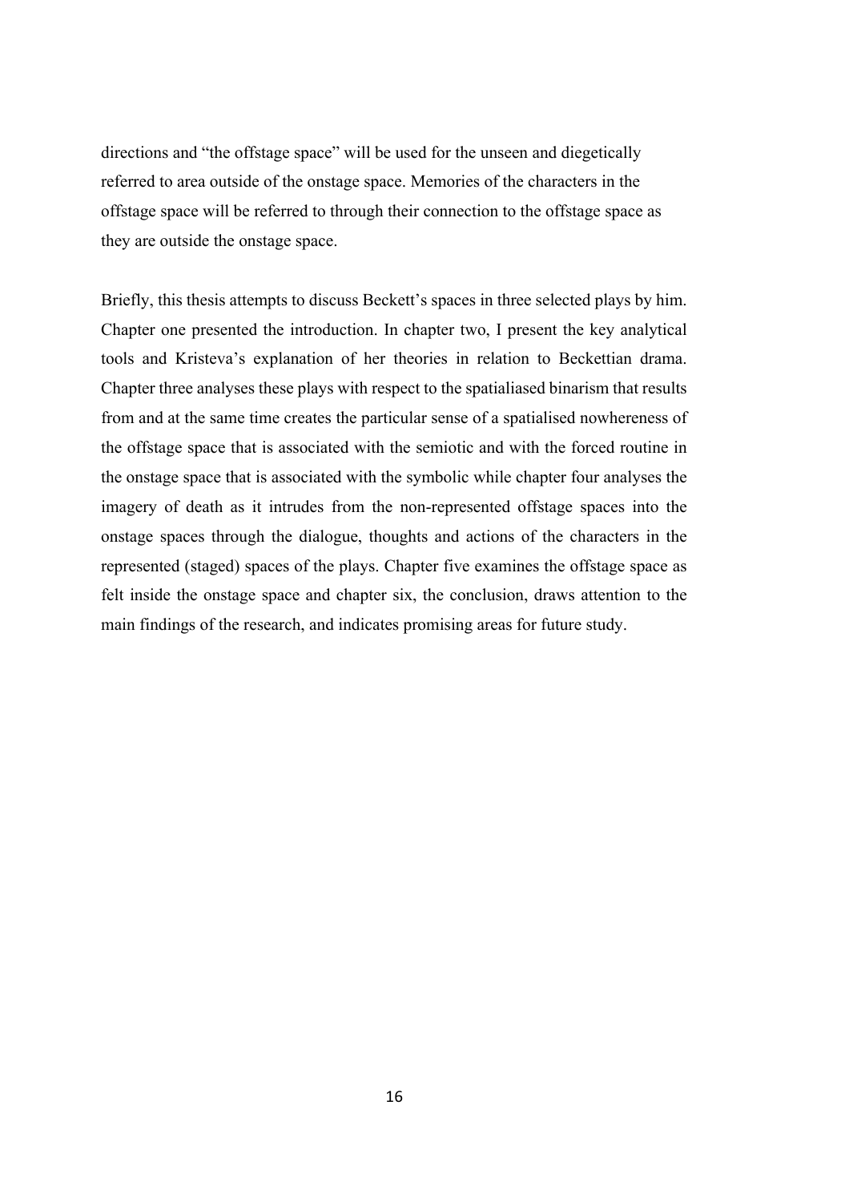directions and "the offstage space" will be used for the unseen and diegetically referred to area outside of the onstage space. Memories of the characters in the offstage space will be referred to through their connection to the offstage space as they are outside the onstage space.

Briefly, this thesis attempts to discuss Beckett's spaces in three selected plays by him. Chapter one presented the introduction. In chapter two, I present the key analytical tools and Kristeva's explanation of her theories in relation to Beckettian drama. Chapter three analyses these plays with respect to the spatialiased binarism that results from and at the same time creates the particular sense of a spatialised nowhereness of the offstage space that is associated with the semiotic and with the forced routine in the onstage space that is associated with the symbolic while chapter four analyses the imagery of death as it intrudes from the non-represented offstage spaces into the onstage spaces through the dialogue, thoughts and actions of the characters in the represented (staged) spaces of the plays. Chapter five examines the offstage space as felt inside the onstage space and chapter six, the conclusion, draws attention to the main findings of the research, and indicates promising areas for future study.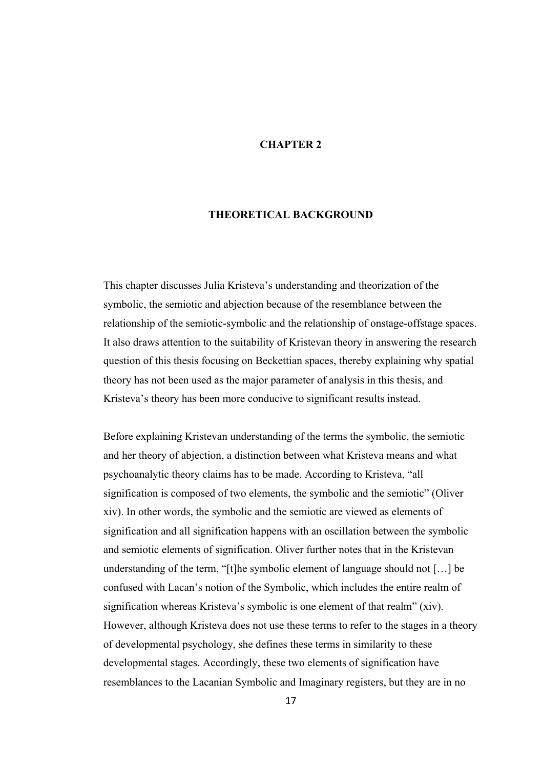# CHAPTER 2

# THEORETICAL BACKGROUND

This chapter discusses Julia Kristeva's understanding and theorization of the symbolic, the semiotic and abjection because of the resemblance between the relationship of the semiotic-symbolic and the relationship of onstage-offstage spaces. It also draws attention to the suitability of Kristevan theory in answering the research question of this thesis focusing on Beckettian spaces, thereby explaining why spatial theory has not been used as the major parameter of analysis in this thesis, and Kristeva's theory has been more conducive to significant results instead.

Before explaining Kristevan understanding of the terms the symbolic, the semiotic and her theory of abjection, a distinction between what Kristeva means and what psychoanalytic theory claims has to be made. According to Kristeva, "all signification is composed of two elements, the symbolic and the semiotic" (Oliver xiv). In other words, the symbolic and the semiotic are viewed as elements of signification and all signification happens with an oscillation between the symbolic and semiotic elements of signification. Oliver further notes that in the Kristevan understanding of the term, "[t]he symbolic element of language should not […] be confused with Lacan's notion of the Symbolic, which includes the entire realm of signification whereas Kristeva's symbolic is one element of that realm" (xiv). However, although Kristeva does not use these terms to refer to the stages in a theory of developmental psychology, she defines these terms in similarity to these developmental stages. Accordingly, these two elements of signification have resemblances to the Lacanian Symbolic and Imaginary registers, but they are in no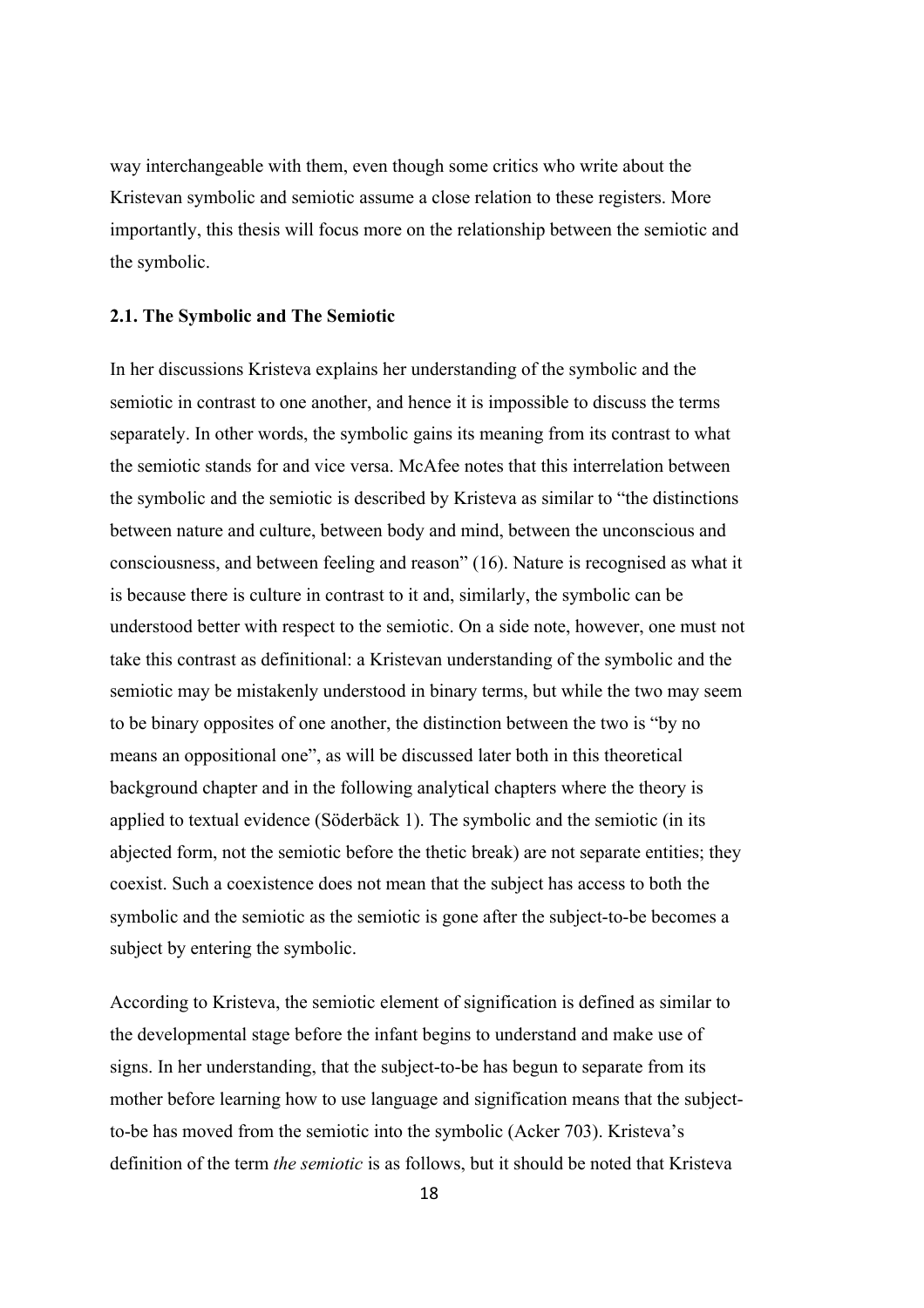way interchangeable with them, even though some critics who write about the Kristevan symbolic and semiotic assume a close relation to these registers. More importantly, this thesis will focus more on the relationship between the semiotic and the symbolic.

### 2.1. The Symbolic and The Semiotic

In her discussions Kristeva explains her understanding of the symbolic and the semiotic in contrast to one another, and hence it is impossible to discuss the terms separately. In other words, the symbolic gains its meaning from its contrast to what the semiotic stands for and vice versa. McAfee notes that this interrelation between the symbolic and the semiotic is described by Kristeva as similar to "the distinctions between nature and culture, between body and mind, between the unconscious and consciousness, and between feeling and reason" (16). Nature is recognised as what it is because there is culture in contrast to it and, similarly, the symbolic can be understood better with respect to the semiotic. On a side note, however, one must not take this contrast as definitional: a Kristevan understanding of the symbolic and the semiotic may be mistakenly understood in binary terms, but while the two may seem to be binary opposites of one another, the distinction between the two is "by no means an oppositional one", as will be discussed later both in this theoretical background chapter and in the following analytical chapters where the theory is applied to textual evidence (Söderbäck 1). The symbolic and the semiotic (in its abjected form, not the semiotic before the thetic break) are not separate entities; they coexist. Such a coexistence does not mean that the subject has access to both the symbolic and the semiotic as the semiotic is gone after the subject-to-be becomes a subject by entering the symbolic.

According to Kristeva, the semiotic element of signification is defined as similar to the developmental stage before the infant begins to understand and make use of signs. In her understanding, that the subject-to-be has begun to separate from its mother before learning how to use language and signification means that the subject-to-be has moved from the semiotic into the symbolic (Acker 703). Kristeva's definition of the term *the semiotic* is as follows, but it should be noted that Kristeva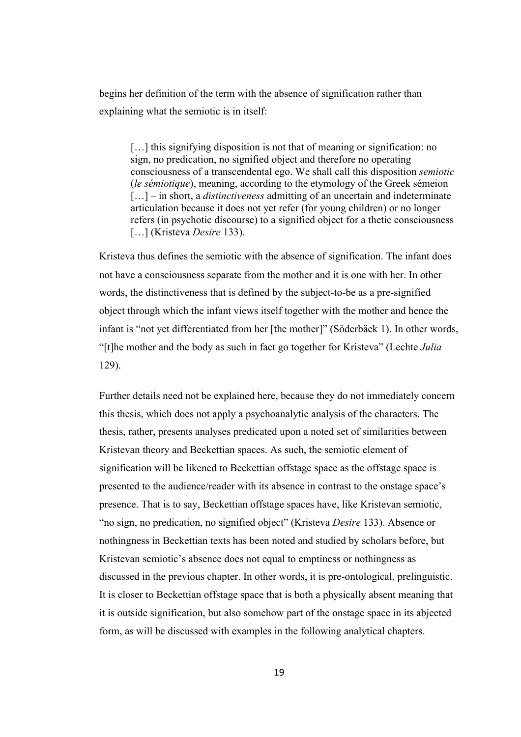begins her definition of the term with the absence of signification rather than explaining what the semiotic is in itself:

> […] this signifying disposition is not that of meaning or signification: no sign, no predication, no signified object and therefore no operating consciousness of a transcendental ego. We shall call this disposition *semiotic* (*le sémiotique*), meaning, according to the etymology of the Greek sémeion […] – in short, a *distinctiveness* admitting of an uncertain and indeterminate articulation because it does not yet refer (for young children) or no longer refers (in psychotic discourse) to a signified object for a thetic consciousness […] (Kristeva *Desire* 133).

Kristeva thus defines the semiotic with the absence of signification. The infant does not have a consciousness separate from the mother and it is one with her. In other words, the distinctiveness that is defined by the subject-to-be as a pre-signified object through which the infant views itself together with the mother and hence the infant is "not yet differentiated from her [the mother]" (Söderbäck 1). In other words, "[t]he mother and the body as such in fact go together for Kristeva" (Lechte *Julia* 129).

Further details need not be explained here, because they do not immediately concern this thesis, which does not apply a psychoanalytic analysis of the characters. The thesis, rather, presents analyses predicated upon a noted set of similarities between Kristevan theory and Beckettian spaces. As such, the semiotic element of signification will be likened to Beckettian offstage space as the offstage space is presented to the audience/reader with its absence in contrast to the onstage space's presence. That is to say, Beckettian offstage spaces have, like Kristevan semiotic, "no sign, no predication, no signified object" (Kristeva *Desire* 133). Absence or nothingness in Beckettian texts has been noted and studied by scholars before, but Kristevan semiotic's absence does not equal to emptiness or nothingness as discussed in the previous chapter. In other words, it is pre-ontological, prelinguistic. It is closer to Beckettian offstage space that is both a physically absent meaning that it is outside signification, but also somehow part of the onstage space in its abjected form, as will be discussed with examples in the following analytical chapters.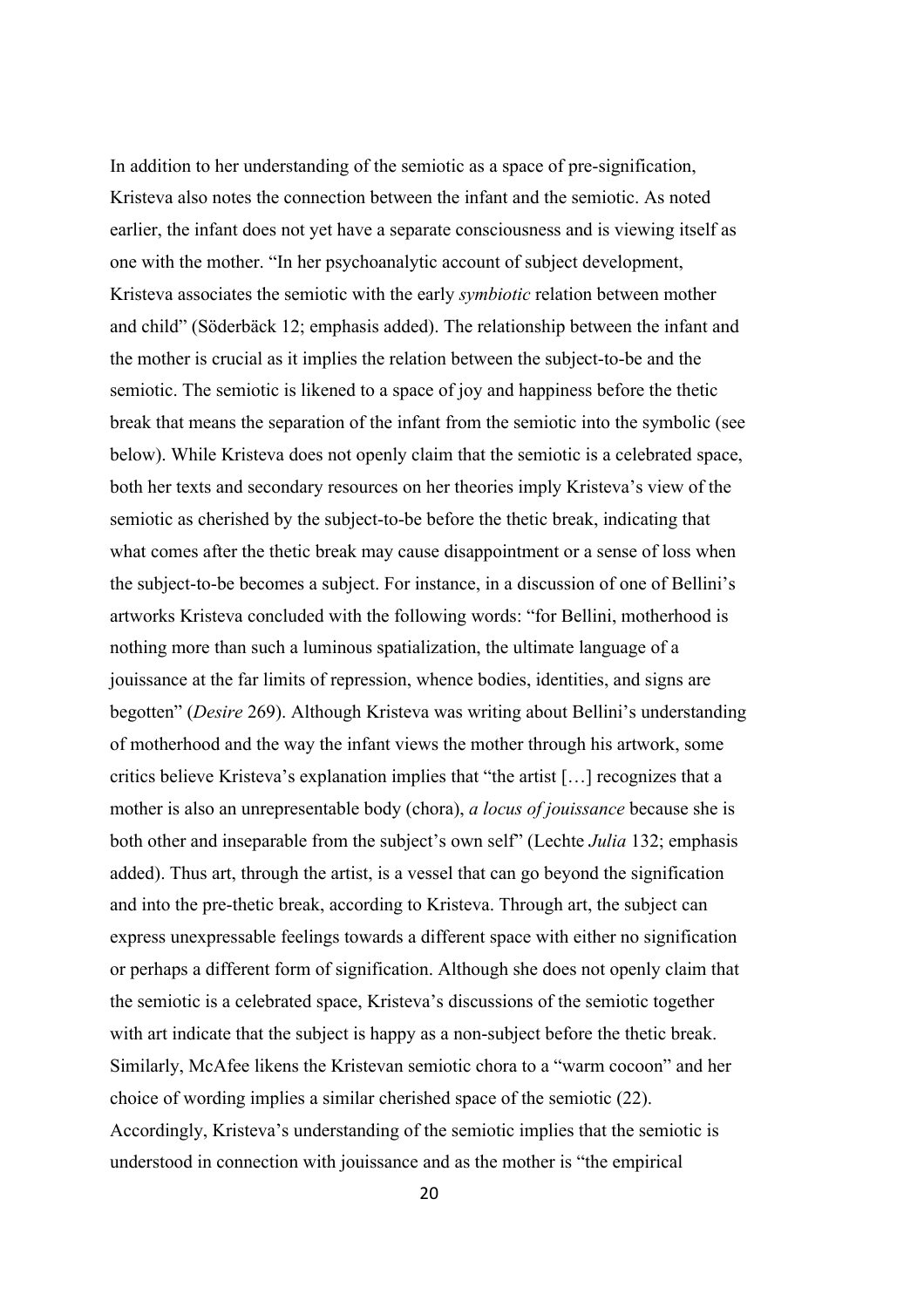In addition to her understanding of the semiotic as a space of pre-signification, Kristeva also notes the connection between the infant and the semiotic. As noted earlier, the infant does not yet have a separate consciousness and is viewing itself as one with the mother. "In her psychoanalytic account of subject development, Kristeva associates the semiotic with the early *symbiotic* relation between mother and child" (Söderbäck 12; emphasis added). The relationship between the infant and the mother is crucial as it implies the relation between the subject-to-be and the semiotic. The semiotic is likened to a space of joy and happiness before the thetic break that means the separation of the infant from the semiotic into the symbolic (see below). While Kristeva does not openly claim that the semiotic is a celebrated space, both her texts and secondary resources on her theories imply Kristeva's view of the semiotic as cherished by the subject-to-be before the thetic break, indicating that what comes after the thetic break may cause disappointment or a sense of loss when the subject-to-be becomes a subject. For instance, in a discussion of one of Bellini's artworks Kristeva concluded with the following words: "for Bellini, motherhood is nothing more than such a luminous spatialization, the ultimate language of a jouissance at the far limits of repression, whence bodies, identities, and signs are begotten" (*Desire* 269). Although Kristeva was writing about Bellini's understanding of motherhood and the way the infant views the mother through his artwork, some critics believe Kristeva's explanation implies that "the artist […] recognizes that a mother is also an unrepresentable body (chora), *a locus of jouissance* because she is both other and inseparable from the subject's own self" (Lechte *Julia* 132; emphasis added). Thus art, through the artist, is a vessel that can go beyond the signification and into the pre-thetic break, according to Kristeva. Through art, the subject can express unexpressable feelings towards a different space with either no signification or perhaps a different form of signification. Although she does not openly claim that the semiotic is a celebrated space, Kristeva's discussions of the semiotic together with art indicate that the subject is happy as a non-subject before the thetic break. Similarly, McAfee likens the Kristevan semiotic chora to a "warm cocoon" and her choice of wording implies a similar cherished space of the semiotic (22). Accordingly, Kristeva's understanding of the semiotic implies that the semiotic is understood in connection with jouissance and as the mother is "the empirical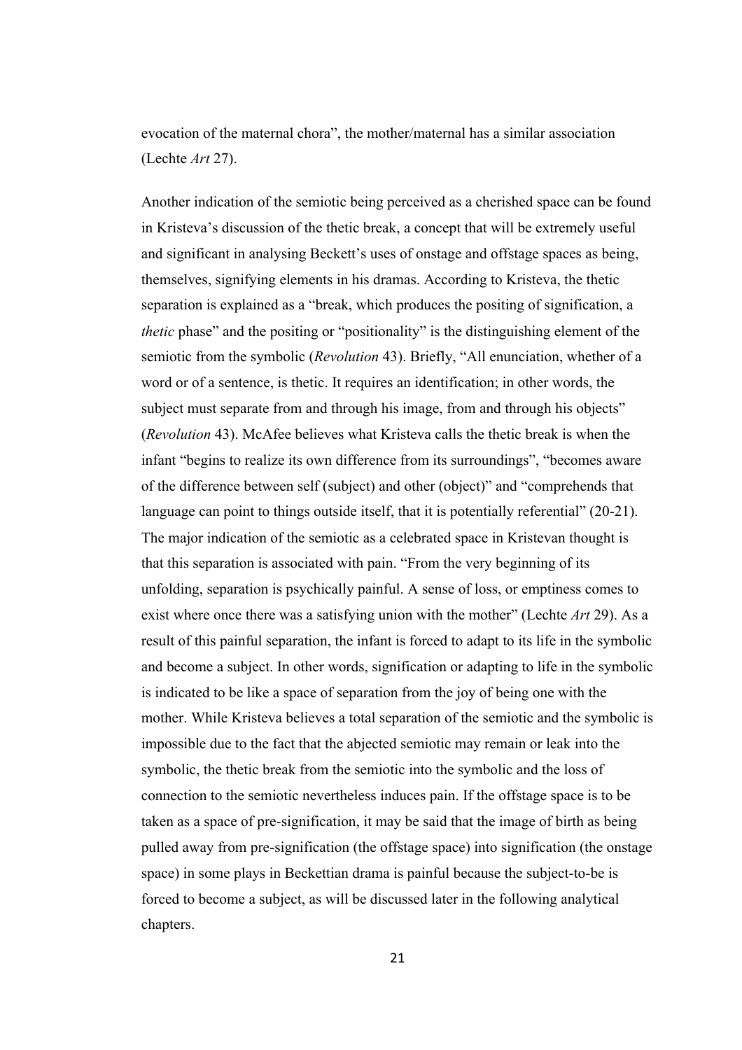evocation of the maternal chora", the mother/maternal has a similar association (Lechte *Art* 27).

Another indication of the semiotic being perceived as a cherished space can be found in Kristeva's discussion of the thetic break, a concept that will be extremely useful and significant in analysing Beckett's uses of onstage and offstage spaces as being, themselves, signifying elements in his dramas. According to Kristeva, the thetic separation is explained as a "break, which produces the positing of signification, a *thetic* phase" and the positing or "positionality" is the distinguishing element of the semiotic from the symbolic (*Revolution* 43). Briefly, "All enunciation, whether of a word or of a sentence, is thetic. It requires an identification; in other words, the subject must separate from and through his image, from and through his objects" (*Revolution* 43). McAfee believes what Kristeva calls the thetic break is when the infant "begins to realize its own difference from its surroundings", "becomes aware of the difference between self (subject) and other (object)" and "comprehends that language can point to things outside itself, that it is potentially referential" (20-21). The major indication of the semiotic as a celebrated space in Kristevan thought is that this separation is associated with pain. "From the very beginning of its unfolding, separation is psychically painful. A sense of loss, or emptiness comes to exist where once there was a satisfying union with the mother" (Lechte *Art* 29). As a result of this painful separation, the infant is forced to adapt to its life in the symbolic and become a subject. In other words, signification or adapting to life in the symbolic is indicated to be like a space of separation from the joy of being one with the mother. While Kristeva believes a total separation of the semiotic and the symbolic is impossible due to the fact that the abjected semiotic may remain or leak into the symbolic, the thetic break from the semiotic into the symbolic and the loss of connection to the semiotic nevertheless induces pain. If the offstage space is to be taken as a space of pre-signification, it may be said that the image of birth as being pulled away from pre-signification (the offstage space) into signification (the onstage space) in some plays in Beckettian drama is painful because the subject-to-be is forced to become a subject, as will be discussed later in the following analytical chapters.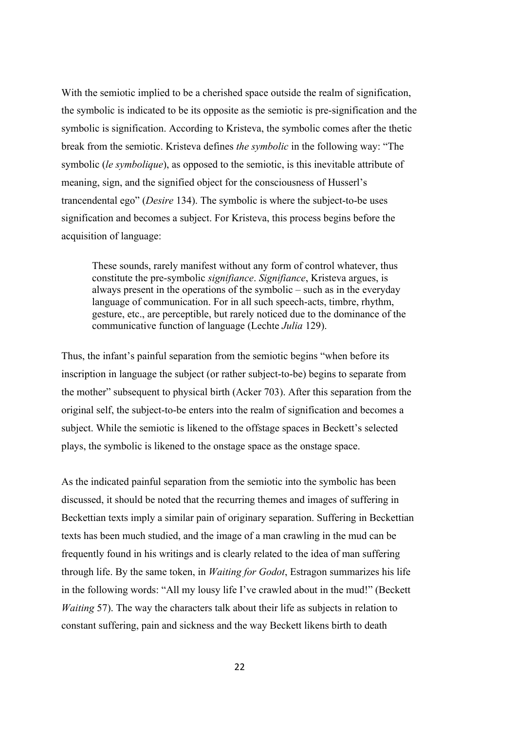With the semiotic implied to be a cherished space outside the realm of signification, the symbolic is indicated to be its opposite as the semiotic is pre-signification and the symbolic is signification. According to Kristeva, the symbolic comes after the thetic break from the semiotic. Kristeva defines *the symbolic* in the following way: "The symbolic (*le symbolique*), as opposed to the semiotic, is this inevitable attribute of meaning, sign, and the signified object for the consciousness of Husserl's trancendental ego" (*Desire* 134). The symbolic is where the subject-to-be uses signification and becomes a subject. For Kristeva, this process begins before the acquisition of language:

> These sounds, rarely manifest without any form of control whatever, thus constitute the pre-symbolic *signifiance*. *Signifiance*, Kristeva argues, is always present in the operations of the symbolic – such as in the everyday language of communication. For in all such speech-acts, timbre, rhythm, gesture, etc., are perceptible, but rarely noticed due to the dominance of the communicative function of language (Lechte *Julia* 129).

Thus, the infant's painful separation from the semiotic begins "when before its inscription in language the subject (or rather subject-to-be) begins to separate from the mother" subsequent to physical birth (Acker 703). After this separation from the original self, the subject-to-be enters into the realm of signification and becomes a subject. While the semiotic is likened to the offstage spaces in Beckett's selected plays, the symbolic is likened to the onstage space as the onstage space.

As the indicated painful separation from the semiotic into the symbolic has been discussed, it should be noted that the recurring themes and images of suffering in Beckettian texts imply a similar pain of originary separation. Suffering in Beckettian texts has been much studied, and the image of a man crawling in the mud can be frequently found in his writings and is clearly related to the idea of man suffering through life. By the same token, in *Waiting for Godot*, Estragon summarizes his life in the following words: "All my lousy life I've crawled about in the mud!" (Beckett *Waiting* 57). The way the characters talk about their life as subjects in relation to constant suffering, pain and sickness and the way Beckett likens birth to death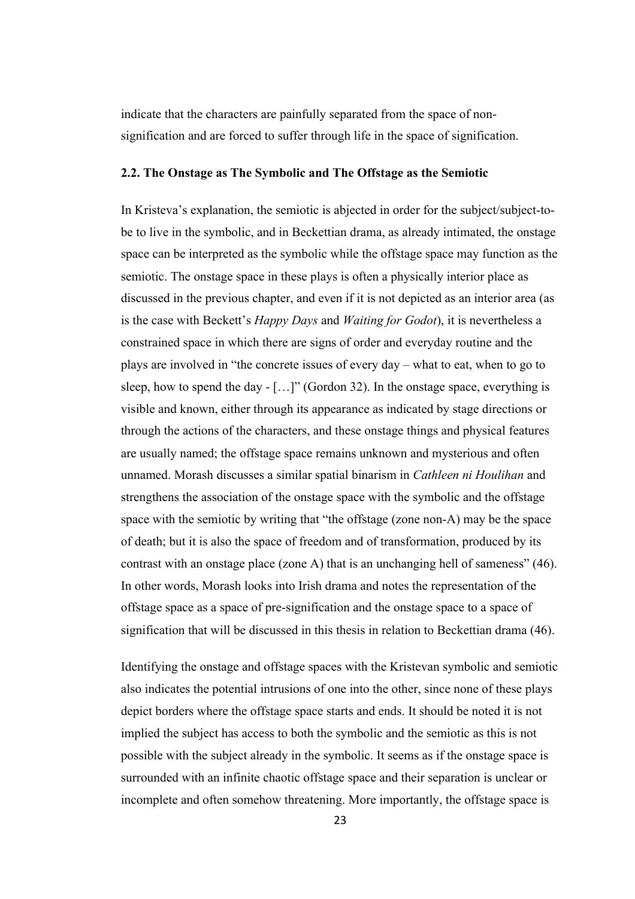indicate that the characters are painfully separated from the space of non-signification and are forced to suffer through life in the space of signification.

### 2.2. The Onstage as The Symbolic and The Offstage as the Semiotic

In Kristeva's explanation, the semiotic is abjected in order for the subject/subject-to-be to live in the symbolic, and in Beckettian drama, as already intimated, the onstage space can be interpreted as the symbolic while the offstage space may function as the semiotic. The onstage space in these plays is often a physically interior place as discussed in the previous chapter, and even if it is not depicted as an interior area (as is the case with Beckett's *Happy Days* and *Waiting for Godot*), it is nevertheless a constrained space in which there are signs of order and everyday routine and the plays are involved in "the concrete issues of every day – what to eat, when to go to sleep, how to spend the day - […]" (Gordon 32). In the onstage space, everything is visible and known, either through its appearance as indicated by stage directions or through the actions of the characters, and these onstage things and physical features are usually named; the offstage space remains unknown and mysterious and often unnamed. Morash discusses a similar spatial binarism in *Cathleen ni Houlihan* and strengthens the association of the onstage space with the symbolic and the offstage space with the semiotic by writing that "the offstage (zone non-A) may be the space of death; but it is also the space of freedom and of transformation, produced by its contrast with an onstage place (zone A) that is an unchanging hell of sameness" (46). In other words, Morash looks into Irish drama and notes the representation of the offstage space as a space of pre-signification and the onstage space to a space of signification that will be discussed in this thesis in relation to Beckettian drama (46).

Identifying the onstage and offstage spaces with the Kristevan symbolic and semiotic also indicates the potential intrusions of one into the other, since none of these plays depict borders where the offstage space starts and ends. It should be noted it is not implied the subject has access to both the symbolic and the semiotic as this is not possible with the subject already in the symbolic. It seems as if the onstage space is surrounded with an infinite chaotic offstage space and their separation is unclear or incomplete and often somehow threatening. More importantly, the offstage space is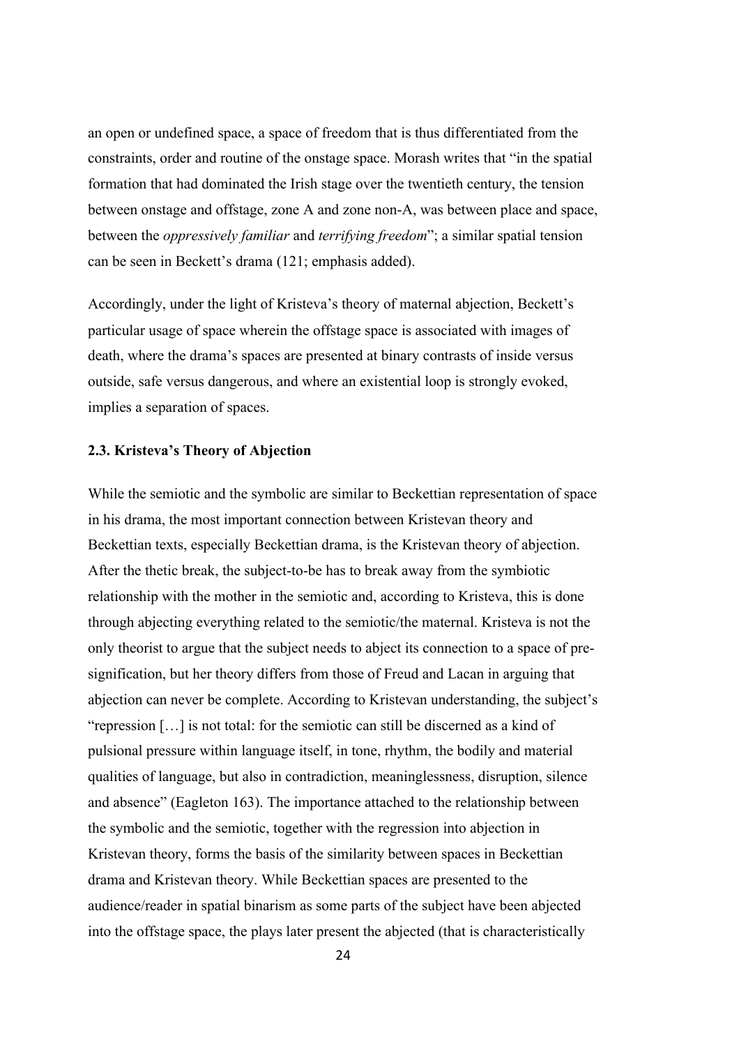an open or undefined space, a space of freedom that is thus differentiated from the constraints, order and routine of the onstage space. Morash writes that "in the spatial formation that had dominated the Irish stage over the twentieth century, the tension between onstage and offstage, zone A and zone non-A, was between place and space, between the *oppressively familiar* and *terrifying freedom*"; a similar spatial tension can be seen in Beckett's drama (121; emphasis added).

Accordingly, under the light of Kristeva's theory of maternal abjection, Beckett's particular usage of space wherein the offstage space is associated with images of death, where the drama's spaces are presented at binary contrasts of inside versus outside, safe versus dangerous, and where an existential loop is strongly evoked, implies a separation of spaces.

### 2.3. Kristeva's Theory of Abjection

While the semiotic and the symbolic are similar to Beckettian representation of space in his drama, the most important connection between Kristevan theory and Beckettian texts, especially Beckettian drama, is the Kristevan theory of abjection. After the thetic break, the subject-to-be has to break away from the symbiotic relationship with the mother in the semiotic and, according to Kristeva, this is done through abjecting everything related to the semiotic/the maternal. Kristeva is not the only theorist to argue that the subject needs to abject its connection to a space of pre-signification, but her theory differs from those of Freud and Lacan in arguing that abjection can never be complete. According to Kristevan understanding, the subject's "repression […] is not total: for the semiotic can still be discerned as a kind of pulsional pressure within language itself, in tone, rhythm, the bodily and material qualities of language, but also in contradiction, meaninglessness, disruption, silence and absence" (Eagleton 163). The importance attached to the relationship between the symbolic and the semiotic, together with the regression into abjection in Kristevan theory, forms the basis of the similarity between spaces in Beckettian drama and Kristevan theory. While Beckettian spaces are presented to the audience/reader in spatial binarism as some parts of the subject have been abjected into the offstage space, the plays later present the abjected (that is characteristically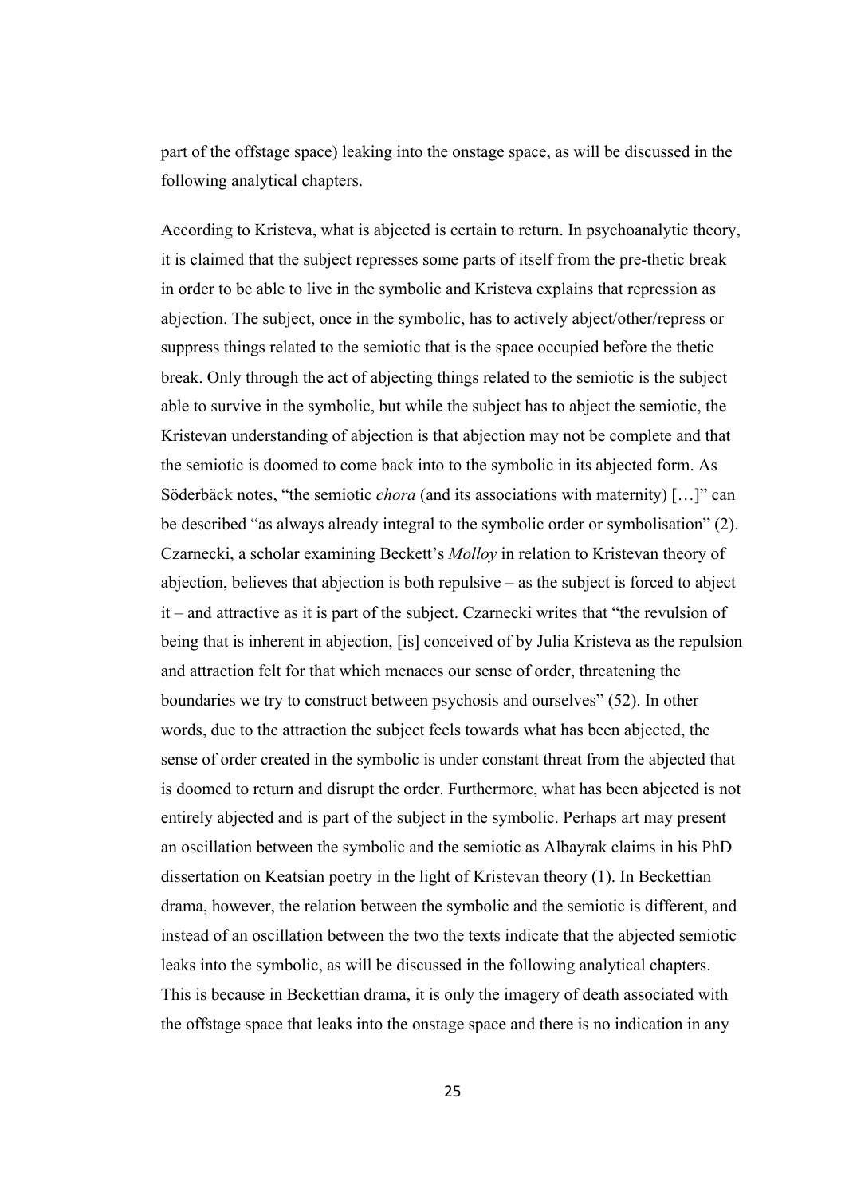part of the offstage space) leaking into the onstage space, as will be discussed in the following analytical chapters.

According to Kristeva, what is abjected is certain to return. In psychoanalytic theory, it is claimed that the subject represses some parts of itself from the pre-thetic break in order to be able to live in the symbolic and Kristeva explains that repression as abjection. The subject, once in the symbolic, has to actively abject/other/repress or suppress things related to the semiotic that is the space occupied before the thetic break. Only through the act of abjecting things related to the semiotic is the subject able to survive in the symbolic, but while the subject has to abject the semiotic, the Kristevan understanding of abjection is that abjection may not be complete and that the semiotic is doomed to come back into to the symbolic in its abjected form. As Söderbäck notes, "the semiotic *chora* (and its associations with maternity) […]" can be described "as always already integral to the symbolic order or symbolisation" (2). Czarnecki, a scholar examining Beckett's *Molloy* in relation to Kristevan theory of abjection, believes that abjection is both repulsive – as the subject is forced to abject it – and attractive as it is part of the subject. Czarnecki writes that "the revulsion of being that is inherent in abjection, [is] conceived of by Julia Kristeva as the repulsion and attraction felt for that which menaces our sense of order, threatening the boundaries we try to construct between psychosis and ourselves" (52). In other words, due to the attraction the subject feels towards what has been abjected, the sense of order created in the symbolic is under constant threat from the abjected that is doomed to return and disrupt the order. Furthermore, what has been abjected is not entirely abjected and is part of the subject in the symbolic. Perhaps art may present an oscillation between the symbolic and the semiotic as Albayrak claims in his PhD dissertation on Keatsian poetry in the light of Kristevan theory (1). In Beckettian drama, however, the relation between the symbolic and the semiotic is different, and instead of an oscillation between the two the texts indicate that the abjected semiotic leaks into the symbolic, as will be discussed in the following analytical chapters. This is because in Beckettian drama, it is only the imagery of death associated with the offstage space that leaks into the onstage space and there is no indication in any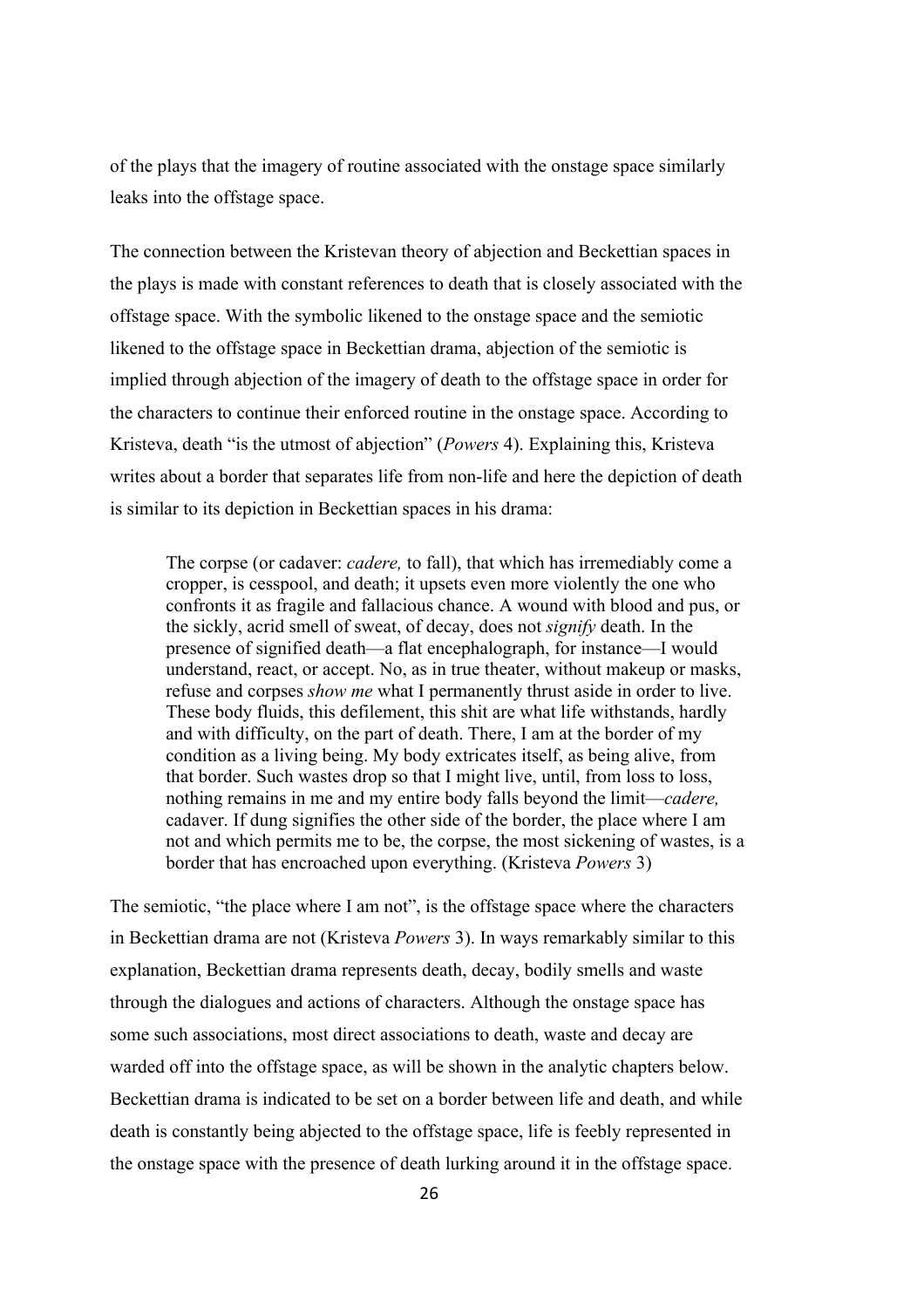of the plays that the imagery of routine associated with the onstage space similarly leaks into the offstage space.

The connection between the Kristevan theory of abjection and Beckettian spaces in the plays is made with constant references to death that is closely associated with the offstage space. With the symbolic likened to the onstage space and the semiotic likened to the offstage space in Beckettian drama, abjection of the semiotic is implied through abjection of the imagery of death to the offstage space in order for the characters to continue their enforced routine in the onstage space. According to Kristeva, death "is the utmost of abjection" (*Powers* 4). Explaining this, Kristeva writes about a border that separates life from non-life and here the depiction of death is similar to its depiction in Beckettian spaces in his drama:

> The corpse (or cadaver: *cadere,* to fall), that which has irremediably come a cropper, is cesspool, and death; it upsets even more violently the one who confronts it as fragile and fallacious chance. A wound with blood and pus, or the sickly, acrid smell of sweat, of decay, does not *signify* death. In the presence of signified death—a flat encephalograph, for instance—I would understand, react, or accept. No, as in true theater, without makeup or masks, refuse and corpses *show me* what I permanently thrust aside in order to live. These body fluids, this defilement, this shit are what life withstands, hardly and with difficulty, on the part of death. There, I am at the border of my condition as a living being. My body extricates itself, as being alive, from that border. Such wastes drop so that I might live, until, from loss to loss, nothing remains in me and my entire body falls beyond the limit—*cadere,* cadaver. If dung signifies the other side of the border, the place where I am not and which permits me to be, the corpse, the most sickening of wastes, is a border that has encroached upon everything. (Kristeva *Powers* 3)

The semiotic, "the place where I am not", is the offstage space where the characters in Beckettian drama are not (Kristeva *Powers* 3). In ways remarkably similar to this explanation, Beckettian drama represents death, decay, bodily smells and waste through the dialogues and actions of characters. Although the onstage space has some such associations, most direct associations to death, waste and decay are warded off into the offstage space, as will be shown in the analytic chapters below. Beckettian drama is indicated to be set on a border between life and death, and while death is constantly being abjected to the offstage space, life is feebly represented in the onstage space with the presence of death lurking around it in the offstage space.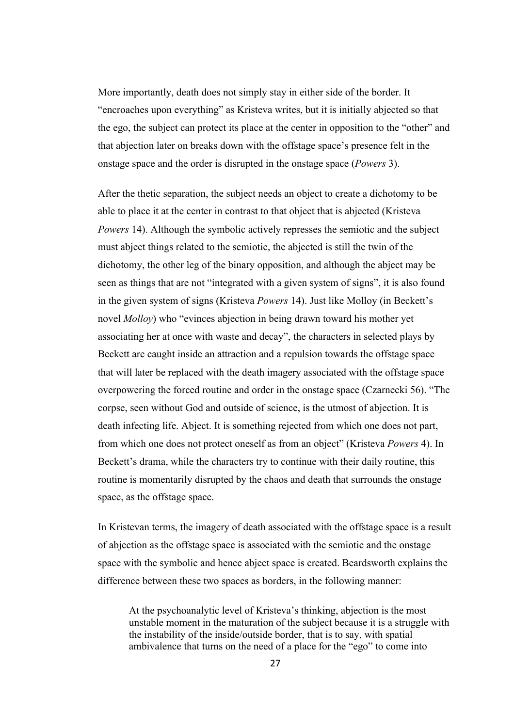More importantly, death does not simply stay in either side of the border. It "encroaches upon everything" as Kristeva writes, but it is initially abjected so that the ego, the subject can protect its place at the center in opposition to the "other" and that abjection later on breaks down with the offstage space's presence felt in the onstage space and the order is disrupted in the onstage space (*Powers* 3).

After the thetic separation, the subject needs an object to create a dichotomy to be able to place it at the center in contrast to that object that is abjected (Kristeva *Powers* 14). Although the symbolic actively represses the semiotic and the subject must abject things related to the semiotic, the abjected is still the twin of the dichotomy, the other leg of the binary opposition, and although the abject may be seen as things that are not "integrated with a given system of signs", it is also found in the given system of signs (Kristeva *Powers* 14). Just like Molloy (in Beckett's novel *Molloy*) who "evinces abjection in being drawn toward his mother yet associating her at once with waste and decay", the characters in selected plays by Beckett are caught inside an attraction and a repulsion towards the offstage space that will later be replaced with the death imagery associated with the offstage space overpowering the forced routine and order in the onstage space (Czarnecki 56). "The corpse, seen without God and outside of science, is the utmost of abjection. It is death infecting life. Abject. It is something rejected from which one does not part, from which one does not protect oneself as from an object" (Kristeva *Powers* 4). In Beckett's drama, while the characters try to continue with their daily routine, this routine is momentarily disrupted by the chaos and death that surrounds the onstage space, as the offstage space.

In Kristevan terms, the imagery of death associated with the offstage space is a result of abjection as the offstage space is associated with the semiotic and the onstage space with the symbolic and hence abject space is created. Beardsworth explains the difference between these two spaces as borders, in the following manner:

> At the psychoanalytic level of Kristeva's thinking, abjection is the most unstable moment in the maturation of the subject because it is a struggle with the instability of the inside/outside border, that is to say, with spatial ambivalence that turns on the need of a place for the "ego" to come into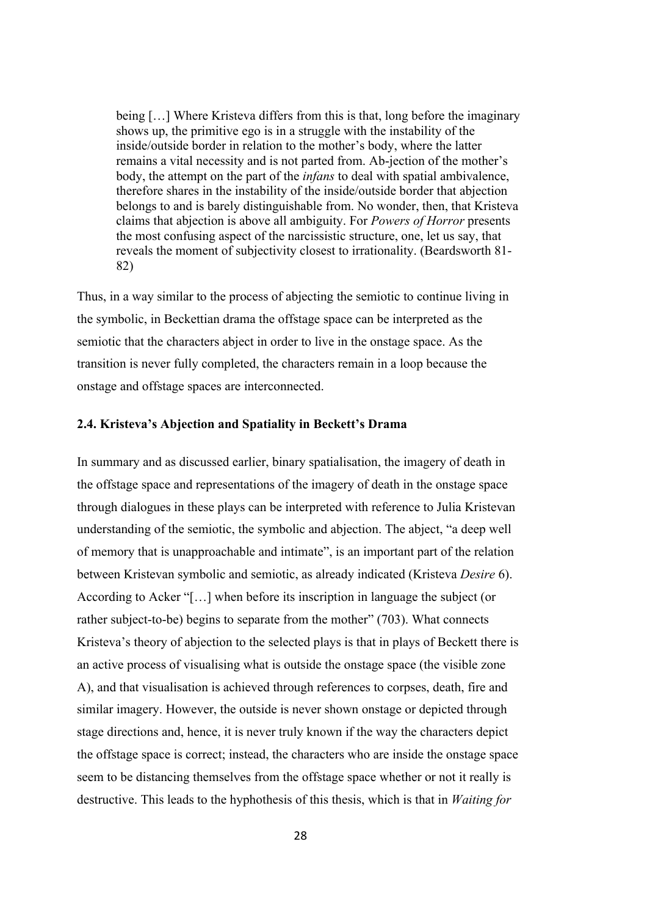> being […] Where Kristeva differs from this is that, long before the imaginary shows up, the primitive ego is in a struggle with the instability of the inside/outside border in relation to the mother's body, where the latter remains a vital necessity and is not parted from. Ab-jection of the mother's body, the attempt on the part of the *infans* to deal with spatial ambivalence, therefore shares in the instability of the inside/outside border that abjection belongs to and is barely distinguishable from. No wonder, then, that Kristeva claims that abjection is above all ambiguity. For *Powers of Horror* presents the most confusing aspect of the narcissistic structure, one, let us say, that reveals the moment of subjectivity closest to irrationality. (Beardsworth 81-82)

Thus, in a way similar to the process of abjecting the semiotic to continue living in the symbolic, in Beckettian drama the offstage space can be interpreted as the semiotic that the characters abject in order to live in the onstage space. As the transition is never fully completed, the characters remain in a loop because the onstage and offstage spaces are interconnected.

### 2.4. Kristeva's Abjection and Spatiality in Beckett's Drama

In summary and as discussed earlier, binary spatialisation, the imagery of death in the offstage space and representations of the imagery of death in the onstage space through dialogues in these plays can be interpreted with reference to Julia Kristevan understanding of the semiotic, the symbolic and abjection. The abject, "a deep well of memory that is unapproachable and intimate", is an important part of the relation between Kristevan symbolic and semiotic, as already indicated (Kristeva *Desire* 6). According to Acker "[…] when before its inscription in language the subject (or rather subject-to-be) begins to separate from the mother" (703). What connects Kristeva's theory of abjection to the selected plays is that in plays of Beckett there is an active process of visualising what is outside the onstage space (the visible zone A), and that visualisation is achieved through references to corpses, death, fire and similar imagery. However, the outside is never shown onstage or depicted through stage directions and, hence, it is never truly known if the way the characters depict the offstage space is correct; instead, the characters who are inside the onstage space seem to be distancing themselves from the offstage space whether or not it really is destructive. This leads to the hyphothesis of this thesis, which is that in *Waiting for*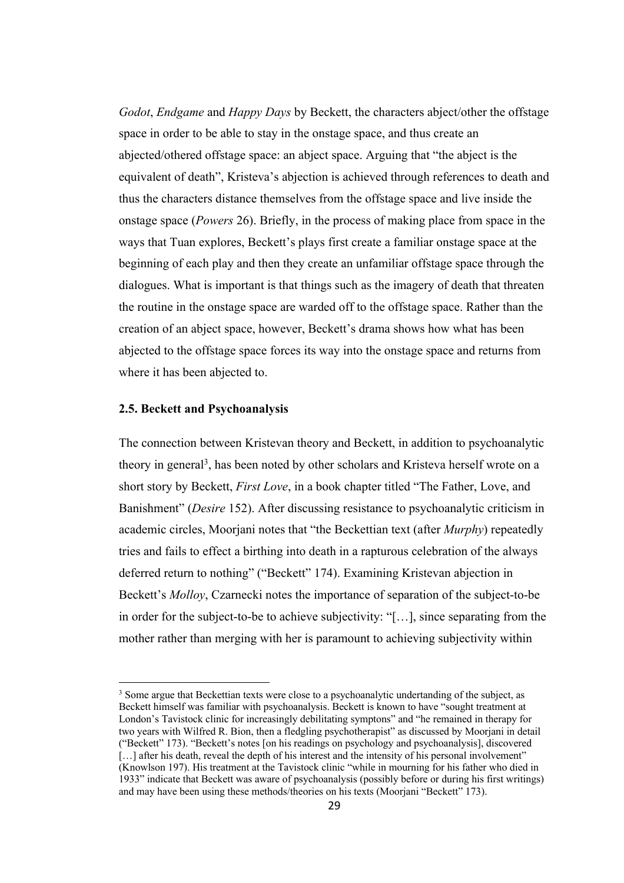*Godot*, *Endgame* and *Happy Days* by Beckett, the characters abject/other the offstage space in order to be able to stay in the onstage space, and thus create an abjected/othered offstage space: an abject space. Arguing that "the abject is the equivalent of death", Kristeva's abjection is achieved through references to death and thus the characters distance themselves from the offstage space and live inside the onstage space (*Powers* 26). Briefly, in the process of making place from space in the ways that Tuan explores, Beckett's plays first create a familiar onstage space at the beginning of each play and then they create an unfamiliar offstage space through the dialogues. What is important is that things such as the imagery of death that threaten the routine in the onstage space are warded off to the offstage space. Rather than the creation of an abject space, however, Beckett's drama shows how what has been abjected to the offstage space forces its way into the onstage space and returns from where it has been abjected to.

### 2.5. Beckett and Psychoanalysis

The connection between Kristevan theory and Beckett, in addition to psychoanalytic theory in general[3], has been noted by other scholars and Kristeva herself wrote on a short story by Beckett, *First Love*, in a book chapter titled "The Father, Love, and Banishment" (*Desire* 152). After discussing resistance to psychoanalytic criticism in academic circles, Moorjani notes that "the Beckettian text (after *Murphy*) repeatedly tries and fails to effect a birthing into death in a rapturous celebration of the always deferred return to nothing" ("Beckett" 174). Examining Kristevan abjection in Beckett's *Molloy*, Czarnecki notes the importance of separation of the subject-to-be in order for the subject-to-be to achieve subjectivity: "[…], since separating from the mother rather than merging with her is paramount to achieving subjectivity within

---

[3] Some argue that Beckettian texts were close to a psychoanalytic undertanding of the subject, as Beckett himself was familiar with psychoanalysis. Beckett is known to have "sought treatment at London's Tavistock clinic for increasingly debilitating symptons" and "he remained in therapy for two years with Wilfred R. Bion, then a fledgling psychotherapist" as discussed by Moorjani in detail ("Beckett" 173). "Beckett's notes [on his readings on psychology and psychoanalysis], discovered […] after his death, reveal the depth of his interest and the intensity of his personal involvement" (Knowlson 197). His treatment at the Tavistock clinic "while in mourning for his father who died in 1933" indicate that Beckett was aware of psychoanalysis (possibly before or during his first writings) and may have been using these methods/theories on his texts (Moorjani "Beckett" 173).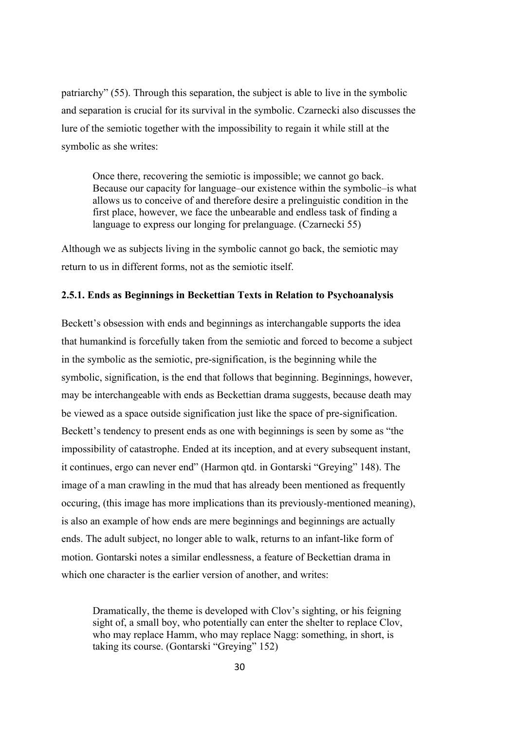patriarchy" (55). Through this separation, the subject is able to live in the symbolic and separation is crucial for its survival in the symbolic. Czarnecki also discusses the lure of the semiotic together with the impossibility to regain it while still at the symbolic as she writes:

> Once there, recovering the semiotic is impossible; we cannot go back. Because our capacity for language–our existence within the symbolic–is what allows us to conceive of and therefore desire a prelinguistic condition in the first place, however, we face the unbearable and endless task of finding a language to express our longing for prelanguage. (Czarnecki 55)

Although we as subjects living in the symbolic cannot go back, the semiotic may return to us in different forms, not as the semiotic itself.

### 2.5.1. Ends as Beginnings in Beckettian Texts in Relation to Psychoanalysis

Beckett's obsession with ends and beginnings as interchangable supports the idea that humankind is forcefully taken from the semiotic and forced to become a subject in the symbolic as the semiotic, pre-signification, is the beginning while the symbolic, signification, is the end that follows that beginning. Beginnings, however, may be interchangeable with ends as Beckettian drama suggests, because death may be viewed as a space outside signification just like the space of pre-signification. Beckett's tendency to present ends as one with beginnings is seen by some as "the impossibility of catastrophe. Ended at its inception, and at every subsequent instant, it continues, ergo can never end" (Harmon qtd. in Gontarski "Greying" 148). The image of a man crawling in the mud that has already been mentioned as frequently occuring, (this image has more implications than its previously-mentioned meaning), is also an example of how ends are mere beginnings and beginnings are actually ends. The adult subject, no longer able to walk, returns to an infant-like form of motion. Gontarski notes a similar endlessness, a feature of Beckettian drama in which one character is the earlier version of another, and writes:

> Dramatically, the theme is developed with Clov's sighting, or his feigning sight of, a small boy, who potentially can enter the shelter to replace Clov, who may replace Hamm, who may replace Nagg: something, in short, is taking its course. (Gontarski "Greying" 152)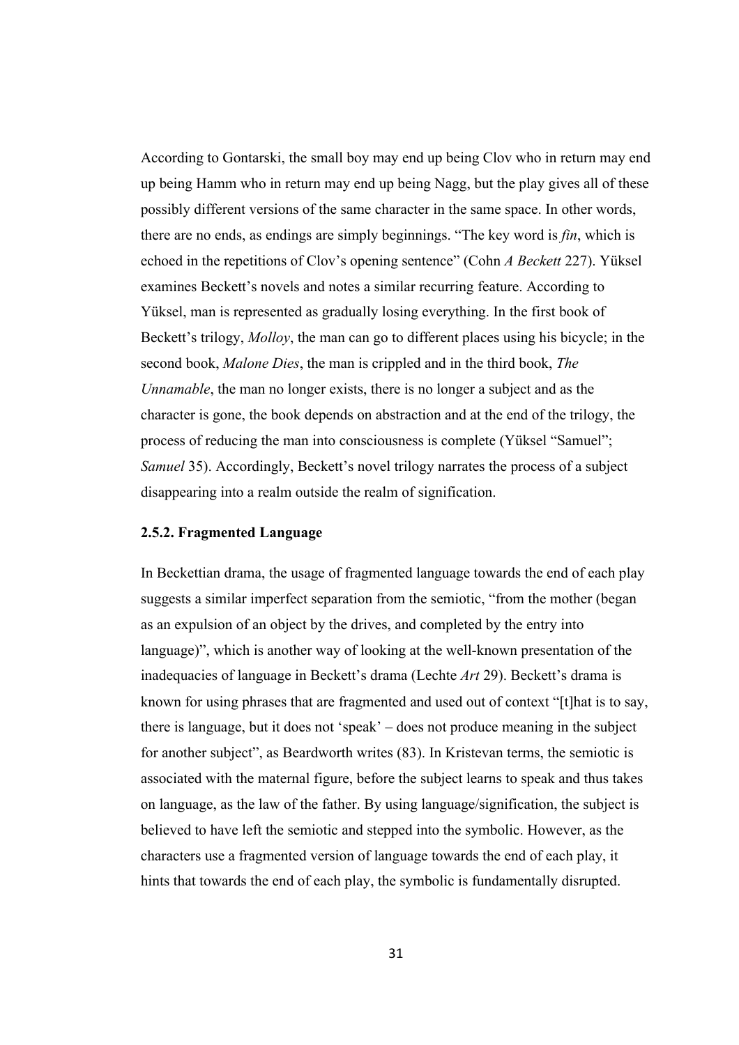According to Gontarski, the small boy may end up being Clov who in return may end up being Hamm who in return may end up being Nagg, but the play gives all of these possibly different versions of the same character in the same space. In other words, there are no ends, as endings are simply beginnings. "The key word is *fin*, which is echoed in the repetitions of Clov's opening sentence" (Cohn *A Beckett* 227). Yüksel examines Beckett's novels and notes a similar recurring feature. According to Yüksel, man is represented as gradually losing everything. In the first book of Beckett's trilogy, *Molloy*, the man can go to different places using his bicycle; in the second book, *Malone Dies*, the man is crippled and in the third book, *The Unnamable*, the man no longer exists, there is no longer a subject and as the character is gone, the book depends on abstraction and at the end of the trilogy, the process of reducing the man into consciousness is complete (Yüksel "Samuel"; *Samuel* 35). Accordingly, Beckett's novel trilogy narrates the process of a subject disappearing into a realm outside the realm of signification.

### 2.5.2. Fragmented Language

In Beckettian drama, the usage of fragmented language towards the end of each play suggests a similar imperfect separation from the semiotic, "from the mother (began as an expulsion of an object by the drives, and completed by the entry into language)", which is another way of looking at the well-known presentation of the inadequacies of language in Beckett's drama (Lechte *Art* 29). Beckett's drama is known for using phrases that are fragmented and used out of context "[t]hat is to say, there is language, but it does not 'speak' – does not produce meaning in the subject for another subject", as Beardworth writes (83). In Kristevan terms, the semiotic is associated with the maternal figure, before the subject learns to speak and thus takes on language, as the law of the father. By using language/signification, the subject is believed to have left the semiotic and stepped into the symbolic. However, as the characters use a fragmented version of language towards the end of each play, it hints that towards the end of each play, the symbolic is fundamentally disrupted.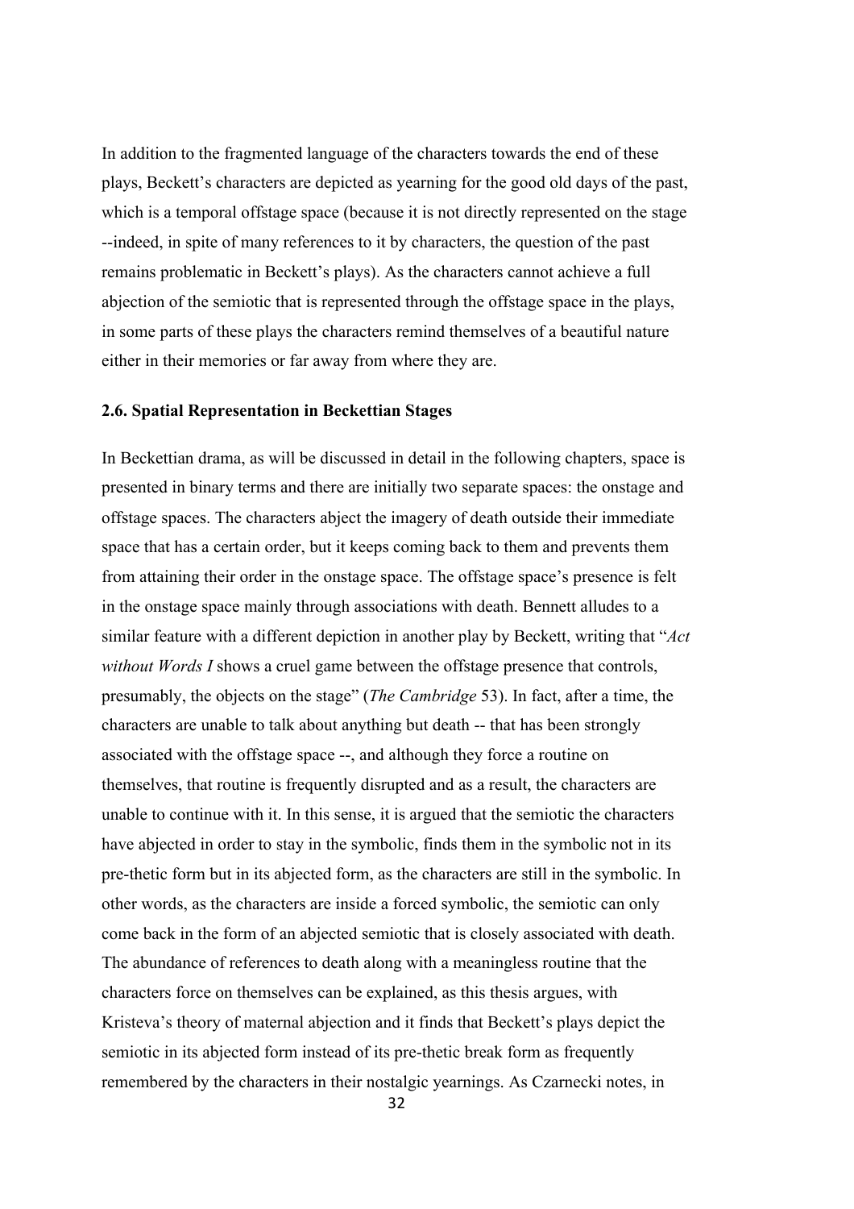In addition to the fragmented language of the characters towards the end of these plays, Beckett's characters are depicted as yearning for the good old days of the past, which is a temporal offstage space (because it is not directly represented on the stage --indeed, in spite of many references to it by characters, the question of the past remains problematic in Beckett's plays). As the characters cannot achieve a full abjection of the semiotic that is represented through the offstage space in the plays, in some parts of these plays the characters remind themselves of a beautiful nature either in their memories or far away from where they are.

### 2.6. Spatial Representation in Beckettian Stages

In Beckettian drama, as will be discussed in detail in the following chapters, space is presented in binary terms and there are initially two separate spaces: the onstage and offstage spaces. The characters abject the imagery of death outside their immediate space that has a certain order, but it keeps coming back to them and prevents them from attaining their order in the onstage space. The offstage space's presence is felt in the onstage space mainly through associations with death. Bennett alludes to a similar feature with a different depiction in another play by Beckett, writing that "*Act without Words I* shows a cruel game between the offstage presence that controls, presumably, the objects on the stage" (*The Cambridge* 53). In fact, after a time, the characters are unable to talk about anything but death -- that has been strongly associated with the offstage space --, and although they force a routine on themselves, that routine is frequently disrupted and as a result, the characters are unable to continue with it. In this sense, it is argued that the semiotic the characters have abjected in order to stay in the symbolic, finds them in the symbolic not in its pre-thetic form but in its abjected form, as the characters are still in the symbolic. In other words, as the characters are inside a forced symbolic, the semiotic can only come back in the form of an abjected semiotic that is closely associated with death. The abundance of references to death along with a meaningless routine that the characters force on themselves can be explained, as this thesis argues, with Kristeva's theory of maternal abjection and it finds that Beckett's plays depict the semiotic in its abjected form instead of its pre-thetic break form as frequently remembered by the characters in their nostalgic yearnings. As Czarnecki notes, in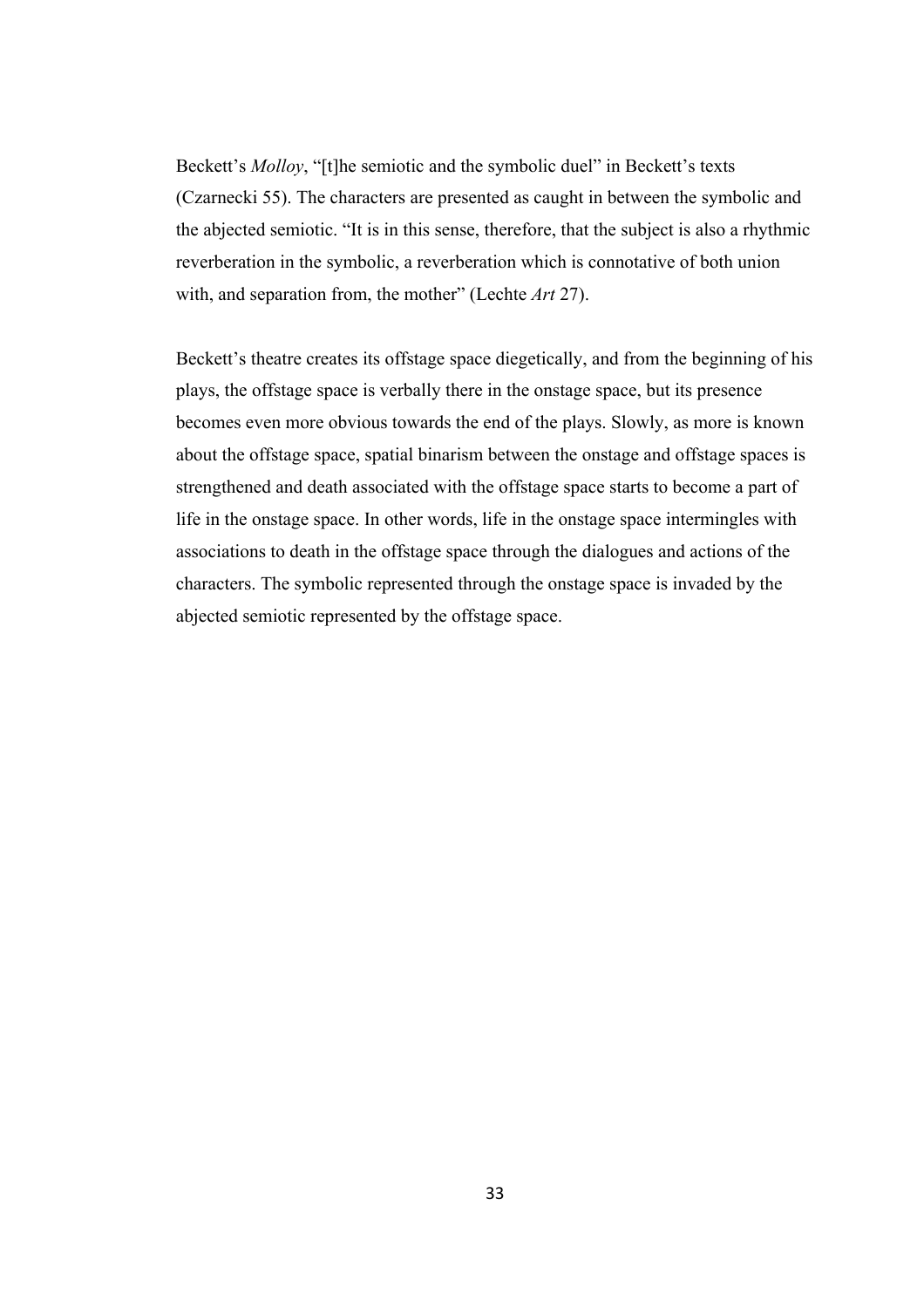Beckett's *Molloy*, "[t]he semiotic and the symbolic duel" in Beckett's texts (Czarnecki 55). The characters are presented as caught in between the symbolic and the abjected semiotic. "It is in this sense, therefore, that the subject is also a rhythmic reverberation in the symbolic, a reverberation which is connotative of both union with, and separation from, the mother" (Lechte *Art* 27).

Beckett's theatre creates its offstage space diegetically, and from the beginning of his plays, the offstage space is verbally there in the onstage space, but its presence becomes even more obvious towards the end of the plays. Slowly, as more is known about the offstage space, spatial binarism between the onstage and offstage spaces is strengthened and death associated with the offstage space starts to become a part of life in the onstage space. In other words, life in the onstage space intermingles with associations to death in the offstage space through the dialogues and actions of the characters. The symbolic represented through the onstage space is invaded by the abjected semiotic represented by the offstage space.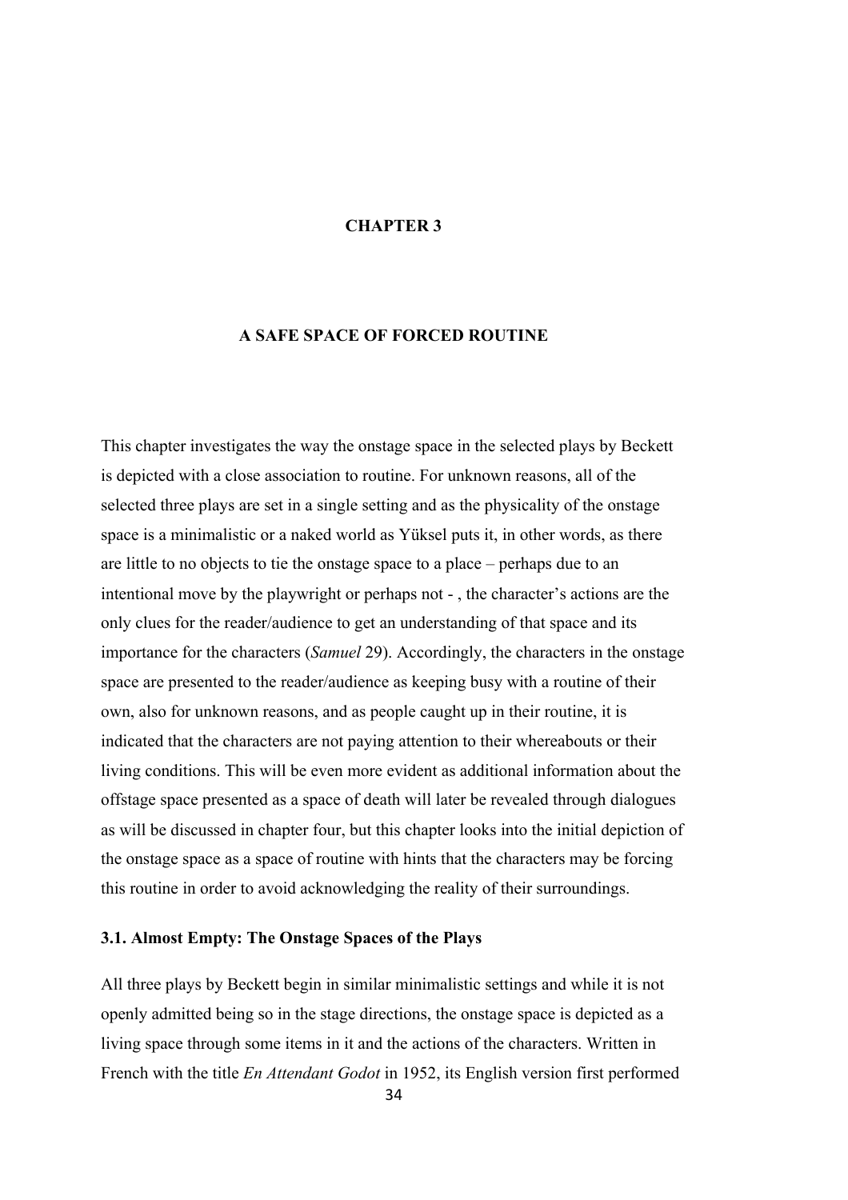# CHAPTER 3

# A SAFE SPACE OF FORCED ROUTINE

This chapter investigates the way the onstage space in the selected plays by Beckett is depicted with a close association to routine. For unknown reasons, all of the selected three plays are set in a single setting and as the physicality of the onstage space is a minimalistic or a naked world as Yüksel puts it, in other words, as there are little to no objects to tie the onstage space to a place – perhaps due to an intentional move by the playwright or perhaps not - , the character's actions are the only clues for the reader/audience to get an understanding of that space and its importance for the characters (*Samuel* 29). Accordingly, the characters in the onstage space are presented to the reader/audience as keeping busy with a routine of their own, also for unknown reasons, and as people caught up in their routine, it is indicated that the characters are not paying attention to their whereabouts or their living conditions. This will be even more evident as additional information about the offstage space presented as a space of death will later be revealed through dialogues as will be discussed in chapter four, but this chapter looks into the initial depiction of the onstage space as a space of routine with hints that the characters may be forcing this routine in order to avoid acknowledging the reality of their surroundings.

## 3.1. Almost Empty: The Onstage Spaces of the Plays

All three plays by Beckett begin in similar minimalistic settings and while it is not openly admitted being so in the stage directions, the onstage space is depicted as a living space through some items in it and the actions of the characters. Written in French with the title *En Attendant Godot* in 1952, its English version first performed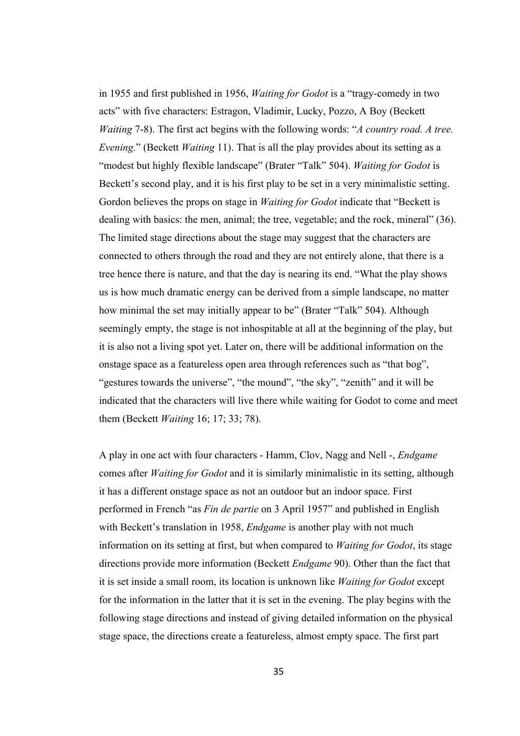in 1955 and first published in 1956, *Waiting for Godot* is a "tragy-comedy in two acts" with five characters: Estragon, Vladimir, Lucky, Pozzo, A Boy (Beckett *Waiting* 7-8). The first act begins with the following words: "*A country road. A tree. Evening.*" (Beckett *Waiting* 11). That is all the play provides about its setting as a "modest but highly flexible landscape" (Brater "Talk" 504). *Waiting for Godot* is Beckett's second play, and it is his first play to be set in a very minimalistic setting. Gordon believes the props on stage in *Waiting for Godot* indicate that "Beckett is dealing with basics: the men, animal; the tree, vegetable; and the rock, mineral" (36). The limited stage directions about the stage may suggest that the characters are connected to others through the road and they are not entirely alone, that there is a tree hence there is nature, and that the day is nearing its end. "What the play shows us is how much dramatic energy can be derived from a simple landscape, no matter how minimal the set may initially appear to be" (Brater "Talk" 504). Although seemingly empty, the stage is not inhospitable at all at the beginning of the play, but it is also not a living spot yet. Later on, there will be additional information on the onstage space as a featureless open area through references such as "that bog", "gestures towards the universe", "the mound", "the sky", "zenith" and it will be indicated that the characters will live there while waiting for Godot to come and meet them (Beckett *Waiting* 16; 17; 33; 78).

A play in one act with four characters - Hamm, Clov, Nagg and Nell -, *Endgame* comes after *Waiting for Godot* and it is similarly minimalistic in its setting, although it has a different onstage space as not an outdoor but an indoor space. First performed in French "as *Fin de partie* on 3 April 1957" and published in English with Beckett's translation in 1958, *Endgame* is another play with not much information on its setting at first, but when compared to *Waiting for Godot*, its stage directions provide more information (Beckett *Endgame* 90). Other than the fact that it is set inside a small room, its location is unknown like *Waiting for Godot* except for the information in the latter that it is set in the evening. The play begins with the following stage directions and instead of giving detailed information on the physical stage space, the directions create a featureless, almost empty space. The first part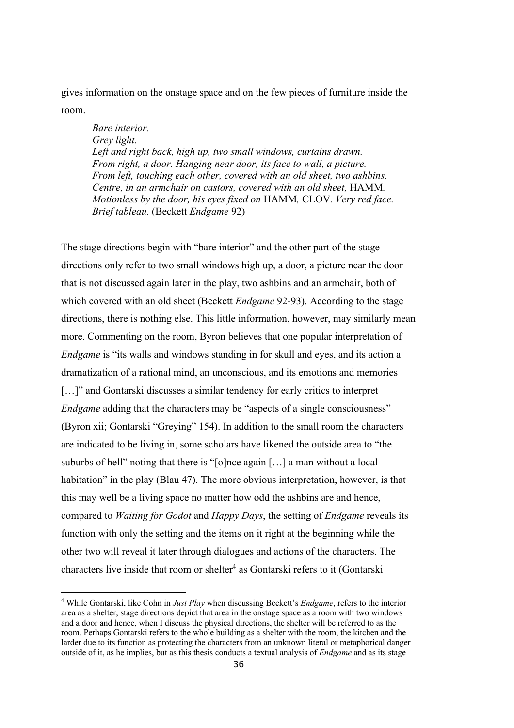gives information on the onstage space and on the few pieces of furniture inside the room.

> *Bare interior.*
> *Grey light.*
> *Left and right back, high up, two small windows, curtains drawn.*
> *From right, a door. Hanging near door, its face to wall, a picture.*
> *From left, touching each other, covered with an old sheet, two ashbins.*
> *Centre, in an armchair on castors, covered with an old sheet,* HAMM*.*
> *Motionless by the door, his eyes fixed on* HAMM*,* CLOV*. Very red face.*
> *Brief tableau.* (Beckett *Endgame* 92)

The stage directions begin with "bare interior" and the other part of the stage directions only refer to two small windows high up, a door, a picture near the door that is not discussed again later in the play, two ashbins and an armchair, both of which covered with an old sheet (Beckett *Endgame* 92-93). According to the stage directions, there is nothing else. This little information, however, may similarly mean more. Commenting on the room, Byron believes that one popular interpretation of *Endgame* is "its walls and windows standing in for skull and eyes, and its action a dramatization of a rational mind, an unconscious, and its emotions and memories […]" and Gontarski discusses a similar tendency for early critics to interpret *Endgame* adding that the characters may be "aspects of a single consciousness" (Byron xii; Gontarski "Greying" 154). In addition to the small room the characters are indicated to be living in, some scholars have likened the outside area to "the suburbs of hell" noting that there is "[o]nce again […] a man without a local habitation" in the play (Blau 47). The more obvious interpretation, however, is that this may well be a living space no matter how odd the ashbins are and hence, compared to *Waiting for Godot* and *Happy Days*, the setting of *Endgame* reveals its function with only the setting and the items on it right at the beginning while the other two will reveal it later through dialogues and actions of the characters. The characters live inside that room or shelter[4] as Gontarski refers to it (Gontarski

---

[4] While Gontarski, like Cohn in *Just Play* when discussing Beckett's *Endgame*, refers to the interior area as a shelter, stage directions depict that area in the onstage space as a room with two windows and a door and hence, when I discuss the physical directions, the shelter will be referred to as the room. Perhaps Gontarski refers to the whole building as a shelter with the room, the kitchen and the larder due to its function as protecting the characters from an unknown literal or metaphorical danger outside of it, as he implies, but as this thesis conducts a textual analysis of *Endgame* and as its stage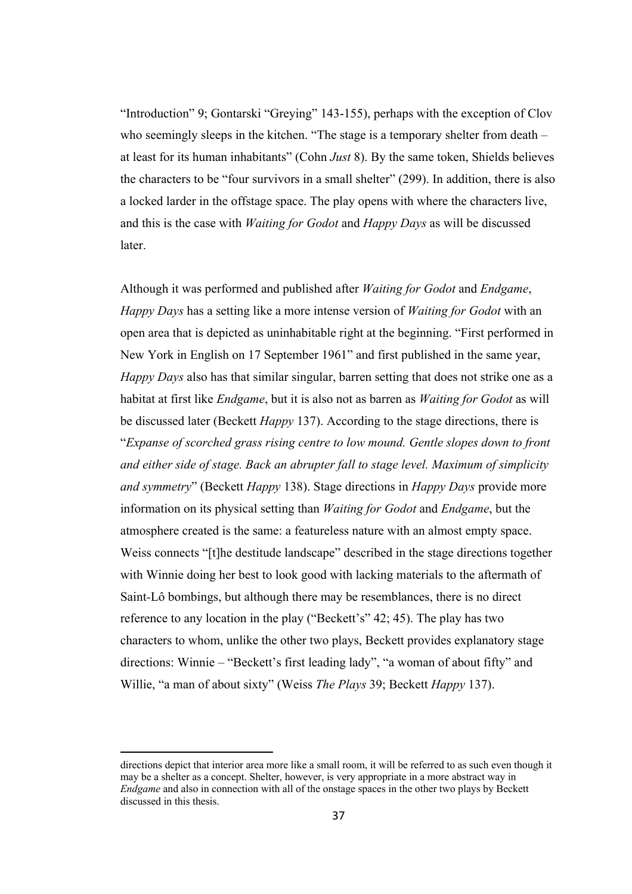"Introduction" 9; Gontarski "Greying" 143-155), perhaps with the exception of Clov who seemingly sleeps in the kitchen. "The stage is a temporary shelter from death – at least for its human inhabitants" (Cohn *Just* 8). By the same token, Shields believes the characters to be "four survivors in a small shelter" (299). In addition, there is also a locked larder in the offstage space. The play opens with where the characters live, and this is the case with *Waiting for Godot* and *Happy Days* as will be discussed later.

Although it was performed and published after *Waiting for Godot* and *Endgame*, *Happy Days* has a setting like a more intense version of *Waiting for Godot* with an open area that is depicted as uninhabitable right at the beginning. "First performed in New York in English on 17 September 1961" and first published in the same year, *Happy Days* also has that similar singular, barren setting that does not strike one as a habitat at first like *Endgame*, but it is also not as barren as *Waiting for Godot* as will be discussed later (Beckett *Happy* 137). According to the stage directions, there is "*Expanse of scorched grass rising centre to low mound. Gentle slopes down to front and either side of stage. Back an abrupter fall to stage level. Maximum of simplicity and symmetry*" (Beckett *Happy* 138). Stage directions in *Happy Days* provide more information on its physical setting than *Waiting for Godot* and *Endgame*, but the atmosphere created is the same: a featureless nature with an almost empty space. Weiss connects "[t]he destitude landscape" described in the stage directions together with Winnie doing her best to look good with lacking materials to the aftermath of Saint-Lô bombings, but although there may be resemblances, there is no direct reference to any location in the play ("Beckett's" 42; 45). The play has two characters to whom, unlike the other two plays, Beckett provides explanatory stage directions: Winnie – "Beckett's first leading lady", "a woman of about fifty" and Willie, "a man of about sixty" (Weiss *The Plays* 39; Beckett *Happy* 137).

---

directions depict that interior area more like a small room, it will be referred to as such even though it may be a shelter as a concept. Shelter, however, is very appropriate in a more abstract way in *Endgame* and also in connection with all of the onstage spaces in the other two plays by Beckett discussed in this thesis.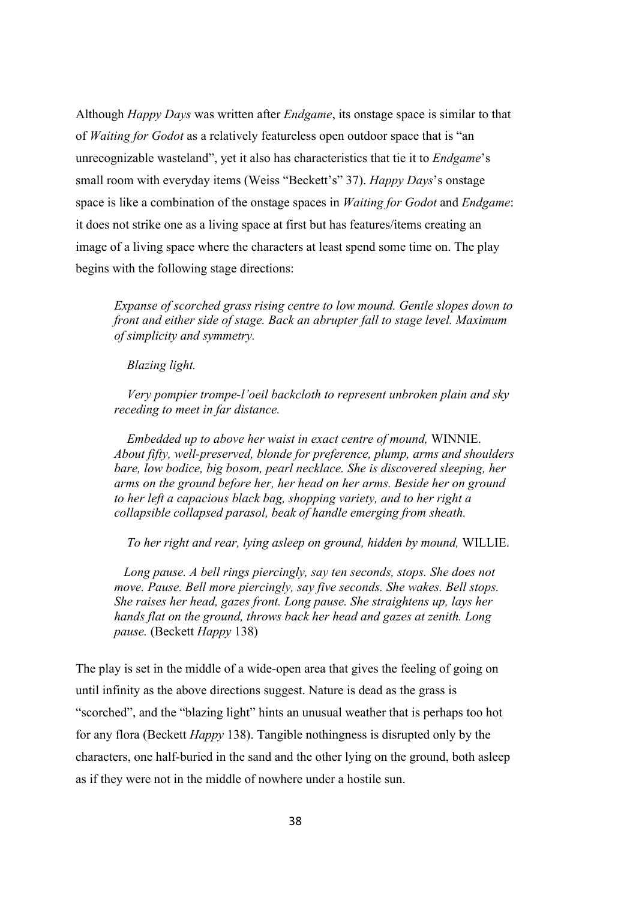Although *Happy Days* was written after *Endgame*, its onstage space is similar to that of *Waiting for Godot* as a relatively featureless open outdoor space that is "an unrecognizable wasteland", yet it also has characteristics that tie it to *Endgame*'s small room with everyday items (Weiss "Beckett's" 37). *Happy Days*'s onstage space is like a combination of the onstage spaces in *Waiting for Godot* and *Endgame*: it does not strike one as a living space at first but has features/items creating an image of a living space where the characters at least spend some time on. The play begins with the following stage directions:

> *Expanse of scorched grass rising centre to low mound. Gentle slopes down to front and either side of stage. Back an abrupter fall to stage level. Maximum of simplicity and symmetry.*
>
> *Blazing light.*
>
> *Very pompier trompe-l'oeil backcloth to represent unbroken plain and sky receding to meet in far distance.*
>
> *Embedded up to above her waist in exact centre of mound,* WINNIE. *About fifty, well-preserved, blonde for preference, plump, arms and shoulders bare, low bodice, big bosom, pearl necklace. She is discovered sleeping, her arms on the ground before her, her head on her arms. Beside her on ground to her left a capacious black bag, shopping variety, and to her right a collapsible collapsed parasol, beak of handle emerging from sheath.*
>
> *To her right and rear, lying asleep on ground, hidden by mound,* WILLIE.
>
> *Long pause. A bell rings piercingly, say ten seconds, stops. She does not move. Pause. Bell more piercingly, say five seconds. She wakes. Bell stops. She raises her head, gazes front. Long pause. She straightens up, lays her hands flat on the ground, throws back her head and gazes at zenith. Long pause.* (Beckett *Happy* 138)

The play is set in the middle of a wide-open area that gives the feeling of going on until infinity as the above directions suggest. Nature is dead as the grass is "scorched", and the "blazing light" hints an unusual weather that is perhaps too hot for any flora (Beckett *Happy* 138). Tangible nothingness is disrupted only by the characters, one half-buried in the sand and the other lying on the ground, both asleep as if they were not in the middle of nowhere under a hostile sun.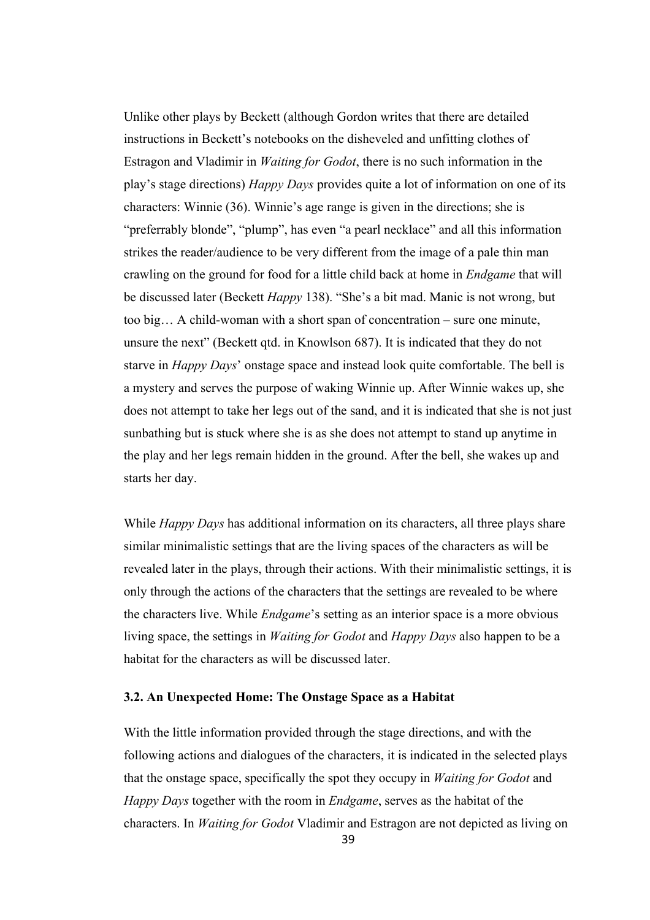Unlike other plays by Beckett (although Gordon writes that there are detailed instructions in Beckett's notebooks on the disheveled and unfitting clothes of Estragon and Vladimir in *Waiting for Godot*, there is no such information in the play's stage directions) *Happy Days* provides quite a lot of information on one of its characters: Winnie (36). Winnie's age range is given in the directions; she is "preferrably blonde", "plump", has even "a pearl necklace" and all this information strikes the reader/audience to be very different from the image of a pale thin man crawling on the ground for food for a little child back at home in *Endgame* that will be discussed later (Beckett *Happy* 138). "She's a bit mad. Manic is not wrong, but too big… A child-woman with a short span of concentration – sure one minute, unsure the next" (Beckett qtd. in Knowlson 687). It is indicated that they do not starve in *Happy Days*' onstage space and instead look quite comfortable. The bell is a mystery and serves the purpose of waking Winnie up. After Winnie wakes up, she does not attempt to take her legs out of the sand, and it is indicated that she is not just sunbathing but is stuck where she is as she does not attempt to stand up anytime in the play and her legs remain hidden in the ground. After the bell, she wakes up and starts her day.

While *Happy Days* has additional information on its characters, all three plays share similar minimalistic settings that are the living spaces of the characters as will be revealed later in the plays, through their actions. With their minimalistic settings, it is only through the actions of the characters that the settings are revealed to be where the characters live. While *Endgame*'s setting as an interior space is a more obvious living space, the settings in *Waiting for Godot* and *Happy Days* also happen to be a habitat for the characters as will be discussed later.

### 3.2. An Unexpected Home: The Onstage Space as a Habitat

With the little information provided through the stage directions, and with the following actions and dialogues of the characters, it is indicated in the selected plays that the onstage space, specifically the spot they occupy in *Waiting for Godot* and *Happy Days* together with the room in *Endgame*, serves as the habitat of the characters. In *Waiting for Godot* Vladimir and Estragon are not depicted as living on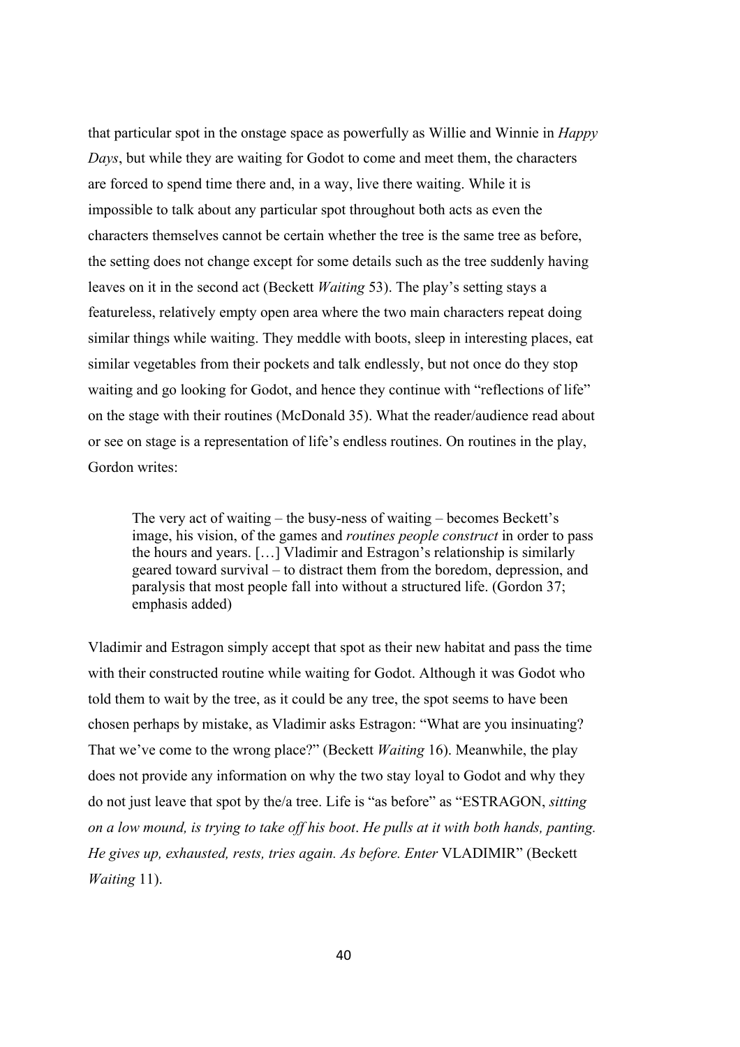that particular spot in the onstage space as powerfully as Willie and Winnie in *Happy Days*, but while they are waiting for Godot to come and meet them, the characters are forced to spend time there and, in a way, live there waiting. While it is impossible to talk about any particular spot throughout both acts as even the characters themselves cannot be certain whether the tree is the same tree as before, the setting does not change except for some details such as the tree suddenly having leaves on it in the second act (Beckett *Waiting* 53). The play's setting stays a featureless, relatively empty open area where the two main characters repeat doing similar things while waiting. They meddle with boots, sleep in interesting places, eat similar vegetables from their pockets and talk endlessly, but not once do they stop waiting and go looking for Godot, and hence they continue with "reflections of life" on the stage with their routines (McDonald 35). What the reader/audience read about or see on stage is a representation of life's endless routines. On routines in the play, Gordon writes:

> The very act of waiting – the busy-ness of waiting – becomes Beckett's image, his vision, of the games and *routines people construct* in order to pass the hours and years. […] Vladimir and Estragon's relationship is similarly geared toward survival – to distract them from the boredom, depression, and paralysis that most people fall into without a structured life. (Gordon 37; emphasis added)

Vladimir and Estragon simply accept that spot as their new habitat and pass the time with their constructed routine while waiting for Godot. Although it was Godot who told them to wait by the tree, as it could be any tree, the spot seems to have been chosen perhaps by mistake, as Vladimir asks Estragon: "What are you insinuating? That we've come to the wrong place?" (Beckett *Waiting* 16). Meanwhile, the play does not provide any information on why the two stay loyal to Godot and why they do not just leave that spot by the/a tree. Life is "as before" as "ESTRAGON, *sitting on a low mound, is trying to take off his boot*. *He pulls at it with both hands, panting. He gives up, exhausted, rests, tries again. As before. Enter* VLADIMIR" (Beckett *Waiting* 11).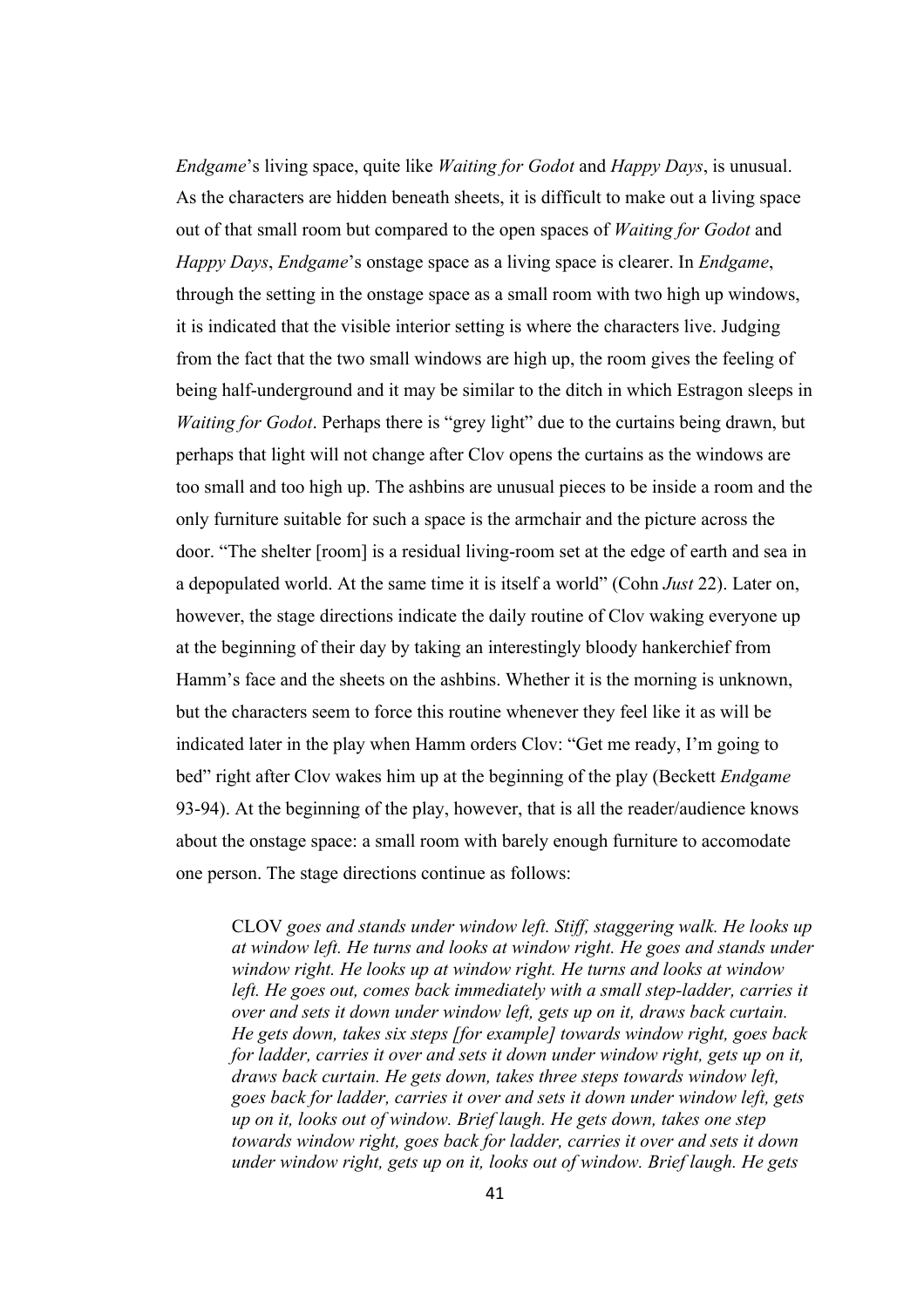*Endgame*'s living space, quite like *Waiting for Godot* and *Happy Days*, is unusual. As the characters are hidden beneath sheets, it is difficult to make out a living space out of that small room but compared to the open spaces of *Waiting for Godot* and *Happy Days*, *Endgame*'s onstage space as a living space is clearer. In *Endgame*, through the setting in the onstage space as a small room with two high up windows, it is indicated that the visible interior setting is where the characters live. Judging from the fact that the two small windows are high up, the room gives the feeling of being half-underground and it may be similar to the ditch in which Estragon sleeps in *Waiting for Godot*. Perhaps there is "grey light" due to the curtains being drawn, but perhaps that light will not change after Clov opens the curtains as the windows are too small and too high up. The ashbins are unusual pieces to be inside a room and the only furniture suitable for such a space is the armchair and the picture across the door. "The shelter [room] is a residual living-room set at the edge of earth and sea in a depopulated world. At the same time it is itself a world" (Cohn *Just* 22). Later on, however, the stage directions indicate the daily routine of Clov waking everyone up at the beginning of their day by taking an interestingly bloody hankerchief from Hamm's face and the sheets on the ashbins. Whether it is the morning is unknown, but the characters seem to force this routine whenever they feel like it as will be indicated later in the play when Hamm orders Clov: "Get me ready, I'm going to bed" right after Clov wakes him up at the beginning of the play (Beckett *Endgame* 93-94). At the beginning of the play, however, that is all the reader/audience knows about the onstage space: a small room with barely enough furniture to accomodate one person. The stage directions continue as follows:

> CLOV *goes and stands under window left. Stiff, staggering walk. He looks up at window left. He turns and looks at window right. He goes and stands under window right. He looks up at window right. He turns and looks at window left. He goes out, comes back immediately with a small step-ladder, carries it over and sets it down under window left, gets up on it, draws back curtain. He gets down, takes six steps [for example] towards window right, goes back for ladder, carries it over and sets it down under window right, gets up on it, draws back curtain. He gets down, takes three steps towards window left, goes back for ladder, carries it over and sets it down under window left, gets up on it, looks out of window. Brief laugh. He gets down, takes one step towards window right, goes back for ladder, carries it over and sets it down under window right, gets up on it, looks out of window. Brief laugh. He gets*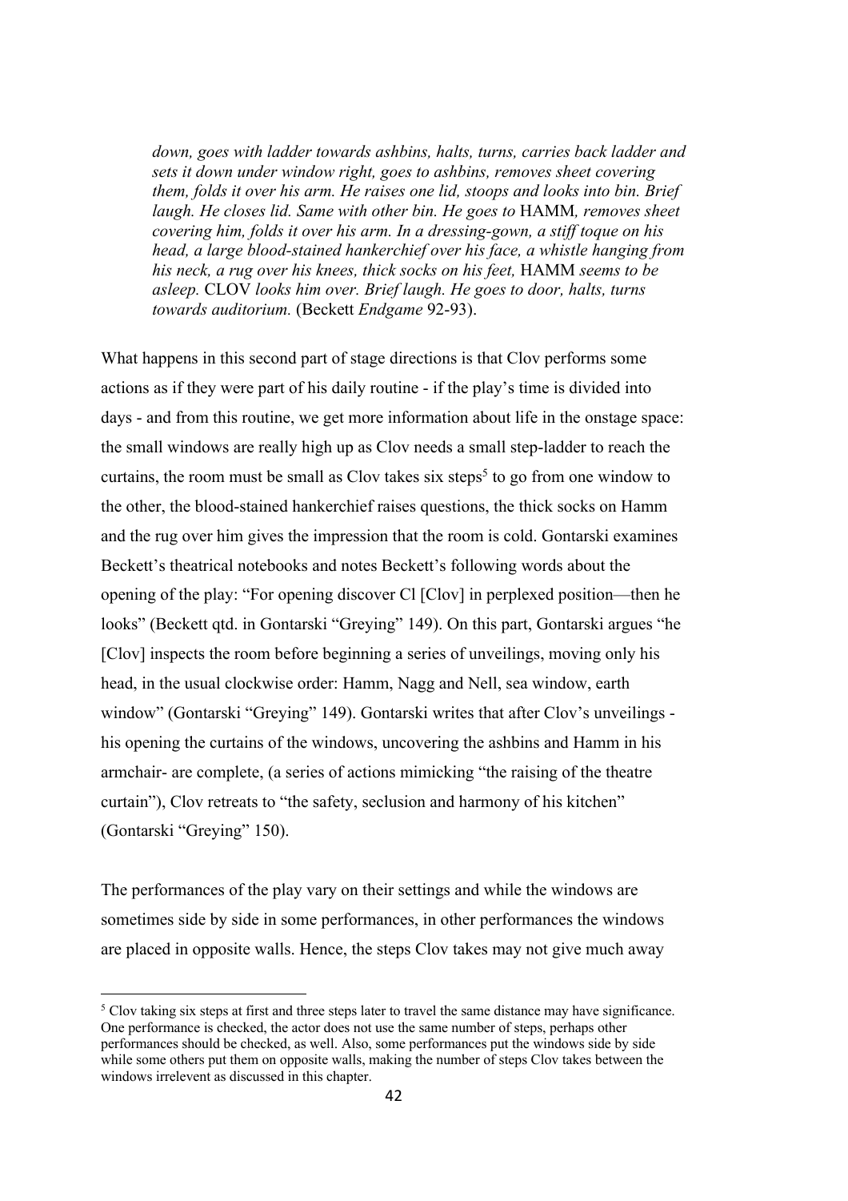> *down, goes with ladder towards ashbins, halts, turns, carries back ladder and sets it down under window right, goes to ashbins, removes sheet covering them, folds it over his arm. He raises one lid, stoops and looks into bin. Brief laugh. He closes lid. Same with other bin. He goes to* HAMM*, removes sheet covering him, folds it over his arm. In a dressing-gown, a stiff toque on his head, a large blood-stained hankerchief over his face, a whistle hanging from his neck, a rug over his knees, thick socks on his feet,* HAMM *seems to be asleep.* CLOV *looks him over. Brief laugh. He goes to door, halts, turns towards auditorium.* (Beckett *Endgame* 92-93).

What happens in this second part of stage directions is that Clov performs some actions as if they were part of his daily routine - if the play's time is divided into days - and from this routine, we get more information about life in the onstage space: the small windows are really high up as Clov needs a small step-ladder to reach the curtains, the room must be small as Clov takes six steps[5] to go from one window to the other, the blood-stained hankerchief raises questions, the thick socks on Hamm and the rug over him gives the impression that the room is cold. Gontarski examines Beckett's theatrical notebooks and notes Beckett's following words about the opening of the play: "For opening discover Cl [Clov] in perplexed position—then he looks" (Beckett qtd. in Gontarski "Greying" 149). On this part, Gontarski argues "he [Clov] inspects the room before beginning a series of unveilings, moving only his head, in the usual clockwise order: Hamm, Nagg and Nell, sea window, earth window" (Gontarski "Greying" 149). Gontarski writes that after Clov's unveilings - his opening the curtains of the windows, uncovering the ashbins and Hamm in his armchair- are complete, (a series of actions mimicking "the raising of the theatre curtain"), Clov retreats to "the safety, seclusion and harmony of his kitchen" (Gontarski "Greying" 150).

The performances of the play vary on their settings and while the windows are sometimes side by side in some performances, in other performances the windows are placed in opposite walls. Hence, the steps Clov takes may not give much away

---

[5] Clov taking six steps at first and three steps later to travel the same distance may have significance. One performance is checked, the actor does not use the same number of steps, perhaps other performances should be checked, as well. Also, some performances put the windows side by side while some others put them on opposite walls, making the number of steps Clov takes between the windows irrelevent as discussed in this chapter.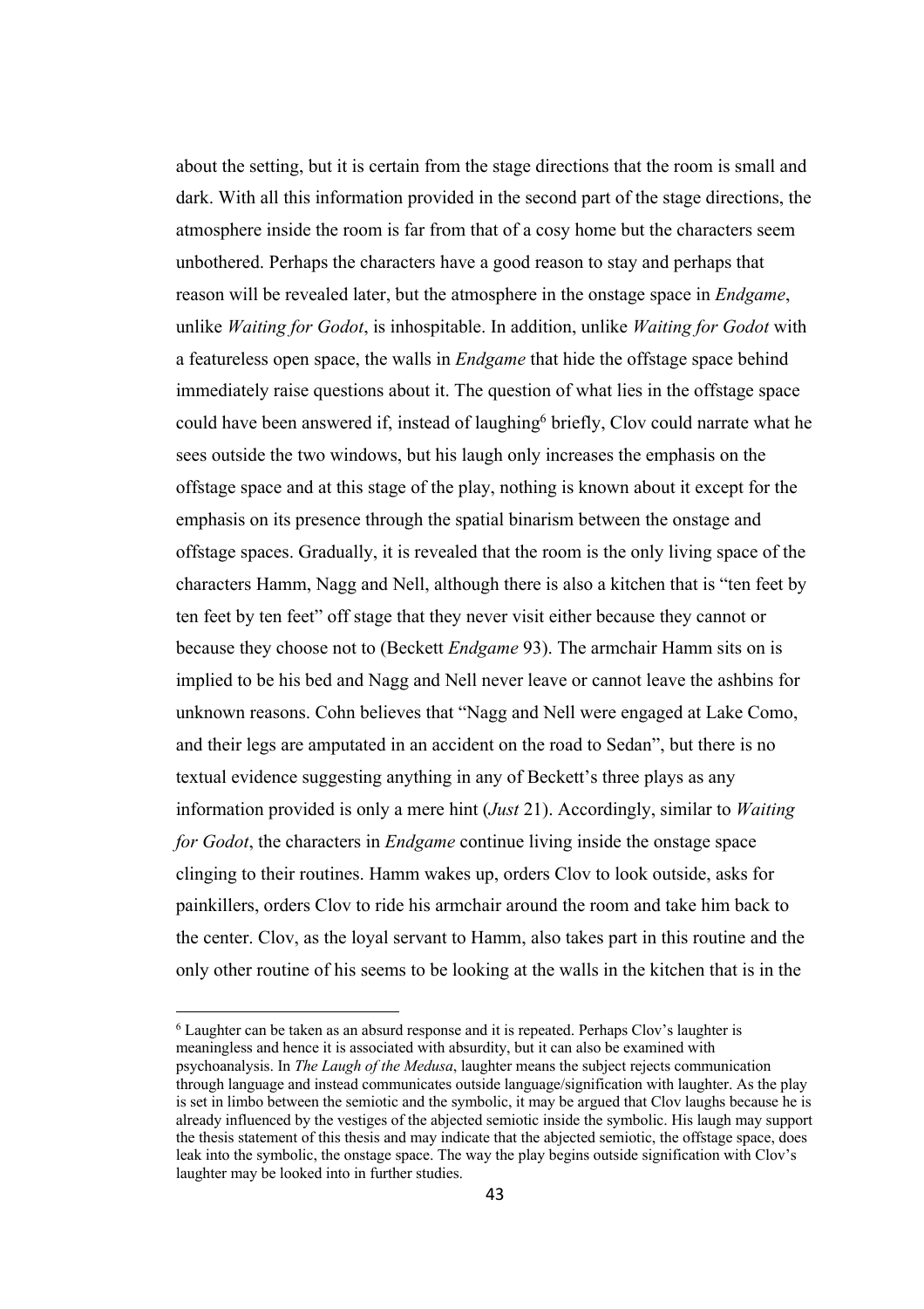about the setting, but it is certain from the stage directions that the room is small and dark. With all this information provided in the second part of the stage directions, the atmosphere inside the room is far from that of a cosy home but the characters seem unbothered. Perhaps the characters have a good reason to stay and perhaps that reason will be revealed later, but the atmosphere in the onstage space in *Endgame*, unlike *Waiting for Godot*, is inhospitable. In addition, unlike *Waiting for Godot* with a featureless open space, the walls in *Endgame* that hide the offstage space behind immediately raise questions about it. The question of what lies in the offstage space could have been answered if, instead of laughing[6] briefly, Clov could narrate what he sees outside the two windows, but his laugh only increases the emphasis on the offstage space and at this stage of the play, nothing is known about it except for the emphasis on its presence through the spatial binarism between the onstage and offstage spaces. Gradually, it is revealed that the room is the only living space of the characters Hamm, Nagg and Nell, although there is also a kitchen that is "ten feet by ten feet by ten feet" off stage that they never visit either because they cannot or because they choose not to (Beckett *Endgame* 93). The armchair Hamm sits on is implied to be his bed and Nagg and Nell never leave or cannot leave the ashbins for unknown reasons. Cohn believes that "Nagg and Nell were engaged at Lake Como, and their legs are amputated in an accident on the road to Sedan", but there is no textual evidence suggesting anything in any of Beckett's three plays as any information provided is only a mere hint (*Just* 21). Accordingly, similar to *Waiting for Godot*, the characters in *Endgame* continue living inside the onstage space clinging to their routines. Hamm wakes up, orders Clov to look outside, asks for painkillers, orders Clov to ride his armchair around the room and take him back to the center. Clov, as the loyal servant to Hamm, also takes part in this routine and the only other routine of his seems to be looking at the walls in the kitchen that is in the

[6] Laughter can be taken as an absurd response and it is repeated. Perhaps Clov's laughter is meaningless and hence it is associated with absurdity, but it can also be examined with psychoanalysis. In *The Laugh of the Medusa*, laughter means the subject rejects communication through language and instead communicates outside language/signification with laughter. As the play is set in limbo between the semiotic and the symbolic, it may be argued that Clov laughs because he is already influenced by the vestiges of the abjected semiotic inside the symbolic. His laugh may support the thesis statement of this thesis and may indicate that the abjected semiotic, the offstage space, does leak into the symbolic, the onstage space. The way the play begins outside signification with Clov's laughter may be looked into in further studies.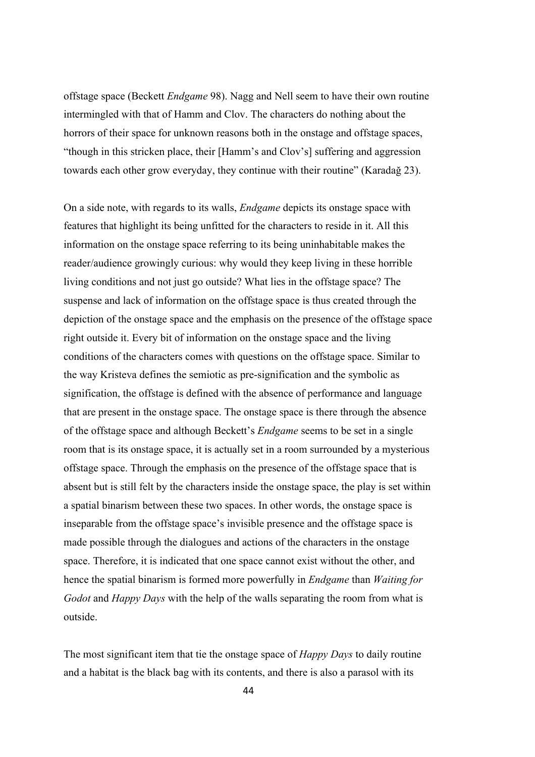offstage space (Beckett *Endgame* 98). Nagg and Nell seem to have their own routine intermingled with that of Hamm and Clov. The characters do nothing about the horrors of their space for unknown reasons both in the onstage and offstage spaces, "though in this stricken place, their [Hamm's and Clov's] suffering and aggression towards each other grow everyday, they continue with their routine" (Karadağ 23).

On a side note, with regards to its walls, *Endgame* depicts its onstage space with features that highlight its being unfitted for the characters to reside in it. All this information on the onstage space referring to its being uninhabitable makes the reader/audience growingly curious: why would they keep living in these horrible living conditions and not just go outside? What lies in the offstage space? The suspense and lack of information on the offstage space is thus created through the depiction of the onstage space and the emphasis on the presence of the offstage space right outside it. Every bit of information on the onstage space and the living conditions of the characters comes with questions on the offstage space. Similar to the way Kristeva defines the semiotic as pre-signification and the symbolic as signification, the offstage is defined with the absence of performance and language that are present in the onstage space. The onstage space is there through the absence of the offstage space and although Beckett's *Endgame* seems to be set in a single room that is its onstage space, it is actually set in a room surrounded by a mysterious offstage space. Through the emphasis on the presence of the offstage space that is absent but is still felt by the characters inside the onstage space, the play is set within a spatial binarism between these two spaces. In other words, the onstage space is inseparable from the offstage space's invisible presence and the offstage space is made possible through the dialogues and actions of the characters in the onstage space. Therefore, it is indicated that one space cannot exist without the other, and hence the spatial binarism is formed more powerfully in *Endgame* than *Waiting for Godot* and *Happy Days* with the help of the walls separating the room from what is outside.

The most significant item that tie the onstage space of *Happy Days* to daily routine and a habitat is the black bag with its contents, and there is also a parasol with its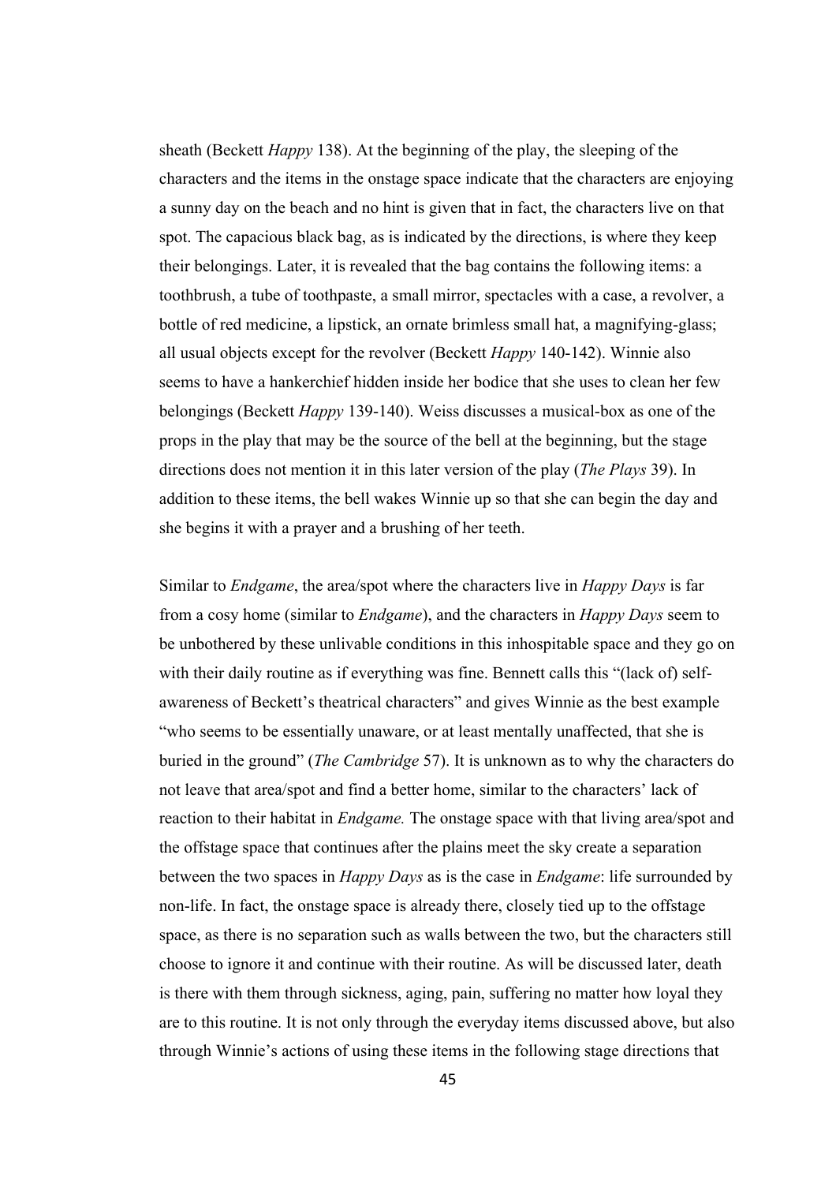sheath (Beckett *Happy* 138). At the beginning of the play, the sleeping of the characters and the items in the onstage space indicate that the characters are enjoying a sunny day on the beach and no hint is given that in fact, the characters live on that spot. The capacious black bag, as is indicated by the directions, is where they keep their belongings. Later, it is revealed that the bag contains the following items: a toothbrush, a tube of toothpaste, a small mirror, spectacles with a case, a revolver, a bottle of red medicine, a lipstick, an ornate brimless small hat, a magnifying-glass; all usual objects except for the revolver (Beckett *Happy* 140-142). Winnie also seems to have a hankerchief hidden inside her bodice that she uses to clean her few belongings (Beckett *Happy* 139-140). Weiss discusses a musical-box as one of the props in the play that may be the source of the bell at the beginning, but the stage directions does not mention it in this later version of the play (*The Plays* 39). In addition to these items, the bell wakes Winnie up so that she can begin the day and she begins it with a prayer and a brushing of her teeth.

Similar to *Endgame*, the area/spot where the characters live in *Happy Days* is far from a cosy home (similar to *Endgame*), and the characters in *Happy Days* seem to be unbothered by these unlivable conditions in this inhospitable space and they go on with their daily routine as if everything was fine. Bennett calls this "(lack of) self-awareness of Beckett's theatrical characters" and gives Winnie as the best example "who seems to be essentially unaware, or at least mentally unaffected, that she is buried in the ground" (*The Cambridge* 57). It is unknown as to why the characters do not leave that area/spot and find a better home, similar to the characters' lack of reaction to their habitat in *Endgame.* The onstage space with that living area/spot and the offstage space that continues after the plains meet the sky create a separation between the two spaces in *Happy Days* as is the case in *Endgame*: life surrounded by non-life. In fact, the onstage space is already there, closely tied up to the offstage space, as there is no separation such as walls between the two, but the characters still choose to ignore it and continue with their routine. As will be discussed later, death is there with them through sickness, aging, pain, suffering no matter how loyal they are to this routine. It is not only through the everyday items discussed above, but also through Winnie's actions of using these items in the following stage directions that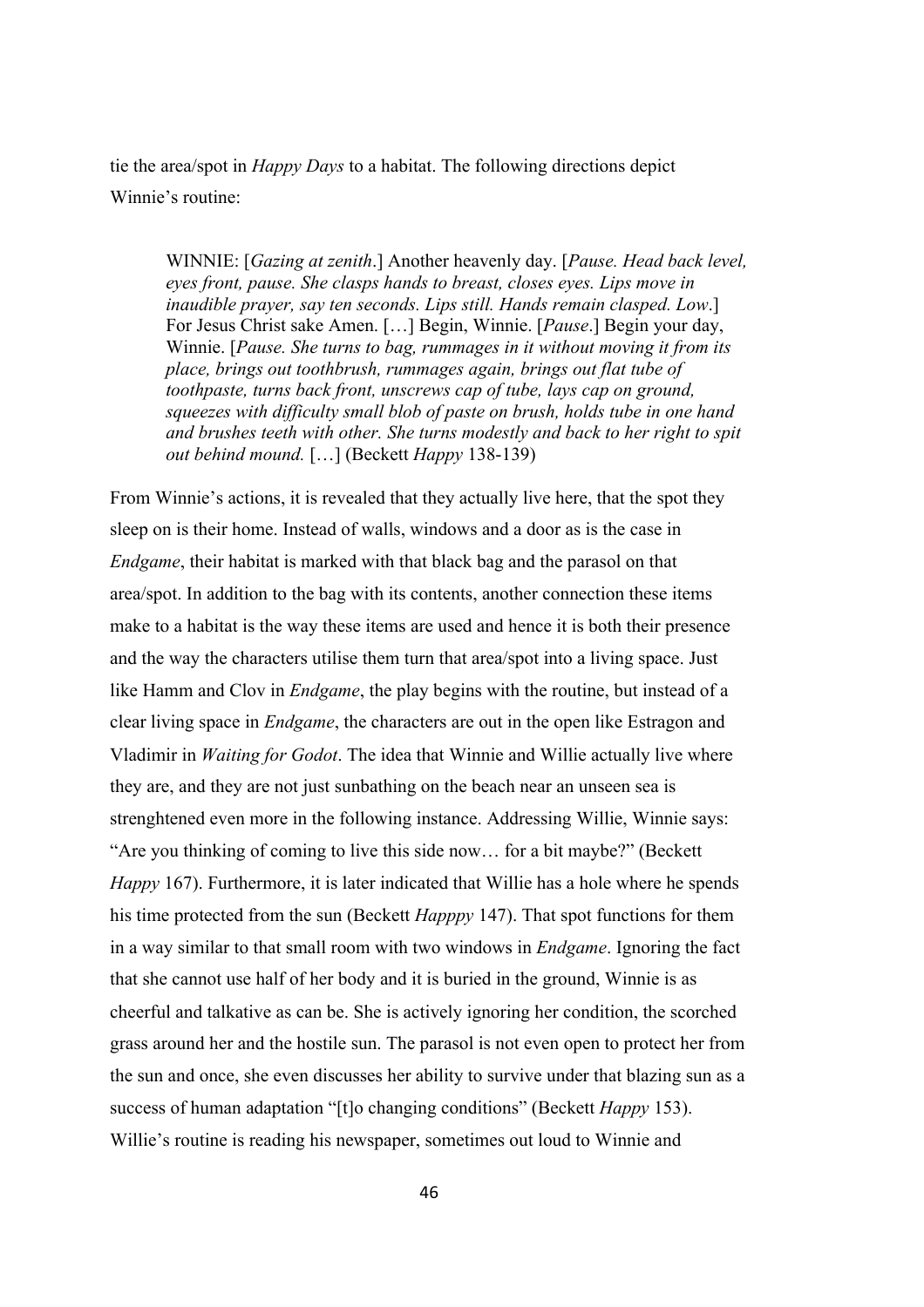tie the area/spot in *Happy Days* to a habitat. The following directions depict Winnie's routine:

> WINNIE: [*Gazing at zenith*.] Another heavenly day. [*Pause. Head back level, eyes front, pause. She clasps hands to breast, closes eyes. Lips move in inaudible prayer, say ten seconds. Lips still. Hands remain clasped. Low*.] For Jesus Christ sake Amen. […] Begin, Winnie. [*Pause*.] Begin your day, Winnie. [*Pause. She turns to bag, rummages in it without moving it from its place, brings out toothbrush, rummages again, brings out flat tube of toothpaste, turns back front, unscrews cap of tube, lays cap on ground, squeezes with difficulty small blob of paste on brush, holds tube in one hand and brushes teeth with other. She turns modestly and back to her right to spit out behind mound.* […] (Beckett *Happy* 138-139)

From Winnie's actions, it is revealed that they actually live here, that the spot they sleep on is their home. Instead of walls, windows and a door as is the case in *Endgame*, their habitat is marked with that black bag and the parasol on that area/spot. In addition to the bag with its contents, another connection these items make to a habitat is the way these items are used and hence it is both their presence and the way the characters utilise them turn that area/spot into a living space. Just like Hamm and Clov in *Endgame*, the play begins with the routine, but instead of a clear living space in *Endgame*, the characters are out in the open like Estragon and Vladimir in *Waiting for Godot*. The idea that Winnie and Willie actually live where they are, and they are not just sunbathing on the beach near an unseen sea is strenghtened even more in the following instance. Addressing Willie, Winnie says: "Are you thinking of coming to live this side now… for a bit maybe?" (Beckett *Happy* 167). Furthermore, it is later indicated that Willie has a hole where he spends his time protected from the sun (Beckett *Happpy* 147). That spot functions for them in a way similar to that small room with two windows in *Endgame*. Ignoring the fact that she cannot use half of her body and it is buried in the ground, Winnie is as cheerful and talkative as can be. She is actively ignoring her condition, the scorched grass around her and the hostile sun. The parasol is not even open to protect her from the sun and once, she even discusses her ability to survive under that blazing sun as a success of human adaptation "[t]o changing conditions" (Beckett *Happy* 153). Willie's routine is reading his newspaper, sometimes out loud to Winnie and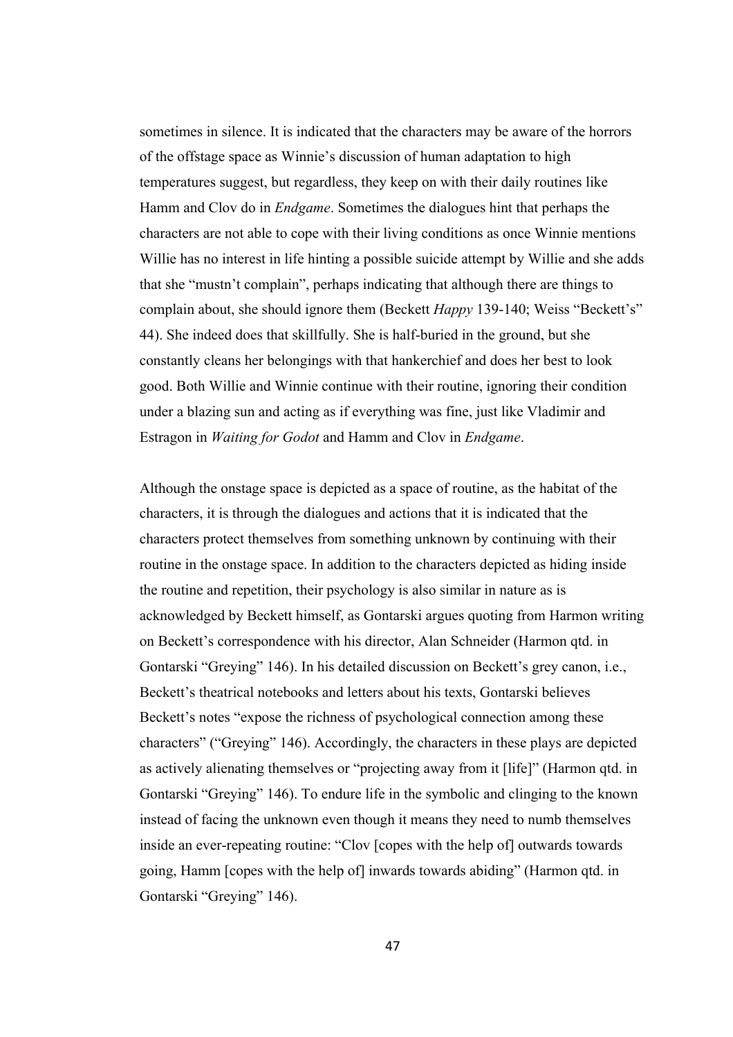sometimes in silence. It is indicated that the characters may be aware of the horrors of the offstage space as Winnie's discussion of human adaptation to high temperatures suggest, but regardless, they keep on with their daily routines like Hamm and Clov do in *Endgame*. Sometimes the dialogues hint that perhaps the characters are not able to cope with their living conditions as once Winnie mentions Willie has no interest in life hinting a possible suicide attempt by Willie and she adds that she "mustn't complain", perhaps indicating that although there are things to complain about, she should ignore them (Beckett *Happy* 139-140; Weiss "Beckett's" 44). She indeed does that skillfully. She is half-buried in the ground, but she constantly cleans her belongings with that hankerchief and does her best to look good. Both Willie and Winnie continue with their routine, ignoring their condition under a blazing sun and acting as if everything was fine, just like Vladimir and Estragon in *Waiting for Godot* and Hamm and Clov in *Endgame*.

Although the onstage space is depicted as a space of routine, as the habitat of the characters, it is through the dialogues and actions that it is indicated that the characters protect themselves from something unknown by continuing with their routine in the onstage space. In addition to the characters depicted as hiding inside the routine and repetition, their psychology is also similar in nature as is acknowledged by Beckett himself, as Gontarski argues quoting from Harmon writing on Beckett's correspondence with his director, Alan Schneider (Harmon qtd. in Gontarski "Greying" 146). In his detailed discussion on Beckett's grey canon, i.e., Beckett's theatrical notebooks and letters about his texts, Gontarski believes Beckett's notes "expose the richness of psychological connection among these characters" ("Greying" 146). Accordingly, the characters in these plays are depicted as actively alienating themselves or "projecting away from it [life]" (Harmon qtd. in Gontarski "Greying" 146). To endure life in the symbolic and clinging to the known instead of facing the unknown even though it means they need to numb themselves inside an ever-repeating routine: "Clov [copes with the help of] outwards towards going, Hamm [copes with the help of] inwards towards abiding" (Harmon qtd. in Gontarski "Greying" 146).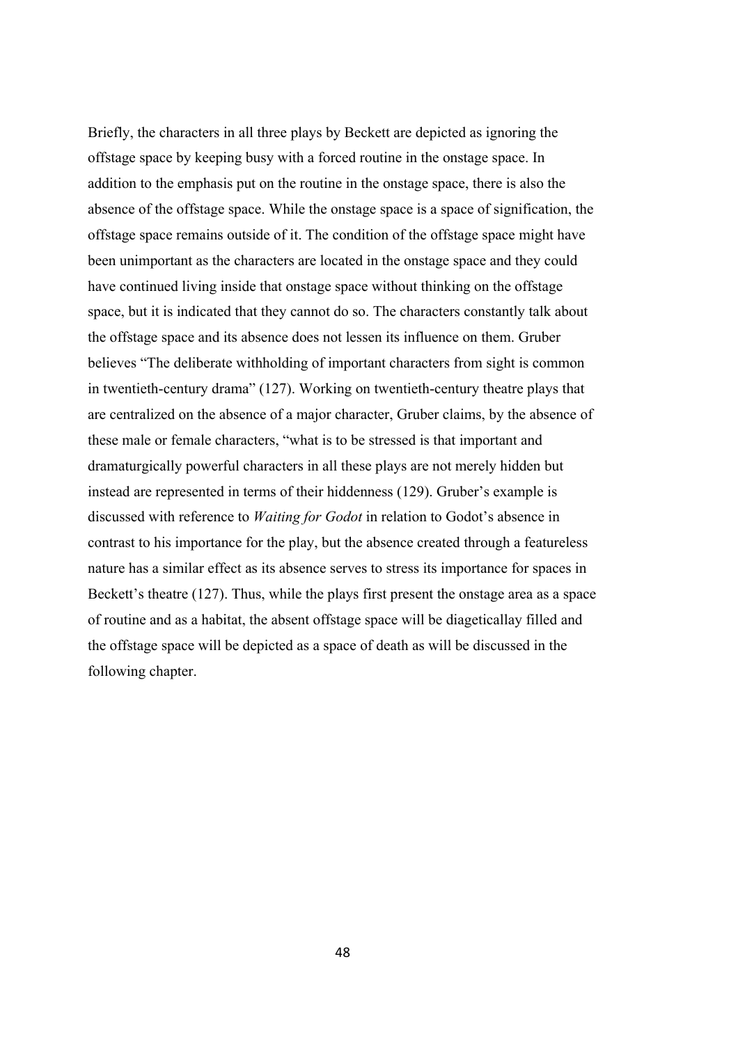Briefly, the characters in all three plays by Beckett are depicted as ignoring the offstage space by keeping busy with a forced routine in the onstage space. In addition to the emphasis put on the routine in the onstage space, there is also the absence of the offstage space. While the onstage space is a space of signification, the offstage space remains outside of it. The condition of the offstage space might have been unimportant as the characters are located in the onstage space and they could have continued living inside that onstage space without thinking on the offstage space, but it is indicated that they cannot do so. The characters constantly talk about the offstage space and its absence does not lessen its influence on them. Gruber believes "The deliberate withholding of important characters from sight is common in twentieth-century drama" (127). Working on twentieth-century theatre plays that are centralized on the absence of a major character, Gruber claims, by the absence of these male or female characters, "what is to be stressed is that important and dramaturgically powerful characters in all these plays are not merely hidden but instead are represented in terms of their hiddenness (129). Gruber's example is discussed with reference to *Waiting for Godot* in relation to Godot's absence in contrast to his importance for the play, but the absence created through a featureless nature has a similar effect as its absence serves to stress its importance for spaces in Beckett's theatre (127). Thus, while the plays first present the onstage area as a space of routine and as a habitat, the absent offstage space will be diageticallay filled and the offstage space will be depicted as a space of death as will be discussed in the following chapter.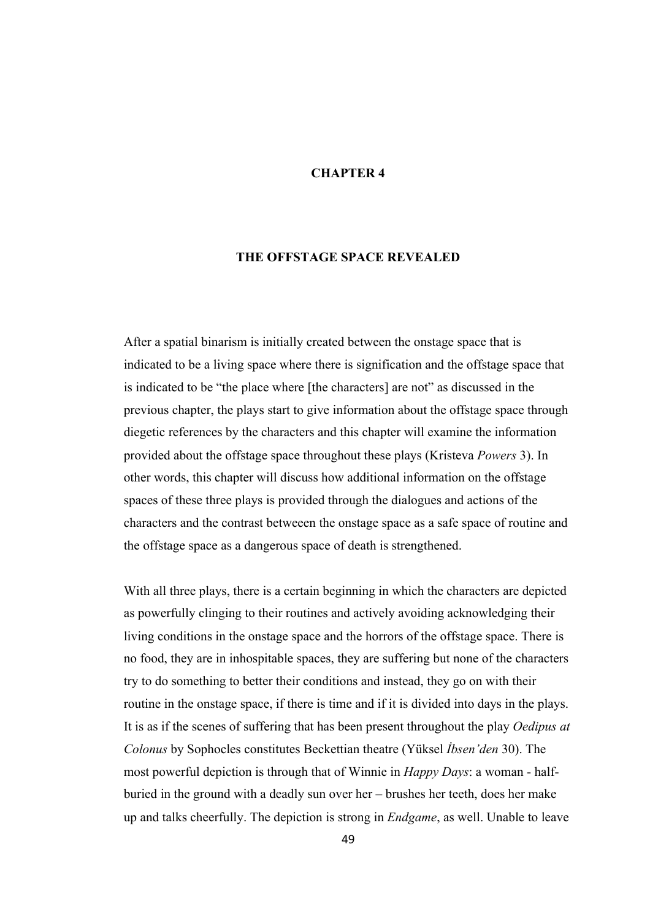# CHAPTER 4

# THE OFFSTAGE SPACE REVEALED

After a spatial binarism is initially created between the onstage space that is indicated to be a living space where there is signification and the offstage space that is indicated to be "the place where [the characters] are not" as discussed in the previous chapter, the plays start to give information about the offstage space through diegetic references by the characters and this chapter will examine the information provided about the offstage space throughout these plays (Kristeva *Powers* 3). In other words, this chapter will discuss how additional information on the offstage spaces of these three plays is provided through the dialogues and actions of the characters and the contrast betweeen the onstage space as a safe space of routine and the offstage space as a dangerous space of death is strengthened.

With all three plays, there is a certain beginning in which the characters are depicted as powerfully clinging to their routines and actively avoiding acknowledging their living conditions in the onstage space and the horrors of the offstage space. There is no food, they are in inhospitable spaces, they are suffering but none of the characters try to do something to better their conditions and instead, they go on with their routine in the onstage space, if there is time and if it is divided into days in the plays. It is as if the scenes of suffering that has been present throughout the play *Oedipus at Colonus* by Sophocles constitutes Beckettian theatre (Yüksel *İbsen'den* 30). The most powerful depiction is through that of Winnie in *Happy Days*: a woman - half-buried in the ground with a deadly sun over her – brushes her teeth, does her make up and talks cheerfully. The depiction is strong in *Endgame*, as well. Unable to leave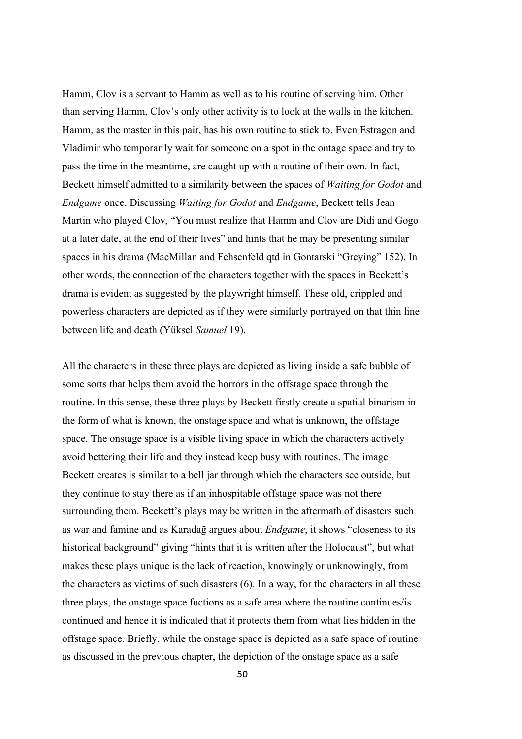Hamm, Clov is a servant to Hamm as well as to his routine of serving him. Other than serving Hamm, Clov's only other activity is to look at the walls in the kitchen. Hamm, as the master in this pair, has his own routine to stick to. Even Estragon and Vladimir who temporarily wait for someone on a spot in the ontage space and try to pass the time in the meantime, are caught up with a routine of their own. In fact, Beckett himself admitted to a similarity between the spaces of *Waiting for Godot* and *Endgame* once. Discussing *Waiting for Godot* and *Endgame*, Beckett tells Jean Martin who played Clov, "You must realize that Hamm and Clov are Didi and Gogo at a later date, at the end of their lives" and hints that he may be presenting similar spaces in his drama (MacMillan and Fehsenfeld qtd in Gontarski "Greying" 152). In other words, the connection of the characters together with the spaces in Beckett's drama is evident as suggested by the playwright himself. These old, crippled and powerless characters are depicted as if they were similarly portrayed on that thin line between life and death (Yüksel *Samuel* 19).

All the characters in these three plays are depicted as living inside a safe bubble of some sorts that helps them avoid the horrors in the offstage space through the routine. In this sense, these three plays by Beckett firstly create a spatial binarism in the form of what is known, the onstage space and what is unknown, the offstage space. The onstage space is a visible living space in which the characters actively avoid bettering their life and they instead keep busy with routines. The image Beckett creates is similar to a bell jar through which the characters see outside, but they continue to stay there as if an inhospitable offstage space was not there surrounding them. Beckett's plays may be written in the aftermath of disasters such as war and famine and as Karadağ argues about *Endgame*, it shows "closeness to its historical background" giving "hints that it is written after the Holocaust", but what makes these plays unique is the lack of reaction, knowingly or unknowingly, from the characters as victims of such disasters (6). In a way, for the characters in all these three plays, the onstage space fuctions as a safe area where the routine continues/is continued and hence it is indicated that it protects them from what lies hidden in the offstage space. Briefly, while the onstage space is depicted as a safe space of routine as discussed in the previous chapter, the depiction of the onstage space as a safe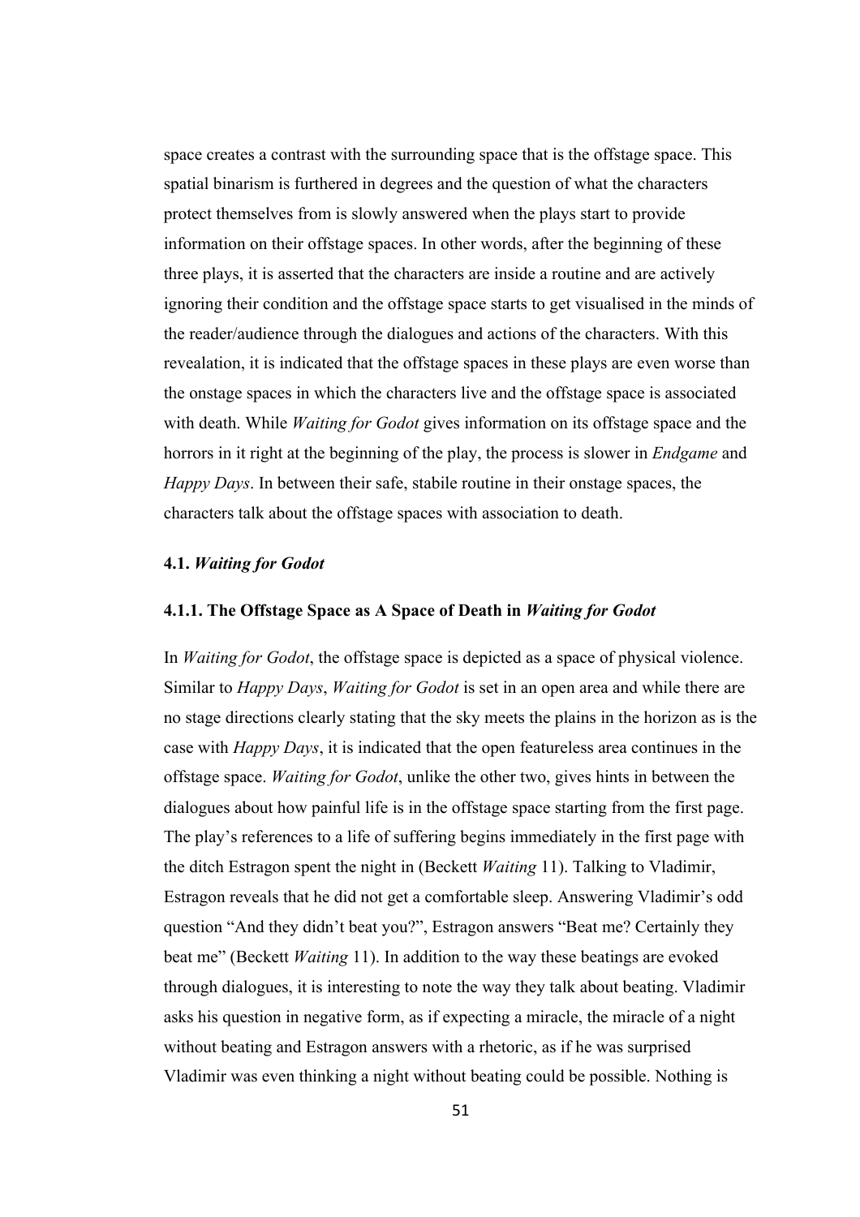space creates a contrast with the surrounding space that is the offstage space. This spatial binarism is furthered in degrees and the question of what the characters protect themselves from is slowly answered when the plays start to provide information on their offstage spaces. In other words, after the beginning of these three plays, it is asserted that the characters are inside a routine and are actively ignoring their condition and the offstage space starts to get visualised in the minds of the reader/audience through the dialogues and actions of the characters. With this revealation, it is indicated that the offstage spaces in these plays are even worse than the onstage spaces in which the characters live and the offstage space is associated with death. While *Waiting for Godot* gives information on its offstage space and the horrors in it right at the beginning of the play, the process is slower in *Endgame* and *Happy Days*. In between their safe, stabile routine in their onstage spaces, the characters talk about the offstage spaces with association to death.

### 4.1. *Waiting for Godot*

#### 4.1.1. The Offstage Space as A Space of Death in *Waiting for Godot*

In *Waiting for Godot*, the offstage space is depicted as a space of physical violence. Similar to *Happy Days*, *Waiting for Godot* is set in an open area and while there are no stage directions clearly stating that the sky meets the plains in the horizon as is the case with *Happy Days*, it is indicated that the open featureless area continues in the offstage space. *Waiting for Godot*, unlike the other two, gives hints in between the dialogues about how painful life is in the offstage space starting from the first page. The play's references to a life of suffering begins immediately in the first page with the ditch Estragon spent the night in (Beckett *Waiting* 11). Talking to Vladimir, Estragon reveals that he did not get a comfortable sleep. Answering Vladimir's odd question "And they didn't beat you?", Estragon answers "Beat me? Certainly they beat me" (Beckett *Waiting* 11). In addition to the way these beatings are evoked through dialogues, it is interesting to note the way they talk about beating. Vladimir asks his question in negative form, as if expecting a miracle, the miracle of a night without beating and Estragon answers with a rhetoric, as if he was surprised Vladimir was even thinking a night without beating could be possible. Nothing is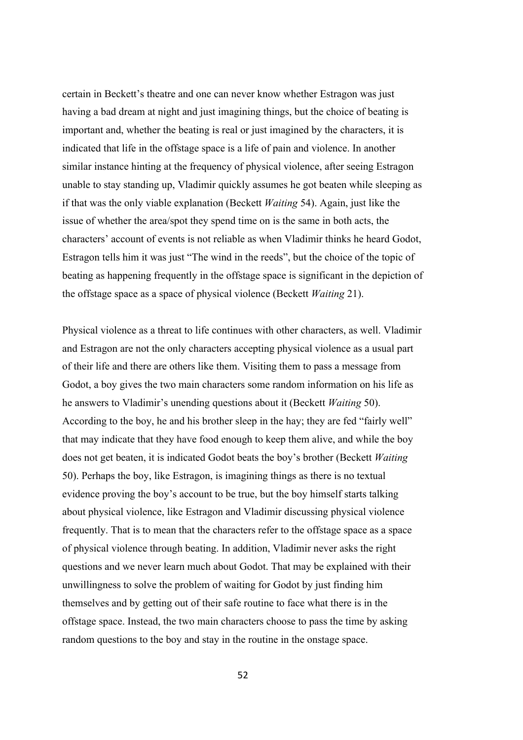certain in Beckett's theatre and one can never know whether Estragon was just having a bad dream at night and just imagining things, but the choice of beating is important and, whether the beating is real or just imagined by the characters, it is indicated that life in the offstage space is a life of pain and violence. In another similar instance hinting at the frequency of physical violence, after seeing Estragon unable to stay standing up, Vladimir quickly assumes he got beaten while sleeping as if that was the only viable explanation (Beckett *Waiting* 54). Again, just like the issue of whether the area/spot they spend time on is the same in both acts, the characters' account of events is not reliable as when Vladimir thinks he heard Godot, Estragon tells him it was just "The wind in the reeds", but the choice of the topic of beating as happening frequently in the offstage space is significant in the depiction of the offstage space as a space of physical violence (Beckett *Waiting* 21).

Physical violence as a threat to life continues with other characters, as well. Vladimir and Estragon are not the only characters accepting physical violence as a usual part of their life and there are others like them. Visiting them to pass a message from Godot, a boy gives the two main characters some random information on his life as he answers to Vladimir's unending questions about it (Beckett *Waiting* 50). According to the boy, he and his brother sleep in the hay; they are fed "fairly well" that may indicate that they have food enough to keep them alive, and while the boy does not get beaten, it is indicated Godot beats the boy's brother (Beckett *Waiting* 50). Perhaps the boy, like Estragon, is imagining things as there is no textual evidence proving the boy's account to be true, but the boy himself starts talking about physical violence, like Estragon and Vladimir discussing physical violence frequently. That is to mean that the characters refer to the offstage space as a space of physical violence through beating. In addition, Vladimir never asks the right questions and we never learn much about Godot. That may be explained with their unwillingness to solve the problem of waiting for Godot by just finding him themselves and by getting out of their safe routine to face what there is in the offstage space. Instead, the two main characters choose to pass the time by asking random questions to the boy and stay in the routine in the onstage space.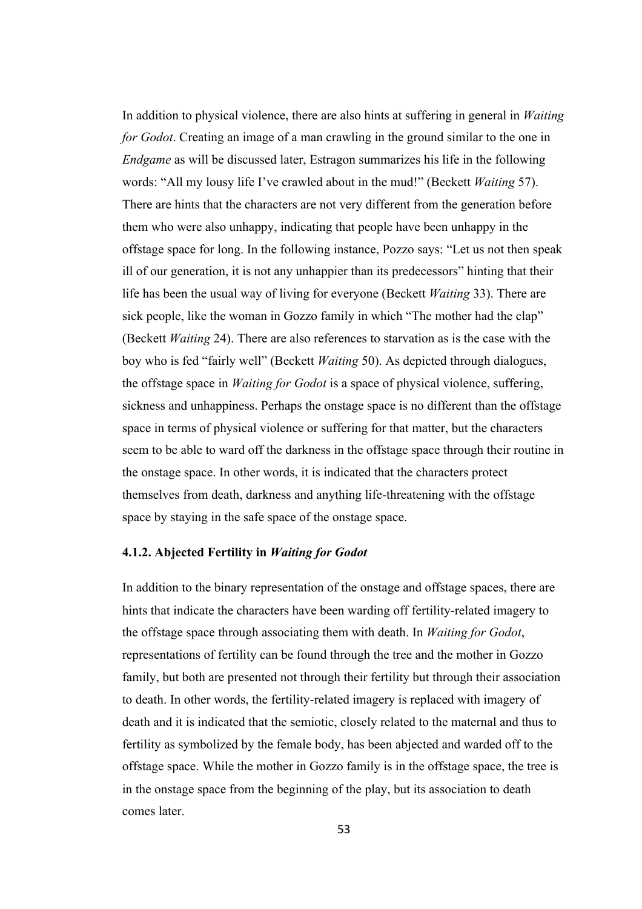In addition to physical violence, there are also hints at suffering in general in *Waiting for Godot*. Creating an image of a man crawling in the ground similar to the one in *Endgame* as will be discussed later, Estragon summarizes his life in the following words: "All my lousy life I've crawled about in the mud!" (Beckett *Waiting* 57). There are hints that the characters are not very different from the generation before them who were also unhappy, indicating that people have been unhappy in the offstage space for long. In the following instance, Pozzo says: "Let us not then speak ill of our generation, it is not any unhappier than its predecessors" hinting that their life has been the usual way of living for everyone (Beckett *Waiting* 33). There are sick people, like the woman in Gozzo family in which "The mother had the clap" (Beckett *Waiting* 24). There are also references to starvation as is the case with the boy who is fed "fairly well" (Beckett *Waiting* 50). As depicted through dialogues, the offstage space in *Waiting for Godot* is a space of physical violence, suffering, sickness and unhappiness. Perhaps the onstage space is no different than the offstage space in terms of physical violence or suffering for that matter, but the characters seem to be able to ward off the darkness in the offstage space through their routine in the onstage space. In other words, it is indicated that the characters protect themselves from death, darkness and anything life-threatening with the offstage space by staying in the safe space of the onstage space.

### 4.1.2. Abjected Fertility in *Waiting for Godot*

In addition to the binary representation of the onstage and offstage spaces, there are hints that indicate the characters have been warding off fertility-related imagery to the offstage space through associating them with death. In *Waiting for Godot*, representations of fertility can be found through the tree and the mother in Gozzo family, but both are presented not through their fertility but through their association to death. In other words, the fertility-related imagery is replaced with imagery of death and it is indicated that the semiotic, closely related to the maternal and thus to fertility as symbolized by the female body, has been abjected and warded off to the offstage space. While the mother in Gozzo family is in the offstage space, the tree is in the onstage space from the beginning of the play, but its association to death comes later.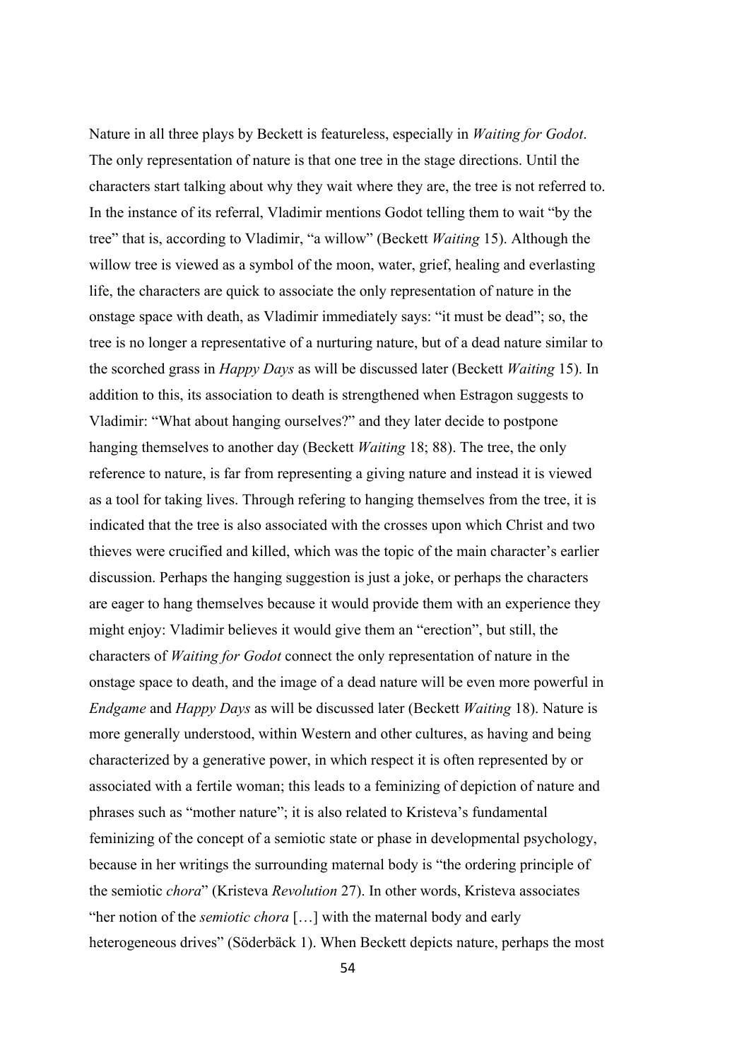Nature in all three plays by Beckett is featureless, especially in *Waiting for Godot*. The only representation of nature is that one tree in the stage directions. Until the characters start talking about why they wait where they are, the tree is not referred to. In the instance of its referral, Vladimir mentions Godot telling them to wait "by the tree" that is, according to Vladimir, "a willow" (Beckett *Waiting* 15). Although the willow tree is viewed as a symbol of the moon, water, grief, healing and everlasting life, the characters are quick to associate the only representation of nature in the onstage space with death, as Vladimir immediately says: "it must be dead"; so, the tree is no longer a representative of a nurturing nature, but of a dead nature similar to the scorched grass in *Happy Days* as will be discussed later (Beckett *Waiting* 15). In addition to this, its association to death is strengthened when Estragon suggests to Vladimir: "What about hanging ourselves?" and they later decide to postpone hanging themselves to another day (Beckett *Waiting* 18; 88). The tree, the only reference to nature, is far from representing a giving nature and instead it is viewed as a tool for taking lives. Through refering to hanging themselves from the tree, it is indicated that the tree is also associated with the crosses upon which Christ and two thieves were crucified and killed, which was the topic of the main character's earlier discussion. Perhaps the hanging suggestion is just a joke, or perhaps the characters are eager to hang themselves because it would provide them with an experience they might enjoy: Vladimir believes it would give them an "erection", but still, the characters of *Waiting for Godot* connect the only representation of nature in the onstage space to death, and the image of a dead nature will be even more powerful in *Endgame* and *Happy Days* as will be discussed later (Beckett *Waiting* 18). Nature is more generally understood, within Western and other cultures, as having and being characterized by a generative power, in which respect it is often represented by or associated with a fertile woman; this leads to a feminizing of depiction of nature and phrases such as "mother nature"; it is also related to Kristeva's fundamental feminizing of the concept of a semiotic state or phase in developmental psychology, because in her writings the surrounding maternal body is "the ordering principle of the semiotic *chora*" (Kristeva *Revolution* 27). In other words, Kristeva associates "her notion of the *semiotic chora* […] with the maternal body and early heterogeneous drives" (Söderbäck 1). When Beckett depicts nature, perhaps the most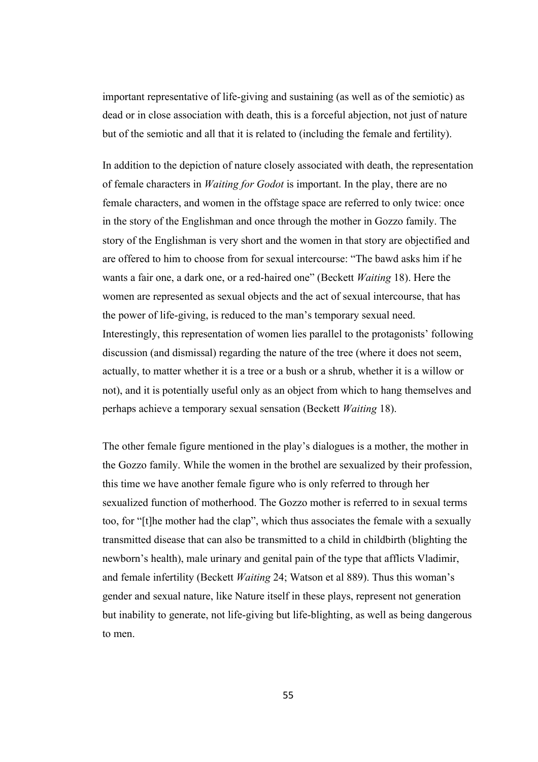important representative of life-giving and sustaining (as well as of the semiotic) as dead or in close association with death, this is a forceful abjection, not just of nature but of the semiotic and all that it is related to (including the female and fertility).

In addition to the depiction of nature closely associated with death, the representation of female characters in *Waiting for Godot* is important. In the play, there are no female characters, and women in the offstage space are referred to only twice: once in the story of the Englishman and once through the mother in Gozzo family. The story of the Englishman is very short and the women in that story are objectified and are offered to him to choose from for sexual intercourse: "The bawd asks him if he wants a fair one, a dark one, or a red-haired one" (Beckett *Waiting* 18). Here the women are represented as sexual objects and the act of sexual intercourse, that has the power of life-giving, is reduced to the man's temporary sexual need. Interestingly, this representation of women lies parallel to the protagonists' following discussion (and dismissal) regarding the nature of the tree (where it does not seem, actually, to matter whether it is a tree or a bush or a shrub, whether it is a willow or not), and it is potentially useful only as an object from which to hang themselves and perhaps achieve a temporary sexual sensation (Beckett *Waiting* 18).

The other female figure mentioned in the play's dialogues is a mother, the mother in the Gozzo family. While the women in the brothel are sexualized by their profession, this time we have another female figure who is only referred to through her sexualized function of motherhood. The Gozzo mother is referred to in sexual terms too, for "[t]he mother had the clap", which thus associates the female with a sexually transmitted disease that can also be transmitted to a child in childbirth (blighting the newborn's health), male urinary and genital pain of the type that afflicts Vladimir, and female infertility (Beckett *Waiting* 24; Watson et al 889). Thus this woman's gender and sexual nature, like Nature itself in these plays, represent not generation but inability to generate, not life-giving but life-blighting, as well as being dangerous to men.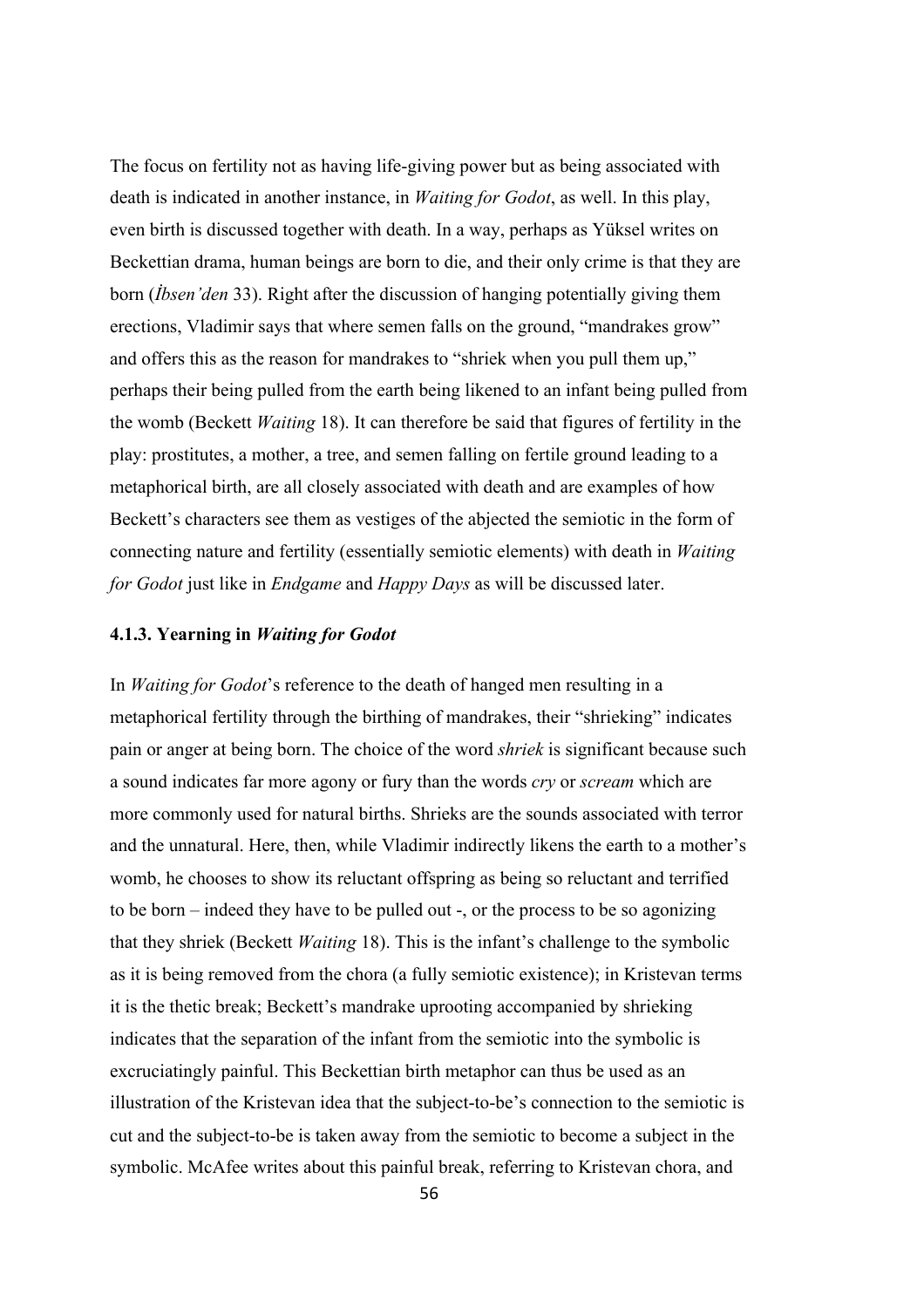The focus on fertility not as having life-giving power but as being associated with death is indicated in another instance, in *Waiting for Godot*, as well. In this play, even birth is discussed together with death. In a way, perhaps as Yüksel writes on Beckettian drama, human beings are born to die, and their only crime is that they are born (*İbsen'den* 33). Right after the discussion of hanging potentially giving them erections, Vladimir says that where semen falls on the ground, "mandrakes grow" and offers this as the reason for mandrakes to "shriek when you pull them up," perhaps their being pulled from the earth being likened to an infant being pulled from the womb (Beckett *Waiting* 18). It can therefore be said that figures of fertility in the play: prostitutes, a mother, a tree, and semen falling on fertile ground leading to a metaphorical birth, are all closely associated with death and are examples of how Beckett's characters see them as vestiges of the abjected the semiotic in the form of connecting nature and fertility (essentially semiotic elements) with death in *Waiting for Godot* just like in *Endgame* and *Happy Days* as will be discussed later.

### 4.1.3. Yearning in *Waiting for Godot*

In *Waiting for Godot*'s reference to the death of hanged men resulting in a metaphorical fertility through the birthing of mandrakes, their "shrieking" indicates pain or anger at being born. The choice of the word *shriek* is significant because such a sound indicates far more agony or fury than the words *cry* or *scream* which are more commonly used for natural births. Shrieks are the sounds associated with terror and the unnatural. Here, then, while Vladimir indirectly likens the earth to a mother's womb, he chooses to show its reluctant offspring as being so reluctant and terrified to be born – indeed they have to be pulled out -, or the process to be so agonizing that they shriek (Beckett *Waiting* 18). This is the infant's challenge to the symbolic as it is being removed from the chora (a fully semiotic existence); in Kristevan terms it is the thetic break; Beckett's mandrake uprooting accompanied by shrieking indicates that the separation of the infant from the semiotic into the symbolic is excruciatingly painful. This Beckettian birth metaphor can thus be used as an illustration of the Kristevan idea that the subject-to-be's connection to the semiotic is cut and the subject-to-be is taken away from the semiotic to become a subject in the symbolic. McAfee writes about this painful break, referring to Kristevan chora, and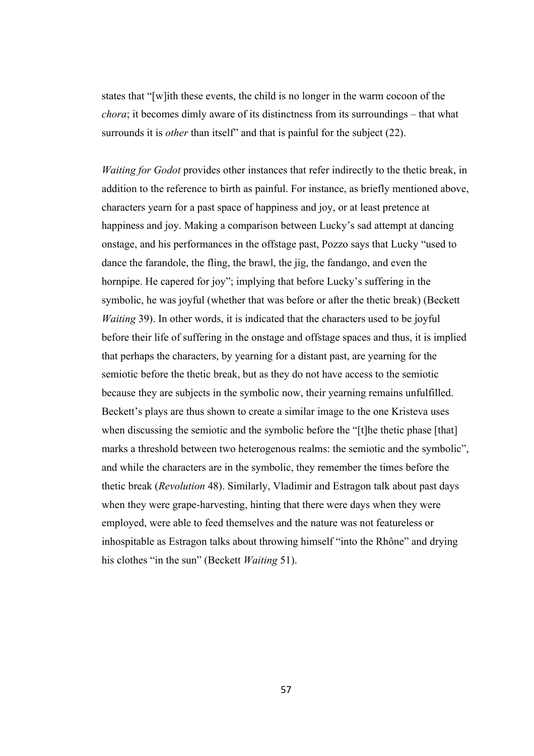states that "[w]ith these events, the child is no longer in the warm cocoon of the *chora*; it becomes dimly aware of its distinctness from its surroundings – that what surrounds it is *other* than itself" and that is painful for the subject (22).

*Waiting for Godot* provides other instances that refer indirectly to the thetic break, in addition to the reference to birth as painful. For instance, as briefly mentioned above, characters yearn for a past space of happiness and joy, or at least pretence at happiness and joy. Making a comparison between Lucky's sad attempt at dancing onstage, and his performances in the offstage past, Pozzo says that Lucky "used to dance the farandole, the fling, the brawl, the jig, the fandango, and even the hornpipe. He capered for joy"; implying that before Lucky's suffering in the symbolic, he was joyful (whether that was before or after the thetic break) (Beckett *Waiting* 39). In other words, it is indicated that the characters used to be joyful before their life of suffering in the onstage and offstage spaces and thus, it is implied that perhaps the characters, by yearning for a distant past, are yearning for the semiotic before the thetic break, but as they do not have access to the semiotic because they are subjects in the symbolic now, their yearning remains unfulfilled. Beckett's plays are thus shown to create a similar image to the one Kristeva uses when discussing the semiotic and the symbolic before the "[t]he thetic phase [that] marks a threshold between two heterogenous realms: the semiotic and the symbolic", and while the characters are in the symbolic, they remember the times before the thetic break (*Revolution* 48). Similarly, Vladimir and Estragon talk about past days when they were grape-harvesting, hinting that there were days when they were employed, were able to feed themselves and the nature was not featureless or inhospitable as Estragon talks about throwing himself "into the Rhône" and drying his clothes "in the sun" (Beckett *Waiting* 51).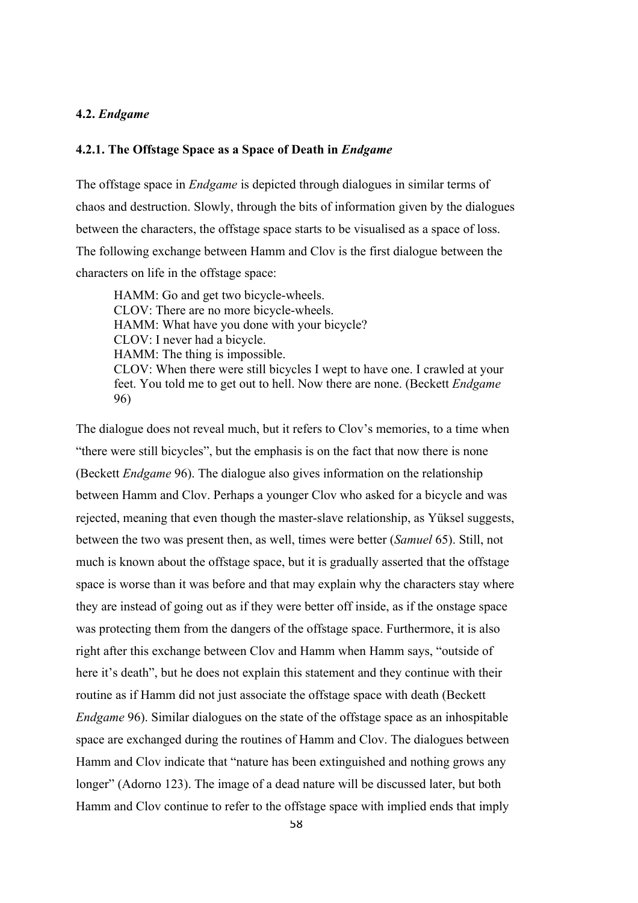### 4.2. *Endgame*

#### 4.2.1. The Offstage Space as a Space of Death in *Endgame*

The offstage space in *Endgame* is depicted through dialogues in similar terms of chaos and destruction. Slowly, through the bits of information given by the dialogues between the characters, the offstage space starts to be visualised as a space of loss. The following exchange between Hamm and Clov is the first dialogue between the characters on life in the offstage space:

> HAMM: Go and get two bicycle-wheels.
> CLOV: There are no more bicycle-wheels.
> HAMM: What have you done with your bicycle?
> CLOV: I never had a bicycle.
> HAMM: The thing is impossible.
> CLOV: When there were still bicycles I wept to have one. I crawled at your feet. You told me to get out to hell. Now there are none. (Beckett *Endgame* 96)

The dialogue does not reveal much, but it refers to Clov's memories, to a time when "there were still bicycles", but the emphasis is on the fact that now there is none (Beckett *Endgame* 96). The dialogue also gives information on the relationship between Hamm and Clov. Perhaps a younger Clov who asked for a bicycle and was rejected, meaning that even though the master-slave relationship, as Yüksel suggests, between the two was present then, as well, times were better (*Samuel* 65). Still, not much is known about the offstage space, but it is gradually asserted that the offstage space is worse than it was before and that may explain why the characters stay where they are instead of going out as if they were better off inside, as if the onstage space was protecting them from the dangers of the offstage space. Furthermore, it is also right after this exchange between Clov and Hamm when Hamm says, "outside of here it's death", but he does not explain this statement and they continue with their routine as if Hamm did not just associate the offstage space with death (Beckett *Endgame* 96). Similar dialogues on the state of the offstage space as an inhospitable space are exchanged during the routines of Hamm and Clov. The dialogues between Hamm and Clov indicate that "nature has been extinguished and nothing grows any longer" (Adorno 123). The image of a dead nature will be discussed later, but both Hamm and Clov continue to refer to the offstage space with implied ends that imply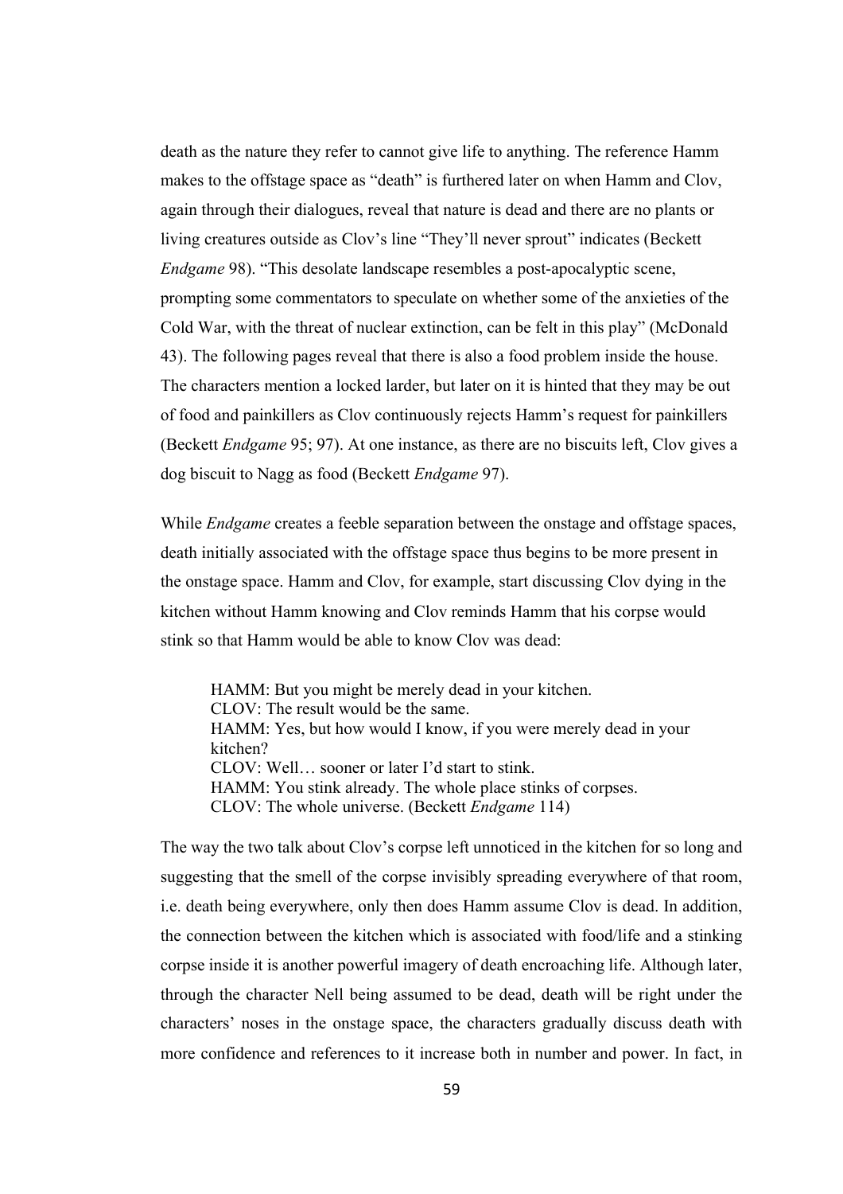death as the nature they refer to cannot give life to anything. The reference Hamm makes to the offstage space as "death" is furthered later on when Hamm and Clov, again through their dialogues, reveal that nature is dead and there are no plants or living creatures outside as Clov's line "They'll never sprout" indicates (Beckett *Endgame* 98). "This desolate landscape resembles a post-apocalyptic scene, prompting some commentators to speculate on whether some of the anxieties of the Cold War, with the threat of nuclear extinction, can be felt in this play" (McDonald 43). The following pages reveal that there is also a food problem inside the house. The characters mention a locked larder, but later on it is hinted that they may be out of food and painkillers as Clov continuously rejects Hamm's request for painkillers (Beckett *Endgame* 95; 97). At one instance, as there are no biscuits left, Clov gives a dog biscuit to Nagg as food (Beckett *Endgame* 97).

While *Endgame* creates a feeble separation between the onstage and offstage spaces, death initially associated with the offstage space thus begins to be more present in the onstage space. Hamm and Clov, for example, start discussing Clov dying in the kitchen without Hamm knowing and Clov reminds Hamm that his corpse would stink so that Hamm would be able to know Clov was dead:

> HAMM: But you might be merely dead in your kitchen.
> CLOV: The result would be the same.
> HAMM: Yes, but how would I know, if you were merely dead in your kitchen?
> CLOV: Well… sooner or later I'd start to stink.
> HAMM: You stink already. The whole place stinks of corpses.
> CLOV: The whole universe. (Beckett *Endgame* 114)

The way the two talk about Clov's corpse left unnoticed in the kitchen for so long and suggesting that the smell of the corpse invisibly spreading everywhere of that room, i.e. death being everywhere, only then does Hamm assume Clov is dead. In addition, the connection between the kitchen which is associated with food/life and a stinking corpse inside it is another powerful imagery of death encroaching life. Although later, through the character Nell being assumed to be dead, death will be right under the characters' noses in the onstage space, the characters gradually discuss death with more confidence and references to it increase both in number and power. In fact, in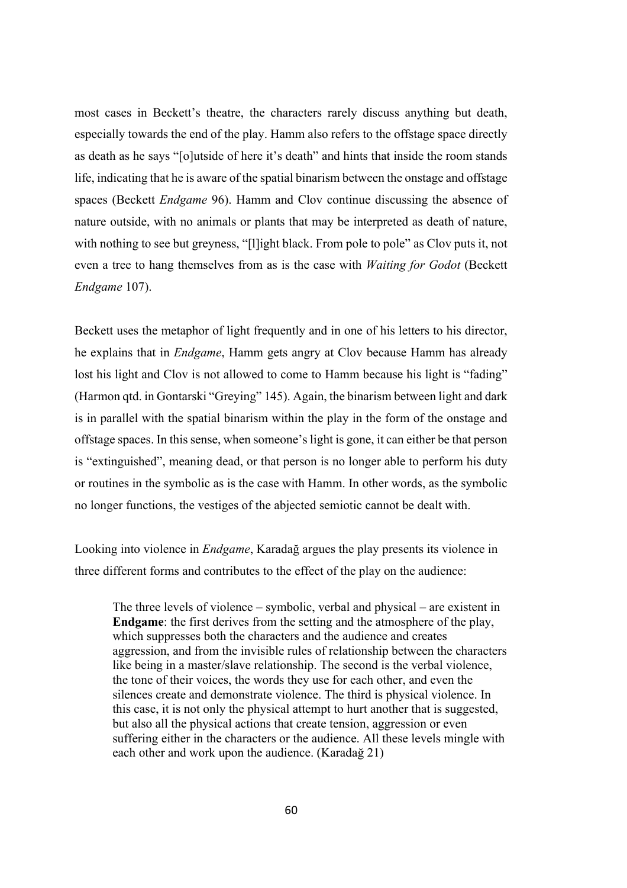most cases in Beckett's theatre, the characters rarely discuss anything but death, especially towards the end of the play. Hamm also refers to the offstage space directly as death as he says "[o]utside of here it's death" and hints that inside the room stands life, indicating that he is aware of the spatial binarism between the onstage and offstage spaces (Beckett *Endgame* 96). Hamm and Clov continue discussing the absence of nature outside, with no animals or plants that may be interpreted as death of nature, with nothing to see but greyness, "[l]ight black. From pole to pole" as Clov puts it, not even a tree to hang themselves from as is the case with *Waiting for Godot* (Beckett *Endgame* 107).

Beckett uses the metaphor of light frequently and in one of his letters to his director, he explains that in *Endgame*, Hamm gets angry at Clov because Hamm has already lost his light and Clov is not allowed to come to Hamm because his light is "fading" (Harmon qtd. in Gontarski "Greying" 145). Again, the binarism between light and dark is in parallel with the spatial binarism within the play in the form of the onstage and offstage spaces. In this sense, when someone's light is gone, it can either be that person is "extinguished", meaning dead, or that person is no longer able to perform his duty or routines in the symbolic as is the case with Hamm. In other words, as the symbolic no longer functions, the vestiges of the abjected semiotic cannot be dealt with.

Looking into violence in *Endgame*, Karadağ argues the play presents its violence in three different forms and contributes to the effect of the play on the audience:

> The three levels of violence – symbolic, verbal and physical – are existent in **Endgame**: the first derives from the setting and the atmosphere of the play, which suppresses both the characters and the audience and creates aggression, and from the invisible rules of relationship between the characters like being in a master/slave relationship. The second is the verbal violence, the tone of their voices, the words they use for each other, and even the silences create and demonstrate violence. The third is physical violence. In this case, it is not only the physical attempt to hurt another that is suggested, but also all the physical actions that create tension, aggression or even suffering either in the characters or the audience. All these levels mingle with each other and work upon the audience. (Karadağ 21)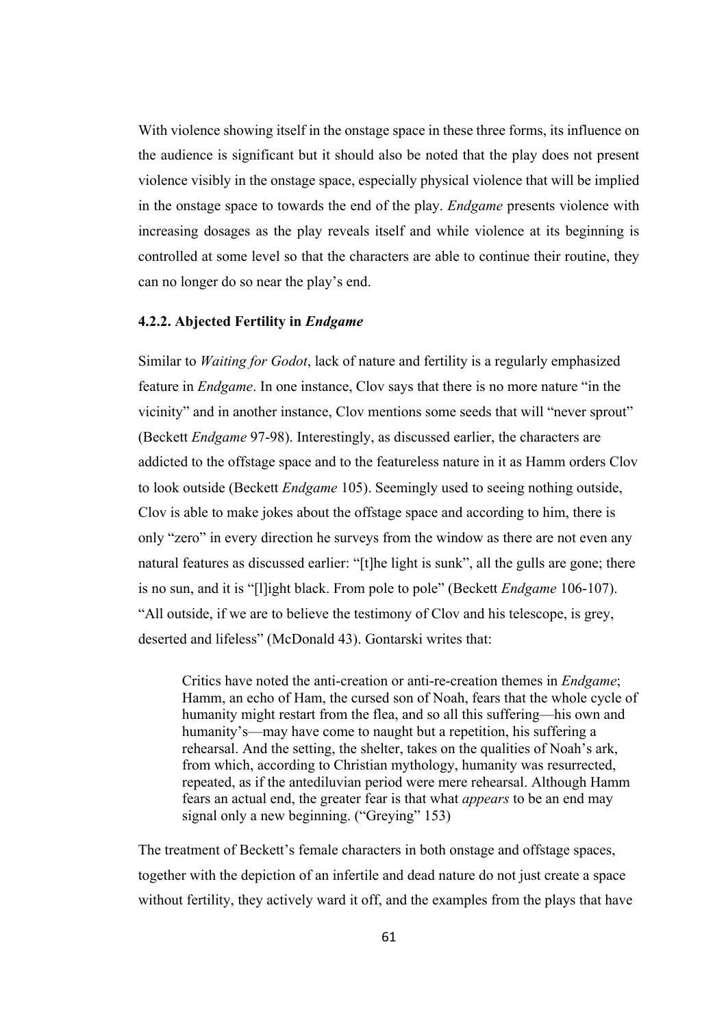With violence showing itself in the onstage space in these three forms, its influence on the audience is significant but it should also be noted that the play does not present violence visibly in the onstage space, especially physical violence that will be implied in the onstage space to towards the end of the play. *Endgame* presents violence with increasing dosages as the play reveals itself and while violence at its beginning is controlled at some level so that the characters are able to continue their routine, they can no longer do so near the play's end.

### 4.2.2. Abjected Fertility in *Endgame*

Similar to *Waiting for Godot*, lack of nature and fertility is a regularly emphasized feature in *Endgame*. In one instance, Clov says that there is no more nature "in the vicinity" and in another instance, Clov mentions some seeds that will "never sprout" (Beckett *Endgame* 97-98). Interestingly, as discussed earlier, the characters are addicted to the offstage space and to the featureless nature in it as Hamm orders Clov to look outside (Beckett *Endgame* 105). Seemingly used to seeing nothing outside, Clov is able to make jokes about the offstage space and according to him, there is only "zero" in every direction he surveys from the window as there are not even any natural features as discussed earlier: "[t]he light is sunk", all the gulls are gone; there is no sun, and it is "[l]ight black. From pole to pole" (Beckett *Endgame* 106-107). "All outside, if we are to believe the testimony of Clov and his telescope, is grey, deserted and lifeless" (McDonald 43). Gontarski writes that:

> Critics have noted the anti-creation or anti-re-creation themes in *Endgame*; Hamm, an echo of Ham, the cursed son of Noah, fears that the whole cycle of humanity might restart from the flea, and so all this suffering—his own and humanity's—may have come to naught but a repetition, his suffering a rehearsal. And the setting, the shelter, takes on the qualities of Noah's ark, from which, according to Christian mythology, humanity was resurrected, repeated, as if the antediluvian period were mere rehearsal. Although Hamm fears an actual end, the greater fear is that what *appears* to be an end may signal only a new beginning. ("Greying" 153)

The treatment of Beckett's female characters in both onstage and offstage spaces, together with the depiction of an infertile and dead nature do not just create a space without fertility, they actively ward it off, and the examples from the plays that have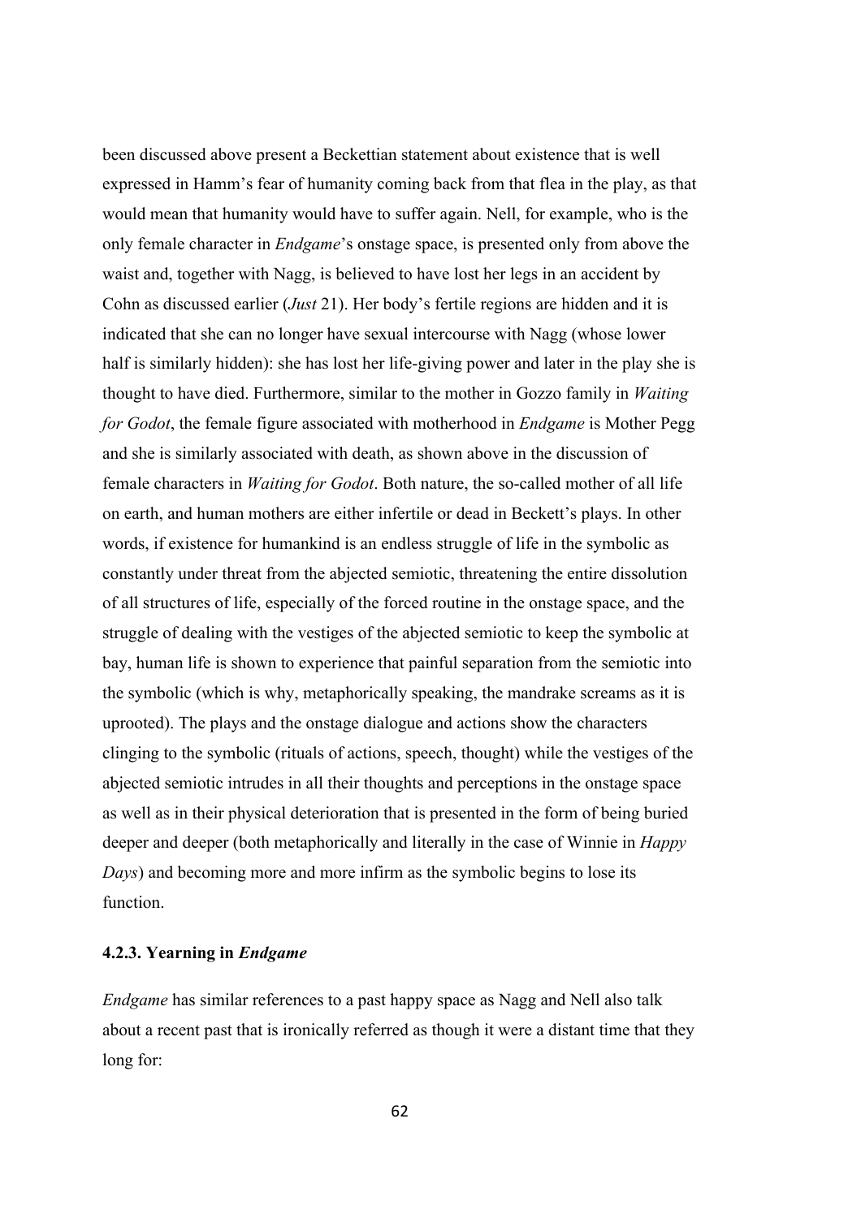been discussed above present a Beckettian statement about existence that is well expressed in Hamm's fear of humanity coming back from that flea in the play, as that would mean that humanity would have to suffer again. Nell, for example, who is the only female character in *Endgame*'s onstage space, is presented only from above the waist and, together with Nagg, is believed to have lost her legs in an accident by Cohn as discussed earlier (*Just* 21). Her body's fertile regions are hidden and it is indicated that she can no longer have sexual intercourse with Nagg (whose lower half is similarly hidden): she has lost her life-giving power and later in the play she is thought to have died. Furthermore, similar to the mother in Gozzo family in *Waiting for Godot*, the female figure associated with motherhood in *Endgame* is Mother Pegg and she is similarly associated with death, as shown above in the discussion of female characters in *Waiting for Godot*. Both nature, the so-called mother of all life on earth, and human mothers are either infertile or dead in Beckett's plays. In other words, if existence for humankind is an endless struggle of life in the symbolic as constantly under threat from the abjected semiotic, threatening the entire dissolution of all structures of life, especially of the forced routine in the onstage space, and the struggle of dealing with the vestiges of the abjected semiotic to keep the symbolic at bay, human life is shown to experience that painful separation from the semiotic into the symbolic (which is why, metaphorically speaking, the mandrake screams as it is uprooted). The plays and the onstage dialogue and actions show the characters clinging to the symbolic (rituals of actions, speech, thought) while the vestiges of the abjected semiotic intrudes in all their thoughts and perceptions in the onstage space as well as in their physical deterioration that is presented in the form of being buried deeper and deeper (both metaphorically and literally in the case of Winnie in *Happy Days*) and becoming more and more infirm as the symbolic begins to lose its function.

### 4.2.3. Yearning in *Endgame*

*Endgame* has similar references to a past happy space as Nagg and Nell also talk about a recent past that is ironically referred as though it were a distant time that they long for: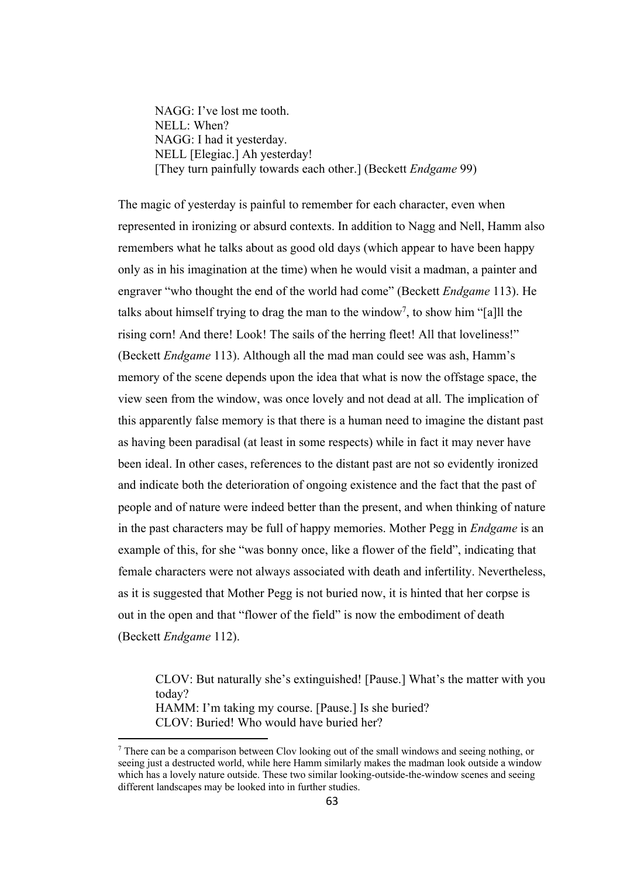> NAGG: I've lost me tooth.
> NELL: When?
> NAGG: I had it yesterday.
> NELL [Elegiac.] Ah yesterday!
> [They turn painfully towards each other.] (Beckett *Endgame* 99)

The magic of yesterday is painful to remember for each character, even when represented in ironizing or absurd contexts. In addition to Nagg and Nell, Hamm also remembers what he talks about as good old days (which appear to have been happy only as in his imagination at the time) when he would visit a madman, a painter and engraver "who thought the end of the world had come" (Beckett *Endgame* 113). He talks about himself trying to drag the man to the window[7], to show him "[a]ll the rising corn! And there! Look! The sails of the herring fleet! All that loveliness!" (Beckett *Endgame* 113). Although all the mad man could see was ash, Hamm's memory of the scene depends upon the idea that what is now the offstage space, the view seen from the window, was once lovely and not dead at all. The implication of this apparently false memory is that there is a human need to imagine the distant past as having been paradisal (at least in some respects) while in fact it may never have been ideal. In other cases, references to the distant past are not so evidently ironized and indicate both the deterioration of ongoing existence and the fact that the past of people and of nature were indeed better than the present, and when thinking of nature in the past characters may be full of happy memories. Mother Pegg in *Endgame* is an example of this, for she "was bonny once, like a flower of the field", indicating that female characters were not always associated with death and infertility. Nevertheless, as it is suggested that Mother Pegg is not buried now, it is hinted that her corpse is out in the open and that "flower of the field" is now the embodiment of death (Beckett *Endgame* 112).

> CLOV: But naturally she's extinguished! [Pause.] What's the matter with you today?
> HAMM: I'm taking my course. [Pause.] Is she buried?
> CLOV: Buried! Who would have buried her?

---

[7] There can be a comparison between Clov looking out of the small windows and seeing nothing, or seeing just a destructed world, while here Hamm similarly makes the madman look outside a window which has a lovely nature outside. These two similar looking-outside-the-window scenes and seeing different landscapes may be looked into in further studies.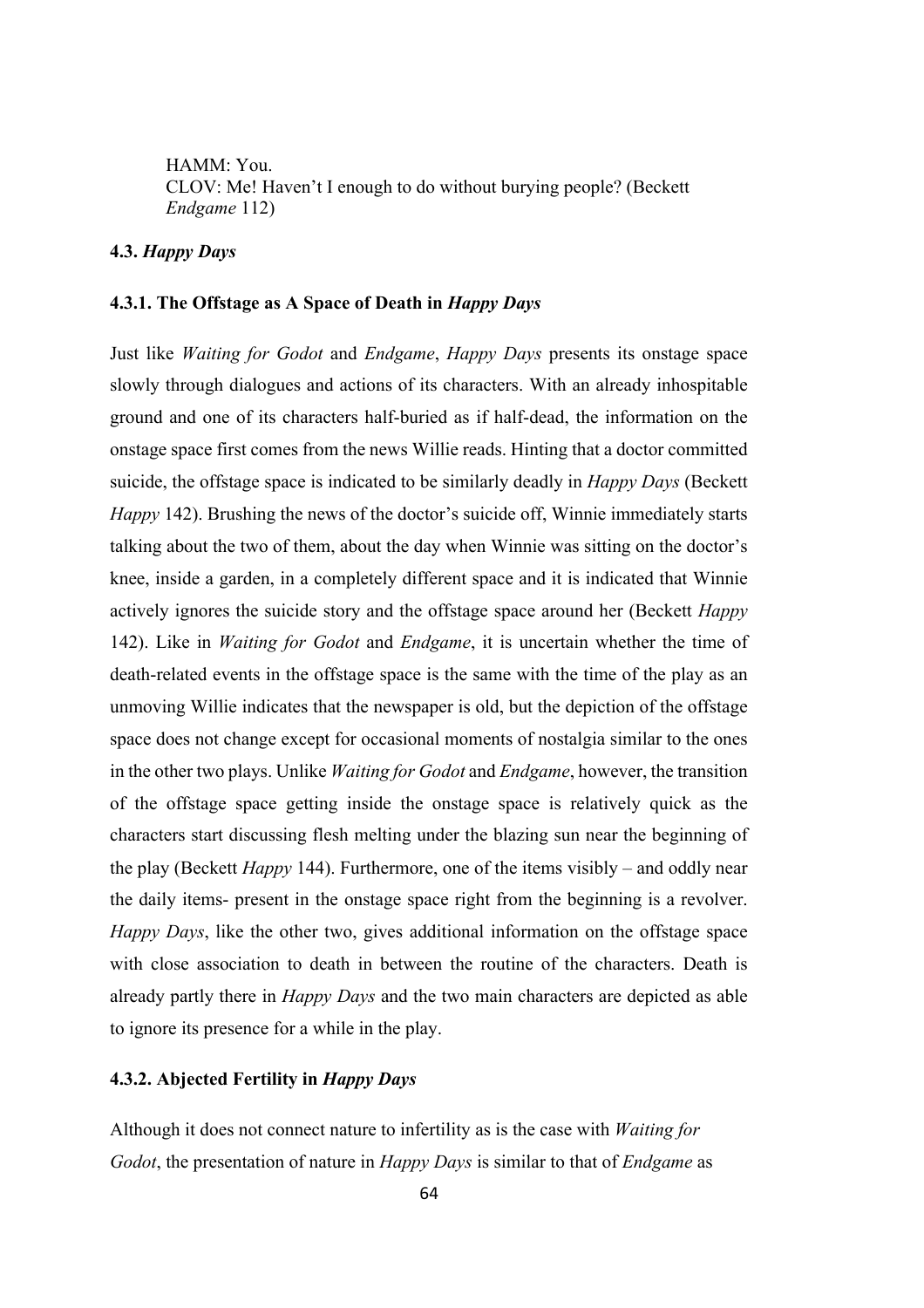HAMM: You.
CLOV: Me! Haven't I enough to do without burying people? (Beckett *Endgame* 112)

### 4.3. *Happy Days*

#### 4.3.1. The Offstage as A Space of Death in *Happy Days*

Just like *Waiting for Godot* and *Endgame*, *Happy Days* presents its onstage space slowly through dialogues and actions of its characters. With an already inhospitable ground and one of its characters half-buried as if half-dead, the information on the onstage space first comes from the news Willie reads. Hinting that a doctor committed suicide, the offstage space is indicated to be similarly deadly in *Happy Days* (Beckett *Happy* 142). Brushing the news of the doctor's suicide off, Winnie immediately starts talking about the two of them, about the day when Winnie was sitting on the doctor's knee, inside a garden, in a completely different space and it is indicated that Winnie actively ignores the suicide story and the offstage space around her (Beckett *Happy* 142). Like in *Waiting for Godot* and *Endgame*, it is uncertain whether the time of death-related events in the offstage space is the same with the time of the play as an unmoving Willie indicates that the newspaper is old, but the depiction of the offstage space does not change except for occasional moments of nostalgia similar to the ones in the other two plays. Unlike *Waiting for Godot* and *Endgame*, however, the transition of the offstage space getting inside the onstage space is relatively quick as the characters start discussing flesh melting under the blazing sun near the beginning of the play (Beckett *Happy* 144). Furthermore, one of the items visibly – and oddly near the daily items- present in the onstage space right from the beginning is a revolver. *Happy Days*, like the other two, gives additional information on the offstage space with close association to death in between the routine of the characters. Death is already partly there in *Happy Days* and the two main characters are depicted as able to ignore its presence for a while in the play.

#### 4.3.2. Abjected Fertility in *Happy Days*

Although it does not connect nature to infertility as is the case with *Waiting for Godot*, the presentation of nature in *Happy Days* is similar to that of *Endgame* as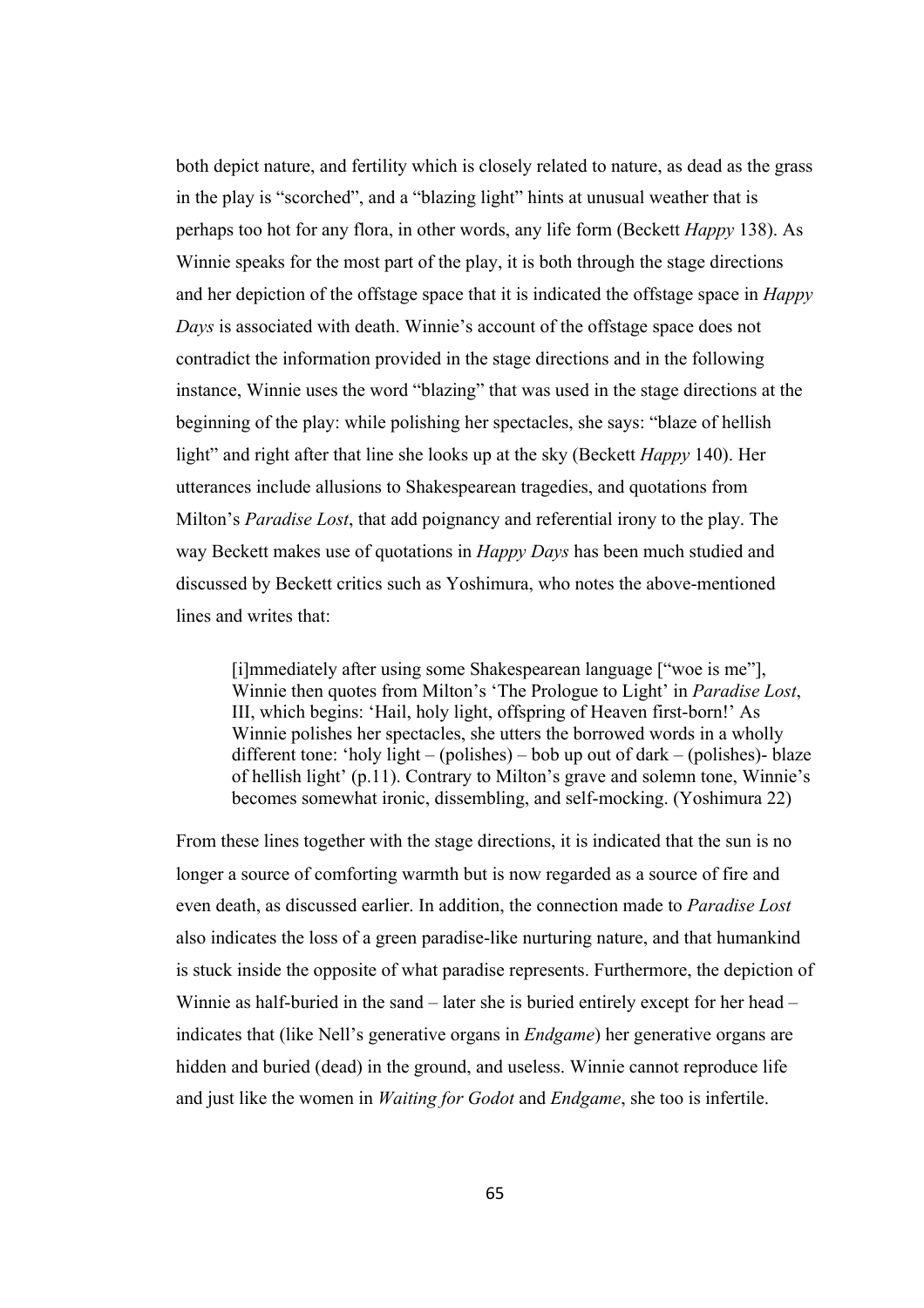both depict nature, and fertility which is closely related to nature, as dead as the grass in the play is "scorched", and a "blazing light" hints at unusual weather that is perhaps too hot for any flora, in other words, any life form (Beckett *Happy* 138). As Winnie speaks for the most part of the play, it is both through the stage directions and her depiction of the offstage space that it is indicated the offstage space in *Happy Days* is associated with death. Winnie's account of the offstage space does not contradict the information provided in the stage directions and in the following instance, Winnie uses the word "blazing" that was used in the stage directions at the beginning of the play: while polishing her spectacles, she says: "blaze of hellish light" and right after that line she looks up at the sky (Beckett *Happy* 140). Her utterances include allusions to Shakespearean tragedies, and quotations from Milton's *Paradise Lost*, that add poignancy and referential irony to the play. The way Beckett makes use of quotations in *Happy Days* has been much studied and discussed by Beckett critics such as Yoshimura, who notes the above-mentioned lines and writes that:

> [i]mmediately after using some Shakespearean language ["woe is me"], Winnie then quotes from Milton's 'The Prologue to Light' in *Paradise Lost*, III, which begins: 'Hail, holy light, offspring of Heaven first-born!' As Winnie polishes her spectacles, she utters the borrowed words in a wholly different tone: 'holy light – (polishes) – bob up out of dark – (polishes)- blaze of hellish light' (p.11). Contrary to Milton's grave and solemn tone, Winnie's becomes somewhat ironic, dissembling, and self-mocking. (Yoshimura 22)

From these lines together with the stage directions, it is indicated that the sun is no longer a source of comforting warmth but is now regarded as a source of fire and even death, as discussed earlier. In addition, the connection made to *Paradise Lost* also indicates the loss of a green paradise-like nurturing nature, and that humankind is stuck inside the opposite of what paradise represents. Furthermore, the depiction of Winnie as half-buried in the sand – later she is buried entirely except for her head – indicates that (like Nell's generative organs in *Endgame*) her generative organs are hidden and buried (dead) in the ground, and useless. Winnie cannot reproduce life and just like the women in *Waiting for Godot* and *Endgame*, she too is infertile.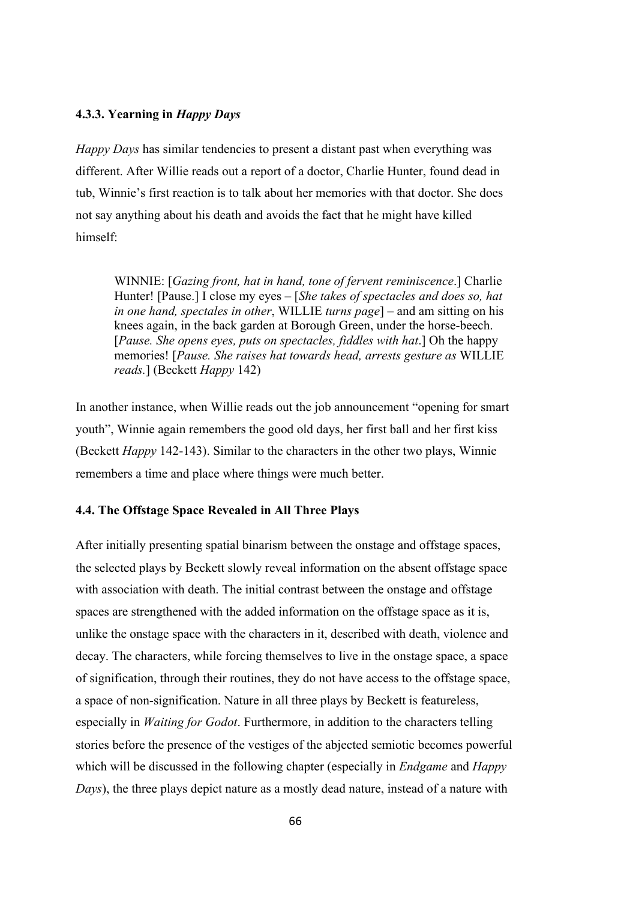### 4.3.3. Yearning in *Happy Days*

*Happy Days* has similar tendencies to present a distant past when everything was different. After Willie reads out a report of a doctor, Charlie Hunter, found dead in tub, Winnie's first reaction is to talk about her memories with that doctor. She does not say anything about his death and avoids the fact that he might have killed himself:

> WINNIE: [*Gazing front, hat in hand, tone of fervent reminiscence*.] Charlie Hunter! [Pause.] I close my eyes – [*She takes of spectacles and does so, hat in one hand, spectales in other*, WILLIE *turns page*] – and am sitting on his knees again, in the back garden at Borough Green, under the horse-beech. [*Pause. She opens eyes, puts on spectacles, fiddles with hat*.] Oh the happy memories! [*Pause. She raises hat towards head, arrests gesture as* WILLIE *reads.*] (Beckett *Happy* 142)

In another instance, when Willie reads out the job announcement "opening for smart youth", Winnie again remembers the good old days, her first ball and her first kiss (Beckett *Happy* 142-143). Similar to the characters in the other two plays, Winnie remembers a time and place where things were much better.

### 4.4. The Offstage Space Revealed in All Three Plays

After initially presenting spatial binarism between the onstage and offstage spaces, the selected plays by Beckett slowly reveal information on the absent offstage space with association with death. The initial contrast between the onstage and offstage spaces are strengthened with the added information on the offstage space as it is, unlike the onstage space with the characters in it, described with death, violence and decay. The characters, while forcing themselves to live in the onstage space, a space of signification, through their routines, they do not have access to the offstage space, a space of non-signification. Nature in all three plays by Beckett is featureless, especially in *Waiting for Godot*. Furthermore, in addition to the characters telling stories before the presence of the vestiges of the abjected semiotic becomes powerful which will be discussed in the following chapter (especially in *Endgame* and *Happy Days*), the three plays depict nature as a mostly dead nature, instead of a nature with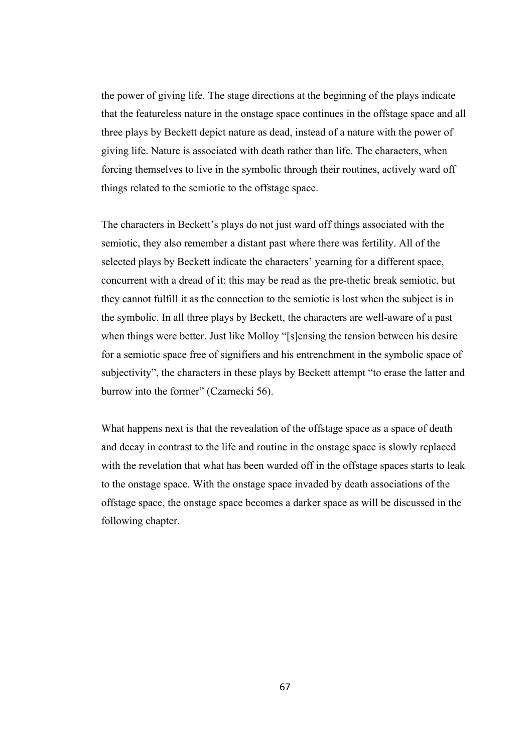the power of giving life. The stage directions at the beginning of the plays indicate that the featureless nature in the onstage space continues in the offstage space and all three plays by Beckett depict nature as dead, instead of a nature with the power of giving life. Nature is associated with death rather than life. The characters, when forcing themselves to live in the symbolic through their routines, actively ward off things related to the semiotic to the offstage space.

The characters in Beckett's plays do not just ward off things associated with the semiotic, they also remember a distant past where there was fertility. All of the selected plays by Beckett indicate the characters' yearning for a different space, concurrent with a dread of it: this may be read as the pre-thetic break semiotic, but they cannot fulfill it as the connection to the semiotic is lost when the subject is in the symbolic. In all three plays by Beckett, the characters are well-aware of a past when things were better. Just like Molloy "[s]ensing the tension between his desire for a semiotic space free of signifiers and his entrenchment in the symbolic space of subjectivity", the characters in these plays by Beckett attempt "to erase the latter and burrow into the former" (Czarnecki 56).

What happens next is that the revealation of the offstage space as a space of death and decay in contrast to the life and routine in the onstage space is slowly replaced with the revelation that what has been warded off in the offstage spaces starts to leak to the onstage space. With the onstage space invaded by death associations of the offstage space, the onstage space becomes a darker space as will be discussed in the following chapter.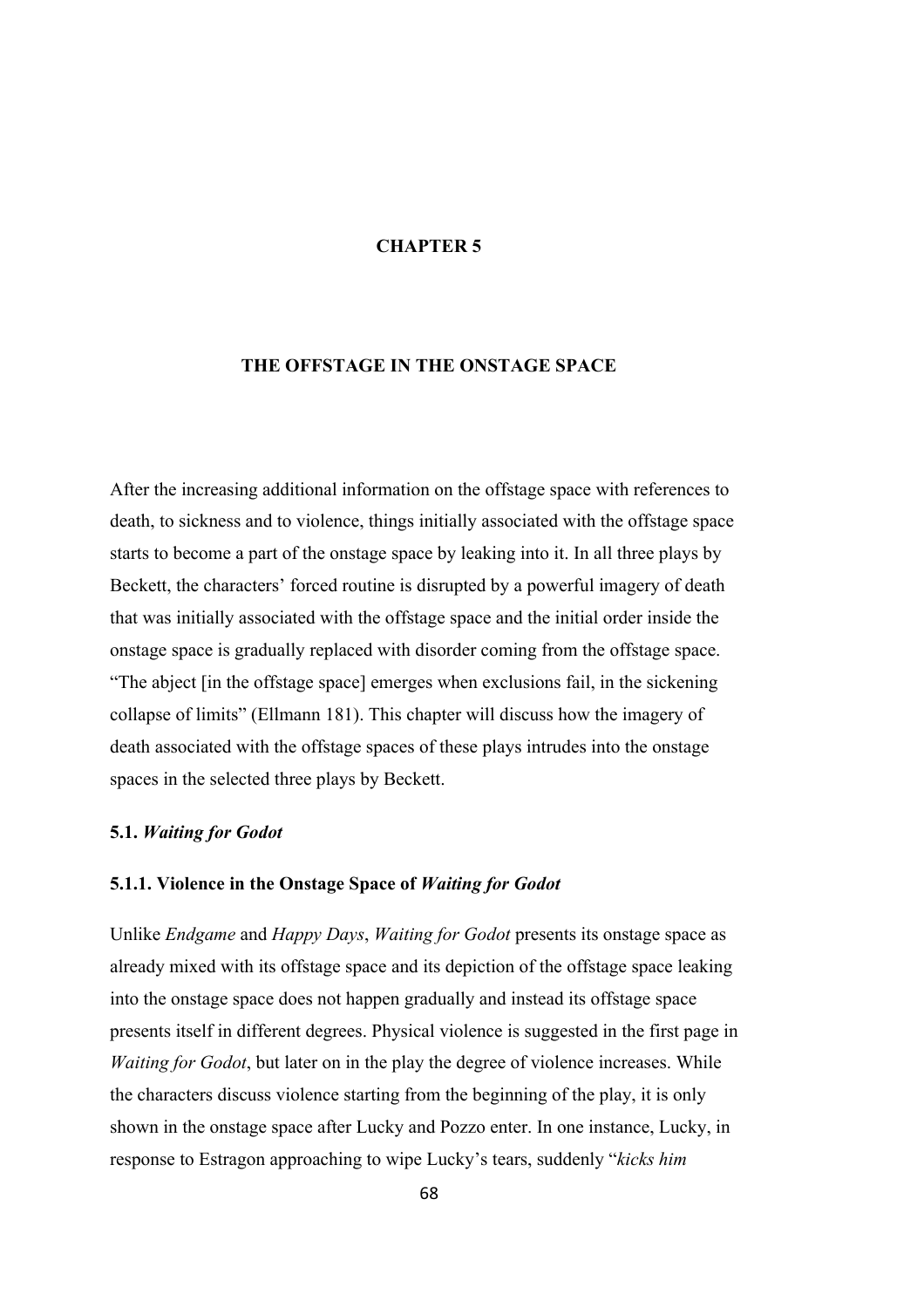# CHAPTER 5

# THE OFFSTAGE IN THE ONSTAGE SPACE

After the increasing additional information on the offstage space with references to death, to sickness and to violence, things initially associated with the offstage space starts to become a part of the onstage space by leaking into it. In all three plays by Beckett, the characters' forced routine is disrupted by a powerful imagery of death that was initially associated with the offstage space and the initial order inside the onstage space is gradually replaced with disorder coming from the offstage space. "The abject [in the offstage space] emerges when exclusions fail, in the sickening collapse of limits" (Ellmann 181). This chapter will discuss how the imagery of death associated with the offstage spaces of these plays intrudes into the onstage spaces in the selected three plays by Beckett.

## 5.1. *Waiting for Godot*

### 5.1.1. Violence in the Onstage Space of *Waiting for Godot*

Unlike *Endgame* and *Happy Days*, *Waiting for Godot* presents its onstage space as already mixed with its offstage space and its depiction of the offstage space leaking into the onstage space does not happen gradually and instead its offstage space presents itself in different degrees. Physical violence is suggested in the first page in *Waiting for Godot*, but later on in the play the degree of violence increases. While the characters discuss violence starting from the beginning of the play, it is only shown in the onstage space after Lucky and Pozzo enter. In one instance, Lucky, in response to Estragon approaching to wipe Lucky's tears, suddenly "*kicks him*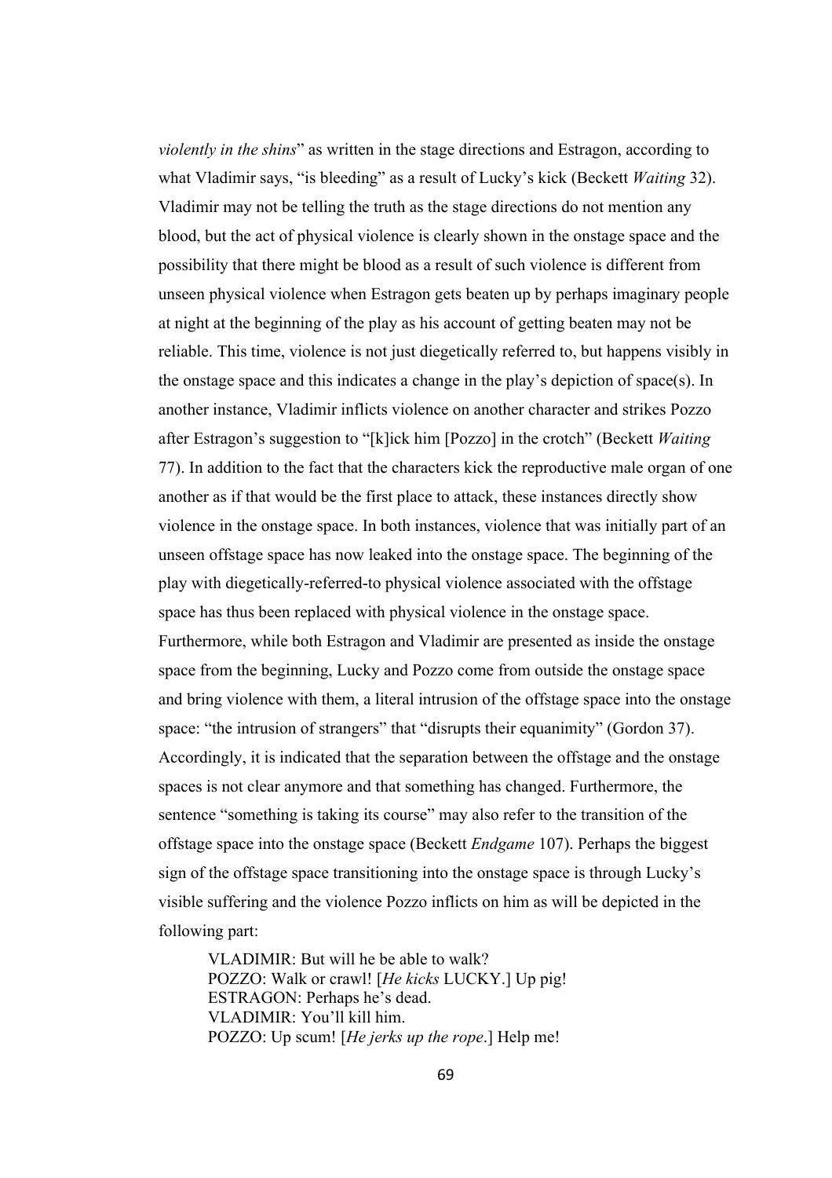*violently in the shins*" as written in the stage directions and Estragon, according to what Vladimir says, "is bleeding" as a result of Lucky's kick (Beckett *Waiting* 32). Vladimir may not be telling the truth as the stage directions do not mention any blood, but the act of physical violence is clearly shown in the onstage space and the possibility that there might be blood as a result of such violence is different from unseen physical violence when Estragon gets beaten up by perhaps imaginary people at night at the beginning of the play as his account of getting beaten may not be reliable. This time, violence is not just diegetically referred to, but happens visibly in the onstage space and this indicates a change in the play's depiction of space(s). In another instance, Vladimir inflicts violence on another character and strikes Pozzo after Estragon's suggestion to "[k]ick him [Pozzo] in the crotch" (Beckett *Waiting* 77). In addition to the fact that the characters kick the reproductive male organ of one another as if that would be the first place to attack, these instances directly show violence in the onstage space. In both instances, violence that was initially part of an unseen offstage space has now leaked into the onstage space. The beginning of the play with diegetically-referred-to physical violence associated with the offstage space has thus been replaced with physical violence in the onstage space. Furthermore, while both Estragon and Vladimir are presented as inside the onstage space from the beginning, Lucky and Pozzo come from outside the onstage space and bring violence with them, a literal intrusion of the offstage space into the onstage space: "the intrusion of strangers" that "disrupts their equanimity" (Gordon 37). Accordingly, it is indicated that the separation between the offstage and the onstage spaces is not clear anymore and that something has changed. Furthermore, the sentence "something is taking its course" may also refer to the transition of the offstage space into the onstage space (Beckett *Endgame* 107). Perhaps the biggest sign of the offstage space transitioning into the onstage space is through Lucky's visible suffering and the violence Pozzo inflicts on him as will be depicted in the following part:

> VLADIMIR: But will he be able to walk?
> POZZO: Walk or crawl! [*He kicks* LUCKY.] Up pig!
> ESTRAGON: Perhaps he's dead.
> VLADIMIR: You'll kill him.
> POZZO: Up scum! [*He jerks up the rope*.] Help me!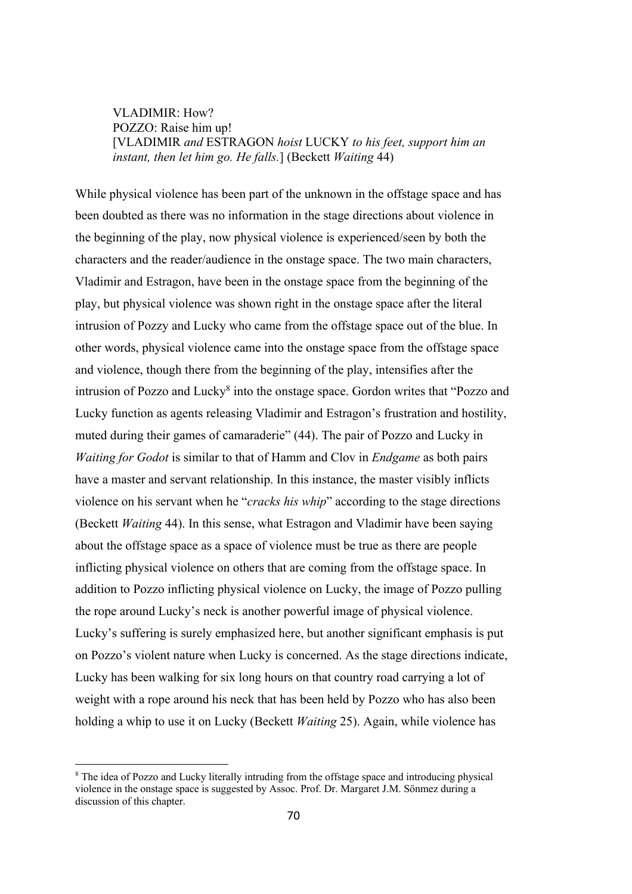> VLADIMIR: How?
> POZZO: Raise him up!
> [VLADIMIR *and* ESTRAGON *hoist* LUCKY *to his feet, support him an instant, then let him go. He falls.*] (Beckett *Waiting* 44)

While physical violence has been part of the unknown in the offstage space and has been doubted as there was no information in the stage directions about violence in the beginning of the play, now physical violence is experienced/seen by both the characters and the reader/audience in the onstage space. The two main characters, Vladimir and Estragon, have been in the onstage space from the beginning of the play, but physical violence was shown right in the onstage space after the literal intrusion of Pozzy and Lucky who came from the offstage space out of the blue. In other words, physical violence came into the onstage space from the offstage space and violence, though there from the beginning of the play, intensifies after the intrusion of Pozzo and Lucky[8] into the onstage space. Gordon writes that "Pozzo and Lucky function as agents releasing Vladimir and Estragon's frustration and hostility, muted during their games of camaraderie" (44). The pair of Pozzo and Lucky in *Waiting for Godot* is similar to that of Hamm and Clov in *Endgame* as both pairs have a master and servant relationship. In this instance, the master visibly inflicts violence on his servant when he "*cracks his whip*" according to the stage directions (Beckett *Waiting* 44). In this sense, what Estragon and Vladimir have been saying about the offstage space as a space of violence must be true as there are people inflicting physical violence on others that are coming from the offstage space. In addition to Pozzo inflicting physical violence on Lucky, the image of Pozzo pulling the rope around Lucky's neck is another powerful image of physical violence. Lucky's suffering is surely emphasized here, but another significant emphasis is put on Pozzo's violent nature when Lucky is concerned. As the stage directions indicate, Lucky has been walking for six long hours on that country road carrying a lot of weight with a rope around his neck that has been held by Pozzo who has also been holding a whip to use it on Lucky (Beckett *Waiting* 25). Again, while violence has

[8] The idea of Pozzo and Lucky literally intruding from the offstage space and introducing physical violence in the onstage space is suggested by Assoc. Prof. Dr. Margaret J.M. Sönmez during a discussion of this chapter.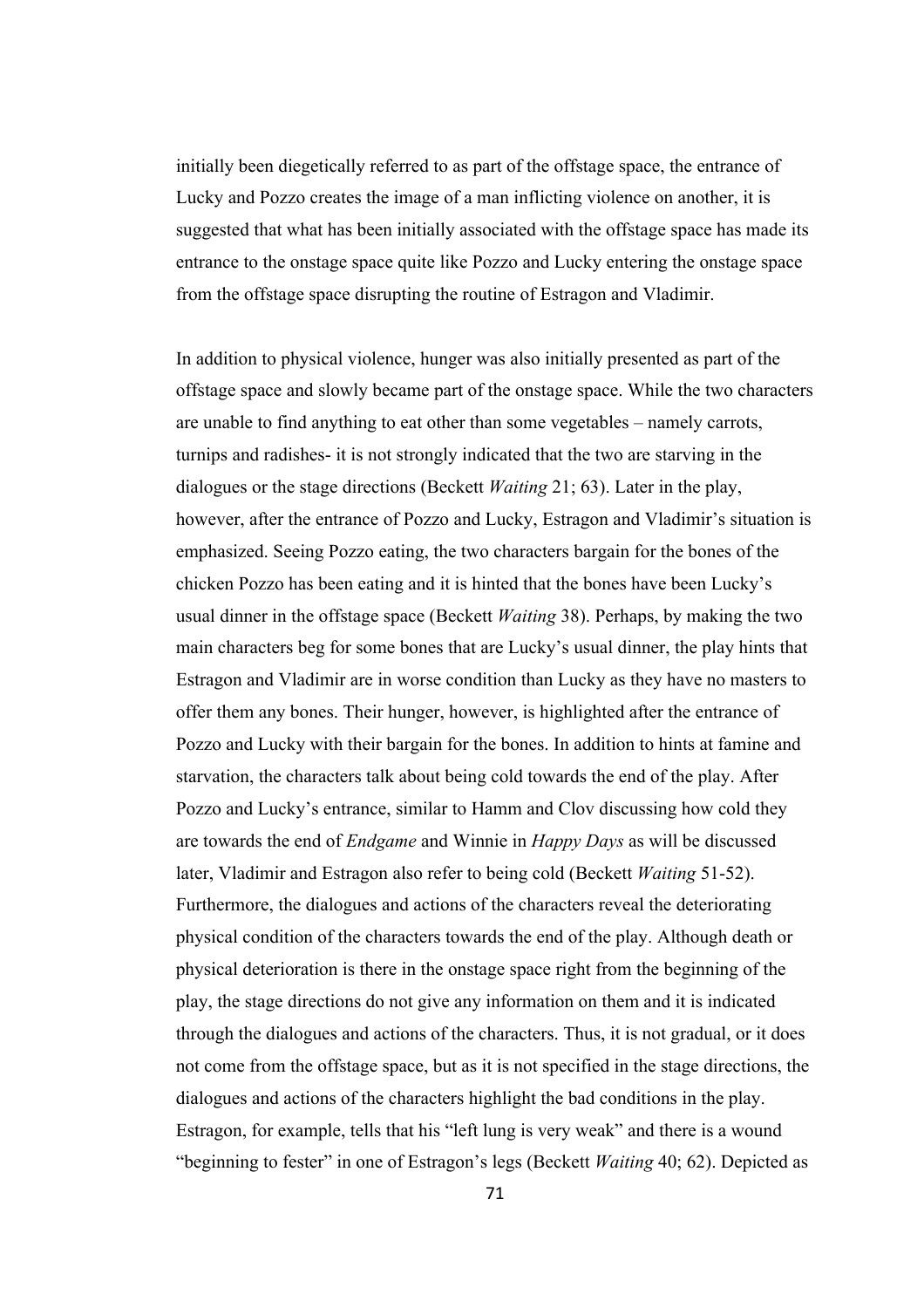initially been diegetically referred to as part of the offstage space, the entrance of Lucky and Pozzo creates the image of a man inflicting violence on another, it is suggested that what has been initially associated with the offstage space has made its entrance to the onstage space quite like Pozzo and Lucky entering the onstage space from the offstage space disrupting the routine of Estragon and Vladimir.

In addition to physical violence, hunger was also initially presented as part of the offstage space and slowly became part of the onstage space. While the two characters are unable to find anything to eat other than some vegetables – namely carrots, turnips and radishes- it is not strongly indicated that the two are starving in the dialogues or the stage directions (Beckett *Waiting* 21; 63). Later in the play, however, after the entrance of Pozzo and Lucky, Estragon and Vladimir's situation is emphasized. Seeing Pozzo eating, the two characters bargain for the bones of the chicken Pozzo has been eating and it is hinted that the bones have been Lucky's usual dinner in the offstage space (Beckett *Waiting* 38). Perhaps, by making the two main characters beg for some bones that are Lucky's usual dinner, the play hints that Estragon and Vladimir are in worse condition than Lucky as they have no masters to offer them any bones. Their hunger, however, is highlighted after the entrance of Pozzo and Lucky with their bargain for the bones. In addition to hints at famine and starvation, the characters talk about being cold towards the end of the play. After Pozzo and Lucky's entrance, similar to Hamm and Clov discussing how cold they are towards the end of *Endgame* and Winnie in *Happy Days* as will be discussed later, Vladimir and Estragon also refer to being cold (Beckett *Waiting* 51-52). Furthermore, the dialogues and actions of the characters reveal the deteriorating physical condition of the characters towards the end of the play. Although death or physical deterioration is there in the onstage space right from the beginning of the play, the stage directions do not give any information on them and it is indicated through the dialogues and actions of the characters. Thus, it is not gradual, or it does not come from the offstage space, but as it is not specified in the stage directions, the dialogues and actions of the characters highlight the bad conditions in the play. Estragon, for example, tells that his "left lung is very weak" and there is a wound "beginning to fester" in one of Estragon's legs (Beckett *Waiting* 40; 62). Depicted as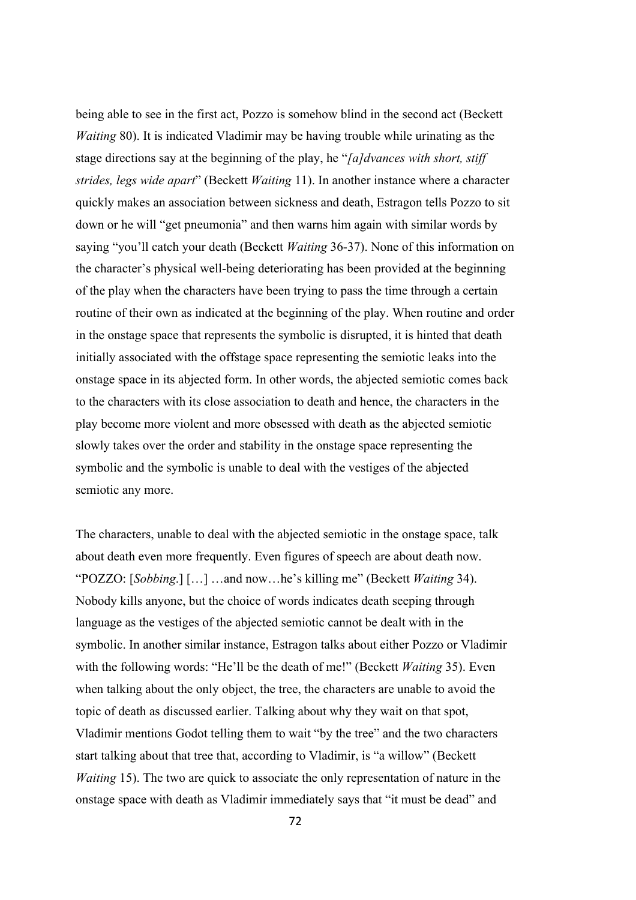being able to see in the first act, Pozzo is somehow blind in the second act (Beckett *Waiting* 80). It is indicated Vladimir may be having trouble while urinating as the stage directions say at the beginning of the play, he "*[a]dvances with short, stiff strides, legs wide apart*" (Beckett *Waiting* 11). In another instance where a character quickly makes an association between sickness and death, Estragon tells Pozzo to sit down or he will "get pneumonia" and then warns him again with similar words by saying "you'll catch your death (Beckett *Waiting* 36-37). None of this information on the character's physical well-being deteriorating has been provided at the beginning of the play when the characters have been trying to pass the time through a certain routine of their own as indicated at the beginning of the play. When routine and order in the onstage space that represents the symbolic is disrupted, it is hinted that death initially associated with the offstage space representing the semiotic leaks into the onstage space in its abjected form. In other words, the abjected semiotic comes back to the characters with its close association to death and hence, the characters in the play become more violent and more obsessed with death as the abjected semiotic slowly takes over the order and stability in the onstage space representing the symbolic and the symbolic is unable to deal with the vestiges of the abjected semiotic any more.

The characters, unable to deal with the abjected semiotic in the onstage space, talk about death even more frequently. Even figures of speech are about death now. "POZZO: [*Sobbing*.] […] …and now…he's killing me" (Beckett *Waiting* 34). Nobody kills anyone, but the choice of words indicates death seeping through language as the vestiges of the abjected semiotic cannot be dealt with in the symbolic. In another similar instance, Estragon talks about either Pozzo or Vladimir with the following words: "He'll be the death of me!" (Beckett *Waiting* 35). Even when talking about the only object, the tree, the characters are unable to avoid the topic of death as discussed earlier. Talking about why they wait on that spot, Vladimir mentions Godot telling them to wait "by the tree" and the two characters start talking about that tree that, according to Vladimir, is "a willow" (Beckett *Waiting* 15). The two are quick to associate the only representation of nature in the onstage space with death as Vladimir immediately says that "it must be dead" and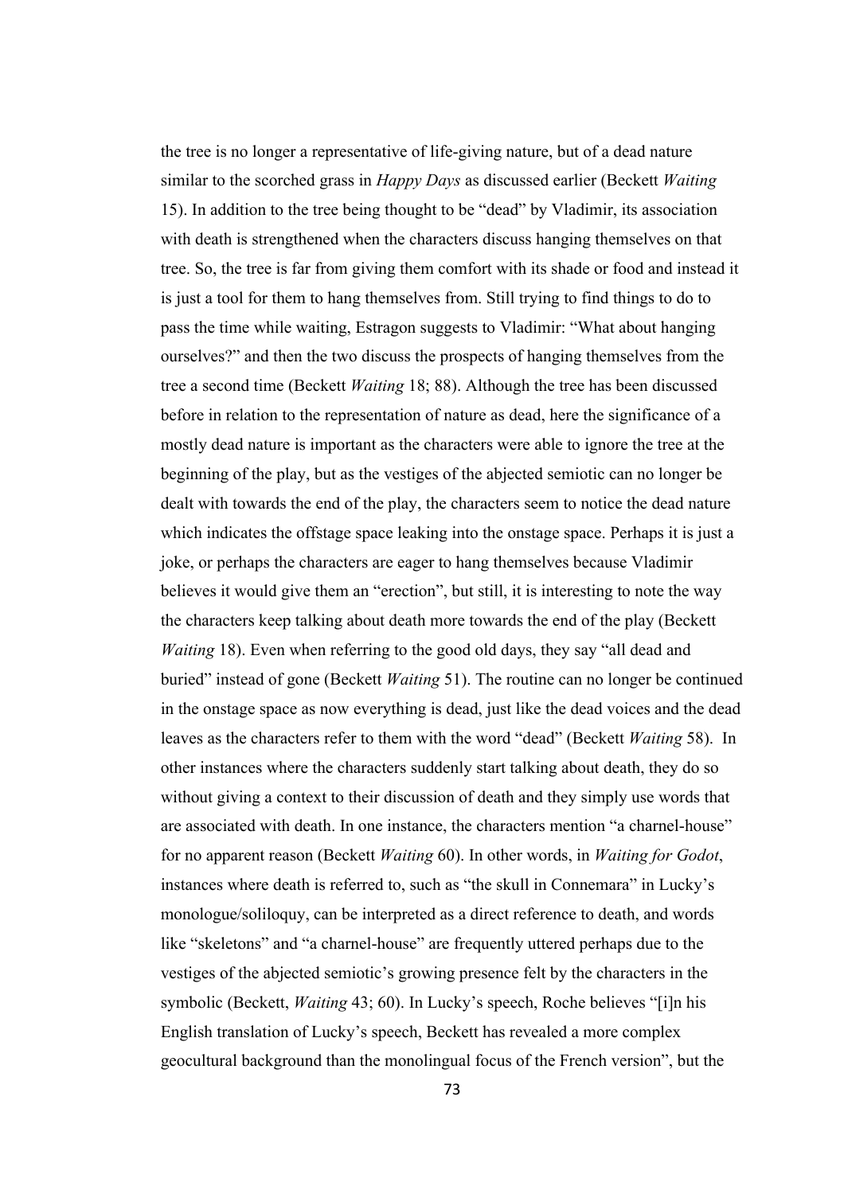the tree is no longer a representative of life-giving nature, but of a dead nature similar to the scorched grass in *Happy Days* as discussed earlier (Beckett *Waiting* 15). In addition to the tree being thought to be "dead" by Vladimir, its association with death is strengthened when the characters discuss hanging themselves on that tree. So, the tree is far from giving them comfort with its shade or food and instead it is just a tool for them to hang themselves from. Still trying to find things to do to pass the time while waiting, Estragon suggests to Vladimir: "What about hanging ourselves?" and then the two discuss the prospects of hanging themselves from the tree a second time (Beckett *Waiting* 18; 88). Although the tree has been discussed before in relation to the representation of nature as dead, here the significance of a mostly dead nature is important as the characters were able to ignore the tree at the beginning of the play, but as the vestiges of the abjected semiotic can no longer be dealt with towards the end of the play, the characters seem to notice the dead nature which indicates the offstage space leaking into the onstage space. Perhaps it is just a joke, or perhaps the characters are eager to hang themselves because Vladimir believes it would give them an "erection", but still, it is interesting to note the way the characters keep talking about death more towards the end of the play (Beckett *Waiting* 18). Even when referring to the good old days, they say "all dead and buried" instead of gone (Beckett *Waiting* 51). The routine can no longer be continued in the onstage space as now everything is dead, just like the dead voices and the dead leaves as the characters refer to them with the word "dead" (Beckett *Waiting* 58). In other instances where the characters suddenly start talking about death, they do so without giving a context to their discussion of death and they simply use words that are associated with death. In one instance, the characters mention "a charnel-house" for no apparent reason (Beckett *Waiting* 60). In other words, in *Waiting for Godot*, instances where death is referred to, such as "the skull in Connemara" in Lucky's monologue/soliloquy, can be interpreted as a direct reference to death, and words like "skeletons" and "a charnel-house" are frequently uttered perhaps due to the vestiges of the abjected semiotic's growing presence felt by the characters in the symbolic (Beckett, *Waiting* 43; 60). In Lucky's speech, Roche believes "[i]n his English translation of Lucky's speech, Beckett has revealed a more complex geocultural background than the monolingual focus of the French version", but the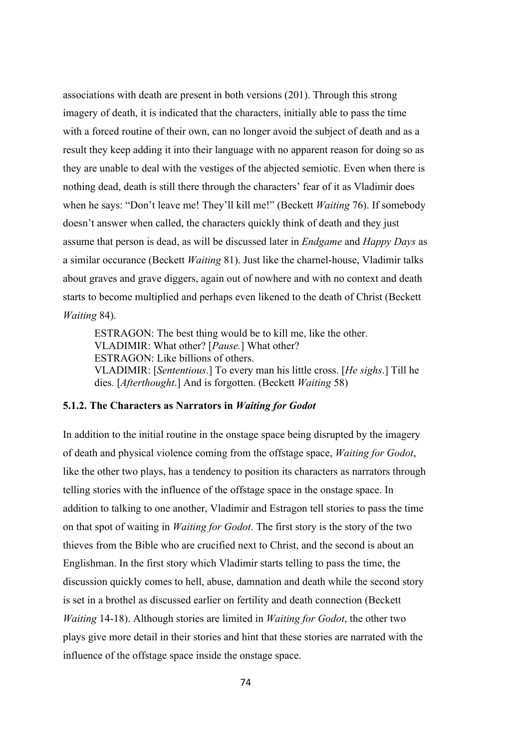associations with death are present in both versions (201). Through this strong imagery of death, it is indicated that the characters, initially able to pass the time with a forced routine of their own, can no longer avoid the subject of death and as a result they keep adding it into their language with no apparent reason for doing so as they are unable to deal with the vestiges of the abjected semiotic. Even when there is nothing dead, death is still there through the characters' fear of it as Vladimir does when he says: "Don't leave me! They'll kill me!" (Beckett *Waiting* 76). If somebody doesn't answer when called, the characters quickly think of death and they just assume that person is dead, as will be discussed later in *Endgame* and *Happy Days* as a similar occurance (Beckett *Waiting* 81). Just like the charnel-house, Vladimir talks about graves and grave diggers, again out of nowhere and with no context and death starts to become multiplied and perhaps even likened to the death of Christ (Beckett *Waiting* 84).

> ESTRAGON: The best thing would be to kill me, like the other.
> VLADIMIR: What other? [*Pause.*] What other?
> ESTRAGON: Like billions of others.
> VLADIMIR: [*Sententious*.] To every man his little cross. [*He sighs*.] Till he dies. [*Afterthought*.] And is forgotten. (Beckett *Waiting* 58)

### 5.1.2. The Characters as Narrators in *Waiting for Godot*

In addition to the initial routine in the onstage space being disrupted by the imagery of death and physical violence coming from the offstage space, *Waiting for Godot*, like the other two plays, has a tendency to position its characters as narrators through telling stories with the influence of the offstage space in the onstage space. In addition to talking to one another, Vladimir and Estragon tell stories to pass the time on that spot of waiting in *Waiting for Godot*. The first story is the story of the two thieves from the Bible who are crucified next to Christ, and the second is about an Englishman. In the first story which Vladimir starts telling to pass the time, the discussion quickly comes to hell, abuse, damnation and death while the second story is set in a brothel as discussed earlier on fertility and death connection (Beckett *Waiting* 14-18). Although stories are limited in *Waiting for Godot*, the other two plays give more detail in their stories and hint that these stories are narrated with the influence of the offstage space inside the onstage space.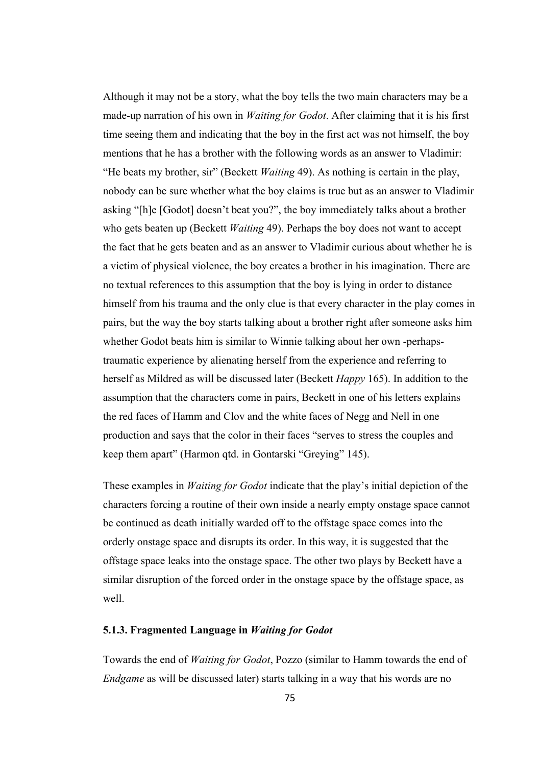Although it may not be a story, what the boy tells the two main characters may be a made-up narration of his own in *Waiting for Godot*. After claiming that it is his first time seeing them and indicating that the boy in the first act was not himself, the boy mentions that he has a brother with the following words as an answer to Vladimir: "He beats my brother, sir" (Beckett *Waiting* 49). As nothing is certain in the play, nobody can be sure whether what the boy claims is true but as an answer to Vladimir asking "[h]e [Godot] doesn't beat you?", the boy immediately talks about a brother who gets beaten up (Beckett *Waiting* 49). Perhaps the boy does not want to accept the fact that he gets beaten and as an answer to Vladimir curious about whether he is a victim of physical violence, the boy creates a brother in his imagination. There are no textual references to this assumption that the boy is lying in order to distance himself from his trauma and the only clue is that every character in the play comes in pairs, but the way the boy starts talking about a brother right after someone asks him whether Godot beats him is similar to Winnie talking about her own -perhaps- traumatic experience by alienating herself from the experience and referring to herself as Mildred as will be discussed later (Beckett *Happy* 165). In addition to the assumption that the characters come in pairs, Beckett in one of his letters explains the red faces of Hamm and Clov and the white faces of Negg and Nell in one production and says that the color in their faces "serves to stress the couples and keep them apart" (Harmon qtd. in Gontarski "Greying" 145).

These examples in *Waiting for Godot* indicate that the play's initial depiction of the characters forcing a routine of their own inside a nearly empty onstage space cannot be continued as death initially warded off to the offstage space comes into the orderly onstage space and disrupts its order. In this way, it is suggested that the offstage space leaks into the onstage space. The other two plays by Beckett have a similar disruption of the forced order in the onstage space by the offstage space, as well.

### 5.1.3. Fragmented Language in *Waiting for Godot*

Towards the end of *Waiting for Godot*, Pozzo (similar to Hamm towards the end of *Endgame* as will be discussed later) starts talking in a way that his words are no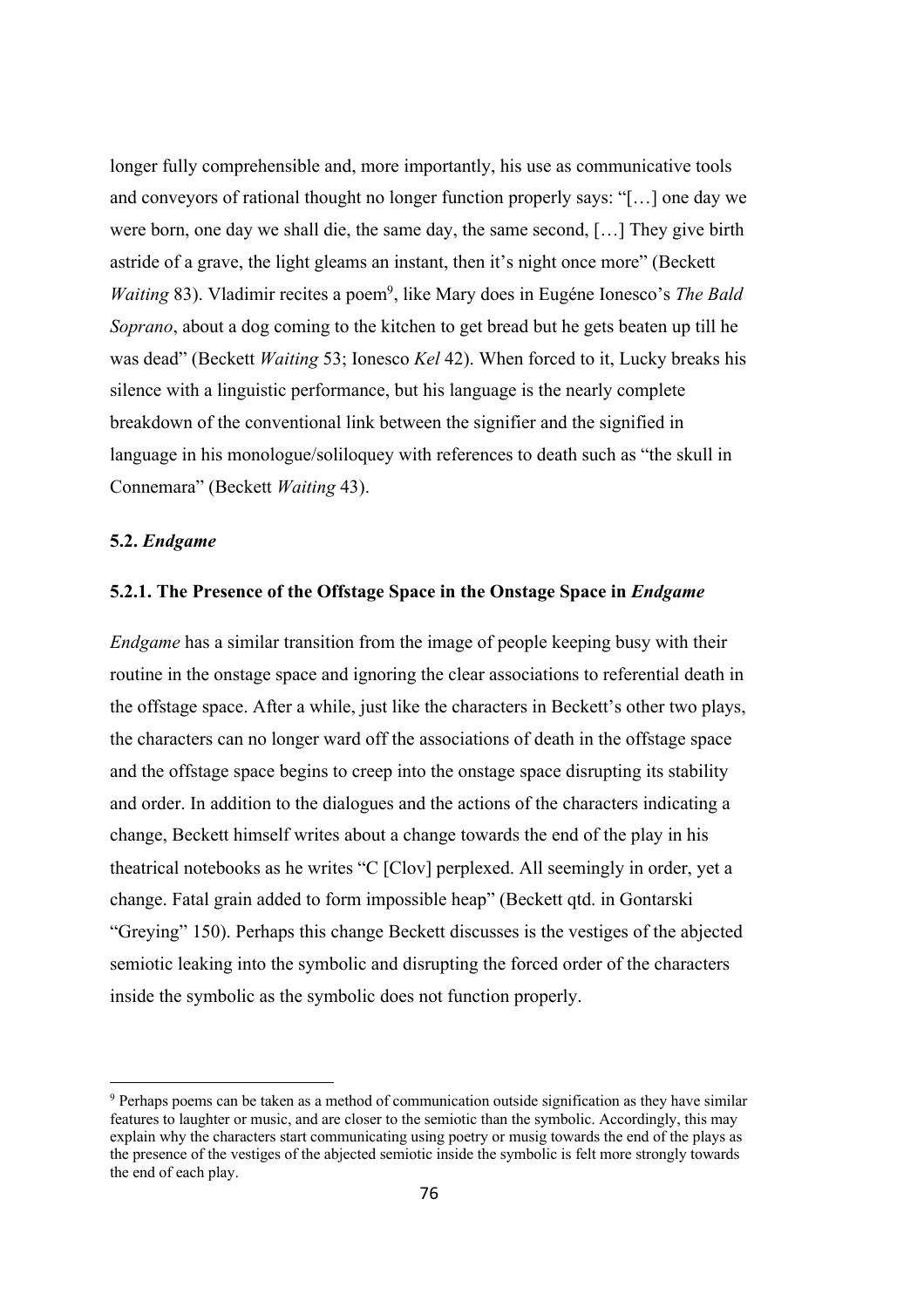longer fully comprehensible and, more importantly, his use as communicative tools and conveyors of rational thought no longer function properly says: "[…] one day we were born, one day we shall die, the same day, the same second, […] They give birth astride of a grave, the light gleams an instant, then it's night once more" (Beckett *Waiting* 83). Vladimir recites a poem[9], like Mary does in Eugéne Ionesco's *The Bald Soprano*, about a dog coming to the kitchen to get bread but he gets beaten up till he was dead" (Beckett *Waiting* 53; Ionesco *Kel* 42). When forced to it, Lucky breaks his silence with a linguistic performance, but his language is the nearly complete breakdown of the conventional link between the signifier and the signified in language in his monologue/soliloquey with references to death such as "the skull in Connemara" (Beckett *Waiting* 43).

### 5.2. *Endgame*

#### 5.2.1. The Presence of the Offstage Space in the Onstage Space in *Endgame*

*Endgame* has a similar transition from the image of people keeping busy with their routine in the onstage space and ignoring the clear associations to referential death in the offstage space. After a while, just like the characters in Beckett's other two plays, the characters can no longer ward off the associations of death in the offstage space and the offstage space begins to creep into the onstage space disrupting its stability and order. In addition to the dialogues and the actions of the characters indicating a change, Beckett himself writes about a change towards the end of the play in his theatrical notebooks as he writes "C [Clov] perplexed. All seemingly in order, yet a change. Fatal grain added to form impossible heap" (Beckett qtd. in Gontarski "Greying" 150). Perhaps this change Beckett discusses is the vestiges of the abjected semiotic leaking into the symbolic and disrupting the forced order of the characters inside the symbolic as the symbolic does not function properly.

---

[9] Perhaps poems can be taken as a method of communication outside signification as they have similar features to laughter or music, and are closer to the semiotic than the symbolic. Accordingly, this may explain why the characters start communicating using poetry or musig towards the end of the plays as the presence of the vestiges of the abjected semiotic inside the symbolic is felt more strongly towards the end of each play.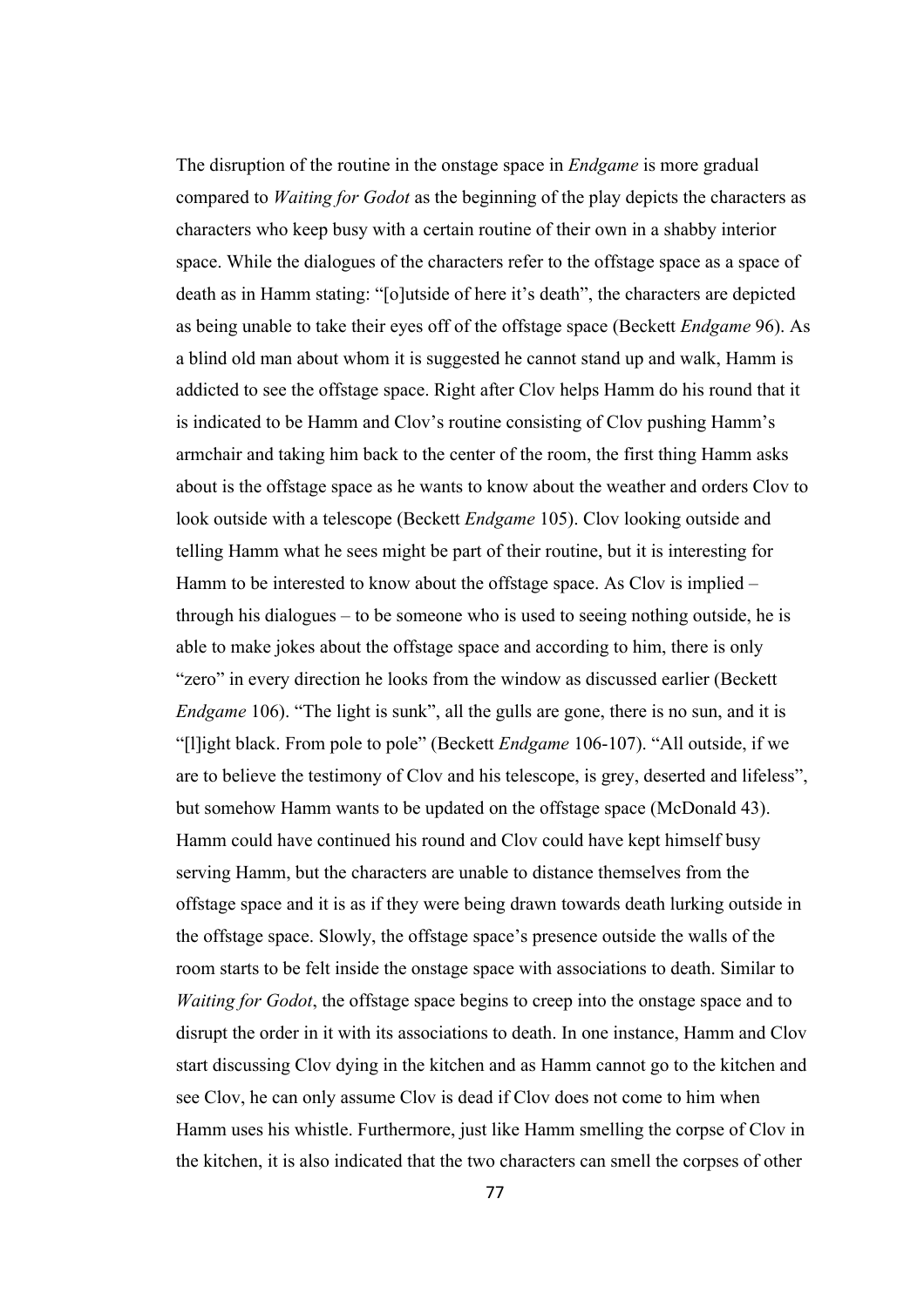The disruption of the routine in the onstage space in *Endgame* is more gradual compared to *Waiting for Godot* as the beginning of the play depicts the characters as characters who keep busy with a certain routine of their own in a shabby interior space. While the dialogues of the characters refer to the offstage space as a space of death as in Hamm stating: "[o]utside of here it's death", the characters are depicted as being unable to take their eyes off of the offstage space (Beckett *Endgame* 96). As a blind old man about whom it is suggested he cannot stand up and walk, Hamm is addicted to see the offstage space. Right after Clov helps Hamm do his round that it is indicated to be Hamm and Clov's routine consisting of Clov pushing Hamm's armchair and taking him back to the center of the room, the first thing Hamm asks about is the offstage space as he wants to know about the weather and orders Clov to look outside with a telescope (Beckett *Endgame* 105). Clov looking outside and telling Hamm what he sees might be part of their routine, but it is interesting for Hamm to be interested to know about the offstage space. As Clov is implied – through his dialogues – to be someone who is used to seeing nothing outside, he is able to make jokes about the offstage space and according to him, there is only "zero" in every direction he looks from the window as discussed earlier (Beckett *Endgame* 106). "The light is sunk", all the gulls are gone, there is no sun, and it is "[l]ight black. From pole to pole" (Beckett *Endgame* 106-107). "All outside, if we are to believe the testimony of Clov and his telescope, is grey, deserted and lifeless", but somehow Hamm wants to be updated on the offstage space (McDonald 43). Hamm could have continued his round and Clov could have kept himself busy serving Hamm, but the characters are unable to distance themselves from the offstage space and it is as if they were being drawn towards death lurking outside in the offstage space. Slowly, the offstage space's presence outside the walls of the room starts to be felt inside the onstage space with associations to death. Similar to *Waiting for Godot*, the offstage space begins to creep into the onstage space and to disrupt the order in it with its associations to death. In one instance, Hamm and Clov start discussing Clov dying in the kitchen and as Hamm cannot go to the kitchen and see Clov, he can only assume Clov is dead if Clov does not come to him when Hamm uses his whistle. Furthermore, just like Hamm smelling the corpse of Clov in the kitchen, it is also indicated that the two characters can smell the corpses of other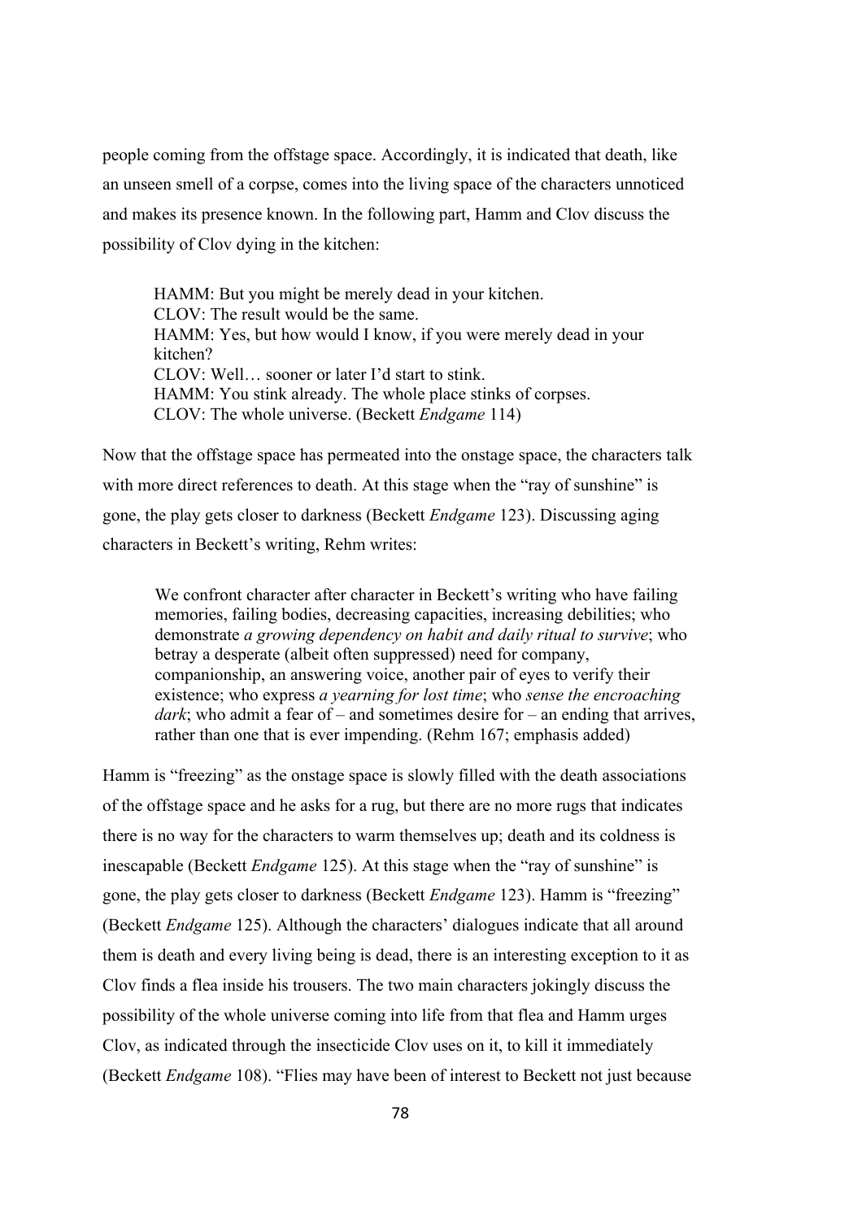people coming from the offstage space. Accordingly, it is indicated that death, like an unseen smell of a corpse, comes into the living space of the characters unnoticed and makes its presence known. In the following part, Hamm and Clov discuss the possibility of Clov dying in the kitchen:

> HAMM: But you might be merely dead in your kitchen.
> CLOV: The result would be the same.
> HAMM: Yes, but how would I know, if you were merely dead in your kitchen?
> CLOV: Well… sooner or later I'd start to stink.
> HAMM: You stink already. The whole place stinks of corpses.
> CLOV: The whole universe. (Beckett *Endgame* 114)

Now that the offstage space has permeated into the onstage space, the characters talk with more direct references to death. At this stage when the "ray of sunshine" is gone, the play gets closer to darkness (Beckett *Endgame* 123). Discussing aging characters in Beckett's writing, Rehm writes:

> We confront character after character in Beckett's writing who have failing memories, failing bodies, decreasing capacities, increasing debilities; who demonstrate *a growing dependency on habit and daily ritual to survive*; who betray a desperate (albeit often suppressed) need for company, companionship, an answering voice, another pair of eyes to verify their existence; who express *a yearning for lost time*; who *sense the encroaching dark*; who admit a fear of – and sometimes desire for – an ending that arrives, rather than one that is ever impending. (Rehm 167; emphasis added)

Hamm is "freezing" as the onstage space is slowly filled with the death associations of the offstage space and he asks for a rug, but there are no more rugs that indicates there is no way for the characters to warm themselves up; death and its coldness is inescapable (Beckett *Endgame* 125). At this stage when the "ray of sunshine" is gone, the play gets closer to darkness (Beckett *Endgame* 123). Hamm is "freezing" (Beckett *Endgame* 125). Although the characters' dialogues indicate that all around them is death and every living being is dead, there is an interesting exception to it as Clov finds a flea inside his trousers. The two main characters jokingly discuss the possibility of the whole universe coming into life from that flea and Hamm urges Clov, as indicated through the insecticide Clov uses on it, to kill it immediately (Beckett *Endgame* 108). "Flies may have been of interest to Beckett not just because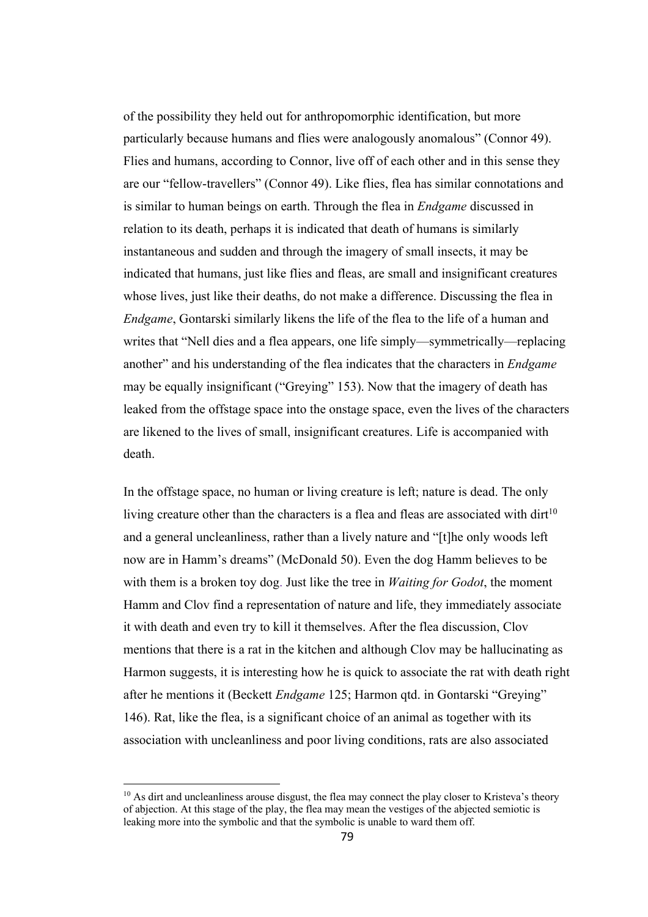of the possibility they held out for anthropomorphic identification, but more particularly because humans and flies were analogously anomalous" (Connor 49). Flies and humans, according to Connor, live off of each other and in this sense they are our "fellow-travellers" (Connor 49). Like flies, flea has similar connotations and is similar to human beings on earth. Through the flea in *Endgame* discussed in relation to its death, perhaps it is indicated that death of humans is similarly instantaneous and sudden and through the imagery of small insects, it may be indicated that humans, just like flies and fleas, are small and insignificant creatures whose lives, just like their deaths, do not make a difference. Discussing the flea in *Endgame*, Gontarski similarly likens the life of the flea to the life of a human and writes that "Nell dies and a flea appears, one life simply—symmetrically—replacing another" and his understanding of the flea indicates that the characters in *Endgame* may be equally insignificant ("Greying" 153). Now that the imagery of death has leaked from the offstage space into the onstage space, even the lives of the characters are likened to the lives of small, insignificant creatures. Life is accompanied with death.

In the offstage space, no human or living creature is left; nature is dead. The only living creature other than the characters is a flea and fleas are associated with dirt[10] and a general uncleanliness, rather than a lively nature and "[t]he only woods left now are in Hamm's dreams" (McDonald 50). Even the dog Hamm believes to be with them is a broken toy dog. Just like the tree in *Waiting for Godot*, the moment Hamm and Clov find a representation of nature and life, they immediately associate it with death and even try to kill it themselves. After the flea discussion, Clov mentions that there is a rat in the kitchen and although Clov may be hallucinating as Harmon suggests, it is interesting how he is quick to associate the rat with death right after he mentions it (Beckett *Endgame* 125; Harmon qtd. in Gontarski "Greying" 146). Rat, like the flea, is a significant choice of an animal as together with its association with uncleanliness and poor living conditions, rats are also associated

[10] As dirt and uncleanliness arouse disgust, the flea may connect the play closer to Kristeva's theory of abjection. At this stage of the play, the flea may mean the vestiges of the abjected semiotic is leaking more into the symbolic and that the symbolic is unable to ward them off.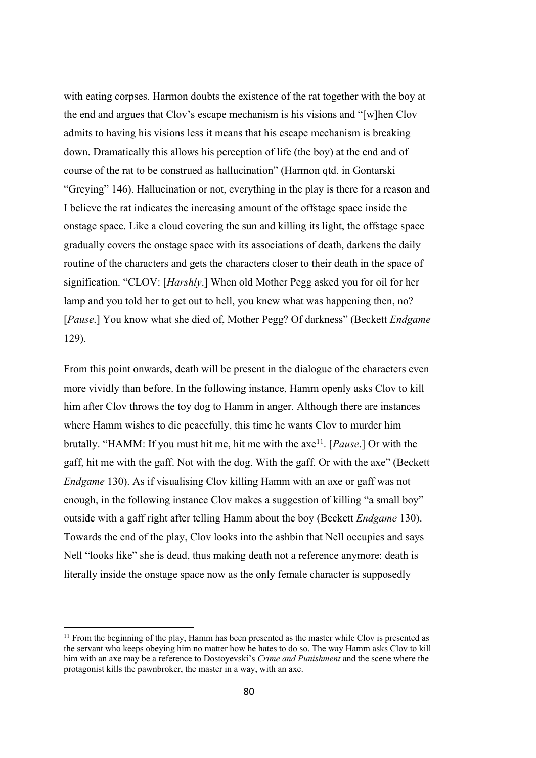with eating corpses. Harmon doubts the existence of the rat together with the boy at the end and argues that Clov's escape mechanism is his visions and "[w]hen Clov admits to having his visions less it means that his escape mechanism is breaking down. Dramatically this allows his perception of life (the boy) at the end and of course of the rat to be construed as hallucination" (Harmon qtd. in Gontarski "Greying" 146). Hallucination or not, everything in the play is there for a reason and I believe the rat indicates the increasing amount of the offstage space inside the onstage space. Like a cloud covering the sun and killing its light, the offstage space gradually covers the onstage space with its associations of death, darkens the daily routine of the characters and gets the characters closer to their death in the space of signification. "CLOV: [*Harshly*.] When old Mother Pegg asked you for oil for her lamp and you told her to get out to hell, you knew what was happening then, no? [*Pause*.] You know what she died of, Mother Pegg? Of darkness" (Beckett *Endgame* 129).

From this point onwards, death will be present in the dialogue of the characters even more vividly than before. In the following instance, Hamm openly asks Clov to kill him after Clov throws the toy dog to Hamm in anger. Although there are instances where Hamm wishes to die peacefully, this time he wants Clov to murder him brutally. "HAMM: If you must hit me, hit me with the axe[11]. [*Pause*.] Or with the gaff, hit me with the gaff. Not with the dog. With the gaff. Or with the axe" (Beckett *Endgame* 130). As if visualising Clov killing Hamm with an axe or gaff was not enough, in the following instance Clov makes a suggestion of killing "a small boy" outside with a gaff right after telling Hamm about the boy (Beckett *Endgame* 130). Towards the end of the play, Clov looks into the ashbin that Nell occupies and says Nell "looks like" she is dead, thus making death not a reference anymore: death is literally inside the onstage space now as the only female character is supposedly

[11] From the beginning of the play, Hamm has been presented as the master while Clov is presented as the servant who keeps obeying him no matter how he hates to do so. The way Hamm asks Clov to kill him with an axe may be a reference to Dostoyevski's *Crime and Punishment* and the scene where the protagonist kills the pawnbroker, the master in a way, with an axe.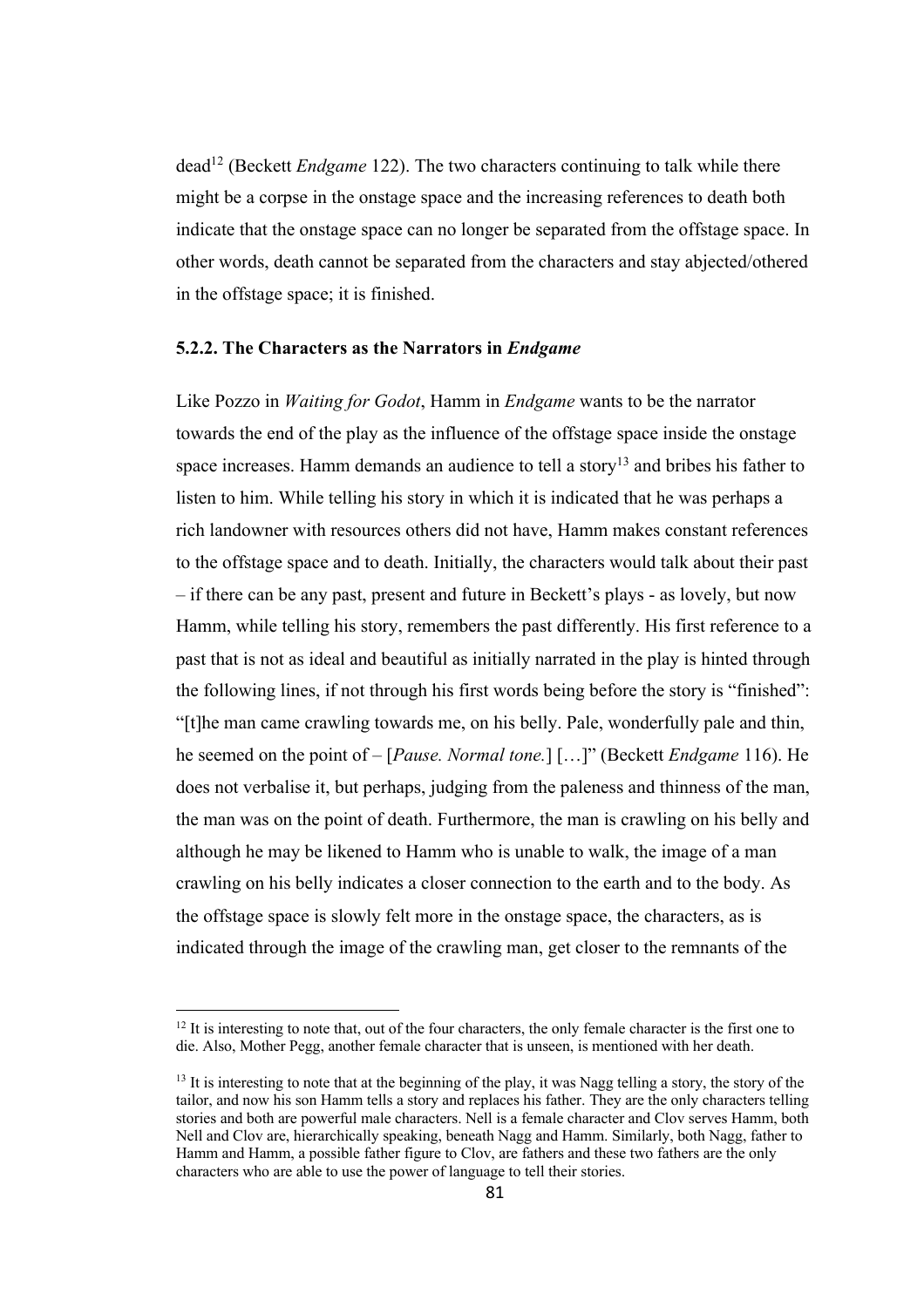dead[12] (Beckett *Endgame* 122). The two characters continuing to talk while there might be a corpse in the onstage space and the increasing references to death both indicate that the onstage space can no longer be separated from the offstage space. In other words, death cannot be separated from the characters and stay abjected/othered in the offstage space; it is finished.

### 5.2.2. The Characters as the Narrators in *Endgame*

Like Pozzo in *Waiting for Godot*, Hamm in *Endgame* wants to be the narrator towards the end of the play as the influence of the offstage space inside the onstage space increases. Hamm demands an audience to tell a story[13] and bribes his father to listen to him. While telling his story in which it is indicated that he was perhaps a rich landowner with resources others did not have, Hamm makes constant references to the offstage space and to death. Initially, the characters would talk about their past – if there can be any past, present and future in Beckett's plays - as lovely, but now Hamm, while telling his story, remembers the past differently. His first reference to a past that is not as ideal and beautiful as initially narrated in the play is hinted through the following lines, if not through his first words being before the story is "finished": "[t]he man came crawling towards me, on his belly. Pale, wonderfully pale and thin, he seemed on the point of – [*Pause. Normal tone.*] […]" (Beckett *Endgame* 116). He does not verbalise it, but perhaps, judging from the paleness and thinness of the man, the man was on the point of death. Furthermore, the man is crawling on his belly and although he may be likened to Hamm who is unable to walk, the image of a man crawling on his belly indicates a closer connection to the earth and to the body. As the offstage space is slowly felt more in the onstage space, the characters, as is indicated through the image of the crawling man, get closer to the remnants of the

---

[12] It is interesting to note that, out of the four characters, the only female character is the first one to die. Also, Mother Pegg, another female character that is unseen, is mentioned with her death.

[13] It is interesting to note that at the beginning of the play, it was Nagg telling a story, the story of the tailor, and now his son Hamm tells a story and replaces his father. They are the only characters telling stories and both are powerful male characters. Nell is a female character and Clov serves Hamm, both Nell and Clov are, hierarchically speaking, beneath Nagg and Hamm. Similarly, both Nagg, father to Hamm and Hamm, a possible father figure to Clov, are fathers and these two fathers are the only characters who are able to use the power of language to tell their stories.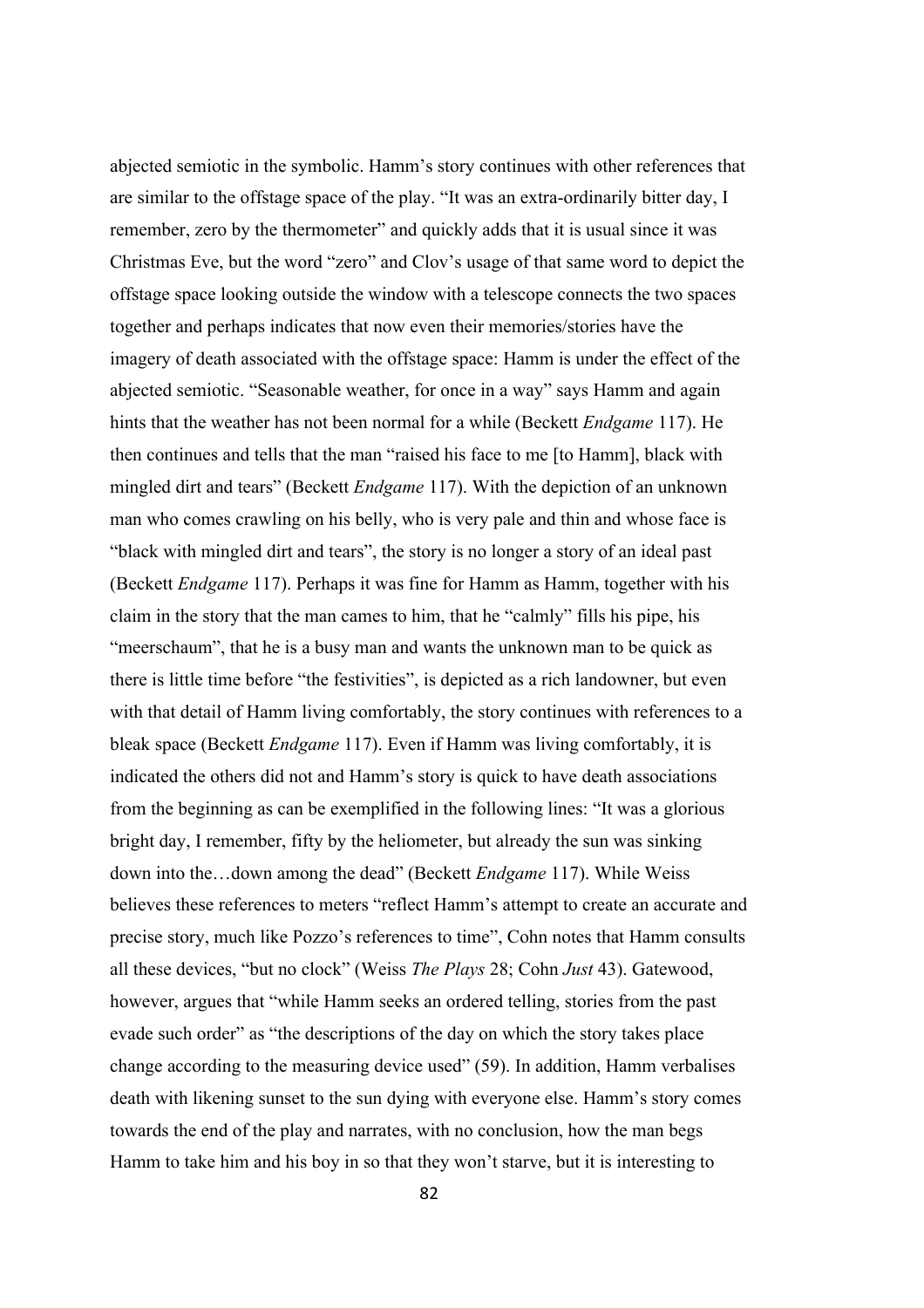abjected semiotic in the symbolic. Hamm's story continues with other references that are similar to the offstage space of the play. "It was an extra-ordinarily bitter day, I remember, zero by the thermometer" and quickly adds that it is usual since it was Christmas Eve, but the word "zero" and Clov's usage of that same word to depict the offstage space looking outside the window with a telescope connects the two spaces together and perhaps indicates that now even their memories/stories have the imagery of death associated with the offstage space: Hamm is under the effect of the abjected semiotic. "Seasonable weather, for once in a way" says Hamm and again hints that the weather has not been normal for a while (Beckett *Endgame* 117). He then continues and tells that the man "raised his face to me [to Hamm], black with mingled dirt and tears" (Beckett *Endgame* 117). With the depiction of an unknown man who comes crawling on his belly, who is very pale and thin and whose face is "black with mingled dirt and tears", the story is no longer a story of an ideal past (Beckett *Endgame* 117). Perhaps it was fine for Hamm as Hamm, together with his claim in the story that the man cames to him, that he "calmly" fills his pipe, his "meerschaum", that he is a busy man and wants the unknown man to be quick as there is little time before "the festivities", is depicted as a rich landowner, but even with that detail of Hamm living comfortably, the story continues with references to a bleak space (Beckett *Endgame* 117). Even if Hamm was living comfortably, it is indicated the others did not and Hamm's story is quick to have death associations from the beginning as can be exemplified in the following lines: "It was a glorious bright day, I remember, fifty by the heliometer, but already the sun was sinking down into the…down among the dead" (Beckett *Endgame* 117). While Weiss believes these references to meters "reflect Hamm's attempt to create an accurate and precise story, much like Pozzo's references to time", Cohn notes that Hamm consults all these devices, "but no clock" (Weiss *The Plays* 28; Cohn *Just* 43). Gatewood, however, argues that "while Hamm seeks an ordered telling, stories from the past evade such order" as "the descriptions of the day on which the story takes place change according to the measuring device used" (59). In addition, Hamm verbalises death with likening sunset to the sun dying with everyone else. Hamm's story comes towards the end of the play and narrates, with no conclusion, how the man begs Hamm to take him and his boy in so that they won't starve, but it is interesting to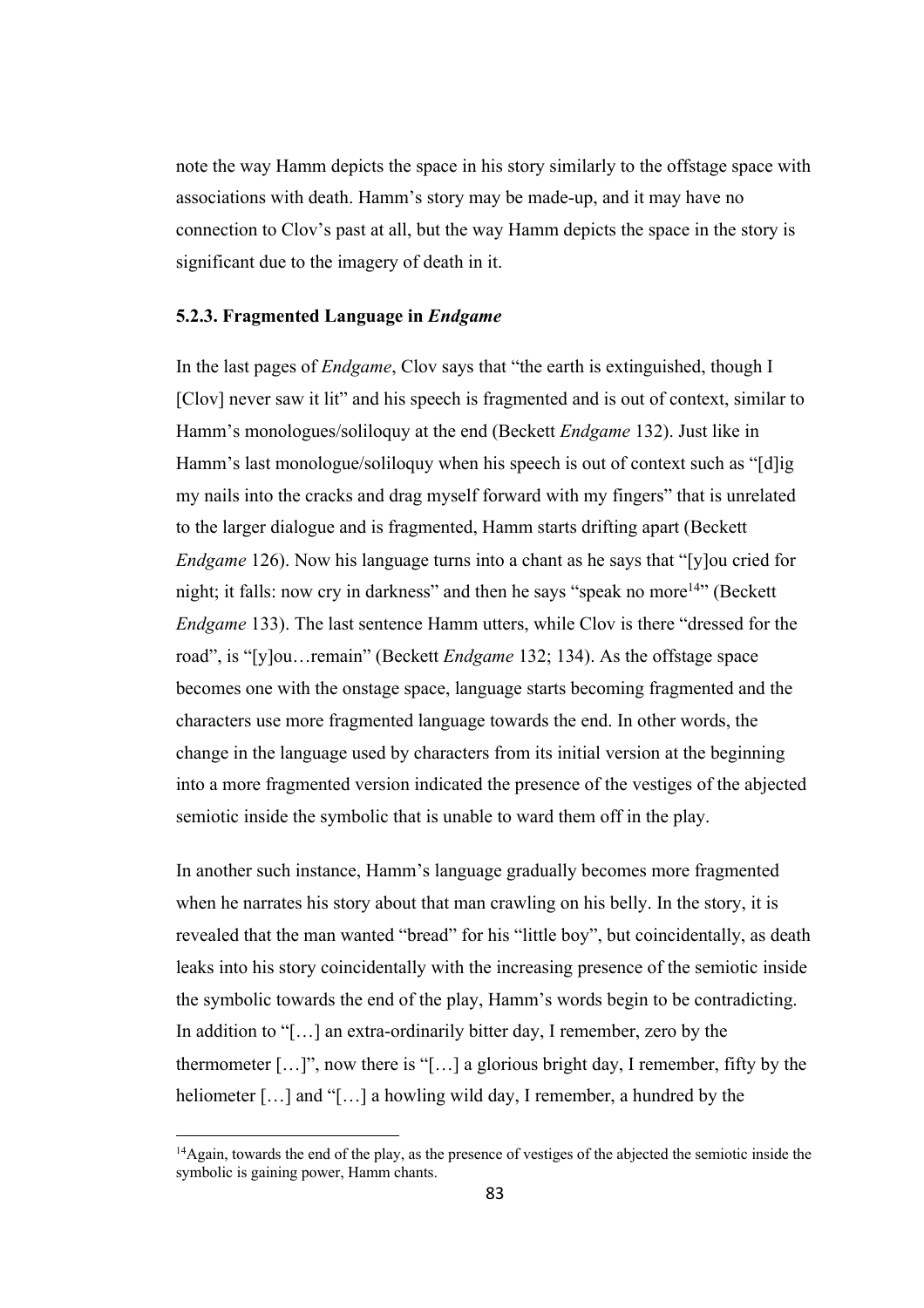note the way Hamm depicts the space in his story similarly to the offstage space with associations with death. Hamm's story may be made-up, and it may have no connection to Clov's past at all, but the way Hamm depicts the space in the story is significant due to the imagery of death in it.

### 5.2.3. Fragmented Language in *Endgame*

In the last pages of *Endgame*, Clov says that "the earth is extinguished, though I [Clov] never saw it lit" and his speech is fragmented and is out of context, similar to Hamm's monologues/soliloquy at the end (Beckett *Endgame* 132). Just like in Hamm's last monologue/soliloquy when his speech is out of context such as "[d]ig my nails into the cracks and drag myself forward with my fingers" that is unrelated to the larger dialogue and is fragmented, Hamm starts drifting apart (Beckett *Endgame* 126). Now his language turns into a chant as he says that "[y]ou cried for night; it falls: now cry in darkness" and then he says "speak no more[14]" (Beckett *Endgame* 133). The last sentence Hamm utters, while Clov is there "dressed for the road", is "[y]ou…remain" (Beckett *Endgame* 132; 134). As the offstage space becomes one with the onstage space, language starts becoming fragmented and the characters use more fragmented language towards the end. In other words, the change in the language used by characters from its initial version at the beginning into a more fragmented version indicated the presence of the vestiges of the abjected semiotic inside the symbolic that is unable to ward them off in the play.

In another such instance, Hamm's language gradually becomes more fragmented when he narrates his story about that man crawling on his belly. In the story, it is revealed that the man wanted "bread" for his "little boy", but coincidentally, as death leaks into his story coincidentally with the increasing presence of the semiotic inside the symbolic towards the end of the play, Hamm's words begin to be contradicting. In addition to "[…] an extra-ordinarily bitter day, I remember, zero by the thermometer […]", now there is "[…] a glorious bright day, I remember, fifty by the heliometer […] and "[…] a howling wild day, I remember, a hundred by the

[14]Again, towards the end of the play, as the presence of vestiges of the abjected the semiotic inside the symbolic is gaining power, Hamm chants.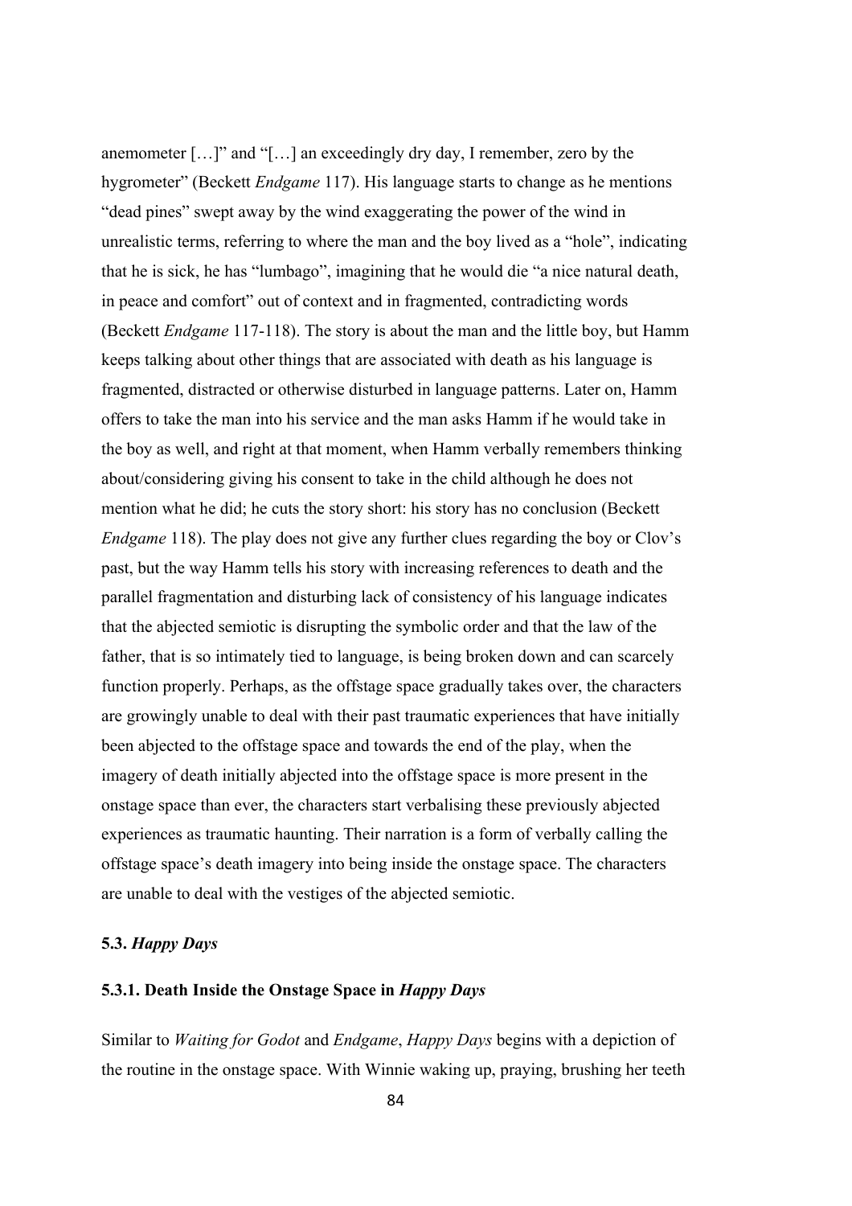anemometer […]" and "[…] an exceedingly dry day, I remember, zero by the hygrometer" (Beckett *Endgame* 117). His language starts to change as he mentions "dead pines" swept away by the wind exaggerating the power of the wind in unrealistic terms, referring to where the man and the boy lived as a "hole", indicating that he is sick, he has "lumbago", imagining that he would die "a nice natural death, in peace and comfort" out of context and in fragmented, contradicting words (Beckett *Endgame* 117-118). The story is about the man and the little boy, but Hamm keeps talking about other things that are associated with death as his language is fragmented, distracted or otherwise disturbed in language patterns. Later on, Hamm offers to take the man into his service and the man asks Hamm if he would take in the boy as well, and right at that moment, when Hamm verbally remembers thinking about/considering giving his consent to take in the child although he does not mention what he did; he cuts the story short: his story has no conclusion (Beckett *Endgame* 118). The play does not give any further clues regarding the boy or Clov's past, but the way Hamm tells his story with increasing references to death and the parallel fragmentation and disturbing lack of consistency of his language indicates that the abjected semiotic is disrupting the symbolic order and that the law of the father, that is so intimately tied to language, is being broken down and can scarcely function properly. Perhaps, as the offstage space gradually takes over, the characters are growingly unable to deal with their past traumatic experiences that have initially been abjected to the offstage space and towards the end of the play, when the imagery of death initially abjected into the offstage space is more present in the onstage space than ever, the characters start verbalising these previously abjected experiences as traumatic haunting. Their narration is a form of verbally calling the offstage space's death imagery into being inside the onstage space. The characters are unable to deal with the vestiges of the abjected semiotic.

### 5.3. *Happy Days*

#### 5.3.1. Death Inside the Onstage Space in *Happy Days*

Similar to *Waiting for Godot* and *Endgame*, *Happy Days* begins with a depiction of the routine in the onstage space. With Winnie waking up, praying, brushing her teeth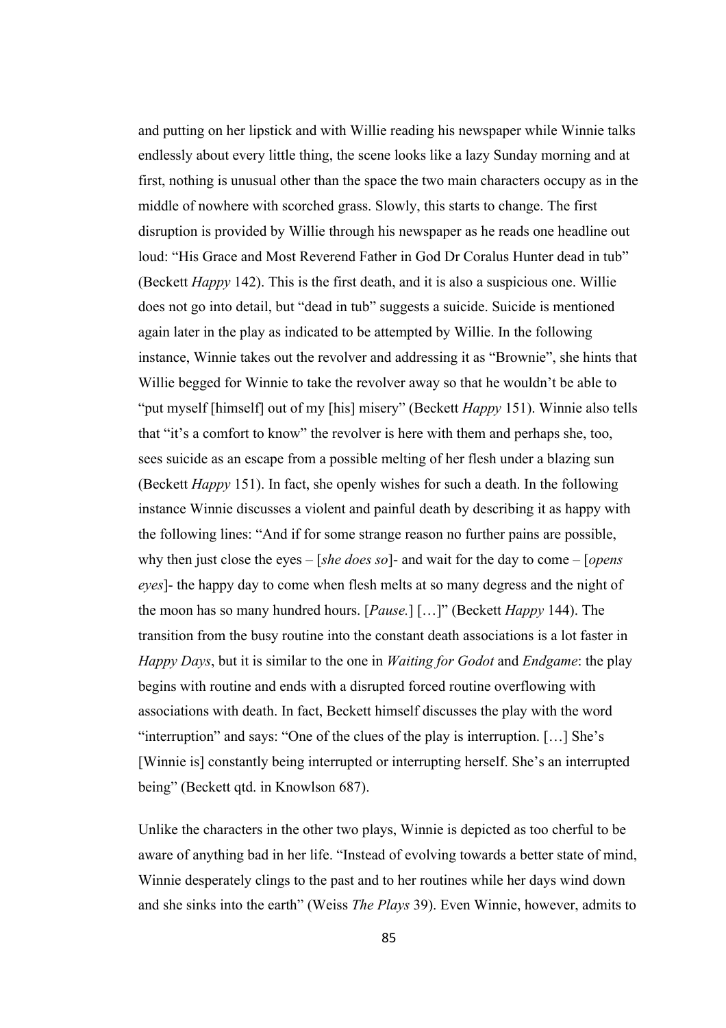and putting on her lipstick and with Willie reading his newspaper while Winnie talks endlessly about every little thing, the scene looks like a lazy Sunday morning and at first, nothing is unusual other than the space the two main characters occupy as in the middle of nowhere with scorched grass. Slowly, this starts to change. The first disruption is provided by Willie through his newspaper as he reads one headline out loud: "His Grace and Most Reverend Father in God Dr Coralus Hunter dead in tub" (Beckett *Happy* 142). This is the first death, and it is also a suspicious one. Willie does not go into detail, but "dead in tub" suggests a suicide. Suicide is mentioned again later in the play as indicated to be attempted by Willie. In the following instance, Winnie takes out the revolver and addressing it as "Brownie", she hints that Willie begged for Winnie to take the revolver away so that he wouldn't be able to "put myself [himself] out of my [his] misery" (Beckett *Happy* 151). Winnie also tells that "it's a comfort to know" the revolver is here with them and perhaps she, too, sees suicide as an escape from a possible melting of her flesh under a blazing sun (Beckett *Happy* 151). In fact, she openly wishes for such a death. In the following instance Winnie discusses a violent and painful death by describing it as happy with the following lines: "And if for some strange reason no further pains are possible, why then just close the eyes – [*she does so*]- and wait for the day to come – [*opens eyes*]- the happy day to come when flesh melts at so many degress and the night of the moon has so many hundred hours. [*Pause.*] […]" (Beckett *Happy* 144). The transition from the busy routine into the constant death associations is a lot faster in *Happy Days*, but it is similar to the one in *Waiting for Godot* and *Endgame*: the play begins with routine and ends with a disrupted forced routine overflowing with associations with death. In fact, Beckett himself discusses the play with the word "interruption" and says: "One of the clues of the play is interruption. […] She's [Winnie is] constantly being interrupted or interrupting herself. She's an interrupted being" (Beckett qtd. in Knowlson 687).

Unlike the characters in the other two plays, Winnie is depicted as too cherful to be aware of anything bad in her life. "Instead of evolving towards a better state of mind, Winnie desperately clings to the past and to her routines while her days wind down and she sinks into the earth" (Weiss *The Plays* 39). Even Winnie, however, admits to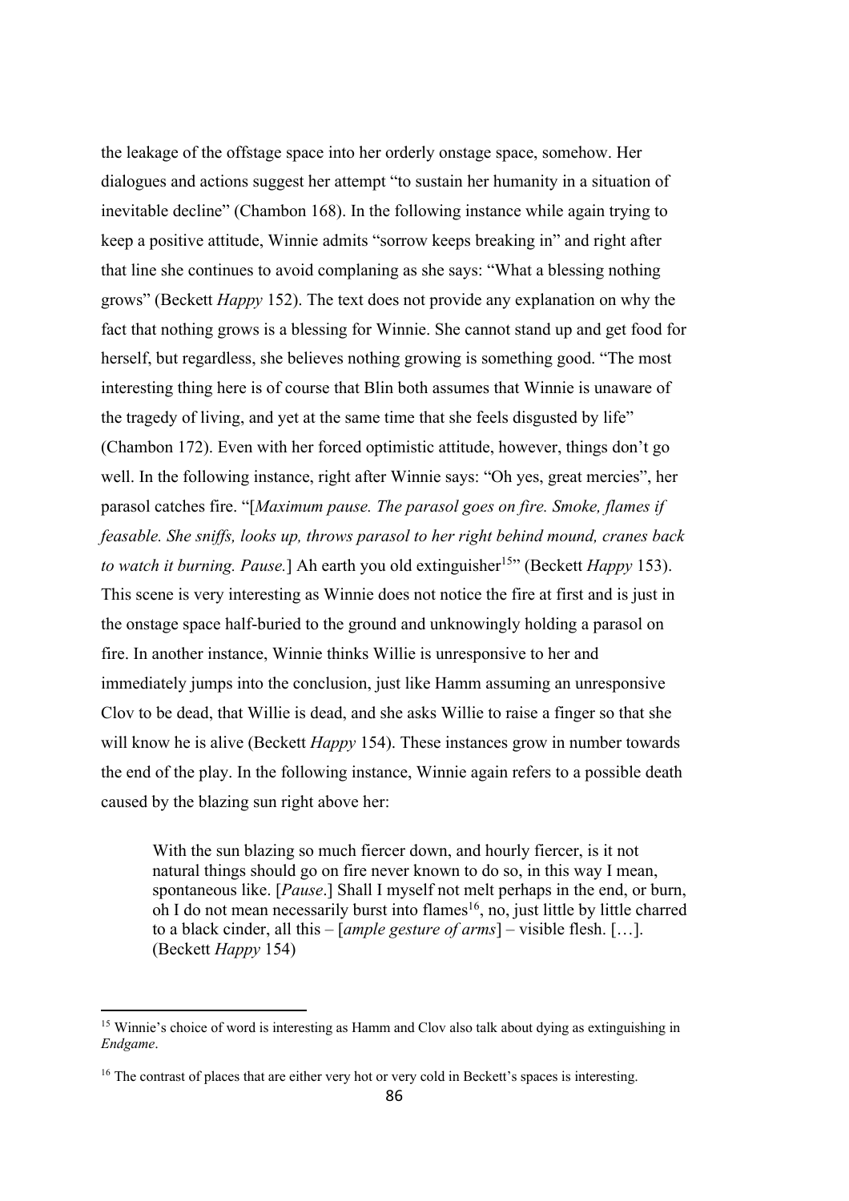the leakage of the offstage space into her orderly onstage space, somehow. Her dialogues and actions suggest her attempt "to sustain her humanity in a situation of inevitable decline" (Chambon 168). In the following instance while again trying to keep a positive attitude, Winnie admits "sorrow keeps breaking in" and right after that line she continues to avoid complaning as she says: "What a blessing nothing grows" (Beckett *Happy* 152). The text does not provide any explanation on why the fact that nothing grows is a blessing for Winnie. She cannot stand up and get food for herself, but regardless, she believes nothing growing is something good. "The most interesting thing here is of course that Blin both assumes that Winnie is unaware of the tragedy of living, and yet at the same time that she feels disgusted by life" (Chambon 172). Even with her forced optimistic attitude, however, things don't go well. In the following instance, right after Winnie says: "Oh yes, great mercies", her parasol catches fire. "[*Maximum pause. The parasol goes on fire. Smoke, flames if feasable. She sniffs, looks up, throws parasol to her right behind mound, cranes back to watch it burning. Pause.*] Ah earth you old extinguisher[15]" (Beckett *Happy* 153). This scene is very interesting as Winnie does not notice the fire at first and is just in the onstage space half-buried to the ground and unknowingly holding a parasol on fire. In another instance, Winnie thinks Willie is unresponsive to her and immediately jumps into the conclusion, just like Hamm assuming an unresponsive Clov to be dead, that Willie is dead, and she asks Willie to raise a finger so that she will know he is alive (Beckett *Happy* 154). These instances grow in number towards the end of the play. In the following instance, Winnie again refers to a possible death caused by the blazing sun right above her:

> With the sun blazing so much fiercer down, and hourly fiercer, is it not natural things should go on fire never known to do so, in this way I mean, spontaneous like. [*Pause*.] Shall I myself not melt perhaps in the end, or burn, oh I do not mean necessarily burst into flames[16], no, just little by little charred to a black cinder, all this – [*ample gesture of arms*] – visible flesh. […]. (Beckett *Happy* 154)

---

[15] Winnie's choice of word is interesting as Hamm and Clov also talk about dying as extinguishing in *Endgame*.

[16] The contrast of places that are either very hot or very cold in Beckett's spaces is interesting.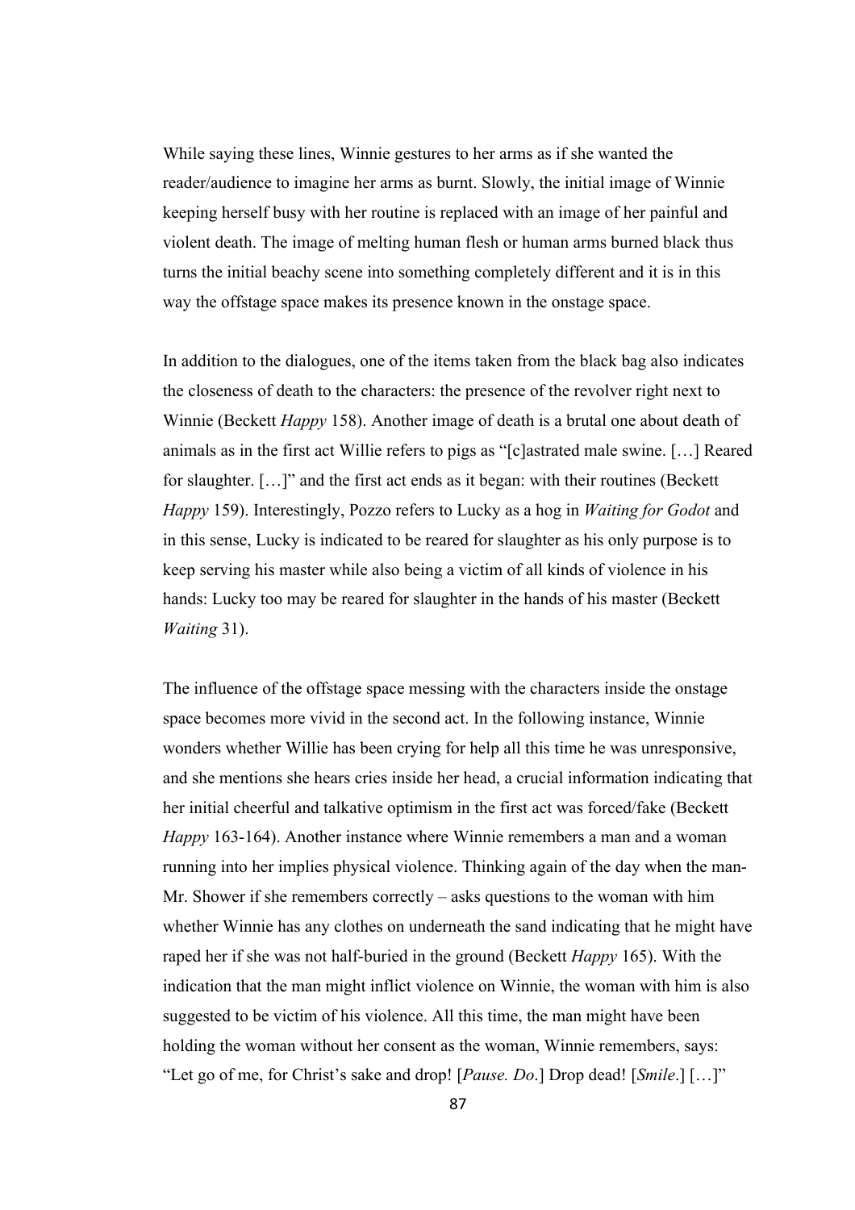While saying these lines, Winnie gestures to her arms as if she wanted the reader/audience to imagine her arms as burnt. Slowly, the initial image of Winnie keeping herself busy with her routine is replaced with an image of her painful and violent death. The image of melting human flesh or human arms burned black thus turns the initial beachy scene into something completely different and it is in this way the offstage space makes its presence known in the onstage space.

In addition to the dialogues, one of the items taken from the black bag also indicates the closeness of death to the characters: the presence of the revolver right next to Winnie (Beckett *Happy* 158). Another image of death is a brutal one about death of animals as in the first act Willie refers to pigs as "[c]astrated male swine. […] Reared for slaughter. […]" and the first act ends as it began: with their routines (Beckett *Happy* 159). Interestingly, Pozzo refers to Lucky as a hog in *Waiting for Godot* and in this sense, Lucky is indicated to be reared for slaughter as his only purpose is to keep serving his master while also being a victim of all kinds of violence in his hands: Lucky too may be reared for slaughter in the hands of his master (Beckett *Waiting* 31).

The influence of the offstage space messing with the characters inside the onstage space becomes more vivid in the second act. In the following instance, Winnie wonders whether Willie has been crying for help all this time he was unresponsive, and she mentions she hears cries inside her head, a crucial information indicating that her initial cheerful and talkative optimism in the first act was forced/fake (Beckett *Happy* 163-164). Another instance where Winnie remembers a man and a woman running into her implies physical violence. Thinking again of the day when the man-Mr. Shower if she remembers correctly – asks questions to the woman with him whether Winnie has any clothes on underneath the sand indicating that he might have raped her if she was not half-buried in the ground (Beckett *Happy* 165). With the indication that the man might inflict violence on Winnie, the woman with him is also suggested to be victim of his violence. All this time, the man might have been holding the woman without her consent as the woman, Winnie remembers, says: "Let go of me, for Christ's sake and drop! [*Pause. Do*.] Drop dead! [*Smile*.] […]"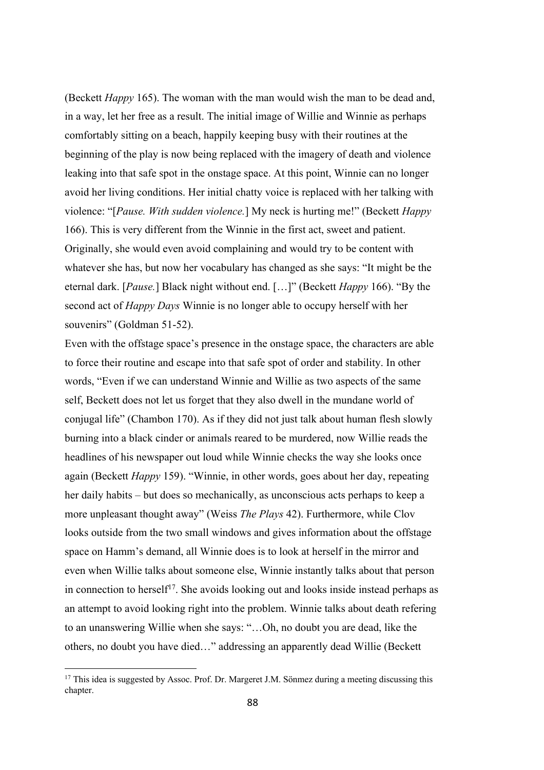(Beckett *Happy* 165). The woman with the man would wish the man to be dead and, in a way, let her free as a result. The initial image of Willie and Winnie as perhaps comfortably sitting on a beach, happily keeping busy with their routines at the beginning of the play is now being replaced with the imagery of death and violence leaking into that safe spot in the onstage space. At this point, Winnie can no longer avoid her living conditions. Her initial chatty voice is replaced with her talking with violence: "[*Pause. With sudden violence.*] My neck is hurting me!" (Beckett *Happy* 166). This is very different from the Winnie in the first act, sweet and patient. Originally, she would even avoid complaining and would try to be content with whatever she has, but now her vocabulary has changed as she says: "It might be the eternal dark. [*Pause.*] Black night without end. […]" (Beckett *Happy* 166). "By the second act of *Happy Days* Winnie is no longer able to occupy herself with her souvenirs" (Goldman 51-52).

Even with the offstage space's presence in the onstage space, the characters are able to force their routine and escape into that safe spot of order and stability. In other words, "Even if we can understand Winnie and Willie as two aspects of the same self, Beckett does not let us forget that they also dwell in the mundane world of conjugal life" (Chambon 170). As if they did not just talk about human flesh slowly burning into a black cinder or animals reared to be murdered, now Willie reads the headlines of his newspaper out loud while Winnie checks the way she looks once again (Beckett *Happy* 159). "Winnie, in other words, goes about her day, repeating her daily habits – but does so mechanically, as unconscious acts perhaps to keep a more unpleasant thought away" (Weiss *The Plays* 42). Furthermore, while Clov looks outside from the two small windows and gives information about the offstage space on Hamm's demand, all Winnie does is to look at herself in the mirror and even when Willie talks about someone else, Winnie instantly talks about that person in connection to herself[17]. She avoids looking out and looks inside instead perhaps as an attempt to avoid looking right into the problem. Winnie talks about death refering to an unanswering Willie when she says: "…Oh, no doubt you are dead, like the others, no doubt you have died…" addressing an apparently dead Willie (Beckett

---

[17] This idea is suggested by Assoc. Prof. Dr. Margeret J.M. Sönmez during a meeting discussing this chapter.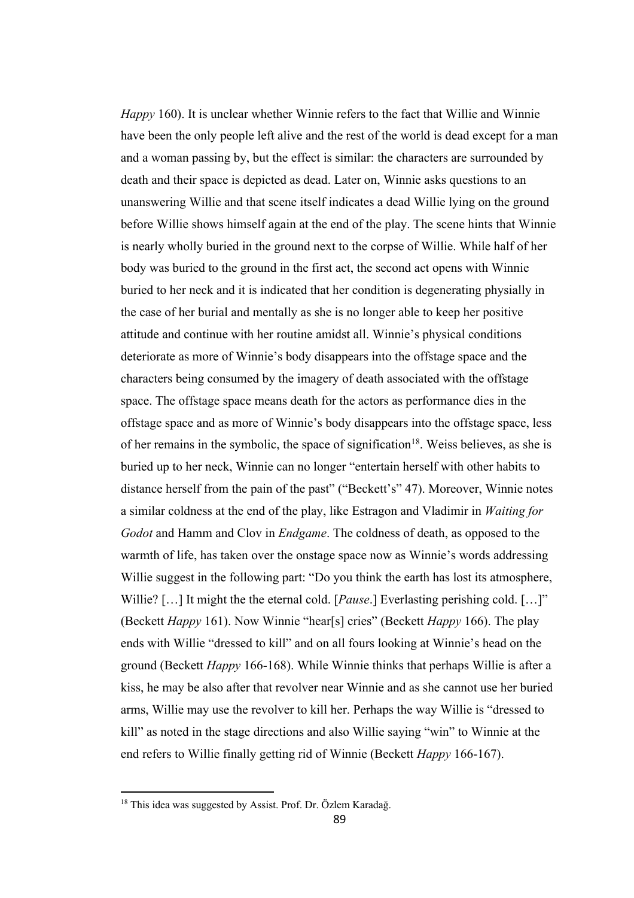*Happy* 160). It is unclear whether Winnie refers to the fact that Willie and Winnie have been the only people left alive and the rest of the world is dead except for a man and a woman passing by, but the effect is similar: the characters are surrounded by death and their space is depicted as dead. Later on, Winnie asks questions to an unanswering Willie and that scene itself indicates a dead Willie lying on the ground before Willie shows himself again at the end of the play. The scene hints that Winnie is nearly wholly buried in the ground next to the corpse of Willie. While half of her body was buried to the ground in the first act, the second act opens with Winnie buried to her neck and it is indicated that her condition is degenerating physially in the case of her burial and mentally as she is no longer able to keep her positive attitude and continue with her routine amidst all. Winnie's physical conditions deteriorate as more of Winnie's body disappears into the offstage space and the characters being consumed by the imagery of death associated with the offstage space. The offstage space means death for the actors as performance dies in the offstage space and as more of Winnie's body disappears into the offstage space, less of her remains in the symbolic, the space of signification[18]. Weiss believes, as she is buried up to her neck, Winnie can no longer "entertain herself with other habits to distance herself from the pain of the past" ("Beckett's" 47). Moreover, Winnie notes a similar coldness at the end of the play, like Estragon and Vladimir in *Waiting for Godot* and Hamm and Clov in *Endgame*. The coldness of death, as opposed to the warmth of life, has taken over the onstage space now as Winnie's words addressing Willie suggest in the following part: "Do you think the earth has lost its atmosphere, Willie? […] It might the the eternal cold. [*Pause*.] Everlasting perishing cold. […]" (Beckett *Happy* 161). Now Winnie "hear[s] cries" (Beckett *Happy* 166). The play ends with Willie "dressed to kill" and on all fours looking at Winnie's head on the ground (Beckett *Happy* 166-168). While Winnie thinks that perhaps Willie is after a kiss, he may be also after that revolver near Winnie and as she cannot use her buried arms, Willie may use the revolver to kill her. Perhaps the way Willie is "dressed to kill" as noted in the stage directions and also Willie saying "win" to Winnie at the end refers to Willie finally getting rid of Winnie (Beckett *Happy* 166-167).

---

[18] This idea was suggested by Assist. Prof. Dr. Özlem Karadağ.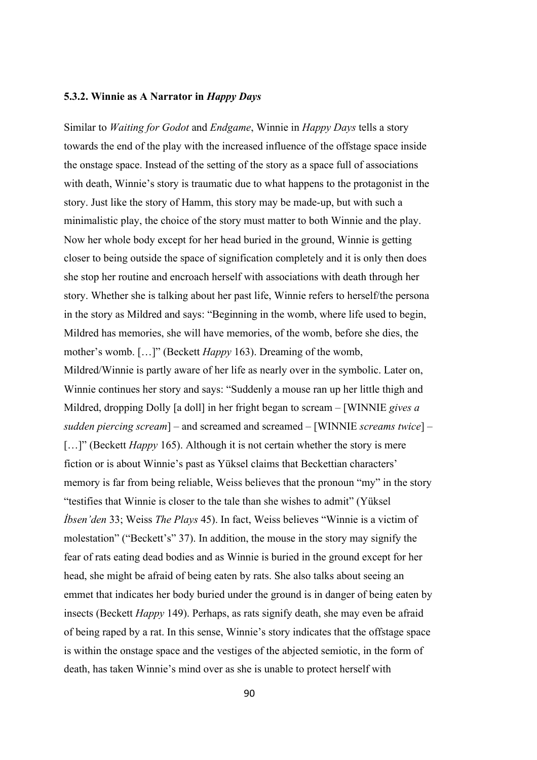### 5.3.2. Winnie as A Narrator in *Happy Days*

Similar to *Waiting for Godot* and *Endgame*, Winnie in *Happy Days* tells a story towards the end of the play with the increased influence of the offstage space inside the onstage space. Instead of the setting of the story as a space full of associations with death, Winnie's story is traumatic due to what happens to the protagonist in the story. Just like the story of Hamm, this story may be made-up, but with such a minimalistic play, the choice of the story must matter to both Winnie and the play. Now her whole body except for her head buried in the ground, Winnie is getting closer to being outside the space of signification completely and it is only then does she stop her routine and encroach herself with associations with death through her story. Whether she is talking about her past life, Winnie refers to herself/the persona in the story as Mildred and says: "Beginning in the womb, where life used to begin, Mildred has memories, she will have memories, of the womb, before she dies, the mother's womb. […]" (Beckett *Happy* 163). Dreaming of the womb, Mildred/Winnie is partly aware of her life as nearly over in the symbolic. Later on, Winnie continues her story and says: "Suddenly a mouse ran up her little thigh and Mildred, dropping Dolly [a doll] in her fright began to scream – [WINNIE *gives a sudden piercing scream*] – and screamed and screamed – [WINNIE *screams twice*] – […]" (Beckett *Happy* 165). Although it is not certain whether the story is mere fiction or is about Winnie's past as Yüksel claims that Beckettian characters' memory is far from being reliable, Weiss believes that the pronoun "my" in the story "testifies that Winnie is closer to the tale than she wishes to admit" (Yüksel *İbsen'den* 33; Weiss *The Plays* 45). In fact, Weiss believes "Winnie is a victim of molestation" ("Beckett's" 37). In addition, the mouse in the story may signify the fear of rats eating dead bodies and as Winnie is buried in the ground except for her head, she might be afraid of being eaten by rats. She also talks about seeing an emmet that indicates her body buried under the ground is in danger of being eaten by insects (Beckett *Happy* 149). Perhaps, as rats signify death, she may even be afraid of being raped by a rat. In this sense, Winnie's story indicates that the offstage space is within the onstage space and the vestiges of the abjected semiotic, in the form of death, has taken Winnie's mind over as she is unable to protect herself with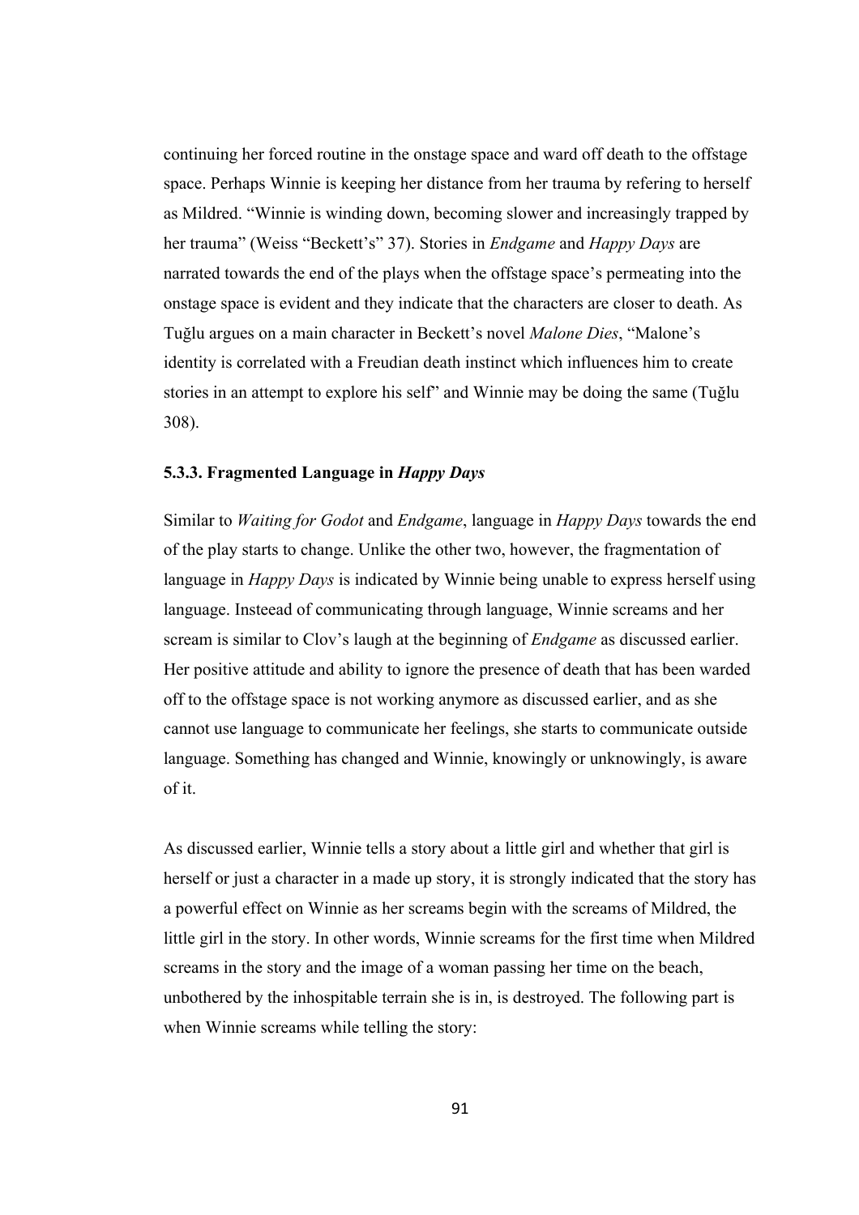continuing her forced routine in the onstage space and ward off death to the offstage space. Perhaps Winnie is keeping her distance from her trauma by refering to herself as Mildred. "Winnie is winding down, becoming slower and increasingly trapped by her trauma" (Weiss "Beckett's" 37). Stories in *Endgame* and *Happy Days* are narrated towards the end of the plays when the offstage space's permeating into the onstage space is evident and they indicate that the characters are closer to death. As Tuğlu argues on a main character in Beckett's novel *Malone Dies*, "Malone's identity is correlated with a Freudian death instinct which influences him to create stories in an attempt to explore his self" and Winnie may be doing the same (Tuğlu 308).

### 5.3.3. Fragmented Language in *Happy Days*

Similar to *Waiting for Godot* and *Endgame*, language in *Happy Days* towards the end of the play starts to change. Unlike the other two, however, the fragmentation of language in *Happy Days* is indicated by Winnie being unable to express herself using language. Insteead of communicating through language, Winnie screams and her scream is similar to Clov's laugh at the beginning of *Endgame* as discussed earlier. Her positive attitude and ability to ignore the presence of death that has been warded off to the offstage space is not working anymore as discussed earlier, and as she cannot use language to communicate her feelings, she starts to communicate outside language. Something has changed and Winnie, knowingly or unknowingly, is aware of it.

As discussed earlier, Winnie tells a story about a little girl and whether that girl is herself or just a character in a made up story, it is strongly indicated that the story has a powerful effect on Winnie as her screams begin with the screams of Mildred, the little girl in the story. In other words, Winnie screams for the first time when Mildred screams in the story and the image of a woman passing her time on the beach, unbothered by the inhospitable terrain she is in, is destroyed. The following part is when Winnie screams while telling the story: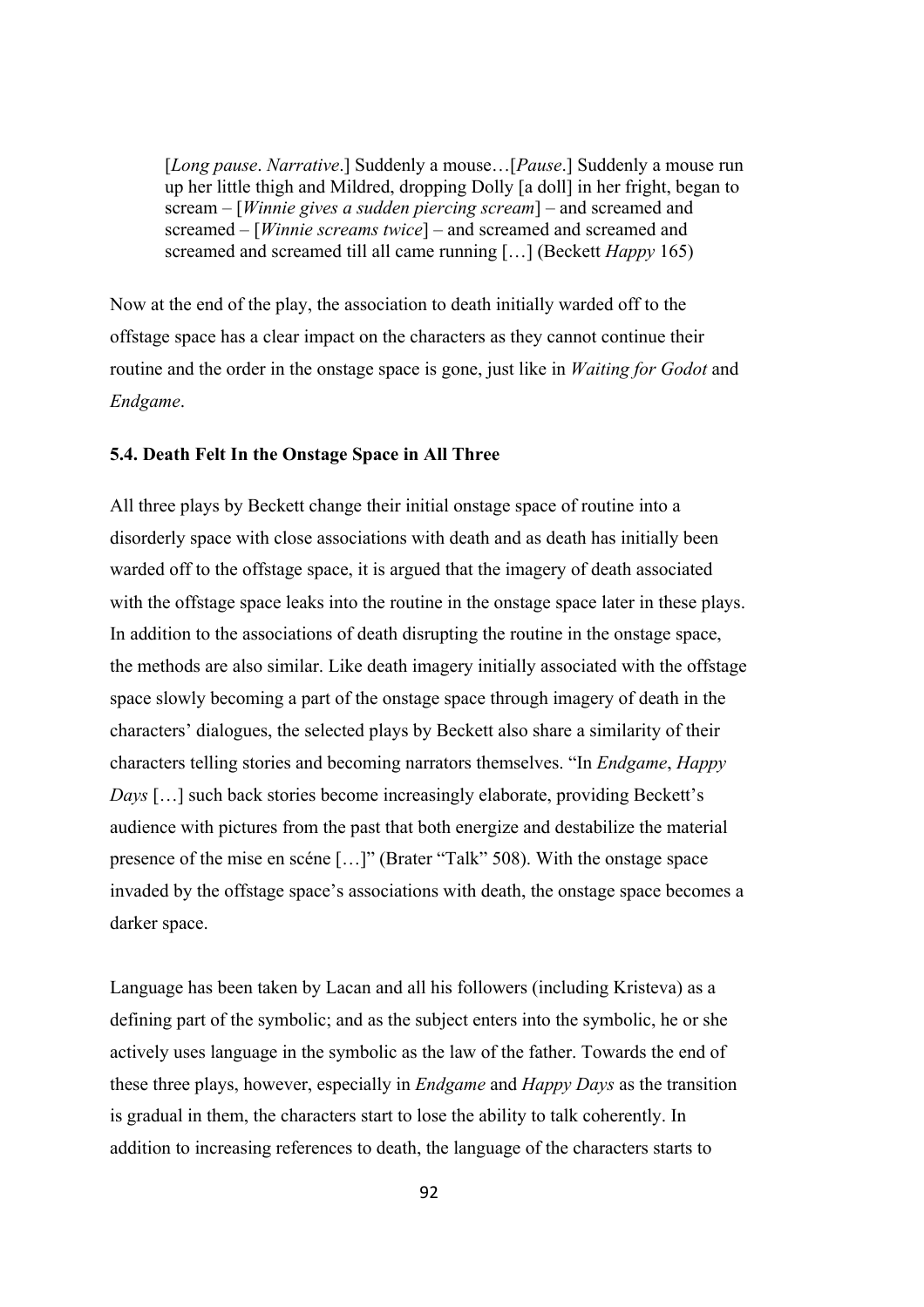> [*Long pause*. *Narrative*.] Suddenly a mouse…[*Pause*.] Suddenly a mouse run up her little thigh and Mildred, dropping Dolly [a doll] in her fright, began to scream – [*Winnie gives a sudden piercing scream*] – and screamed and screamed – [*Winnie screams twice*] – and screamed and screamed and screamed and screamed till all came running […] (Beckett *Happy* 165)

Now at the end of the play, the association to death initially warded off to the offstage space has a clear impact on the characters as they cannot continue their routine and the order in the onstage space is gone, just like in *Waiting for Godot* and *Endgame*.

### 5.4. Death Felt In the Onstage Space in All Three

All three plays by Beckett change their initial onstage space of routine into a disorderly space with close associations with death and as death has initially been warded off to the offstage space, it is argued that the imagery of death associated with the offstage space leaks into the routine in the onstage space later in these plays. In addition to the associations of death disrupting the routine in the onstage space, the methods are also similar. Like death imagery initially associated with the offstage space slowly becoming a part of the onstage space through imagery of death in the characters' dialogues, the selected plays by Beckett also share a similarity of their characters telling stories and becoming narrators themselves. "In *Endgame*, *Happy Days* […] such back stories become increasingly elaborate, providing Beckett's audience with pictures from the past that both energize and destabilize the material presence of the mise en scéne […]" (Brater "Talk" 508). With the onstage space invaded by the offstage space's associations with death, the onstage space becomes a darker space.

Language has been taken by Lacan and all his followers (including Kristeva) as a defining part of the symbolic; and as the subject enters into the symbolic, he or she actively uses language in the symbolic as the law of the father. Towards the end of these three plays, however, especially in *Endgame* and *Happy Days* as the transition is gradual in them, the characters start to lose the ability to talk coherently. In addition to increasing references to death, the language of the characters starts to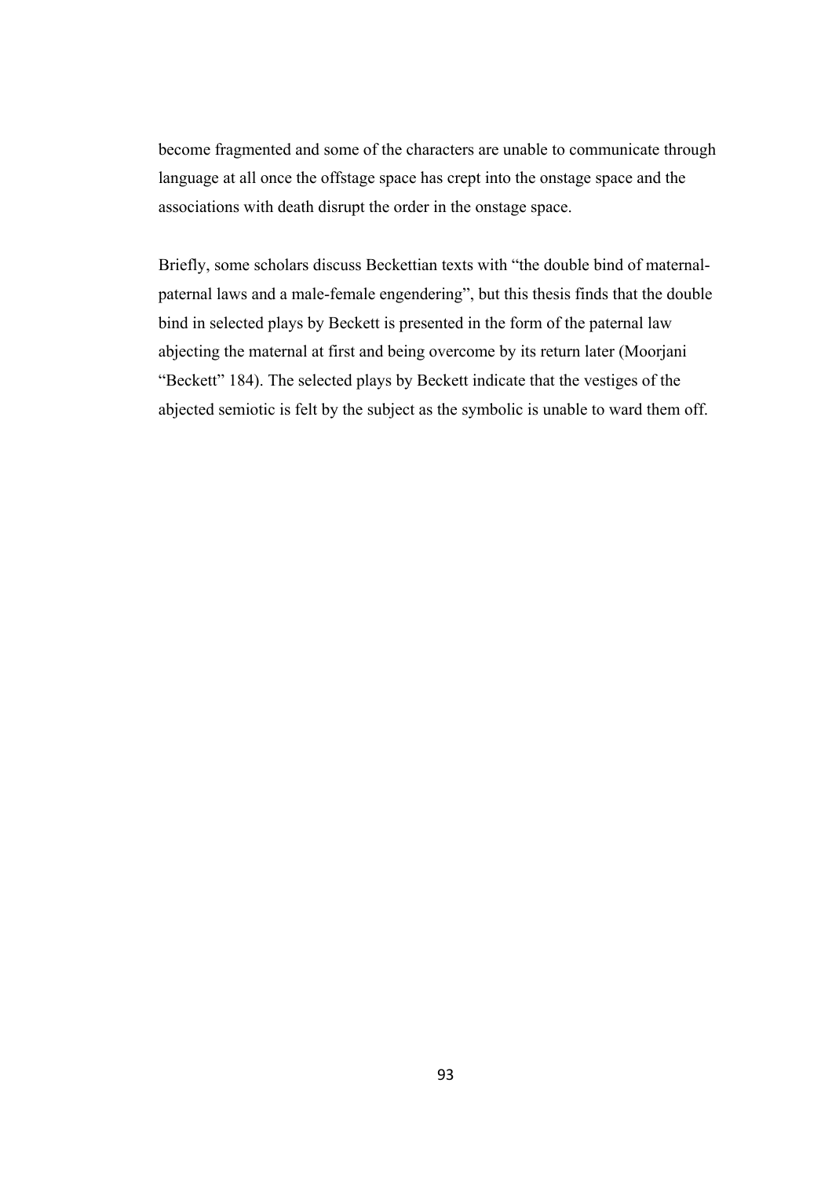become fragmented and some of the characters are unable to communicate through language at all once the offstage space has crept into the onstage space and the associations with death disrupt the order in the onstage space.

Briefly, some scholars discuss Beckettian texts with "the double bind of maternal-paternal laws and a male-female engendering", but this thesis finds that the double bind in selected plays by Beckett is presented in the form of the paternal law abjecting the maternal at first and being overcome by its return later (Moorjani "Beckett" 184). The selected plays by Beckett indicate that the vestiges of the abjected semiotic is felt by the subject as the symbolic is unable to ward them off.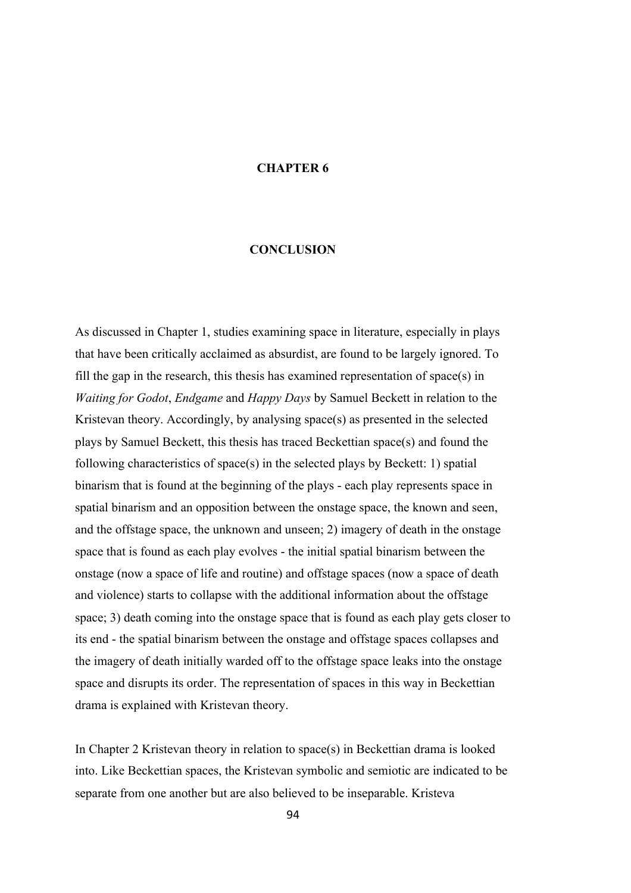# CHAPTER 6

# CONCLUSION

As discussed in Chapter 1, studies examining space in literature, especially in plays that have been critically acclaimed as absurdist, are found to be largely ignored. To fill the gap in the research, this thesis has examined representation of space(s) in *Waiting for Godot*, *Endgame* and *Happy Days* by Samuel Beckett in relation to the Kristevan theory. Accordingly, by analysing space(s) as presented in the selected plays by Samuel Beckett, this thesis has traced Beckettian space(s) and found the following characteristics of space(s) in the selected plays by Beckett: 1) spatial binarism that is found at the beginning of the plays - each play represents space in spatial binarism and an opposition between the onstage space, the known and seen, and the offstage space, the unknown and unseen; 2) imagery of death in the onstage space that is found as each play evolves - the initial spatial binarism between the onstage (now a space of life and routine) and offstage spaces (now a space of death and violence) starts to collapse with the additional information about the offstage space; 3) death coming into the onstage space that is found as each play gets closer to its end - the spatial binarism between the onstage and offstage spaces collapses and the imagery of death initially warded off to the offstage space leaks into the onstage space and disrupts its order. The representation of spaces in this way in Beckettian drama is explained with Kristevan theory.

In Chapter 2 Kristevan theory in relation to space(s) in Beckettian drama is looked into. Like Beckettian spaces, the Kristevan symbolic and semiotic are indicated to be separate from one another but are also believed to be inseparable. Kristeva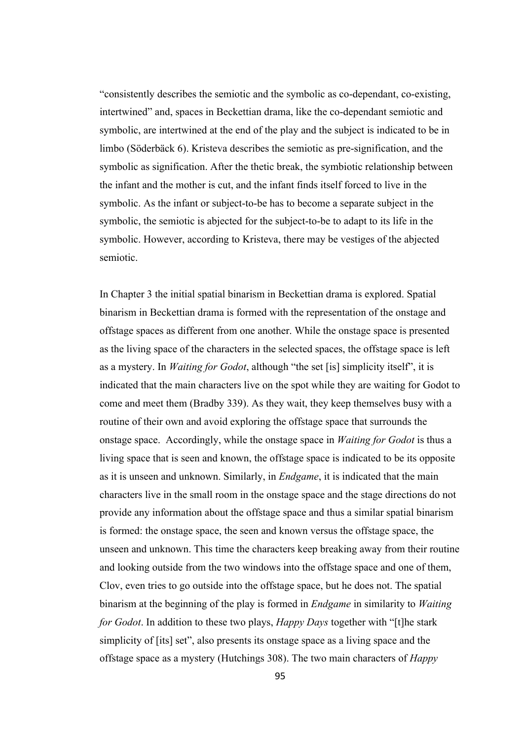"consistently describes the semiotic and the symbolic as co-dependant, co-existing, intertwined" and, spaces in Beckettian drama, like the co-dependant semiotic and symbolic, are intertwined at the end of the play and the subject is indicated to be in limbo (Söderbäck 6). Kristeva describes the semiotic as pre-signification, and the symbolic as signification. After the thetic break, the symbiotic relationship between the infant and the mother is cut, and the infant finds itself forced to live in the symbolic. As the infant or subject-to-be has to become a separate subject in the symbolic, the semiotic is abjected for the subject-to-be to adapt to its life in the symbolic. However, according to Kristeva, there may be vestiges of the abjected semiotic.

In Chapter 3 the initial spatial binarism in Beckettian drama is explored. Spatial binarism in Beckettian drama is formed with the representation of the onstage and offstage spaces as different from one another. While the onstage space is presented as the living space of the characters in the selected spaces, the offstage space is left as a mystery. In *Waiting for Godot*, although "the set [is] simplicity itself", it is indicated that the main characters live on the spot while they are waiting for Godot to come and meet them (Bradby 339). As they wait, they keep themselves busy with a routine of their own and avoid exploring the offstage space that surrounds the onstage space. Accordingly, while the onstage space in *Waiting for Godot* is thus a living space that is seen and known, the offstage space is indicated to be its opposite as it is unseen and unknown. Similarly, in *Endgame*, it is indicated that the main characters live in the small room in the onstage space and the stage directions do not provide any information about the offstage space and thus a similar spatial binarism is formed: the onstage space, the seen and known versus the offstage space, the unseen and unknown. This time the characters keep breaking away from their routine and looking outside from the two windows into the offstage space and one of them, Clov, even tries to go outside into the offstage space, but he does not. The spatial binarism at the beginning of the play is formed in *Endgame* in similarity to *Waiting for Godot*. In addition to these two plays, *Happy Days* together with "[t]he stark simplicity of [its] set", also presents its onstage space as a living space and the offstage space as a mystery (Hutchings 308). The two main characters of *Happy*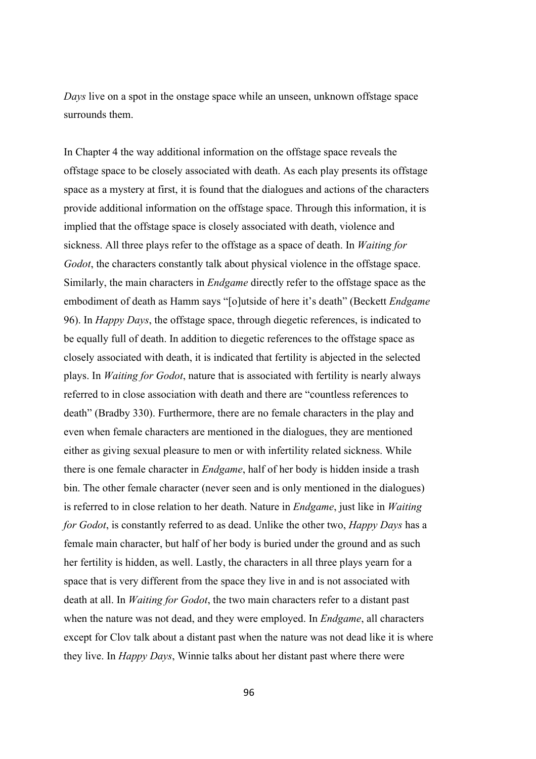*Days* live on a spot in the onstage space while an unseen, unknown offstage space surrounds them.

In Chapter 4 the way additional information on the offstage space reveals the offstage space to be closely associated with death. As each play presents its offstage space as a mystery at first, it is found that the dialogues and actions of the characters provide additional information on the offstage space. Through this information, it is implied that the offstage space is closely associated with death, violence and sickness. All three plays refer to the offstage as a space of death. In *Waiting for Godot*, the characters constantly talk about physical violence in the offstage space. Similarly, the main characters in *Endgame* directly refer to the offstage space as the embodiment of death as Hamm says "[o]utside of here it's death" (Beckett *Endgame* 96). In *Happy Days*, the offstage space, through diegetic references, is indicated to be equally full of death. In addition to diegetic references to the offstage space as closely associated with death, it is indicated that fertility is abjected in the selected plays. In *Waiting for Godot*, nature that is associated with fertility is nearly always referred to in close association with death and there are "countless references to death" (Bradby 330). Furthermore, there are no female characters in the play and even when female characters are mentioned in the dialogues, they are mentioned either as giving sexual pleasure to men or with infertility related sickness. While there is one female character in *Endgame*, half of her body is hidden inside a trash bin. The other female character (never seen and is only mentioned in the dialogues) is referred to in close relation to her death. Nature in *Endgame*, just like in *Waiting for Godot*, is constantly referred to as dead. Unlike the other two, *Happy Days* has a female main character, but half of her body is buried under the ground and as such her fertility is hidden, as well. Lastly, the characters in all three plays yearn for a space that is very different from the space they live in and is not associated with death at all. In *Waiting for Godot*, the two main characters refer to a distant past when the nature was not dead, and they were employed. In *Endgame*, all characters except for Clov talk about a distant past when the nature was not dead like it is where they live. In *Happy Days*, Winnie talks about her distant past where there were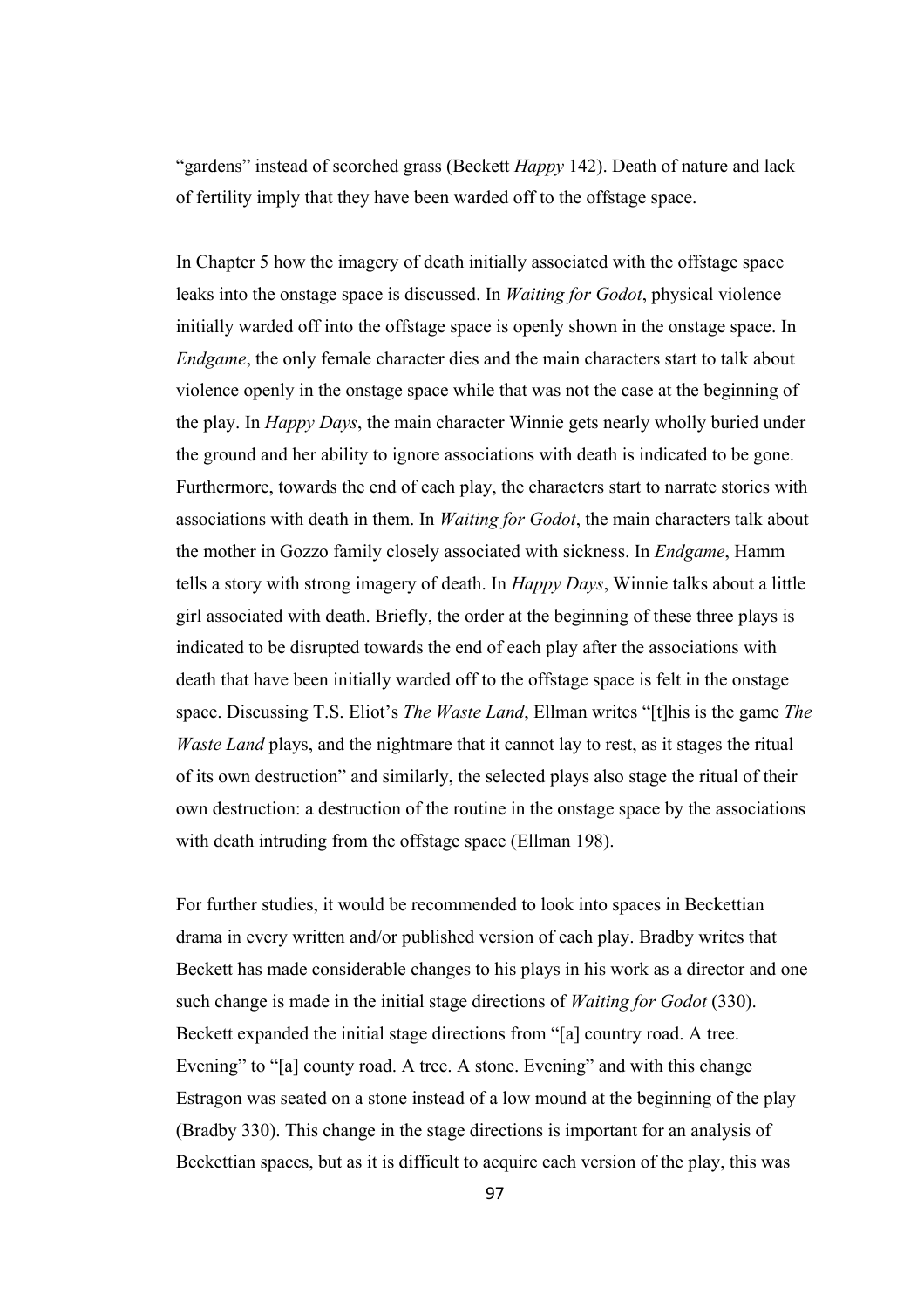"gardens" instead of scorched grass (Beckett *Happy* 142). Death of nature and lack of fertility imply that they have been warded off to the offstage space.

In Chapter 5 how the imagery of death initially associated with the offstage space leaks into the onstage space is discussed. In *Waiting for Godot*, physical violence initially warded off into the offstage space is openly shown in the onstage space. In *Endgame*, the only female character dies and the main characters start to talk about violence openly in the onstage space while that was not the case at the beginning of the play. In *Happy Days*, the main character Winnie gets nearly wholly buried under the ground and her ability to ignore associations with death is indicated to be gone. Furthermore, towards the end of each play, the characters start to narrate stories with associations with death in them. In *Waiting for Godot*, the main characters talk about the mother in Gozzo family closely associated with sickness. In *Endgame*, Hamm tells a story with strong imagery of death. In *Happy Days*, Winnie talks about a little girl associated with death. Briefly, the order at the beginning of these three plays is indicated to be disrupted towards the end of each play after the associations with death that have been initially warded off to the offstage space is felt in the onstage space. Discussing T.S. Eliot's *The Waste Land*, Ellman writes "[t]his is the game *The Waste Land* plays, and the nightmare that it cannot lay to rest, as it stages the ritual of its own destruction" and similarly, the selected plays also stage the ritual of their own destruction: a destruction of the routine in the onstage space by the associations with death intruding from the offstage space (Ellman 198).

For further studies, it would be recommended to look into spaces in Beckettian drama in every written and/or published version of each play. Bradby writes that Beckett has made considerable changes to his plays in his work as a director and one such change is made in the initial stage directions of *Waiting for Godot* (330). Beckett expanded the initial stage directions from "[a] country road. A tree. Evening" to "[a] county road. A tree. A stone. Evening" and with this change Estragon was seated on a stone instead of a low mound at the beginning of the play (Bradby 330). This change in the stage directions is important for an analysis of Beckettian spaces, but as it is difficult to acquire each version of the play, this was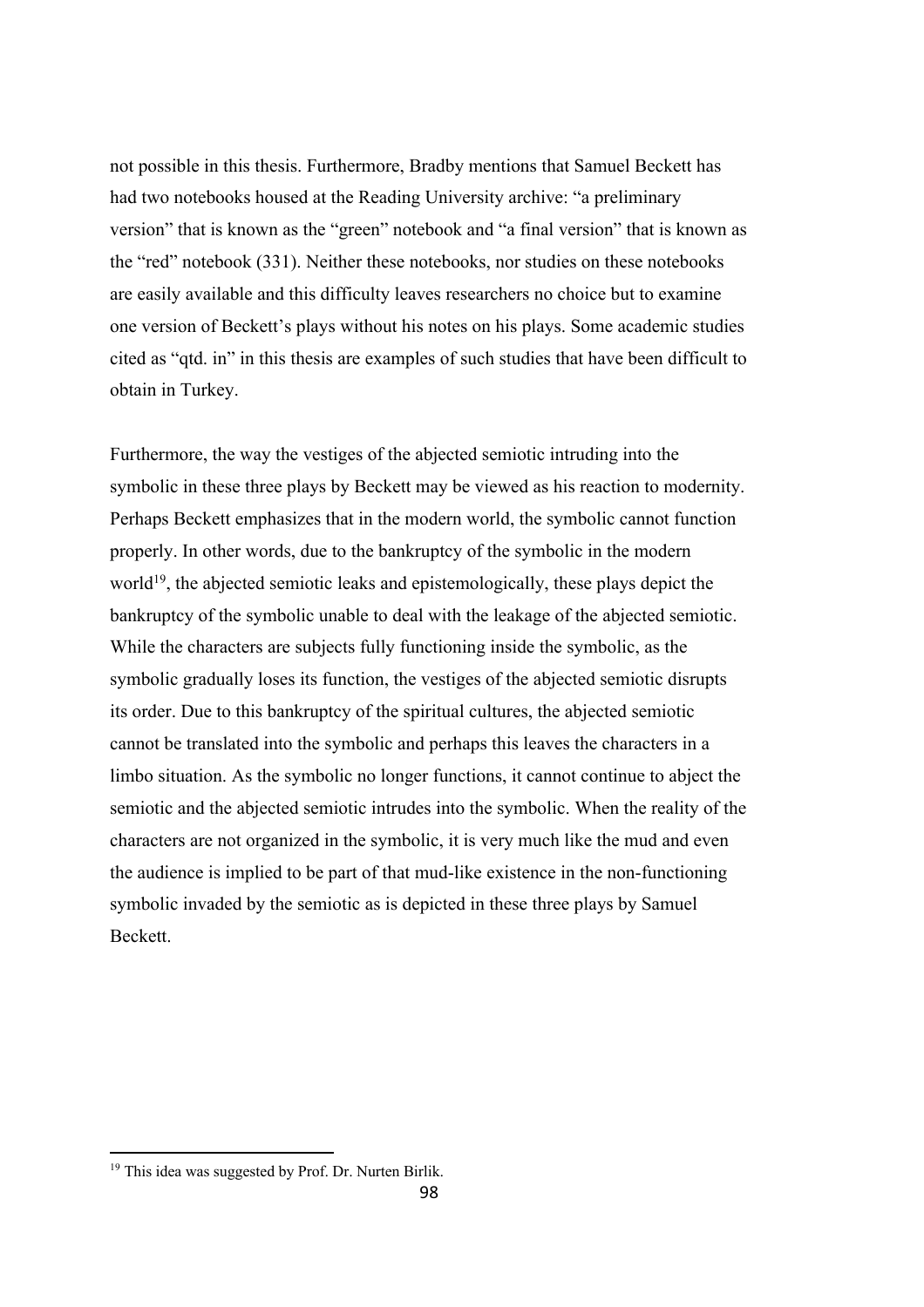not possible in this thesis. Furthermore, Bradby mentions that Samuel Beckett has had two notebooks housed at the Reading University archive: "a preliminary version" that is known as the "green" notebook and "a final version" that is known as the "red" notebook (331). Neither these notebooks, nor studies on these notebooks are easily available and this difficulty leaves researchers no choice but to examine one version of Beckett's plays without his notes on his plays. Some academic studies cited as "qtd. in" in this thesis are examples of such studies that have been difficult to obtain in Turkey.

Furthermore, the way the vestiges of the abjected semiotic intruding into the symbolic in these three plays by Beckett may be viewed as his reaction to modernity. Perhaps Beckett emphasizes that in the modern world, the symbolic cannot function properly. In other words, due to the bankruptcy of the symbolic in the modern world[19], the abjected semiotic leaks and epistemologically, these plays depict the bankruptcy of the symbolic unable to deal with the leakage of the abjected semiotic. While the characters are subjects fully functioning inside the symbolic, as the symbolic gradually loses its function, the vestiges of the abjected semiotic disrupts its order. Due to this bankruptcy of the spiritual cultures, the abjected semiotic cannot be translated into the symbolic and perhaps this leaves the characters in a limbo situation. As the symbolic no longer functions, it cannot continue to abject the semiotic and the abjected semiotic intrudes into the symbolic. When the reality of the characters are not organized in the symbolic, it is very much like the mud and even the audience is implied to be part of that mud-like existence in the non-functioning symbolic invaded by the semiotic as is depicted in these three plays by Samuel Beckett.

---

[19] This idea was suggested by Prof. Dr. Nurten Birlik.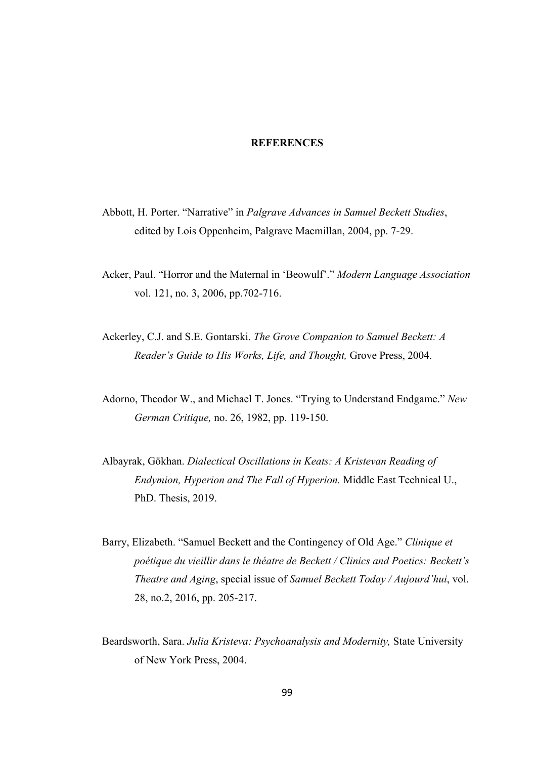# REFERENCES

Abbott, H. Porter. “Narrative” in *Palgrave Advances in Samuel Beckett Studies*, edited by Lois Oppenheim, Palgrave Macmillan, 2004, pp. 7-29.

Acker, Paul. “Horror and the Maternal in ‘Beowulf’.” *Modern Language Association* vol. 121, no. 3, 2006, pp.702-716.

Ackerley, C.J. and S.E. Gontarski. *The Grove Companion to Samuel Beckett: A Reader’s Guide to His Works, Life, and Thought,* Grove Press, 2004.

Adorno, Theodor W., and Michael T. Jones. “Trying to Understand Endgame.” *New German Critique,* no. 26, 1982, pp. 119-150.

Albayrak, Gökhan. *Dialectical Oscillations in Keats: A Kristevan Reading of Endymion, Hyperion and The Fall of Hyperion.* Middle East Technical U., PhD. Thesis, 2019.

Barry, Elizabeth. “Samuel Beckett and the Contingency of Old Age.” *Clinique et poétique du vieillir dans le théatre de Beckett / Clinics and Poetics: Beckett’s Theatre and Aging*, special issue of *Samuel Beckett Today / Aujourd’hui*, vol. 28, no.2, 2016, pp. 205-217.

Beardsworth, Sara. *Julia Kristeva: Psychoanalysis and Modernity,* State University of New York Press, 2004.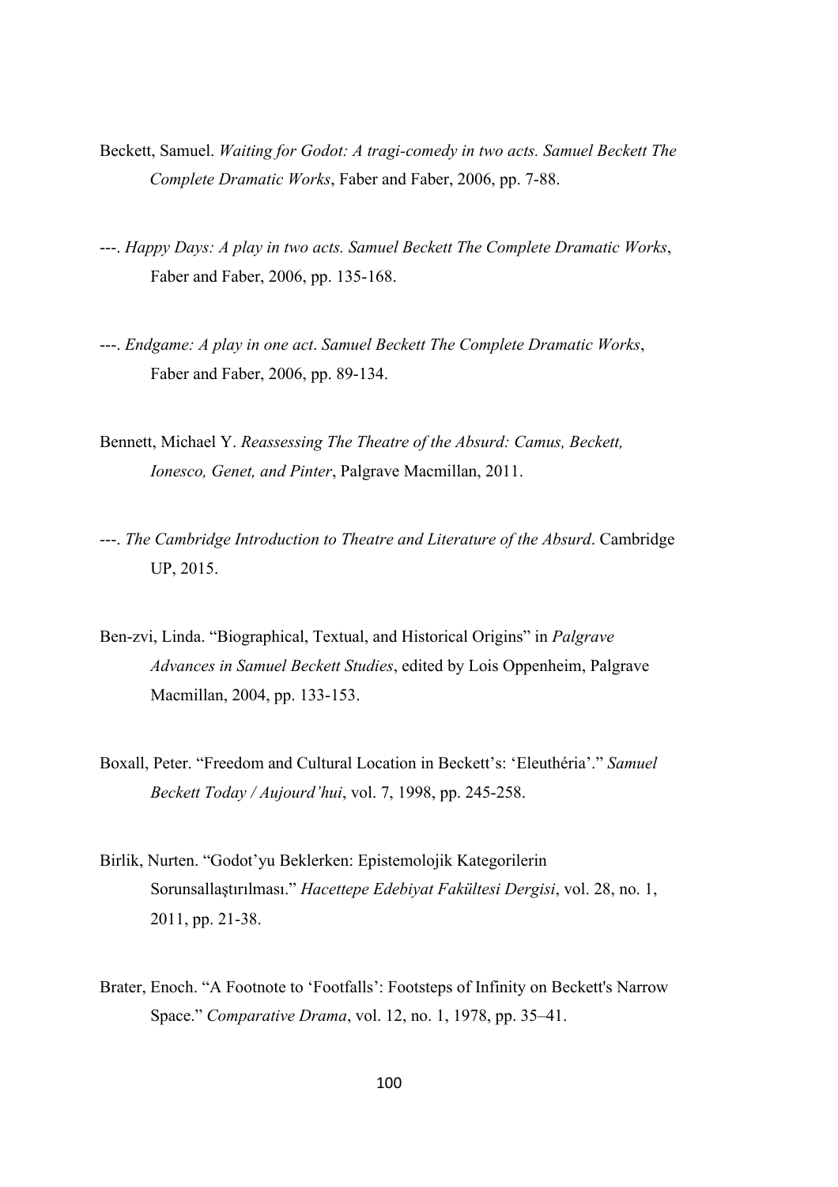Beckett, Samuel. *Waiting for Godot: A tragi-comedy in two acts. Samuel Beckett The Complete Dramatic Works*, Faber and Faber, 2006, pp. 7-88.

---. *Happy Days: A play in two acts. Samuel Beckett The Complete Dramatic Works*, Faber and Faber, 2006, pp. 135-168.

---. *Endgame: A play in one act*. *Samuel Beckett The Complete Dramatic Works*, Faber and Faber, 2006, pp. 89-134.

Bennett, Michael Y. *Reassessing The Theatre of the Absurd: Camus, Beckett, Ionesco, Genet, and Pinter*, Palgrave Macmillan, 2011.

---. *The Cambridge Introduction to Theatre and Literature of the Absurd*. Cambridge UP, 2015.

Ben-zvi, Linda. "Biographical, Textual, and Historical Origins" in *Palgrave Advances in Samuel Beckett Studies*, edited by Lois Oppenheim, Palgrave Macmillan, 2004, pp. 133-153.

Boxall, Peter. "Freedom and Cultural Location in Beckett's: 'Eleuthéria'." *Samuel Beckett Today / Aujourd'hui*, vol. 7, 1998, pp. 245-258.

Birlik, Nurten. "Godot'yu Beklerken: Epistemolojik Kategorilerin Sorunsallaştırılması." *Hacettepe Edebiyat Fakültesi Dergisi*, vol. 28, no. 1, 2011, pp. 21-38.

Brater, Enoch. "A Footnote to 'Footfalls': Footsteps of Infinity on Beckett's Narrow Space." *Comparative Drama*, vol. 12, no. 1, 1978, pp. 35–41.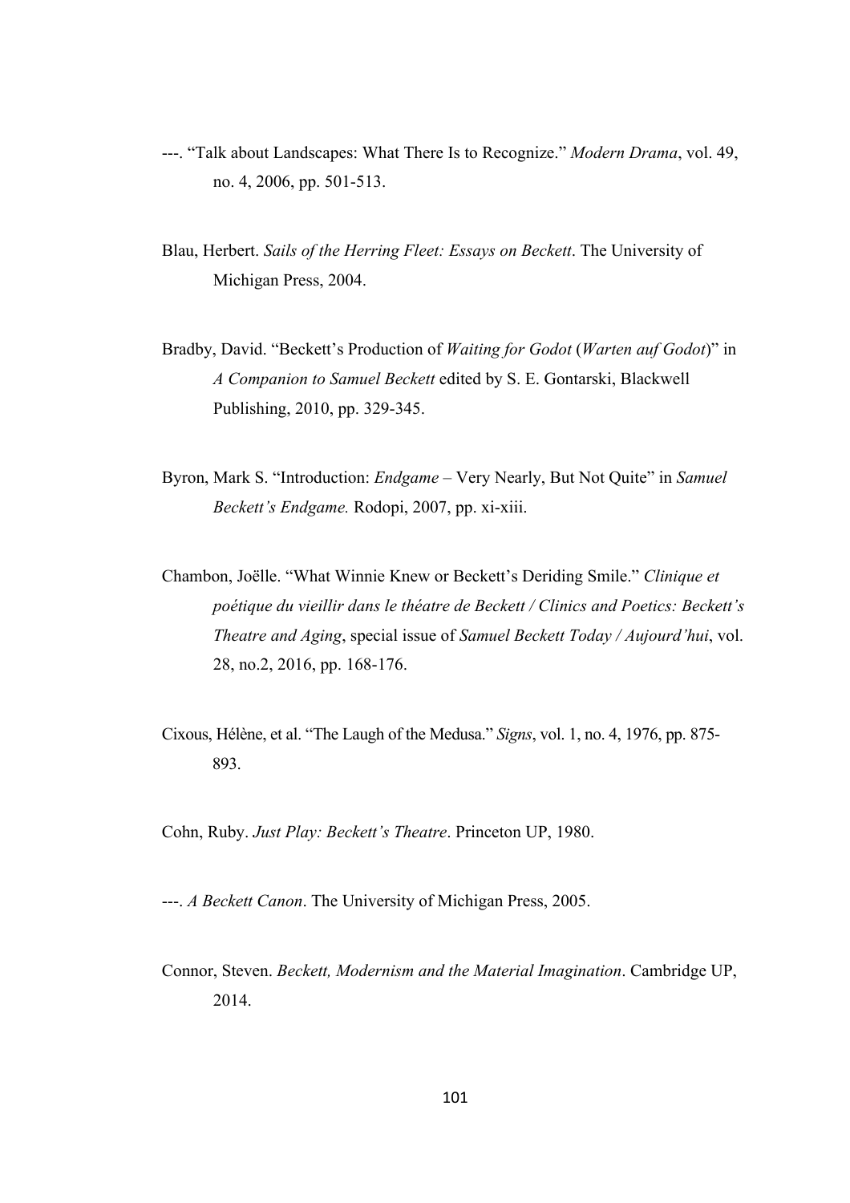---. “Talk about Landscapes: What There Is to Recognize.” *Modern Drama*, vol. 49, no. 4, 2006, pp. 501-513.

Blau, Herbert. *Sails of the Herring Fleet: Essays on Beckett*. The University of Michigan Press, 2004.

Bradby, David. “Beckett’s Production of *Waiting for Godot* (*Warten auf Godot*)” in *A Companion to Samuel Beckett* edited by S. E. Gontarski, Blackwell Publishing, 2010, pp. 329-345.

Byron, Mark S. “Introduction: *Endgame* – Very Nearly, But Not Quite” in *Samuel Beckett’s Endgame.* Rodopi, 2007, pp. xi-xiii.

Chambon, Joëlle. “What Winnie Knew or Beckett’s Deriding Smile.” *Clinique et poétique du vieillir dans le théatre de Beckett / Clinics and Poetics: Beckett’s Theatre and Aging*, special issue of *Samuel Beckett Today / Aujourd’hui*, vol. 28, no.2, 2016, pp. 168-176.

Cixous, Hélène, et al. “The Laugh of the Medusa.” *Signs*, vol. 1, no. 4, 1976, pp. 875-893.

Cohn, Ruby. *Just Play: Beckett’s Theatre*. Princeton UP, 1980.

---. *A Beckett Canon*. The University of Michigan Press, 2005.

Connor, Steven. *Beckett, Modernism and the Material Imagination*. Cambridge UP, 2014.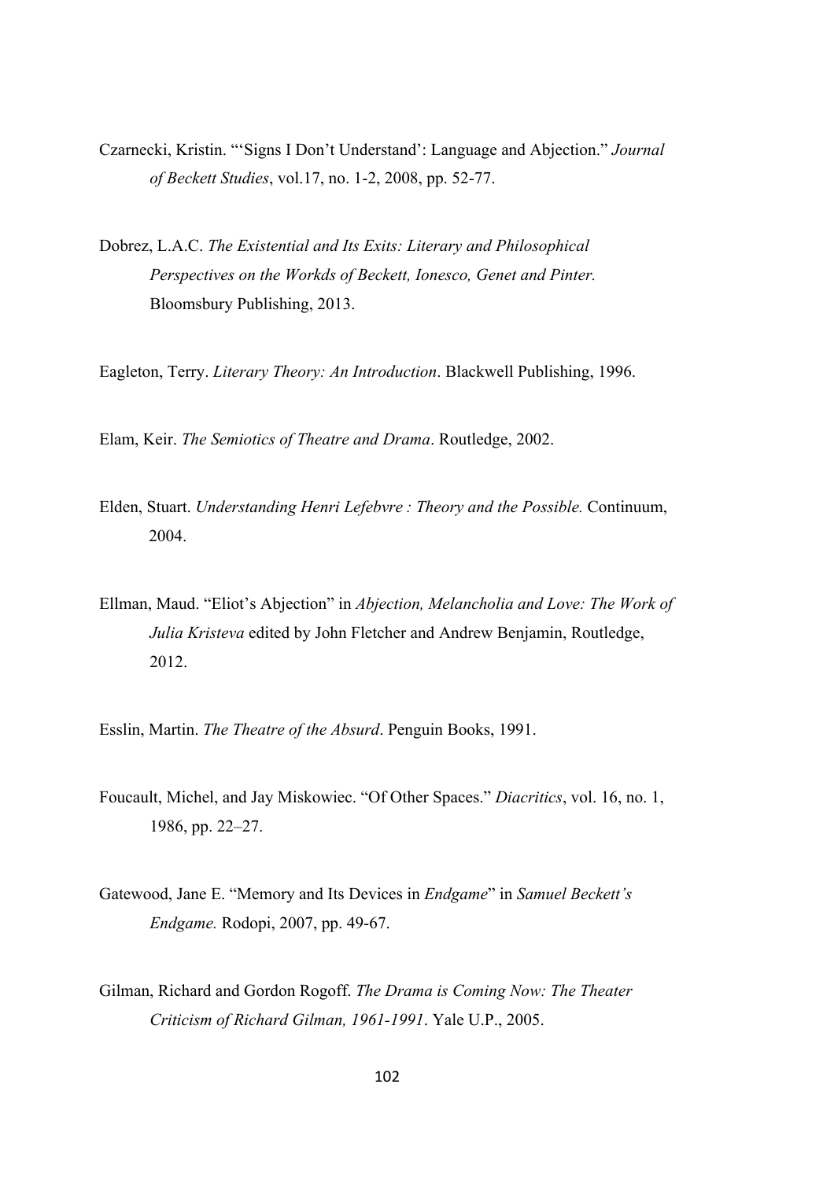Czarnecki, Kristin. "'Signs I Don't Understand': Language and Abjection." *Journal of Beckett Studies*, vol.17, no. 1-2, 2008, pp. 52-77.

Dobrez, L.A.C. *The Existential and Its Exits: Literary and Philosophical Perspectives on the Workds of Beckett, Ionesco, Genet and Pinter.* Bloomsbury Publishing, 2013.

Eagleton, Terry. *Literary Theory: An Introduction*. Blackwell Publishing, 1996.

Elam, Keir. *The Semiotics of Theatre and Drama*. Routledge, 2002.

Elden, Stuart. *Understanding Henri Lefebvre : Theory and the Possible.* Continuum, 2004.

Ellman, Maud. "Eliot's Abjection" in *Abjection, Melancholia and Love: The Work of Julia Kristeva* edited by John Fletcher and Andrew Benjamin, Routledge, 2012.

Esslin, Martin. *The Theatre of the Absurd*. Penguin Books, 1991.

Foucault, Michel, and Jay Miskowiec. "Of Other Spaces." *Diacritics*, vol. 16, no. 1, 1986, pp. 22–27.

Gatewood, Jane E. "Memory and Its Devices in *Endgame*" in *Samuel Beckett's Endgame.* Rodopi, 2007, pp. 49-67.

Gilman, Richard and Gordon Rogoff. *The Drama is Coming Now: The Theater Criticism of Richard Gilman, 1961-1991*. Yale U.P., 2005.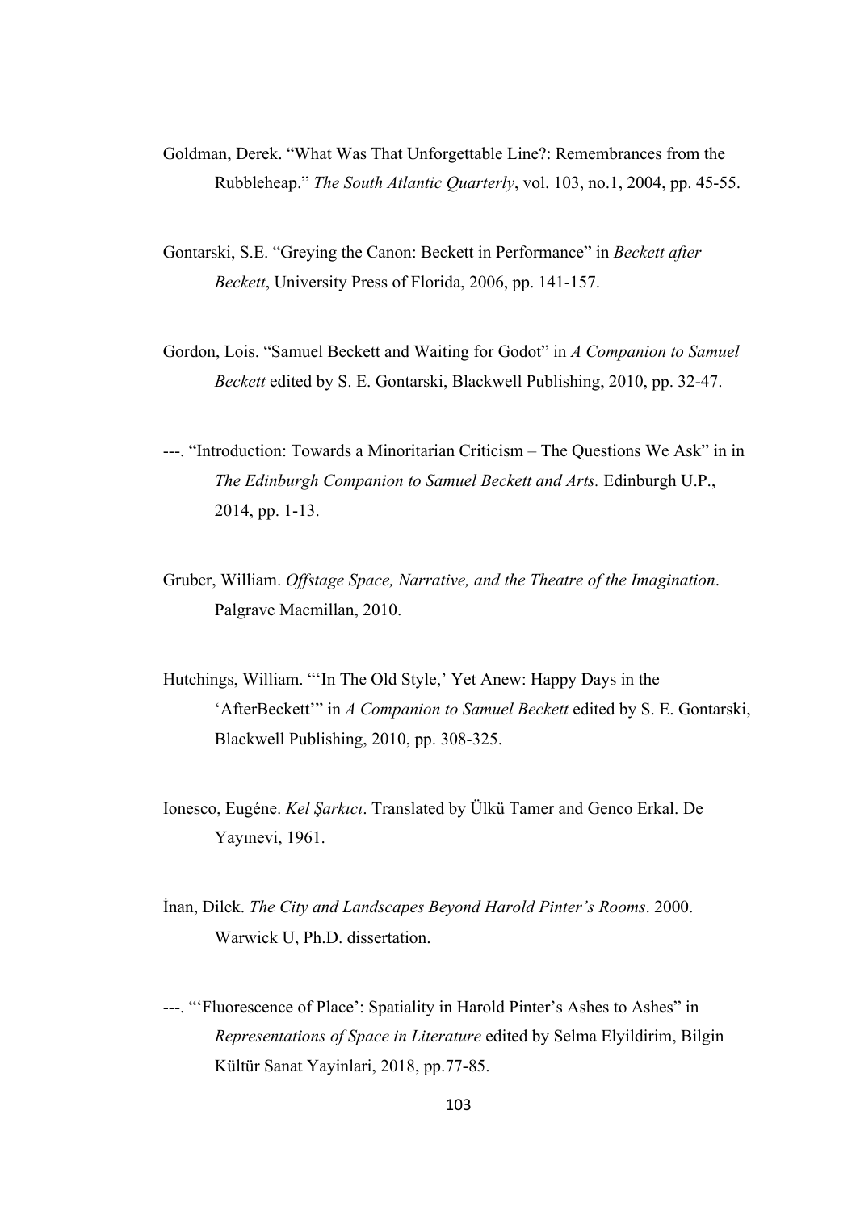Goldman, Derek. "What Was That Unforgettable Line?: Remembrances from the Rubbleheap." *The South Atlantic Quarterly*, vol. 103, no.1, 2004, pp. 45-55.

Gontarski, S.E. "Greying the Canon: Beckett in Performance" in *Beckett after Beckett*, University Press of Florida, 2006, pp. 141-157.

Gordon, Lois. "Samuel Beckett and Waiting for Godot" in *A Companion to Samuel Beckett* edited by S. E. Gontarski, Blackwell Publishing, 2010, pp. 32-47.

---. "Introduction: Towards a Minoritarian Criticism – The Questions We Ask" in in *The Edinburgh Companion to Samuel Beckett and Arts.* Edinburgh U.P., 2014, pp. 1-13.

Gruber, William. *Offstage Space, Narrative, and the Theatre of the Imagination*. Palgrave Macmillan, 2010.

Hutchings, William. "'In The Old Style,' Yet Anew: Happy Days in the 'AfterBeckett'" in *A Companion to Samuel Beckett* edited by S. E. Gontarski, Blackwell Publishing, 2010, pp. 308-325.

Ionesco, Eugéne. *Kel Şarkıcı*. Translated by Ülkü Tamer and Genco Erkal. De Yayınevi, 1961.

İnan, Dilek. *The City and Landscapes Beyond Harold Pinter's Rooms*. 2000. Warwick U, Ph.D. dissertation.

---. "'Fluorescence of Place': Spatiality in Harold Pinter's Ashes to Ashes" in *Representations of Space in Literature* edited by Selma Elyildirim, Bilgin Kültür Sanat Yayinlari, 2018, pp.77-85.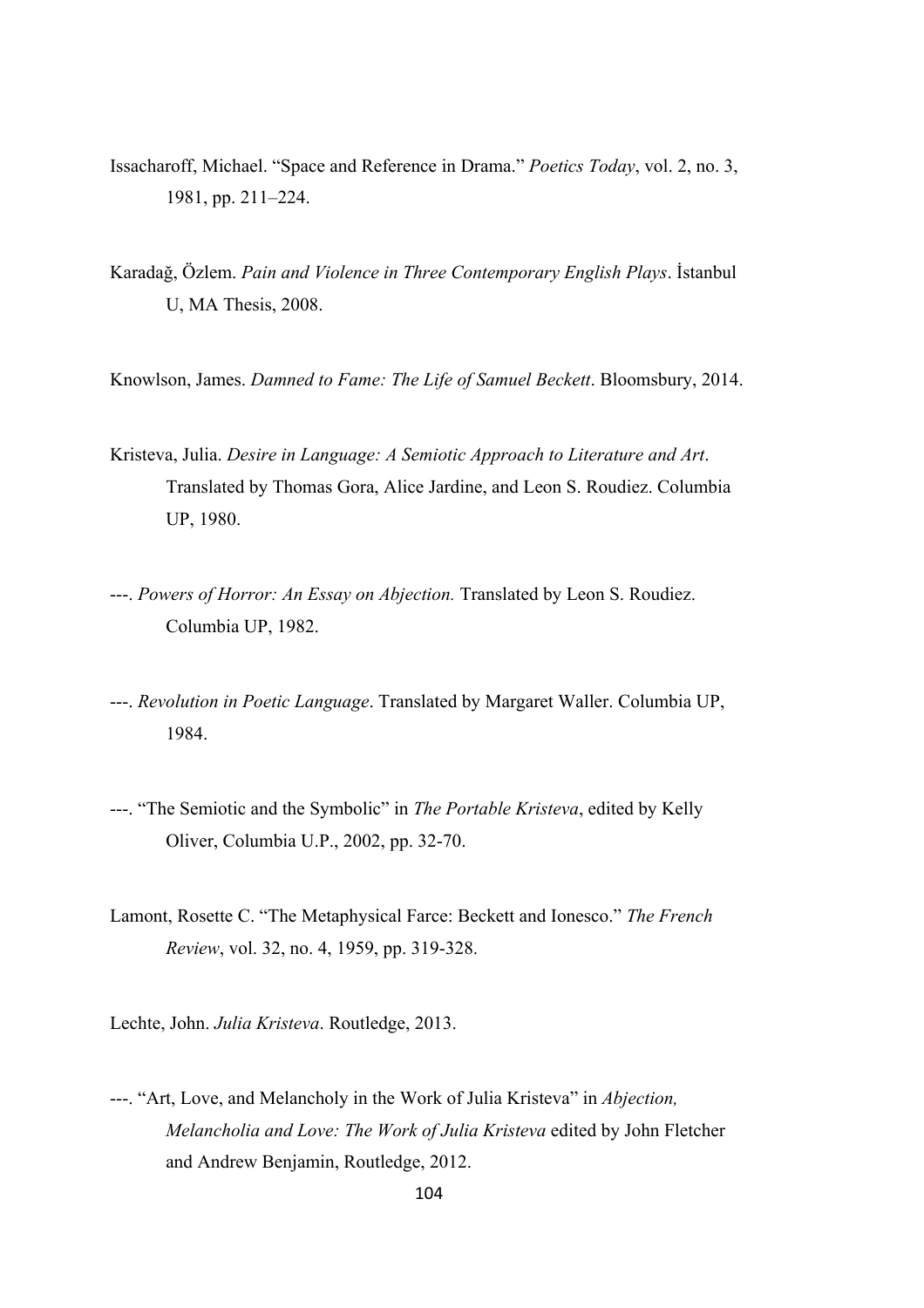Issacharoff, Michael. “Space and Reference in Drama.” *Poetics Today*, vol. 2, no. 3, 1981, pp. 211–224.

Karadağ, Özlem. *Pain and Violence in Three Contemporary English Plays*. İstanbul U, MA Thesis, 2008.

Knowlson, James. *Damned to Fame: The Life of Samuel Beckett*. Bloomsbury, 2014.

Kristeva, Julia. *Desire in Language: A Semiotic Approach to Literature and Art*. Translated by Thomas Gora, Alice Jardine, and Leon S. Roudiez. Columbia UP, 1980.

---. *Powers of Horror: An Essay on Abjection.* Translated by Leon S. Roudiez. Columbia UP, 1982.

---. *Revolution in Poetic Language*. Translated by Margaret Waller. Columbia UP, 1984.

---. “The Semiotic and the Symbolic” in *The Portable Kristeva*, edited by Kelly Oliver, Columbia U.P., 2002, pp. 32-70.

Lamont, Rosette C. “The Metaphysical Farce: Beckett and Ionesco.” *The French Review*, vol. 32, no. 4, 1959, pp. 319-328.

Lechte, John. *Julia Kristeva*. Routledge, 2013.

---. “Art, Love, and Melancholy in the Work of Julia Kristeva” in *Abjection, Melancholia and Love: The Work of Julia Kristeva* edited by John Fletcher and Andrew Benjamin, Routledge, 2012.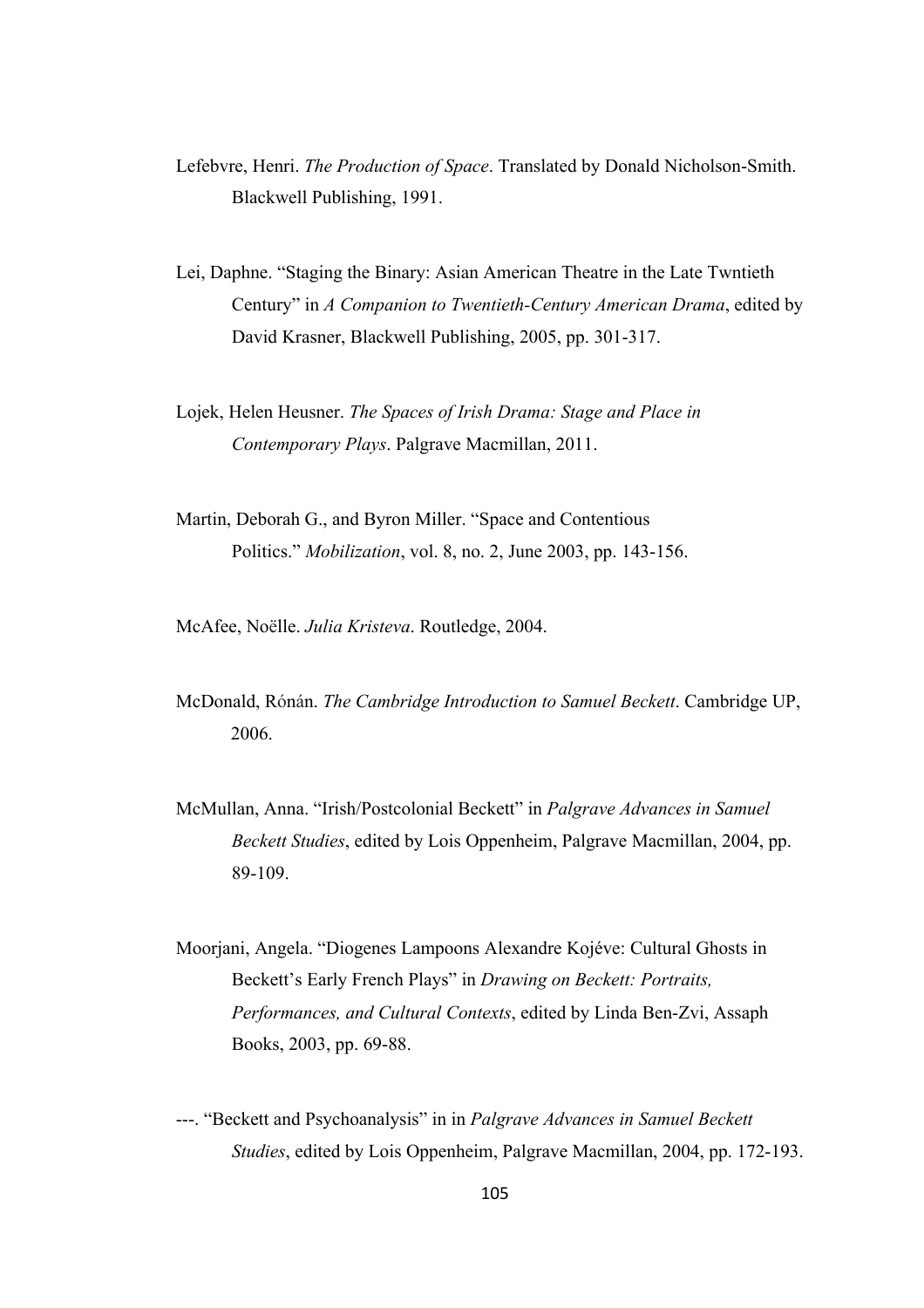Lefebvre, Henri. *The Production of Space*. Translated by Donald Nicholson-Smith. Blackwell Publishing, 1991.

Lei, Daphne. "Staging the Binary: Asian American Theatre in the Late Twntieth Century" in *A Companion to Twentieth-Century American Drama*, edited by David Krasner, Blackwell Publishing, 2005, pp. 301-317.

Lojek, Helen Heusner. *The Spaces of Irish Drama: Stage and Place in Contemporary Plays*. Palgrave Macmillan, 2011.

Martin, Deborah G., and Byron Miller. "Space and Contentious Politics." *Mobilization*, vol. 8, no. 2, June 2003, pp. 143-156.

McAfee, Noëlle. *Julia Kristeva*. Routledge, 2004.

McDonald, Rónán. *The Cambridge Introduction to Samuel Beckett*. Cambridge UP, 2006.

McMullan, Anna. "Irish/Postcolonial Beckett" in *Palgrave Advances in Samuel Beckett Studies*, edited by Lois Oppenheim, Palgrave Macmillan, 2004, pp. 89-109.

Moorjani, Angela. "Diogenes Lampoons Alexandre Kojéve: Cultural Ghosts in Beckett's Early French Plays" in *Drawing on Beckett: Portraits, Performances, and Cultural Contexts*, edited by Linda Ben-Zvi, Assaph Books, 2003, pp. 69-88.

---. "Beckett and Psychoanalysis" in in *Palgrave Advances in Samuel Beckett Studies*, edited by Lois Oppenheim, Palgrave Macmillan, 2004, pp. 172-193.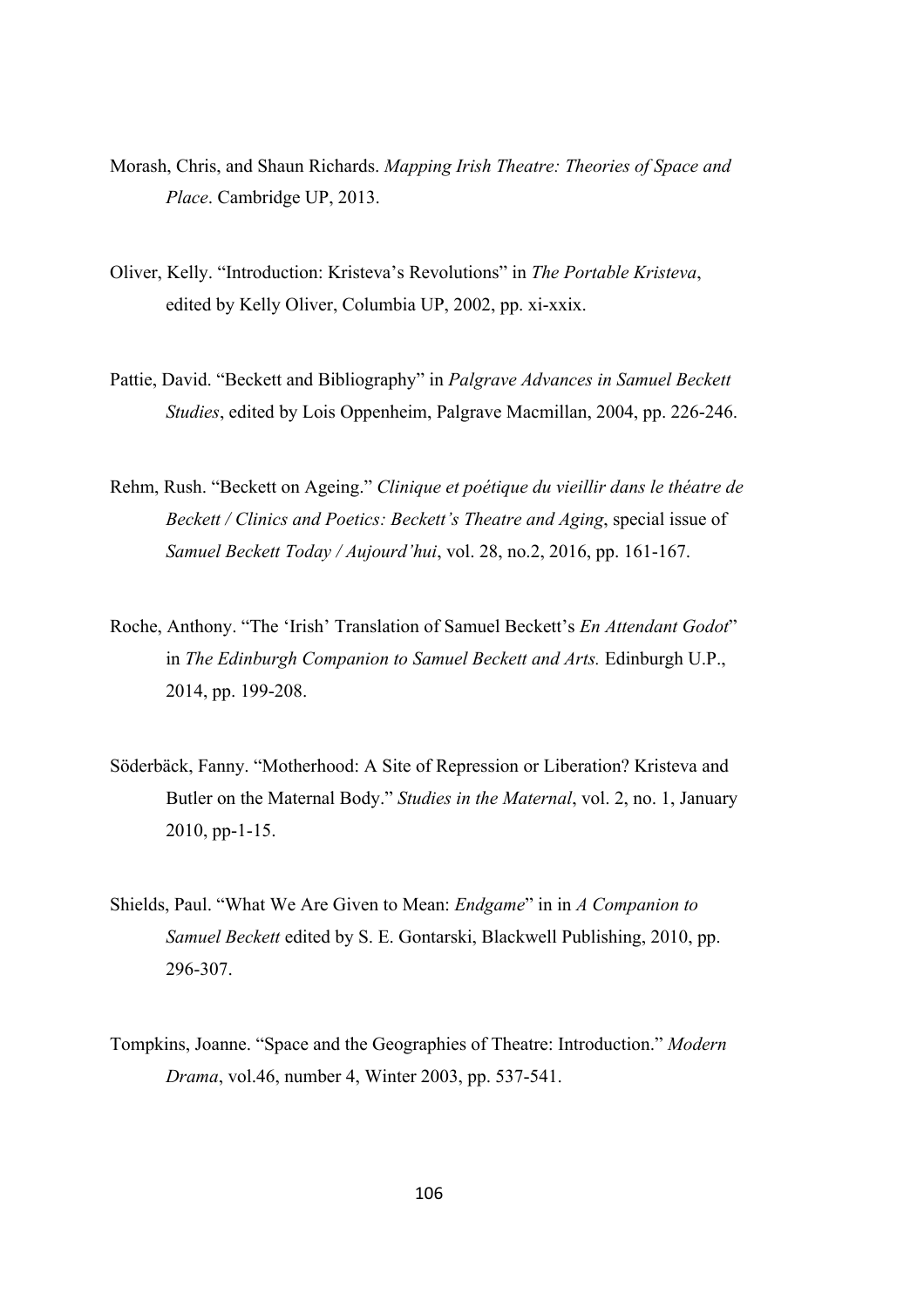Morash, Chris, and Shaun Richards. *Mapping Irish Theatre: Theories of Space and Place*. Cambridge UP, 2013.

Oliver, Kelly. "Introduction: Kristeva's Revolutions" in *The Portable Kristeva*, edited by Kelly Oliver, Columbia UP, 2002, pp. xi-xxix.

Pattie, David. "Beckett and Bibliography" in *Palgrave Advances in Samuel Beckett Studies*, edited by Lois Oppenheim, Palgrave Macmillan, 2004, pp. 226-246.

Rehm, Rush. "Beckett on Ageing." *Clinique et poétique du vieillir dans le théatre de Beckett / Clinics and Poetics: Beckett's Theatre and Aging*, special issue of *Samuel Beckett Today / Aujourd'hui*, vol. 28, no.2, 2016, pp. 161-167.

Roche, Anthony. "The 'Irish' Translation of Samuel Beckett's *En Attendant Godot*" in *The Edinburgh Companion to Samuel Beckett and Arts.* Edinburgh U.P., 2014, pp. 199-208.

Söderbäck, Fanny. "Motherhood: A Site of Repression or Liberation? Kristeva and Butler on the Maternal Body." *Studies in the Maternal*, vol. 2, no. 1, January 2010, pp-1-15.

Shields, Paul. "What We Are Given to Mean: *Endgame*" in in *A Companion to Samuel Beckett* edited by S. E. Gontarski, Blackwell Publishing, 2010, pp. 296-307.

Tompkins, Joanne. "Space and the Geographies of Theatre: Introduction." *Modern Drama*, vol.46, number 4, Winter 2003, pp. 537-541.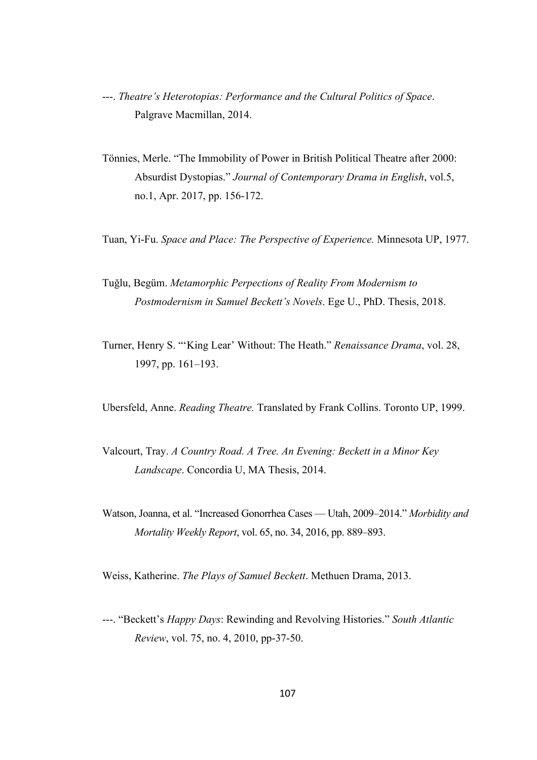---. *Theatre's Heterotopias: Performance and the Cultural Politics of Space*. Palgrave Macmillan, 2014.

Tönnies, Merle. "The Immobility of Power in British Political Theatre after 2000: Absurdist Dystopias." *Journal of Contemporary Drama in English*, vol.5, no.1, Apr. 2017, pp. 156-172.

Tuan, Yi-Fu. *Space and Place: The Perspective of Experience.* Minnesota UP, 1977.

Tuğlu, Begüm. *Metamorphic Perpections of Reality From Modernism to Postmodernism in Samuel Beckett's Novels*. Ege U., PhD. Thesis, 2018.

Turner, Henry S. "'King Lear' Without: The Heath." *Renaissance Drama*, vol. 28, 1997, pp. 161–193.

Ubersfeld, Anne. *Reading Theatre.* Translated by Frank Collins. Toronto UP, 1999.

Valcourt, Tray. *A Country Road. A Tree. An Evening: Beckett in a Minor Key Landscape*. Concordia U, MA Thesis, 2014.

Watson, Joanna, et al. "Increased Gonorrhea Cases — Utah, 2009–2014." *Morbidity and Mortality Weekly Report*, vol. 65, no. 34, 2016, pp. 889–893.

Weiss, Katherine. *The Plays of Samuel Beckett*. Methuen Drama, 2013.

---. "Beckett's *Happy Days*: Rewinding and Revolving Histories." *South Atlantic Review*, vol. 75, no. 4, 2010, pp-37-50.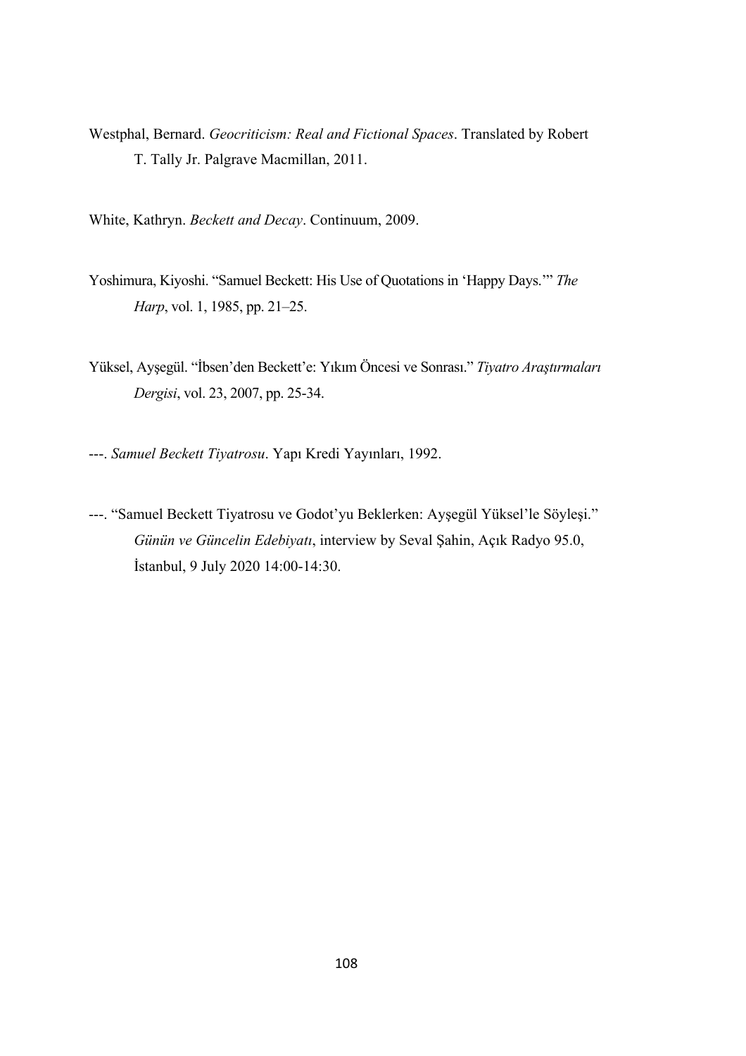Westphal, Bernard. *Geocriticism: Real and Fictional Spaces*. Translated by Robert T. Tally Jr. Palgrave Macmillan, 2011.

White, Kathryn. *Beckett and Decay*. Continuum, 2009.

Yoshimura, Kiyoshi. "Samuel Beckett: His Use of Quotations in 'Happy Days.'" *The Harp*, vol. 1, 1985, pp. 21–25.

Yüksel, Ayşegül. "İbsen'den Beckett'e: Yıkım Öncesi ve Sonrası." *Tiyatro Araştırmaları Dergisi*, vol. 23, 2007, pp. 25-34.

---. *Samuel Beckett Tiyatrosu*. Yapı Kredi Yayınları, 1992.

---. "Samuel Beckett Tiyatrosu ve Godot'yu Beklerken: Ayşegül Yüksel'le Söyleşi." *Günün ve Güncelin Edebiyatı*, interview by Seval Şahin, Açık Radyo 95.0, İstanbul, 9 July 2020 14:00-14:30.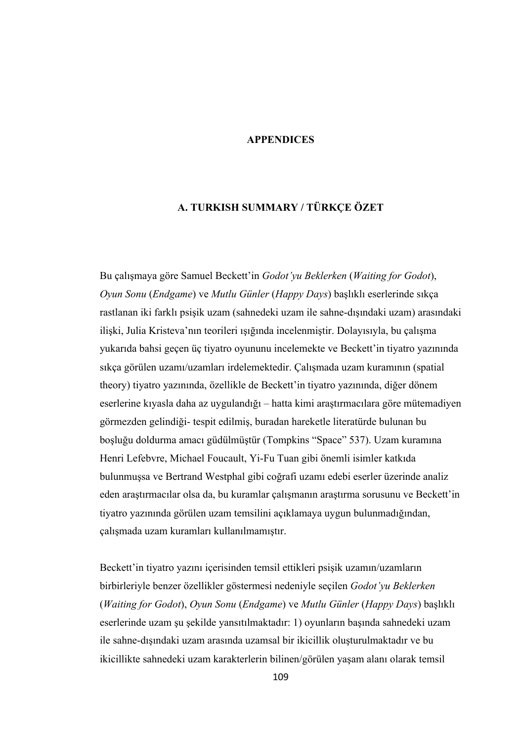# APPENDICES

## A. TURKISH SUMMARY / TÜRKÇE ÖZET

Bu çalışmaya göre Samuel Beckett'in *Godot'yu Beklerken* (*Waiting for Godot*), *Oyun Sonu* (*Endgame*) ve *Mutlu Günler* (*Happy Days*) başlıklı eserlerinde sıkça rastlanan iki farklı psişik uzam (sahnedeki uzam ile sahne-dışındaki uzam) arasındaki ilişki, Julia Kristeva'nın teorileri ışığında incelenmiştir. Dolayısıyla, bu çalışma yukarıda bahsi geçen üç tiyatro oyununu incelemekte ve Beckett'in tiyatro yazınında sıkça görülen uzamı/uzamları irdelemektedir. Çalışmada uzam kuramının (spatial theory) tiyatro yazınında, özellikle de Beckett'in tiyatro yazınında, diğer dönem eserlerine kıyasla daha az uygulandığı – hatta kimi araştırmacılara göre mütemadiyen görmezden gelindiği- tespit edilmiş, buradan hareketle literatürde bulunan bu boşluğu doldurma amacı güdülmüştür (Tompkins "Space" 537). Uzam kuramına Henri Lefebvre, Michael Foucault, Yi-Fu Tuan gibi önemli isimler katkıda bulunmuşsa ve Bertrand Westphal gibi coğrafi uzamı edebi eserler üzerinde analiz eden araştırmacılar olsa da, bu kuramlar çalışmanın araştırma sorusunu ve Beckett'in tiyatro yazınında görülen uzam temsilini açıklamaya uygun bulunmadığından, çalışmada uzam kuramları kullanılmamıştır.

Beckett'in tiyatro yazını içerisinden temsil ettikleri psişik uzamın/uzamların birbirleriyle benzer özellikler göstermesi nedeniyle seçilen *Godot'yu Beklerken* (*Waiting for Godot*), *Oyun Sonu* (*Endgame*) ve *Mutlu Günler* (*Happy Days*) başlıklı eserlerinde uzam şu şekilde yansıtılmaktadır: 1) oyunların başında sahnedeki uzam ile sahne-dışındaki uzam arasında uzamsal bir ikicillik oluşturulmaktadır ve bu ikicillikte sahnedeki uzam karakterlerin bilinen/görülen yaşam alanı olarak temsil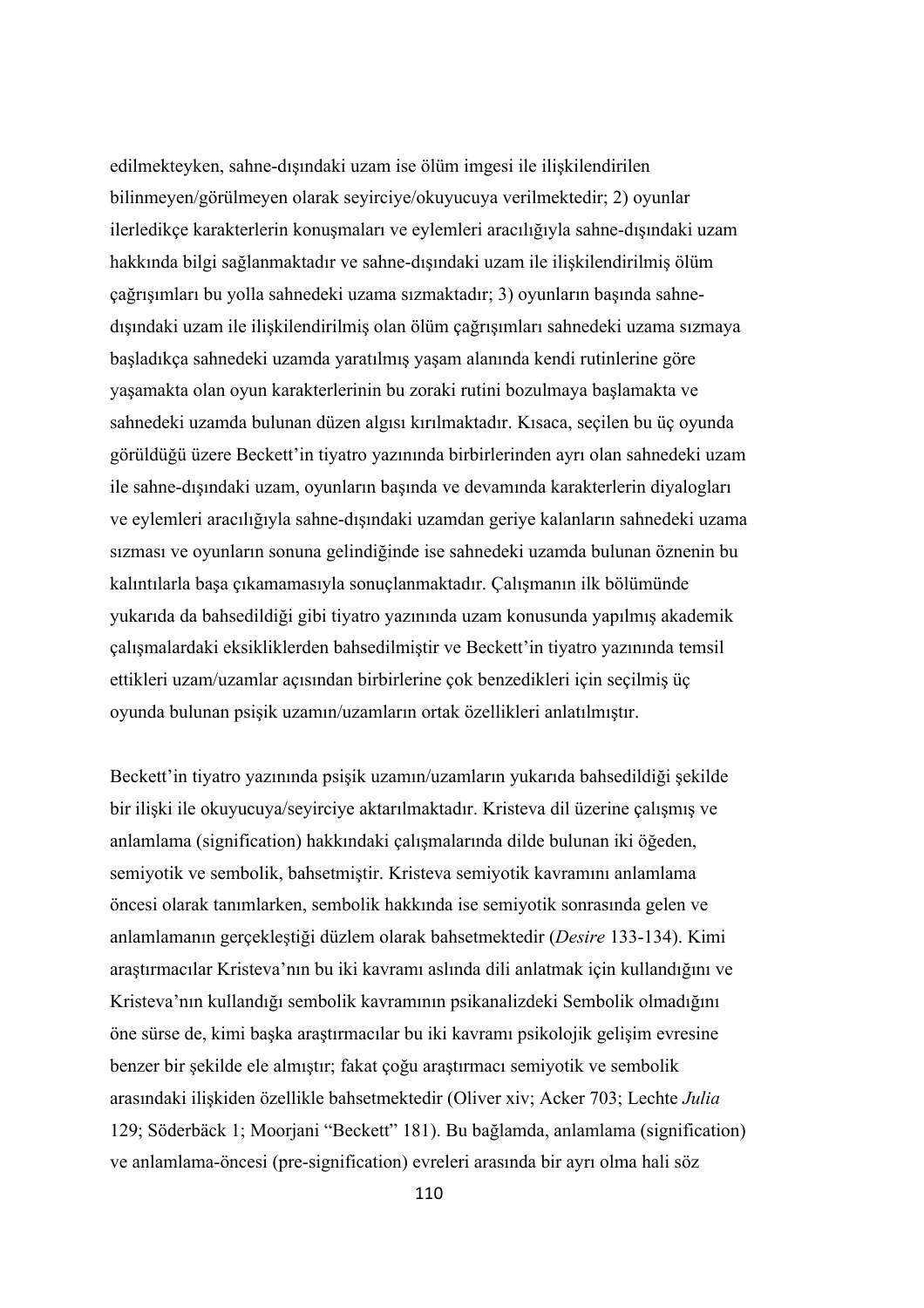edilmekteyken, sahne-dışındaki uzam ise ölüm imgesi ile ilişkilendirilen bilinmeyen/görülmeyen olarak seyirciye/okuyucuya verilmektedir; 2) oyunlar ilerledikçe karakterlerin konuşmaları ve eylemleri aracılığıyla sahne-dışındaki uzam hakkında bilgi sağlanmaktadır ve sahne-dışındaki uzam ile ilişkilendirilmiş ölüm çağrışımları bu yolla sahnedeki uzama sızmaktadır; 3) oyunların başında sahne-dışındaki uzam ile ilişkilendirilmiş olan ölüm çağrışımları sahnedeki uzama sızmaya başladıkça sahnedeki uzamda yaratılmış yaşam alanında kendi rutinlerine göre yaşamakta olan oyun karakterlerinin bu zoraki rutini bozulmaya başlamakta ve sahnedeki uzamda bulunan düzen algısı kırılmaktadır. Kısaca, seçilen bu üç oyunda görüldüğü üzere Beckett'in tiyatro yazınında birbirlerinden ayrı olan sahnedeki uzam ile sahne-dışındaki uzam, oyunların başında ve devamında karakterlerin diyalogları ve eylemleri aracılığıyla sahne-dışındaki uzamdan geriye kalanların sahnedeki uzama sızması ve oyunların sonuna gelindiğinde ise sahnedeki uzamda bulunan öznenin bu kalıntılarla başa çıkamamasıyla sonuçlanmaktadır. Çalışmanın ilk bölümünde yukarıda da bahsedildiği gibi tiyatro yazınında uzam konusunda yapılmış akademik çalışmalardaki eksikliklerden bahsedilmiştir ve Beckett'in tiyatro yazınında temsil ettikleri uzam/uzamlar açısından birbirlerine çok benzedikleri için seçilmiş üç oyunda bulunan psişik uzamın/uzamların ortak özellikleri anlatılmıştır.

Beckett'in tiyatro yazınında psişik uzamın/uzamların yukarıda bahsedildiği şekilde bir ilişki ile okuyucuya/seyirciye aktarılmaktadır. Kristeva dil üzerine çalışmış ve anlamlama (signification) hakkındaki çalışmalarında dilde bulunan iki öğeden, semiyotik ve sembolik, bahsetmiştir. Kristeva semiyotik kavramını anlamlama öncesi olarak tanımlarken, sembolik hakkında ise semiyotik sonrasında gelen ve anlamlamanın gerçekleştiği düzlem olarak bahsetmektedir (*Desire* 133-134). Kimi araştırmacılar Kristeva'nın bu iki kavramı aslında dili anlatmak için kullandığını ve Kristeva'nın kullandığı sembolik kavramının psikanalizdeki Sembolik olmadığını öne sürse de, kimi başka araştırmacılar bu iki kavramı psikolojik gelişim evresine benzer bir şekilde ele almıştır; fakat çoğu araştırmacı semiyotik ve sembolik arasındaki ilişkiden özellikle bahsetmektedir (Oliver xiv; Acker 703; Lechte *Julia* 129; Söderbäck 1; Moorjani "Beckett" 181). Bu bağlamda, anlamlama (signification) ve anlamlama-öncesi (pre-signification) evreleri arasında bir ayrı olma hali söz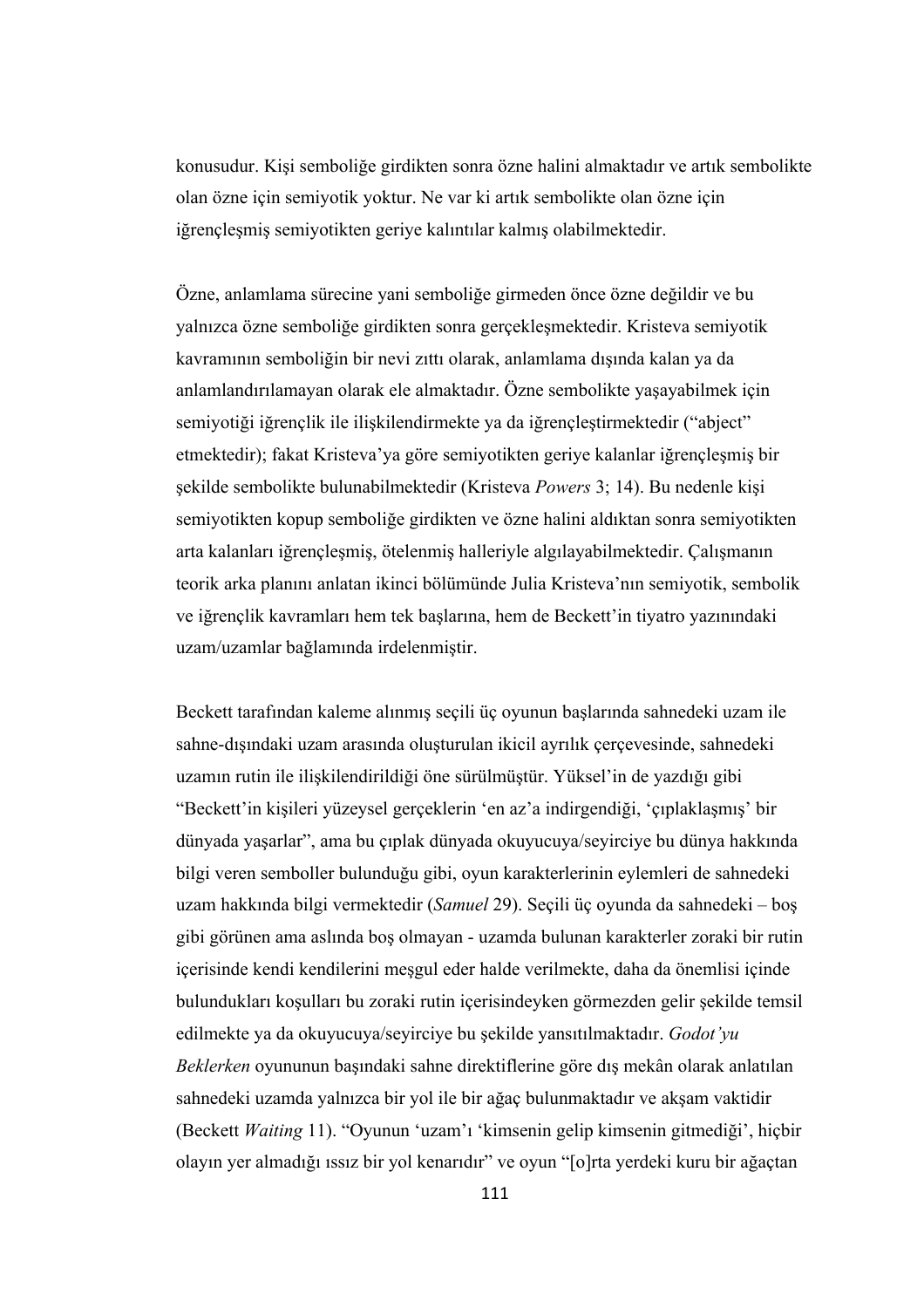konusudur. Kişi semboliğe girdikten sonra özne halini almaktadır ve artık sembolikte olan özne için semiyotik yoktur. Ne var ki artık sembolikte olan özne için iğrençleşmiş semiyotikten geriye kalıntılar kalmış olabilmektedir.

Özne, anlamlama sürecine yani semboliğe girmeden önce özne değildir ve bu yalnızca özne semboliğe girdikten sonra gerçekleşmektedir. Kristeva semiyotik kavramının semboliğin bir nevi zıttı olarak, anlamlama dışında kalan ya da anlamlandırılamayan olarak ele almaktadır. Özne sembolikte yaşayabilmek için semiyotiği iğrençlik ile ilişkilendirmekte ya da iğrençleştirmektedir ("abject" etmektedir); fakat Kristeva'ya göre semiyotikten geriye kalanlar iğrençleşmiş bir şekilde sembolikte bulunabilmektedir (Kristeva *Powers* 3; 14). Bu nedenle kişi semiyotikten kopup semboliğe girdikten ve özne halini aldıktan sonra semiyotikten arta kalanları iğrençleşmiş, ötelenmiş halleriyle algılayabilmektedir. Çalışmanın teorik arka planını anlatan ikinci bölümünde Julia Kristeva'nın semiyotik, sembolik ve iğrençlik kavramları hem tek başlarına, hem de Beckett'in tiyatro yazınındaki uzam/uzamlar bağlamında irdelenmiştir.

Beckett tarafından kaleme alınmış seçili üç oyunun başlarında sahnedeki uzam ile sahne-dışındaki uzam arasında oluşturulan ikicil ayrılık çerçevesinde, sahnedeki uzamın rutin ile ilişkilendirildiği öne sürülmüştür. Yüksel'in de yazdığı gibi "Beckett'in kişileri yüzeysel gerçeklerin 'en az'a indirgendiği, 'çıplaklaşmış' bir dünyada yaşarlar", ama bu çıplak dünyada okuyucuya/seyirciye bu dünya hakkında bilgi veren semboller bulunduğu gibi, oyun karakterlerinin eylemleri de sahnedeki uzam hakkında bilgi vermektedir (*Samuel* 29). Seçili üç oyunda da sahnedeki – boş gibi görünen ama aslında boş olmayan - uzamda bulunan karakterler zoraki bir rutin içerisinde kendi kendilerini meşgul eder halde verilmekte, daha da önemlisi içinde bulundukları koşulları bu zoraki rutin içerisindeyken görmezden gelir şekilde temsil edilmekte ya da okuyucuya/seyirciye bu şekilde yansıtılmaktadır. *Godot'yu Beklerken* oyununun başındaki sahne direktiflerine göre dış mekân olarak anlatılan sahnedeki uzamda yalnızca bir yol ile bir ağaç bulunmaktadır ve akşam vaktidir (Beckett *Waiting* 11). "Oyunun 'uzam'ı 'kimsenin gelip kimsenin gitmediği', hiçbir olayın yer almadığı ıssız bir yol kenarıdır" ve oyun "[o]rta yerdeki kuru bir ağaçtan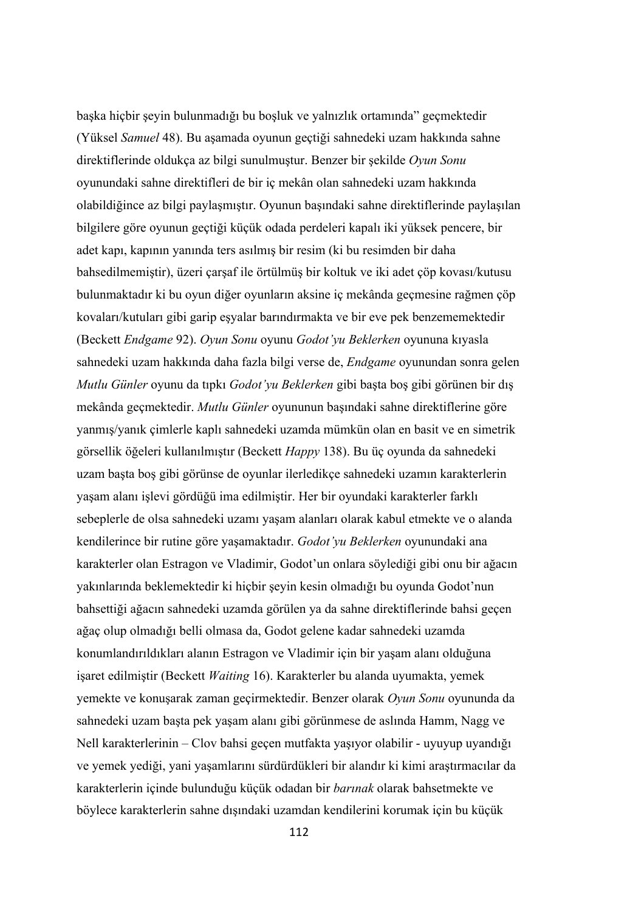başka hiçbir şeyin bulunmadığı bu boşluk ve yalnızlık ortamında" geçmektedir (Yüksel *Samuel* 48). Bu aşamada oyunun geçtiği sahnedeki uzam hakkında sahne direktiflerinde oldukça az bilgi sunulmuştur. Benzer bir şekilde *Oyun Sonu* oyunundaki sahne direktifleri de bir iç mekân olan sahnedeki uzam hakkında olabildiğince az bilgi paylaşmıştır. Oyunun başındaki sahne direktiflerinde paylaşılan bilgilere göre oyunun geçtiği küçük odada perdeleri kapalı iki yüksek pencere, bir adet kapı, kapının yanında ters asılmış bir resim (ki bu resimden bir daha bahsedilmemiştir), üzeri çarşaf ile örtülmüş bir koltuk ve iki adet çöp kovası/kutusu bulunmaktadır ki bu oyun diğer oyunların aksine iç mekânda geçmesine rağmen çöp kovaları/kutuları gibi garip eşyalar barındırmakta ve bir eve pek benzememektedir (Beckett *Endgame* 92). *Oyun Sonu* oyunu *Godot'yu Beklerken* oyununa kıyasla sahnedeki uzam hakkında daha fazla bilgi verse de, *Endgame* oyunundan sonra gelen *Mutlu Günler* oyunu da tıpkı *Godot'yu Beklerken* gibi başta boş gibi görünen bir dış mekânda geçmektedir. *Mutlu Günler* oyununun başındaki sahne direktiflerine göre yanmış/yanık çimlerle kaplı sahnedeki uzamda mümkün olan en basit ve en simetrik görsellik öğeleri kullanılmıştır (Beckett *Happy* 138). Bu üç oyunda da sahnedeki uzam başta boş gibi görünse de oyunlar ilerledikçe sahnedeki uzamın karakterlerin yaşam alanı işlevi gördüğü ima edilmiştir. Her bir oyundaki karakterler farklı sebeplerle de olsa sahnedeki uzamı yaşam alanları olarak kabul etmekte ve o alanda kendilerince bir rutine göre yaşamaktadır. *Godot'yu Beklerken* oyunundaki ana karakterler olan Estragon ve Vladimir, Godot'un onlara söylediği gibi onu bir ağacın yakınlarında beklemektedir ki hiçbir şeyin kesin olmadığı bu oyunda Godot'nun bahsettiği ağacın sahnedeki uzamda görülen ya da sahne direktiflerinde bahsi geçen ağaç olup olmadığı belli olmasa da, Godot gelene kadar sahnedeki uzamda konumlandırıldıkları alanın Estragon ve Vladimir için bir yaşam alanı olduğuna işaret edilmiştir (Beckett *Waiting* 16). Karakterler bu alanda uyumakta, yemek yemekte ve konuşarak zaman geçirmektedir. Benzer olarak *Oyun Sonu* oyununda da sahnedeki uzam başta pek yaşam alanı gibi görünmese de aslında Hamm, Nagg ve Nell karakterlerinin – Clov bahsi geçen mutfakta yaşıyor olabilir - uyuyup uyandığı ve yemek yediği, yani yaşamlarını sürdürdükleri bir alandır ki kimi araştırmacılar da karakterlerin içinde bulunduğu küçük odadan bir *barınak* olarak bahsetmekte ve böylece karakterlerin sahne dışındaki uzamdan kendilerini korumak için bu küçük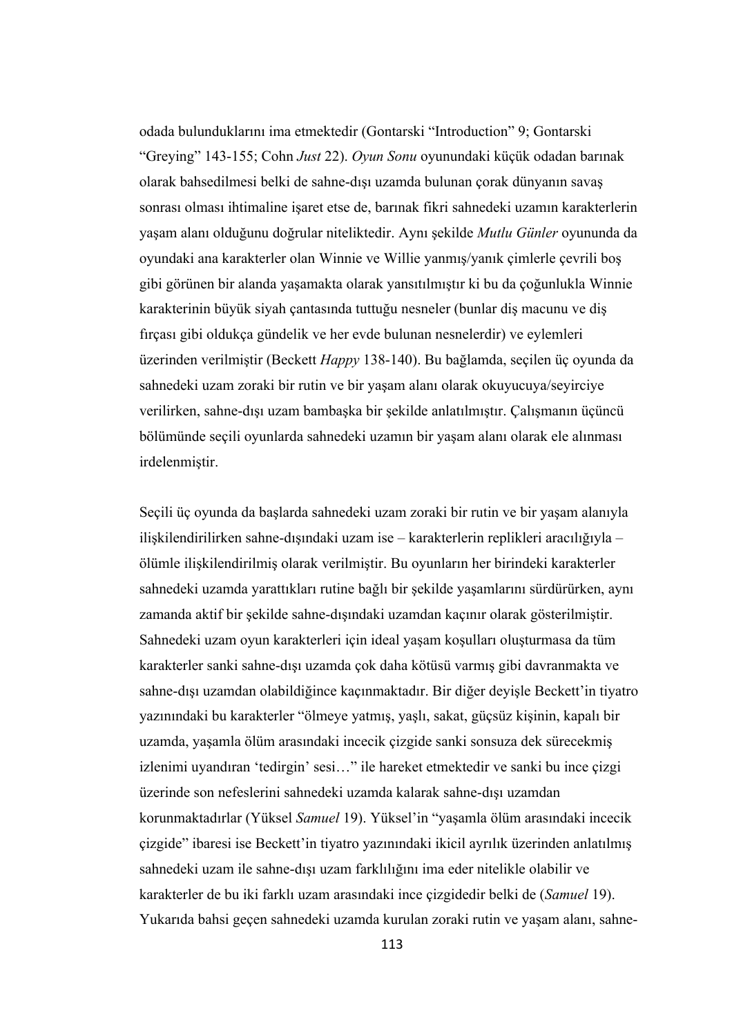odada bulunduklarını ima etmektedir (Gontarski "Introduction" 9; Gontarski "Greying" 143-155; Cohn *Just* 22). *Oyun Sonu* oyunundaki küçük odadan barınak olarak bahsedilmesi belki de sahne-dışı uzamda bulunan çorak dünyanın savaş sonrası olması ihtimaline işaret etse de, barınak fikri sahnedeki uzamın karakterlerin yaşam alanı olduğunu doğrular niteliktedir. Aynı şekilde *Mutlu Günler* oyununda da oyundaki ana karakterler olan Winnie ve Willie yanmış/yanık çimlerle çevrili boş gibi görünen bir alanda yaşamakta olarak yansıtılmıştır ki bu da çoğunlukla Winnie karakterinin büyük siyah çantasında tuttuğu nesneler (bunlar diş macunu ve diş fırçası gibi oldukça gündelik ve her evde bulunan nesnelerdir) ve eylemleri üzerinden verilmiştir (Beckett *Happy* 138-140). Bu bağlamda, seçilen üç oyunda da sahnedeki uzam zoraki bir rutin ve bir yaşam alanı olarak okuyucuya/seyirciye verilirken, sahne-dışı uzam bambaşka bir şekilde anlatılmıştır. Çalışmanın üçüncü bölümünde seçili oyunlarda sahnedeki uzamın bir yaşam alanı olarak ele alınması irdelenmiştir.

Seçili üç oyunda da başlarda sahnedeki uzam zoraki bir rutin ve bir yaşam alanıyla ilişkilendirilirken sahne-dışındaki uzam ise – karakterlerin replikleri aracılığıyla – ölümle ilişkilendirilmiş olarak verilmiştir. Bu oyunların her birindeki karakterler sahnedeki uzamda yarattıkları rutine bağlı bir şekilde yaşamlarını sürdürürken, aynı zamanda aktif bir şekilde sahne-dışındaki uzamdan kaçınır olarak gösterilmiştir. Sahnedeki uzam oyun karakterleri için ideal yaşam koşulları oluşturmasa da tüm karakterler sanki sahne-dışı uzamda çok daha kötüsü varmış gibi davranmakta ve sahne-dışı uzamdan olabildiğince kaçınmaktadır. Bir diğer deyişle Beckett'in tiyatro yazınındaki bu karakterler "ölmeye yatmış, yaşlı, sakat, güçsüz kişinin, kapalı bir uzamda, yaşamla ölüm arasındaki incecik çizgide sanki sonsuza dek sürecekmiş izlenimi uyandıran 'tedirgin' sesi…" ile hareket etmektedir ve sanki bu ince çizgi üzerinde son nefeslerini sahnedeki uzamda kalarak sahne-dışı uzamdan korunmaktadırlar (Yüksel *Samuel* 19). Yüksel'in "yaşamla ölüm arasındaki incecik çizgide" ibaresi ise Beckett'in tiyatro yazınındaki ikicil ayrılık üzerinden anlatılmış sahnedeki uzam ile sahne-dışı uzam farklılığını ima eder nitelikle olabilir ve karakterler de bu iki farklı uzam arasındaki ince çizgidedir belki de (*Samuel* 19). Yukarıda bahsi geçen sahnedeki uzamda kurulan zoraki rutin ve yaşam alanı, sahne-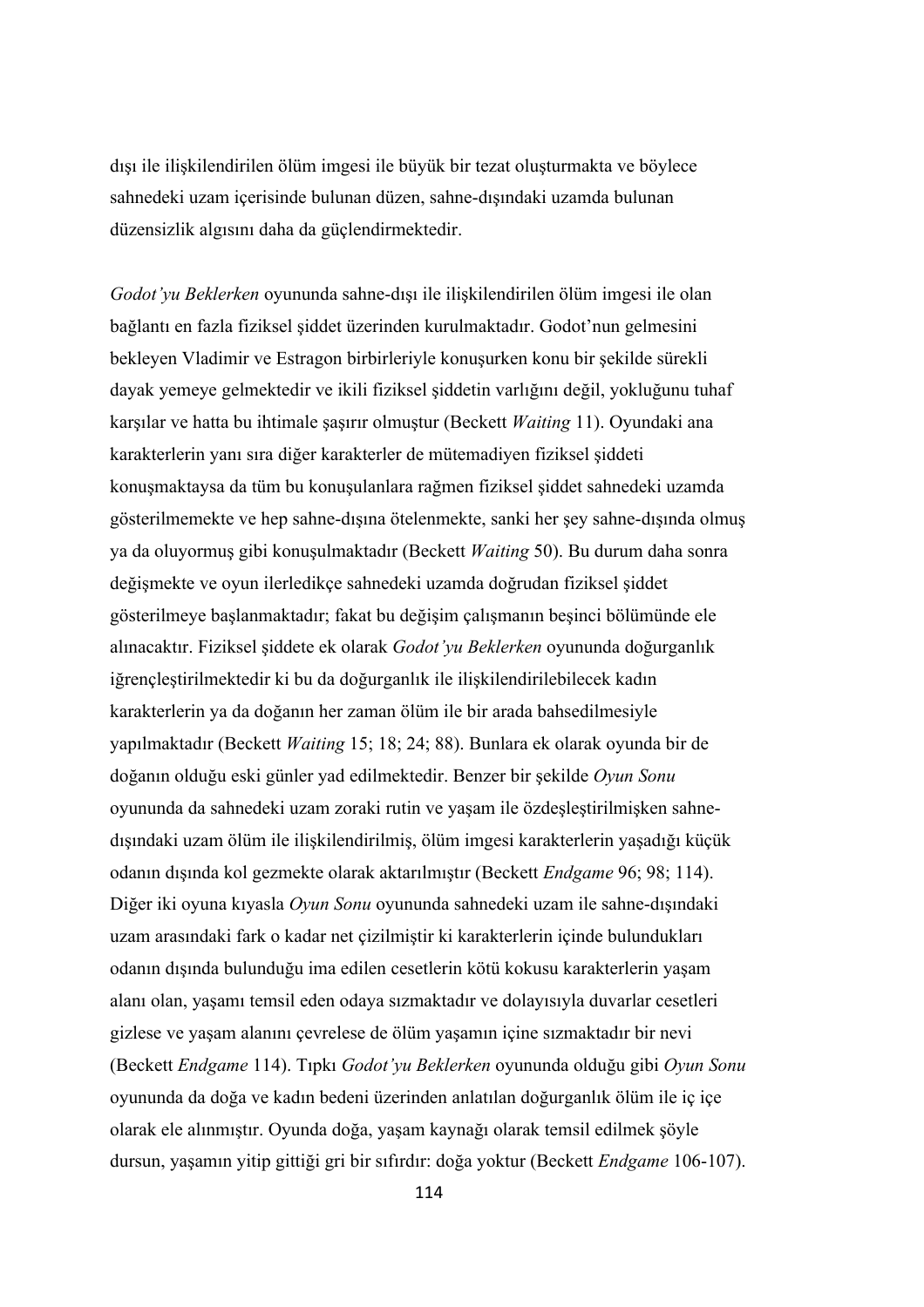dışı ile ilişkilendirilen ölüm imgesi ile büyük bir tezat oluşturmakta ve böylece sahnedeki uzam içerisinde bulunan düzen, sahne-dışındaki uzamda bulunan düzensizlik algısını daha da güçlendirmektedir.

*Godot'yu Beklerken* oyununda sahne-dışı ile ilişkilendirilen ölüm imgesi ile olan bağlantı en fazla fiziksel şiddet üzerinden kurulmaktadır. Godot'nun gelmesini bekleyen Vladimir ve Estragon birbirleriyle konuşurken konu bir şekilde sürekli dayak yemeye gelmektedir ve ikili fiziksel şiddetin varlığını değil, yokluğunu tuhaf karşılar ve hatta bu ihtimale şaşırır olmuştur (Beckett *Waiting* 11). Oyundaki ana karakterlerin yanı sıra diğer karakterler de mütemadiyen fiziksel şiddeti konuşmaktaysa da tüm bu konuşulanlara rağmen fiziksel şiddet sahnedeki uzamda gösterilmemekte ve hep sahne-dışına ötelenmekte, sanki her şey sahne-dışında olmuş ya da oluyormuş gibi konuşulmaktadır (Beckett *Waiting* 50). Bu durum daha sonra değişmekte ve oyun ilerledikçe sahnedeki uzamda doğrudan fiziksel şiddet gösterilmeye başlanmaktadır; fakat bu değişim çalışmanın beşinci bölümünde ele alınacaktır. Fiziksel şiddete ek olarak *Godot'yu Beklerken* oyununda doğurganlık iğrençleştirilmektedir ki bu da doğurganlık ile ilişkilendirilebilecek kadın karakterlerin ya da doğanın her zaman ölüm ile bir arada bahsedilmesiyle yapılmaktadır (Beckett *Waiting* 15; 18; 24; 88). Bunlara ek olarak oyunda bir de doğanın olduğu eski günler yad edilmektedir. Benzer bir şekilde *Oyun Sonu* oyununda da sahnedeki uzam zoraki rutin ve yaşam ile özdeşleştirilmişken sahne-dışındaki uzam ölüm ile ilişkilendirilmiş, ölüm imgesi karakterlerin yaşadığı küçük odanın dışında kol gezmekte olarak aktarılmıştır (Beckett *Endgame* 96; 98; 114). Diğer iki oyuna kıyasla *Oyun Sonu* oyununda sahnedeki uzam ile sahne-dışındaki uzam arasındaki fark o kadar net çizilmiştir ki karakterlerin içinde bulundukları odanın dışında bulunduğu ima edilen cesetlerin kötü kokusu karakterlerin yaşam alanı olan, yaşamı temsil eden odaya sızmaktadır ve dolayısıyla duvarlar cesetleri gizlese ve yaşam alanını çevrelese de ölüm yaşamın içine sızmaktadır bir nevi (Beckett *Endgame* 114). Tıpkı *Godot'yu Beklerken* oyununda olduğu gibi *Oyun Sonu* oyununda da doğa ve kadın bedeni üzerinden anlatılan doğurganlık ölüm ile iç içe olarak ele alınmıştır. Oyunda doğa, yaşam kaynağı olarak temsil edilmek şöyle dursun, yaşamın yitip gittiği gri bir sıfırdır: doğa yoktur (Beckett *Endgame* 106-107).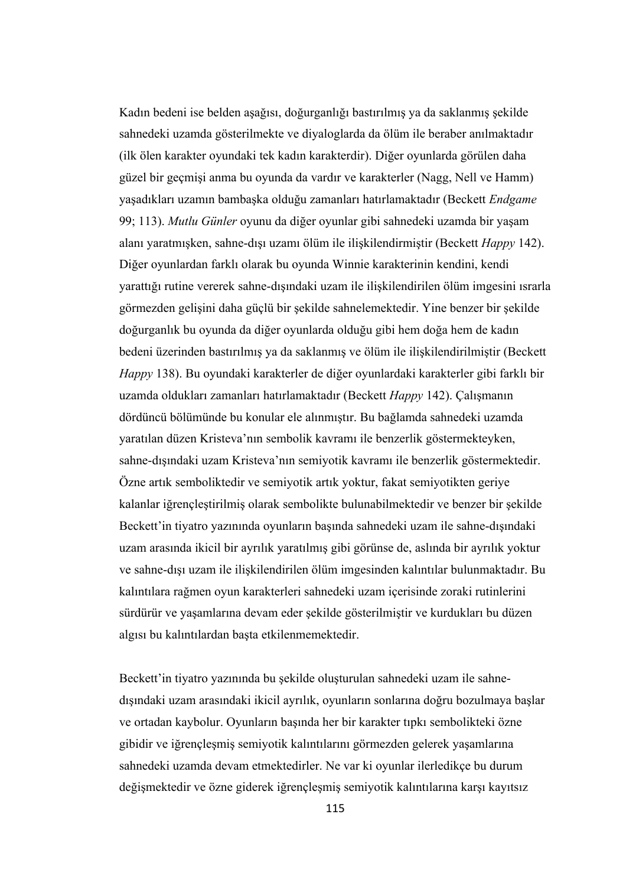Kadın bedeni ise belden aşağısı, doğurganlığı bastırılmış ya da saklanmış şekilde sahnedeki uzamda gösterilmekte ve diyaloglarda da ölüm ile beraber anılmaktadır (ilk ölen karakter oyundaki tek kadın karakterdir). Diğer oyunlarda görülen daha güzel bir geçmişi anma bu oyunda da vardır ve karakterler (Nagg, Nell ve Hamm) yaşadıkları uzamın bambaşka olduğu zamanları hatırlamaktadır (Beckett *Endgame* 99; 113). *Mutlu Günler* oyunu da diğer oyunlar gibi sahnedeki uzamda bir yaşam alanı yaratmışken, sahne-dışı uzamı ölüm ile ilişkilendirmiştir (Beckett *Happy* 142). Diğer oyunlardan farklı olarak bu oyunda Winnie karakterinin kendini, kendi yarattığı rutine vererek sahne-dışındaki uzam ile ilişkilendirilen ölüm imgesini ısrarla görmezden gelişini daha güçlü bir şekilde sahnelemektedir. Yine benzer bir şekilde doğurganlık bu oyunda da diğer oyunlarda olduğu gibi hem doğa hem de kadın bedeni üzerinden bastırılmış ya da saklanmış ve ölüm ile ilişkilendirilmiştir (Beckett *Happy* 138). Bu oyundaki karakterler de diğer oyunlardaki karakterler gibi farklı bir uzamda oldukları zamanları hatırlamaktadır (Beckett *Happy* 142). Çalışmanın dördüncü bölümünde bu konular ele alınmıştır. Bu bağlamda sahnedeki uzamda yaratılan düzen Kristeva'nın sembolik kavramı ile benzerlik göstermekteyken, sahne-dışındaki uzam Kristeva'nın semiyotik kavramı ile benzerlik göstermektedir. Özne artık semboliktedir ve semiyotik artık yoktur, fakat semiyotikten geriye kalanlar iğrençleştirilmiş olarak sembolikte bulunabilmektedir ve benzer bir şekilde Beckett'in tiyatro yazınında oyunların başında sahnedeki uzam ile sahne-dışındaki uzam arasında ikicil bir ayrılık yaratılmış gibi görünse de, aslında bir ayrılık yoktur ve sahne-dışı uzam ile ilişkilendirilen ölüm imgesinden kalıntılar bulunmaktadır. Bu kalıntılara rağmen oyun karakterleri sahnedeki uzam içerisinde zoraki rutinlerini sürdürür ve yaşamlarına devam eder şekilde gösterilmiştir ve kurdukları bu düzen algısı bu kalıntılardan başta etkilenmemektedir.

Beckett'in tiyatro yazınında bu şekilde oluşturulan sahnedeki uzam ile sahne-dışındaki uzam arasındaki ikicil ayrılık, oyunların sonlarına doğru bozulmaya başlar ve ortadan kaybolur. Oyunların başında her bir karakter tıpkı sembolikteki özne gibidir ve iğrençleşmiş semiyotik kalıntılarını görmezden gelerek yaşamlarına sahnedeki uzamda devam etmektedirler. Ne var ki oyunlar ilerledikçe bu durum değişmektedir ve özne giderek iğrençleşmiş semiyotik kalıntılarına karşı kayıtsız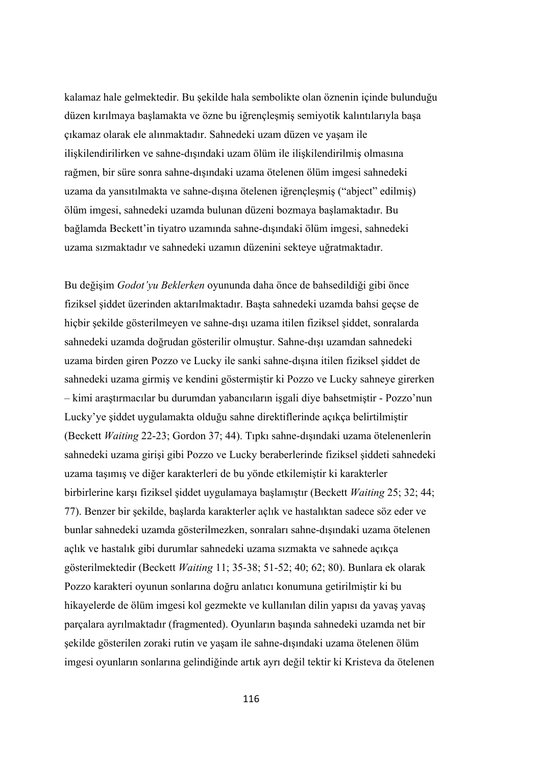kalamaz hale gelmektedir. Bu şekilde hala sembolikte olan öznenin içinde bulunduğu düzen kırılmaya başlamakta ve özne bu iğrençleşmiş semiyotik kalıntılarıyla başa çıkamaz olarak ele alınmaktadır. Sahnedeki uzam düzen ve yaşam ile ilişkilendirilirken ve sahne-dışındaki uzam ölüm ile ilişkilendirilmiş olmasına rağmen, bir süre sonra sahne-dışındaki uzama ötelenen ölüm imgesi sahnedeki uzama da yansıtılmakta ve sahne-dışına ötelenen iğrençleşmiş ("abject" edilmiş) ölüm imgesi, sahnedeki uzamda bulunan düzeni bozmaya başlamaktadır. Bu bağlamda Beckett'in tiyatro uzamında sahne-dışındaki ölüm imgesi, sahnedeki uzama sızmaktadır ve sahnedeki uzamın düzenini sekteye uğratmaktadır.

Bu değişim *Godot'yu Beklerken* oyununda daha önce de bahsedildiği gibi önce fiziksel şiddet üzerinden aktarılmaktadır. Başta sahnedeki uzamda bahsi geçse de hiçbir şekilde gösterilmeyen ve sahne-dışı uzama itilen fiziksel şiddet, sonralarda sahnedeki uzamda doğrudan gösterilir olmuştur. Sahne-dışı uzamdan sahnedeki uzama birden giren Pozzo ve Lucky ile sanki sahne-dışına itilen fiziksel şiddet de sahnedeki uzama girmiş ve kendini göstermiştir ki Pozzo ve Lucky sahneye girerken – kimi araştırmacılar bu durumdan yabancıların işgali diye bahsetmiştir - Pozzo'nun Lucky'ye şiddet uygulamakta olduğu sahne direktiflerinde açıkça belirtilmiştir (Beckett *Waiting* 22-23; Gordon 37; 44). Tıpkı sahne-dışındaki uzama ötelenenlerin sahnedeki uzama girişi gibi Pozzo ve Lucky beraberlerinde fiziksel şiddeti sahnedeki uzama taşımış ve diğer karakterleri de bu yönde etkilemiştir ki karakterler birbirlerine karşı fiziksel şiddet uygulamaya başlamıştır (Beckett *Waiting* 25; 32; 44; 77). Benzer bir şekilde, başlarda karakterler açlık ve hastalıktan sadece söz eder ve bunlar sahnedeki uzamda gösterilmezken, sonraları sahne-dışındaki uzama ötelenen açlık ve hastalık gibi durumlar sahnedeki uzama sızmakta ve sahnede açıkça gösterilmektedir (Beckett *Waiting* 11; 35-38; 51-52; 40; 62; 80). Bunlara ek olarak Pozzo karakteri oyunun sonlarına doğru anlatıcı konumuna getirilmiştir ki bu hikayelerde de ölüm imgesi kol gezmekte ve kullanılan dilin yapısı da yavaş yavaş parçalara ayrılmaktadır (fragmented). Oyunların başında sahnedeki uzamda net bir şekilde gösterilen zoraki rutin ve yaşam ile sahne-dışındaki uzama ötelenen ölüm imgesi oyunların sonlarına gelindiğinde artık ayrı değil tektir ki Kristeva da ötelenen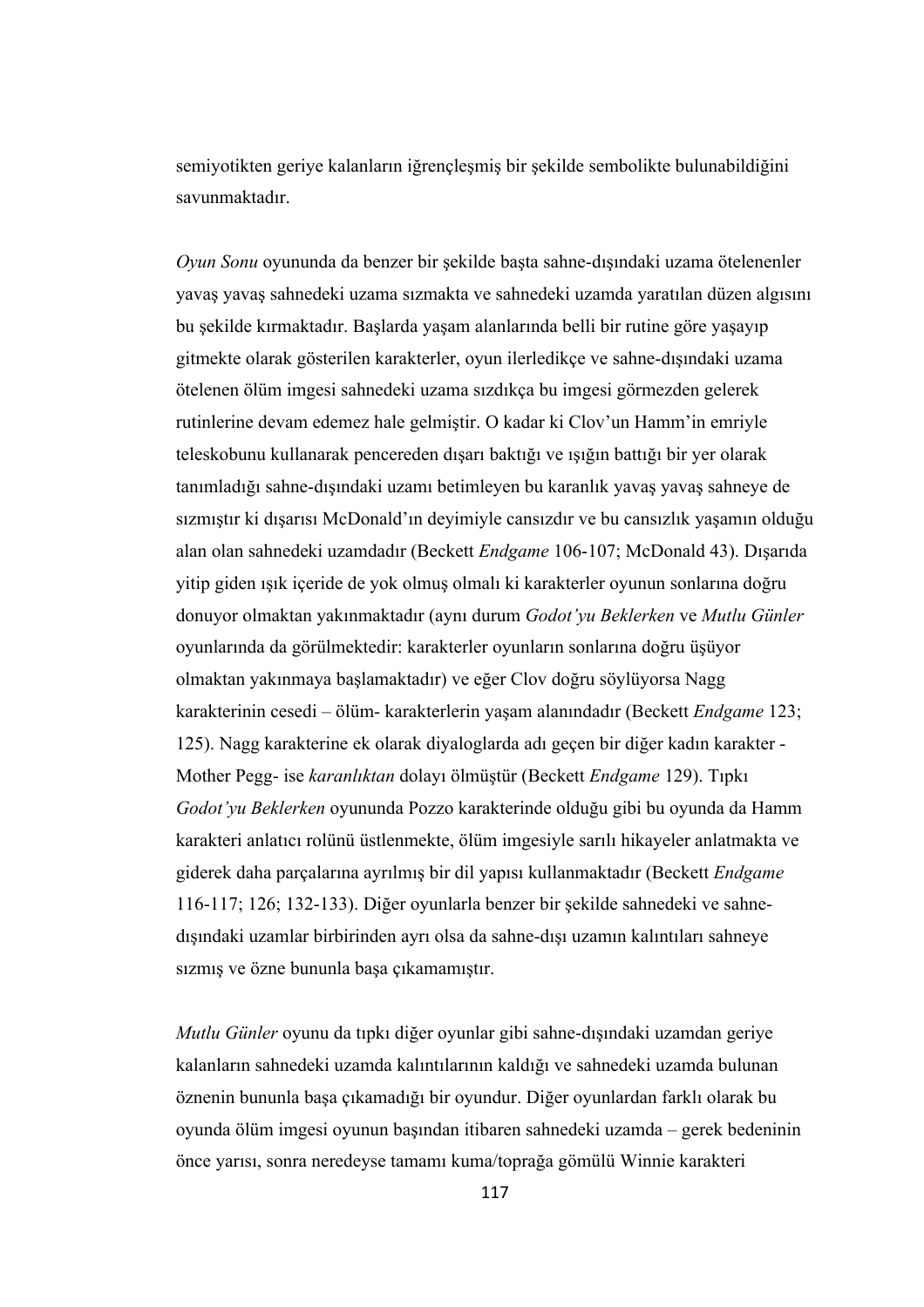semiyotikten geriye kalanların iğrençleşmiş bir şekilde sembolikte bulunabildiğini savunmaktadır.

*Oyun Sonu* oyununda da benzer bir şekilde başta sahne-dışındaki uzama ötelenenler yavaş yavaş sahnedeki uzama sızmakta ve sahnedeki uzamda yaratılan düzen algısını bu şekilde kırmaktadır. Başlarda yaşam alanlarında belli bir rutine göre yaşayıp gitmekte olarak gösterilen karakterler, oyun ilerledikçe ve sahne-dışındaki uzama ötelenen ölüm imgesi sahnedeki uzama sızdıkça bu imgesi görmezden gelerek rutinlerine devam edemez hale gelmiştir. O kadar ki Clov'un Hamm'in emriyle teleskobunu kullanarak pencereden dışarı baktığı ve ışığın battığı bir yer olarak tanımladığı sahne-dışındaki uzamı betimleyen bu karanlık yavaş yavaş sahneye de sızmıştır ki dışarısı McDonald'ın deyimiyle cansızdır ve bu cansızlık yaşamın olduğu alan olan sahnedeki uzamdadır (Beckett *Endgame* 106-107; McDonald 43). Dışarıda yitip giden ışık içeride de yok olmuş olmalı ki karakterler oyunun sonlarına doğru donuyor olmaktan yakınmaktadır (aynı durum *Godot'yu Beklerken* ve *Mutlu Günler* oyunlarında da görülmektedir: karakterler oyunların sonlarına doğru üşüyor olmaktan yakınmaya başlamaktadır) ve eğer Clov doğru söylüyorsa Nagg karakterinin cesedi – ölüm- karakterlerin yaşam alanındadır (Beckett *Endgame* 123; 125). Nagg karakterine ek olarak diyaloglarda adı geçen bir diğer kadın karakter - Mother Pegg- ise *karanlıktan* dolayı ölmüştür (Beckett *Endgame* 129). Tıpkı *Godot'yu Beklerken* oyununda Pozzo karakterinde olduğu gibi bu oyunda da Hamm karakteri anlatıcı rolünü üstlenmekte, ölüm imgesiyle sarılı hikayeler anlatmakta ve giderek daha parçalarına ayrılmış bir dil yapısı kullanmaktadır (Beckett *Endgame* 116-117; 126; 132-133). Diğer oyunlarla benzer bir şekilde sahnedeki ve sahne-dışındaki uzamlar birbirinden ayrı olsa da sahne-dışı uzamın kalıntıları sahneye sızmış ve özne bununla başa çıkamamıştır.

*Mutlu Günler* oyunu da tıpkı diğer oyunlar gibi sahne-dışındaki uzamdan geriye kalanların sahnedeki uzamda kalıntılarının kaldığı ve sahnedeki uzamda bulunan öznenin bununla başa çıkamadığı bir oyundur. Diğer oyunlardan farklı olarak bu oyunda ölüm imgesi oyunun başından itibaren sahnedeki uzamda – gerek bedeninin önce yarısı, sonra neredeyse tamamı kuma/toprağa gömülü Winnie karakteri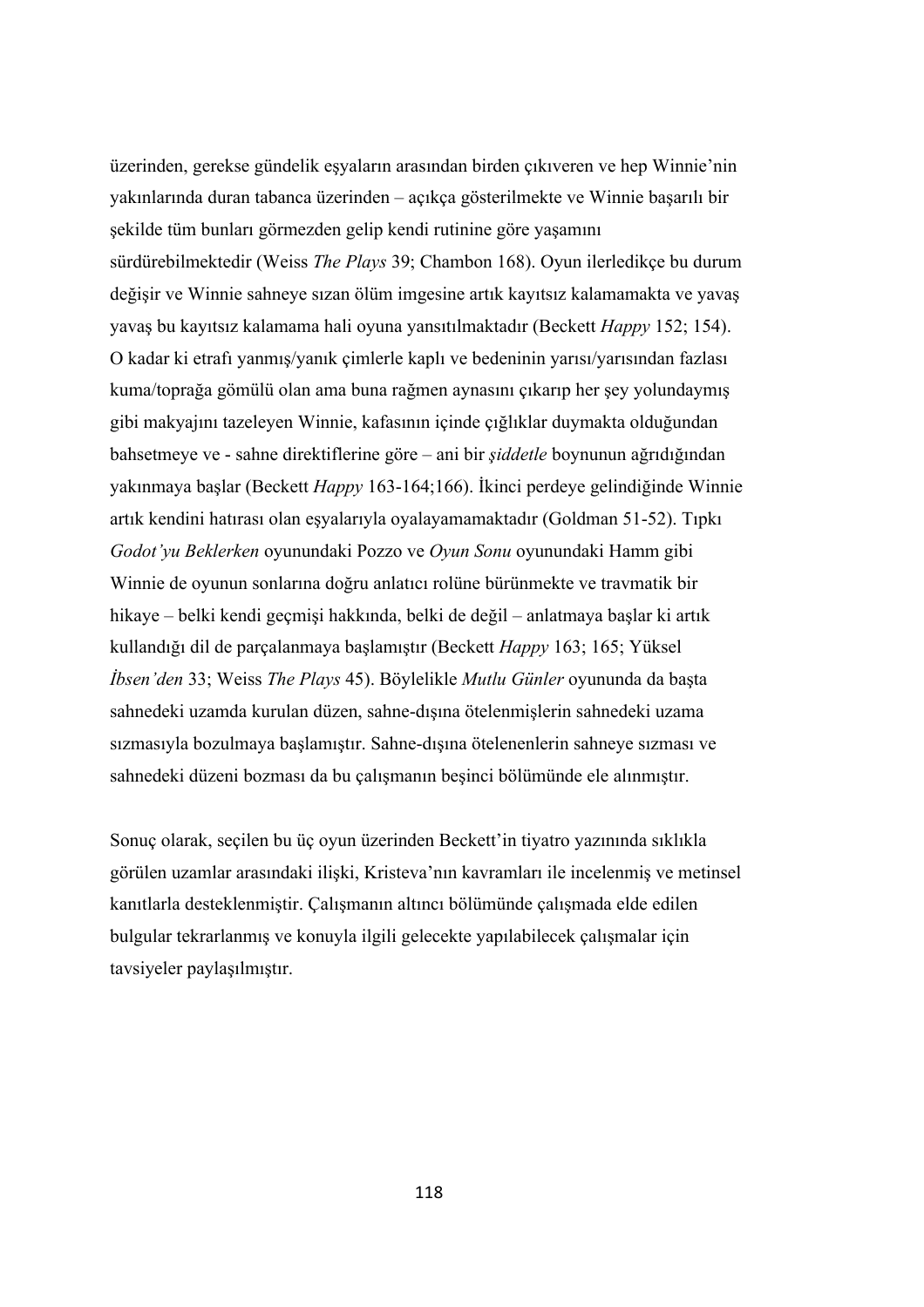üzerinden, gerekse gündelik eşyaların arasından birden çıkıveren ve hep Winnie'nin yakınlarında duran tabanca üzerinden – açıkça gösterilmekte ve Winnie başarılı bir şekilde tüm bunları görmezden gelip kendi rutinine göre yaşamını sürdürebilmektedir (Weiss *The Plays* 39; Chambon 168). Oyun ilerledikçe bu durum değişir ve Winnie sahneye sızan ölüm imgesine artık kayıtsız kalamamakta ve yavaş yavaş bu kayıtsız kalamama hali oyuna yansıtılmaktadır (Beckett *Happy* 152; 154). O kadar ki etrafı yanmış/yanık çimlerle kaplı ve bedeninin yarısı/yarısından fazlası kuma/toprağa gömülü olan ama buna rağmen aynasını çıkarıp her şey yolundaymış gibi makyajını tazeleyen Winnie, kafasının içinde çığlıklar duymakta olduğundan bahsetmeye ve - sahne direktiflerine göre – ani bir *şiddetle* boynunun ağrıdığından yakınmaya başlar (Beckett *Happy* 163-164;166). İkinci perdeye gelindiğinde Winnie artık kendini hatırası olan eşyalarıyla oyalayamamaktadır (Goldman 51-52). Tıpkı *Godot'yu Beklerken* oyunundaki Pozzo ve *Oyun Sonu* oyunundaki Hamm gibi Winnie de oyunun sonlarına doğru anlatıcı rolüne bürünmekte ve travmatik bir hikaye – belki kendi geçmişi hakkında, belki de değil – anlatmaya başlar ki artık kullandığı dil de parçalanmaya başlamıştır (Beckett *Happy* 163; 165; Yüksel *İbsen'den* 33; Weiss *The Plays* 45). Böylelikle *Mutlu Günler* oyununda da başta sahnedeki uzamda kurulan düzen, sahne-dışına ötelenmişlerin sahnedeki uzama sızmasıyla bozulmaya başlamıştır. Sahne-dışına ötelenenlerin sahneye sızması ve sahnedeki düzeni bozması da bu çalışmanın beşinci bölümünde ele alınmıştır.

Sonuç olarak, seçilen bu üç oyun üzerinden Beckett'in tiyatro yazınında sıklıkla görülen uzamlar arasındaki ilişki, Kristeva'nın kavramları ile incelenmiş ve metinsel kanıtlarla desteklenmiştir. Çalışmanın altıncı bölümünde çalışmada elde edilen bulgular tekrarlanmış ve konuyla ilgili gelecekte yapılabilecek çalışmalar için tavsiyeler paylaşılmıştır.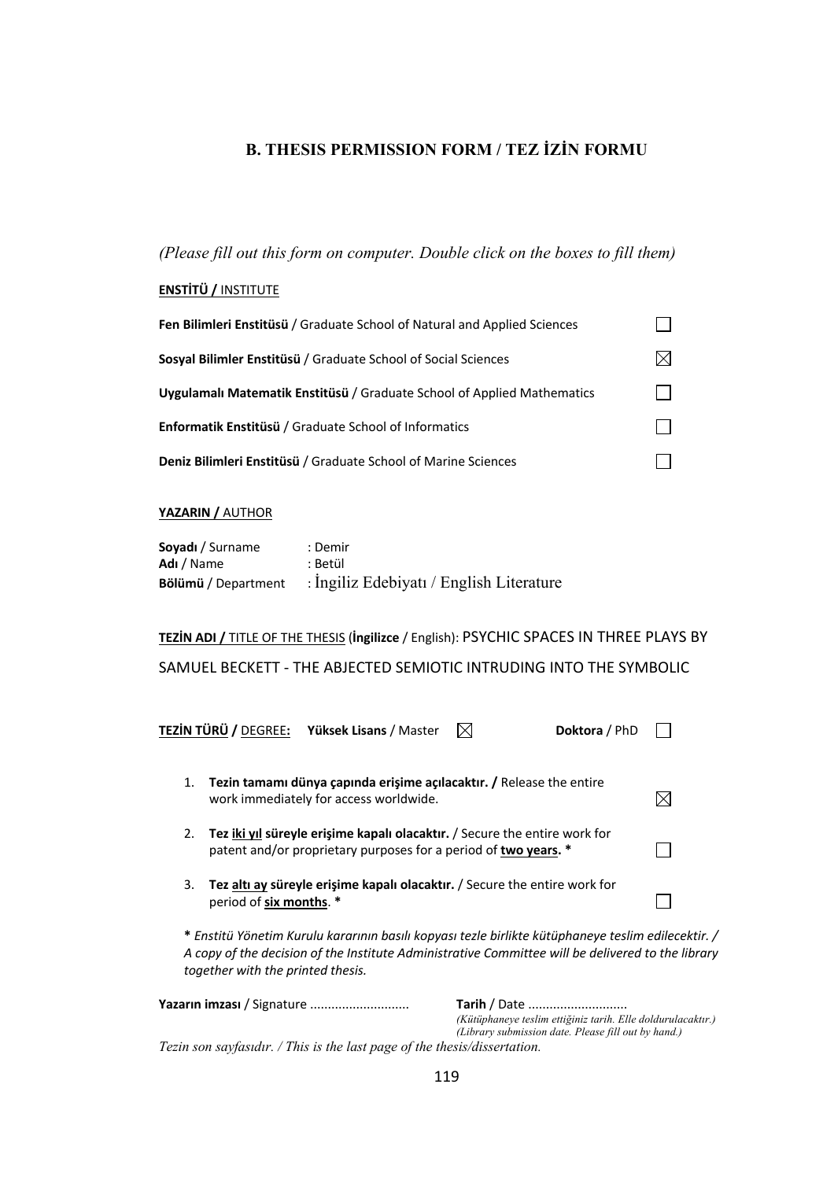## B. THESIS PERMISSION FORM / TEZ İZİN FORMU

*(Please fill out this form on computer. Double click on the boxes to fill them)*

**ENSTİTÜ /** INSTITUTE

| | |
|---|---|
| **Fen Bilimleri Enstitüsü** / Graduate School of Natural and Applied Sciences | ☐ |
| **Sosyal Bilimler Enstitüsü** / Graduate School of Social Sciences | ☒ |
| **Uygulamalı Matematik Enstitüsü** / Graduate School of Applied Mathematics | ☐ |
| **Enformatik Enstitüsü** / Graduate School of Informatics | ☐ |
| **Deniz Bilimleri Enstitüsü** / Graduate School of Marine Sciences | ☐ |

**YAZARIN /** AUTHOR

**Soyadı** / Surname : Demir
**Adı** / Name : Betül
**Bölümü** / Department : İngiliz Edebiyatı / English Literature

**TEZİN ADI /** TITLE OF THE THESIS (**İngilizce** / English): PSYCHIC SPACES IN THREE PLAYS BY SAMUEL BECKETT - THE ABJECTED SEMIOTIC INTRUDING INTO THE SYMBOLIC

**TEZİN TÜRÜ /** DEGREE**:** **Yüksek Lisans** / Master ☒ **Doktora** / PhD ☐

1. **Tezin tamamı dünya çapında erişime açılacaktır. /** Release the entire work immediately for access worldwide. ☒
2. **Tez iki yıl süreyle erişime kapalı olacaktır.** / Secure the entire work for patent and/or proprietary purposes for a period of **two years**. * ☐
3. **Tez altı ay süreyle erişime kapalı olacaktır.** / Secure the entire work for period of **six months**. * ☐

**\*** *Enstitü Yönetim Kurulu kararının basılı kopyası tezle birlikte kütüphaneye teslim edilecektir. / A copy of the decision of the Institute Administrative Committee will be delivered to the library together with the printed thesis.*

**Yazarın imzası** / Signature ............................ **Tarih** / Date ............................
*(Kütüphaneye teslim ettiğiniz tarih. Elle doldurulacaktır.)*
*(Library submission date. Please fill out by hand.)*

*Tezin son sayfasıdır. / This is the last page of the thesis/dissertation.*